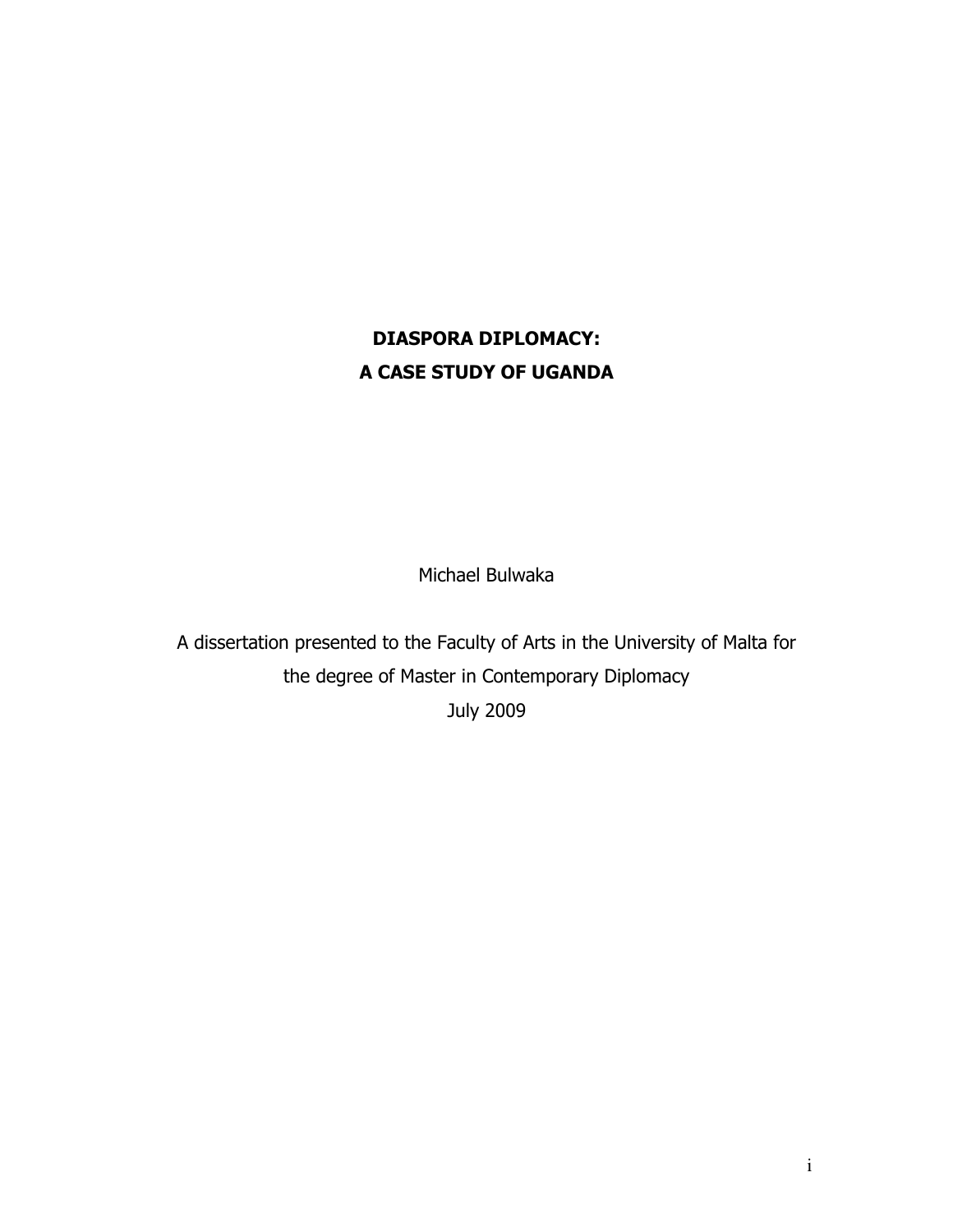# DIASPORA DIPLOMACY:
# A CASE STUDY OF UGANDA

Michael Bulwaka

A dissertation presented to the Faculty of Arts in the University of Malta for the degree of Master in Contemporary Diplomacy

July 2009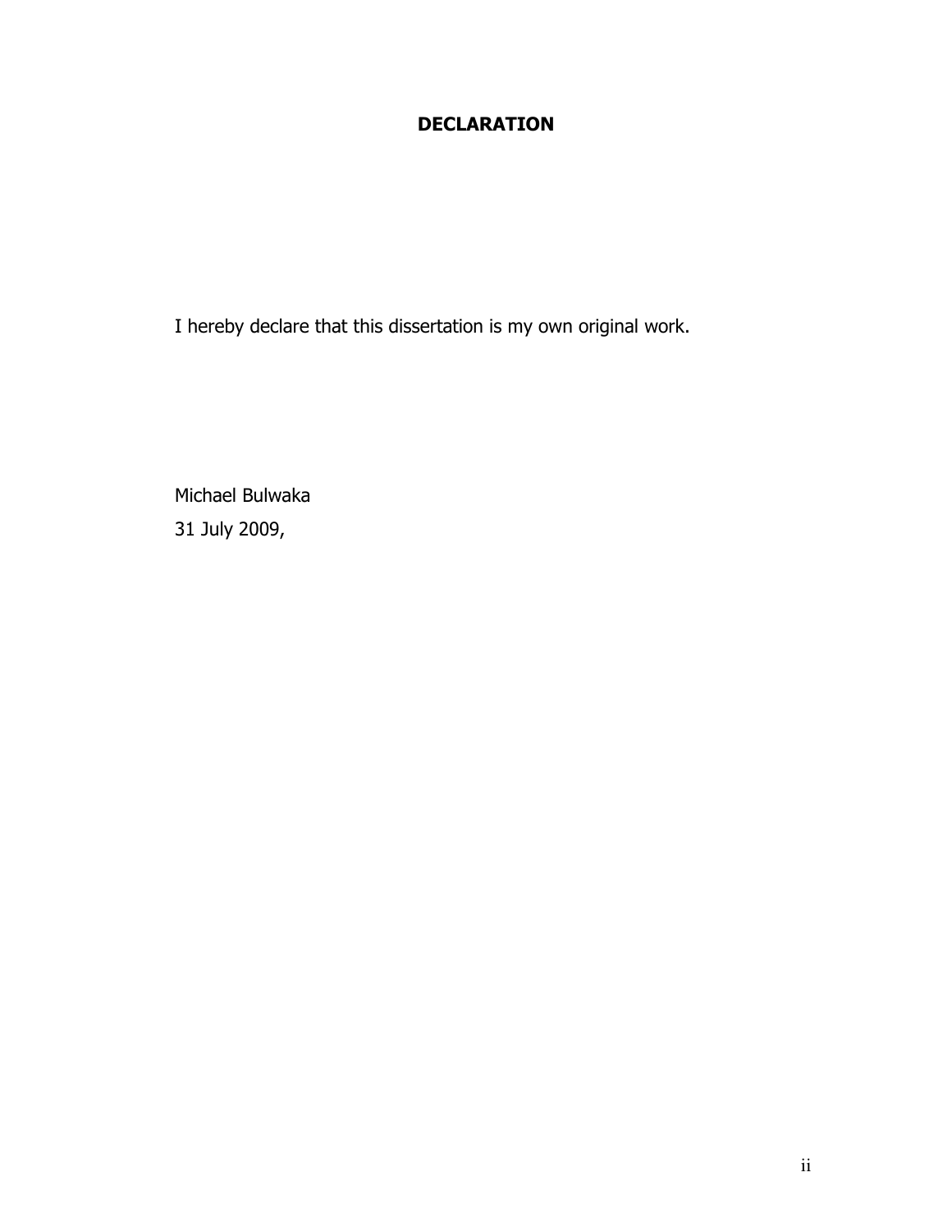# DECLARATION

I hereby declare that this dissertation is my own original work.

Michael Bulwaka
31 July 2009,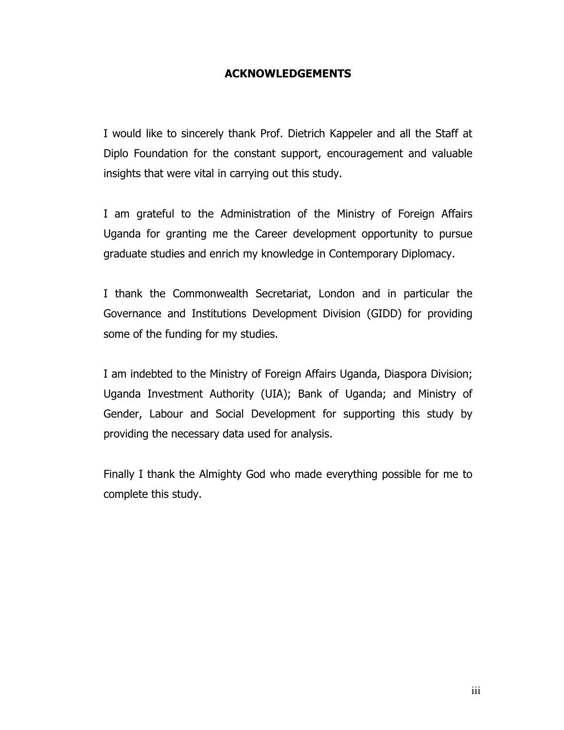# ACKNOWLEDGEMENTS

I would like to sincerely thank Prof. Dietrich Kappeler and all the Staff at Diplo Foundation for the constant support, encouragement and valuable insights that were vital in carrying out this study.

I am grateful to the Administration of the Ministry of Foreign Affairs Uganda for granting me the Career development opportunity to pursue graduate studies and enrich my knowledge in Contemporary Diplomacy.

I thank the Commonwealth Secretariat, London and in particular the Governance and Institutions Development Division (GIDD) for providing some of the funding for my studies.

I am indebted to the Ministry of Foreign Affairs Uganda, Diaspora Division; Uganda Investment Authority (UIA); Bank of Uganda; and Ministry of Gender, Labour and Social Development for supporting this study by providing the necessary data used for analysis.

Finally I thank the Almighty God who made everything possible for me to complete this study.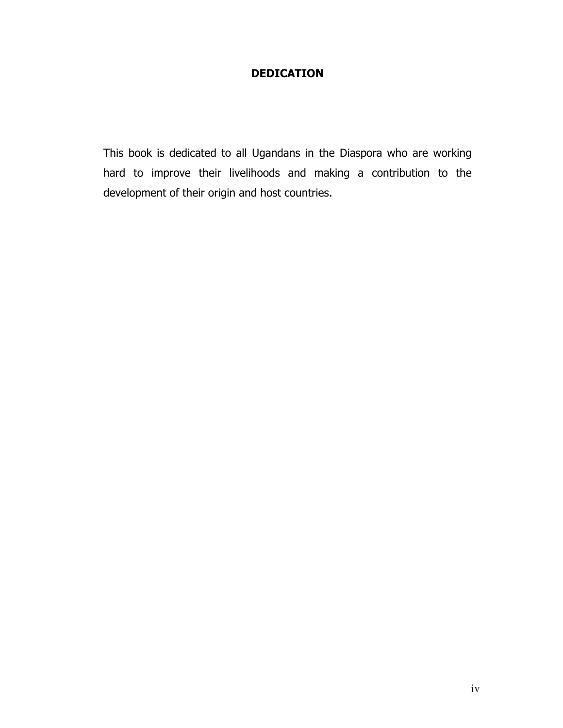# DEDICATION

This book is dedicated to all Ugandans in the Diaspora who are working hard to improve their livelihoods and making a contribution to the development of their origin and host countries.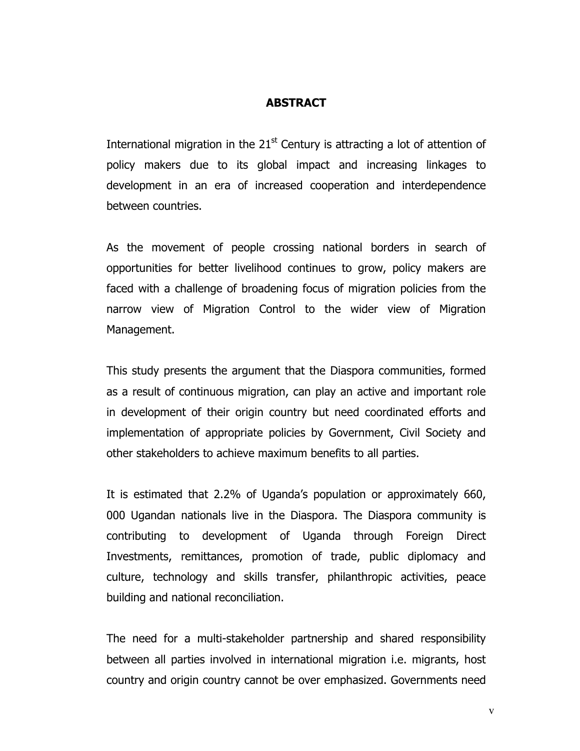# ABSTRACT

International migration in the 21st Century is attracting a lot of attention of policy makers due to its global impact and increasing linkages to development in an era of increased cooperation and interdependence between countries.

As the movement of people crossing national borders in search of opportunities for better livelihood continues to grow, policy makers are faced with a challenge of broadening focus of migration policies from the narrow view of Migration Control to the wider view of Migration Management.

This study presents the argument that the Diaspora communities, formed as a result of continuous migration, can play an active and important role in development of their origin country but need coordinated efforts and implementation of appropriate policies by Government, Civil Society and other stakeholders to achieve maximum benefits to all parties.

It is estimated that 2.2% of Uganda's population or approximately 660, 000 Ugandan nationals live in the Diaspora. The Diaspora community is contributing to development of Uganda through Foreign Direct Investments, remittances, promotion of trade, public diplomacy and culture, technology and skills transfer, philanthropic activities, peace building and national reconciliation.

The need for a multi-stakeholder partnership and shared responsibility between all parties involved in international migration i.e. migrants, host country and origin country cannot be over emphasized. Governments need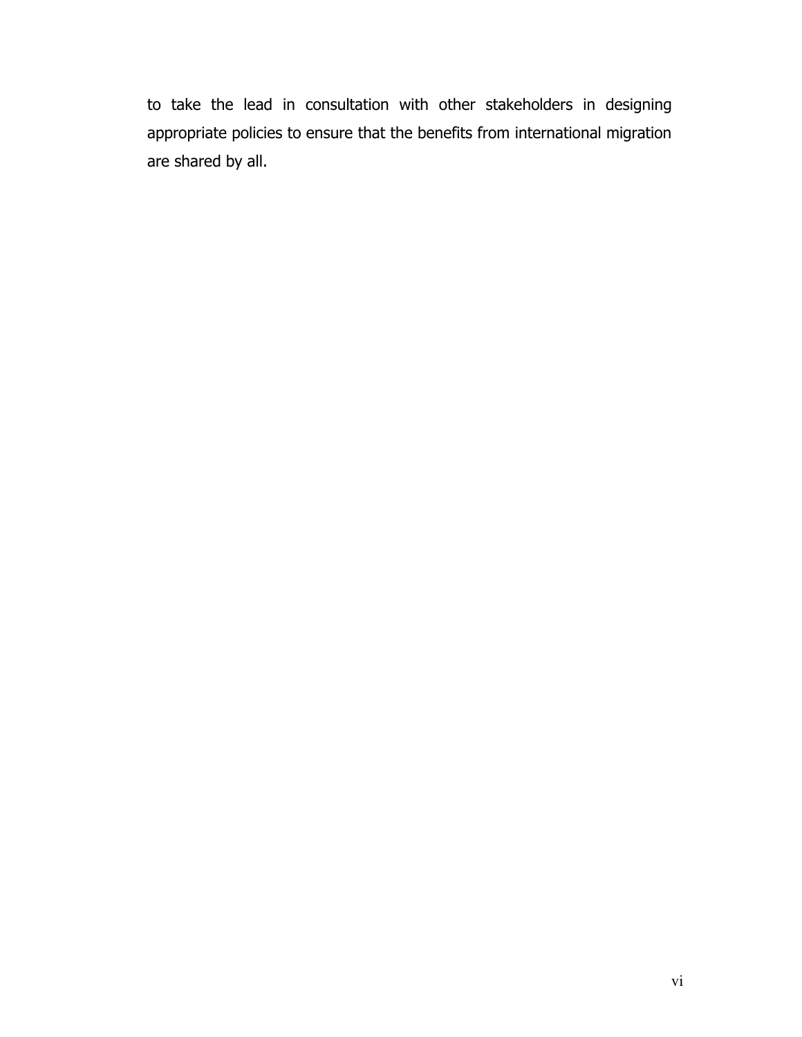to take the lead in consultation with other stakeholders in designing appropriate policies to ensure that the benefits from international migration are shared by all.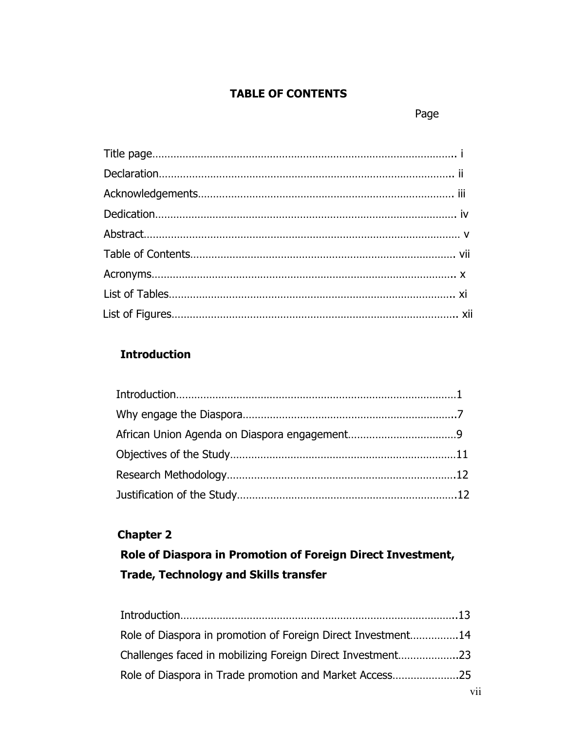# TABLE OF CONTENTS

Page

Title page…………………………………………………………………………………… i

Declaration………………………………………………………………………………… ii

Acknowledgements…………………………………………………………………… iii

Dedication…………………………………………………………………………………. iv

Abstract……………………………………………………………………………………… v

Table of Contents……………………………………………………………………… vii

Acronyms…………………………………………………………………………………… x

List of Tables……………………………………………………………………………. xi

List of Figures……………………………………………………………………………. xii

## Introduction

Introduction…………………………………………………………………………………1

Why engage the Diaspora……………………………………………………………….7

African Union Agenda on Diaspora engagement………………………………9

Objectives of the Study………………………………………………………………11

Research Methodology………………………………………………………………..12

Justification of the Study……………………………………………………………..12

## Chapter 2

## Role of Diaspora in Promotion of Foreign Direct Investment, Trade, Technology and Skills transfer

Introduction………………………………………………………………………………..13

Role of Diaspora in promotion of Foreign Direct Investment……………14

Challenges faced in mobilizing Foreign Direct Investment………………..23

Role of Diaspora in Trade promotion and Market Access…………………25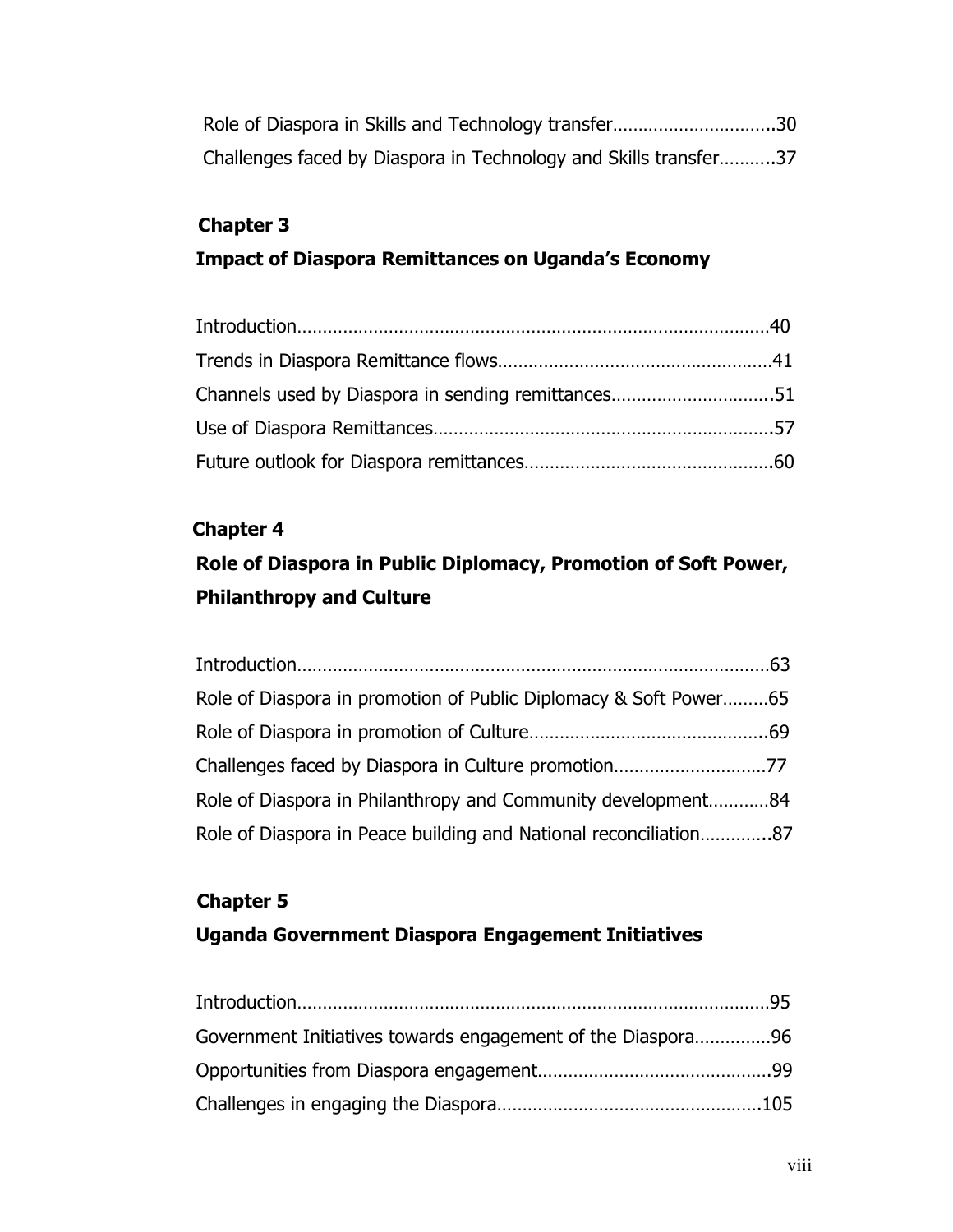Role of Diaspora in Skills and Technology transfer...............................30
Challenges faced by Diaspora in Technology and Skills transfer...........37

**Chapter 3**

**Impact of Diaspora Remittances on Uganda's Economy**

Introduction............................................................................................40
Trends in Diaspora Remittance flows.....................................................41
Channels used by Diaspora in sending remittances...............................51
Use of Diaspora Remittances..................................................................57
Future outlook for Diaspora remittances................................................60

**Chapter 4**

**Role of Diaspora in Public Diplomacy, Promotion of Soft Power, Philanthropy and Culture**

Introduction............................................................................................63
Role of Diaspora in promotion of Public Diplomacy & Soft Power.........65
Role of Diaspora in promotion of Culture..............................................69
Challenges faced by Diaspora in Culture promotion..............................77
Role of Diaspora in Philanthropy and Community development............84
Role of Diaspora in Peace building and National reconciliation.............87

**Chapter 5**

**Uganda Government Diaspora Engagement Initiatives**

Introduction............................................................................................95
Government Initiatives towards engagement of the Diaspora...............96
Opportunities from Diaspora engagement.............................................99
Challenges in engaging the Diaspora...................................................105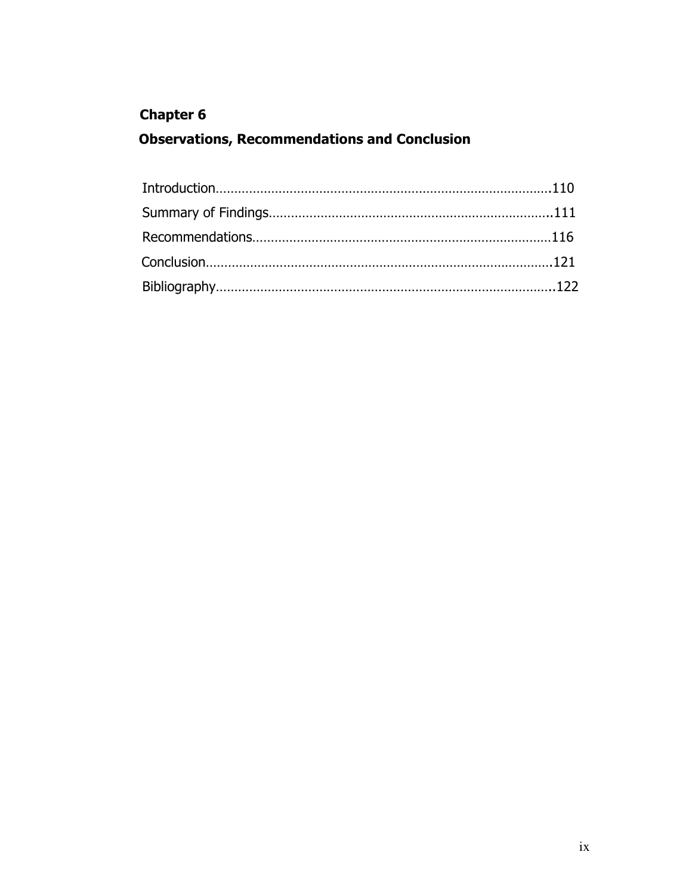**Chapter 6**

**Observations, Recommendations and Conclusion**

Introduction……………………………………………………………………………….110

Summary of Findings…………………………………………………………………..111

Recommendations………………………………………………………………………116

Conclusion…………………………………………………………………………………121

Bibliography……………………………………………………………………………….122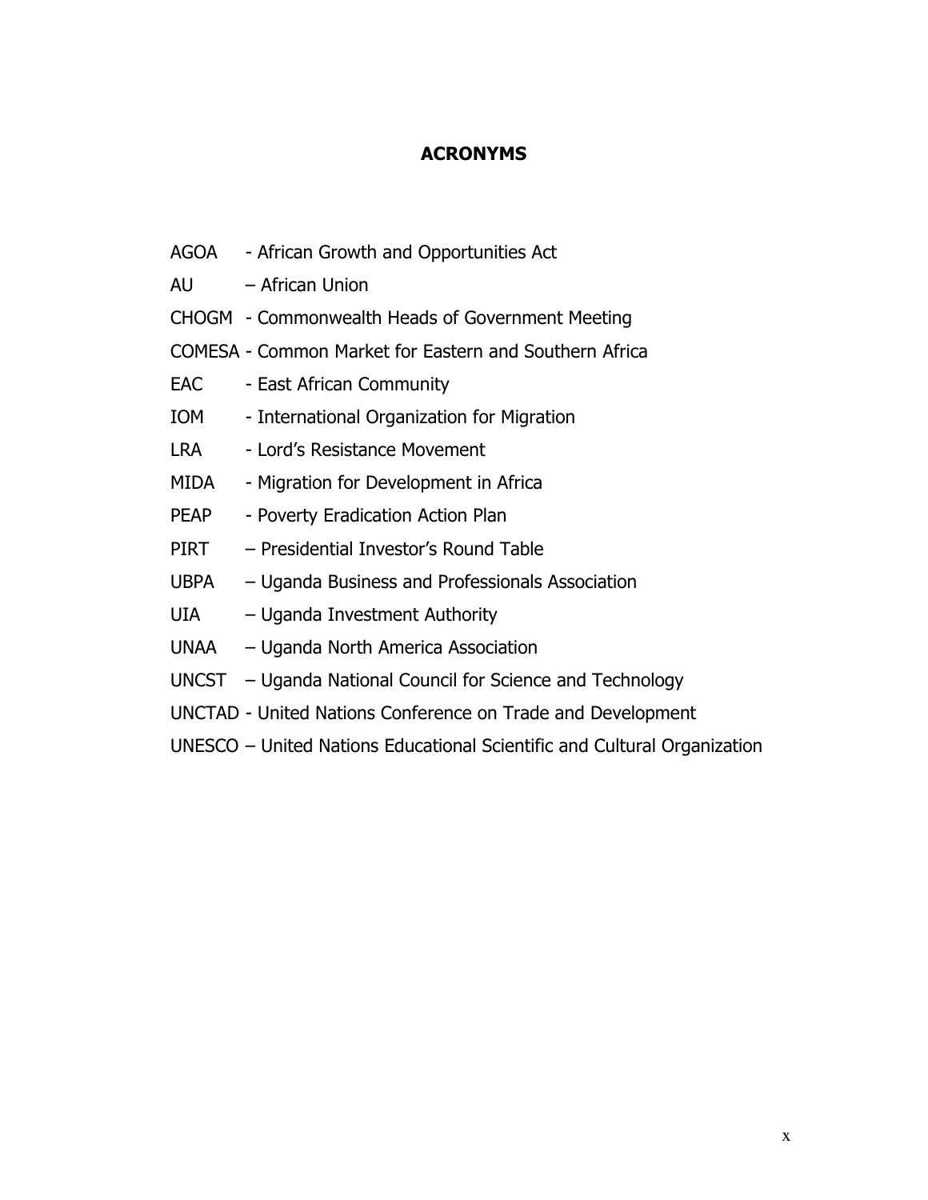## ACRONYMS

AGOA - African Growth and Opportunities Act

AU – African Union

CHOGM - Commonwealth Heads of Government Meeting

COMESA - Common Market for Eastern and Southern Africa

EAC - East African Community

IOM - International Organization for Migration

LRA - Lord's Resistance Movement

MIDA - Migration for Development in Africa

PEAP - Poverty Eradication Action Plan

PIRT – Presidential Investor's Round Table

UBPA – Uganda Business and Professionals Association

UIA – Uganda Investment Authority

UNAA – Uganda North America Association

UNCST – Uganda National Council for Science and Technology

UNCTAD - United Nations Conference on Trade and Development

UNESCO – United Nations Educational Scientific and Cultural Organization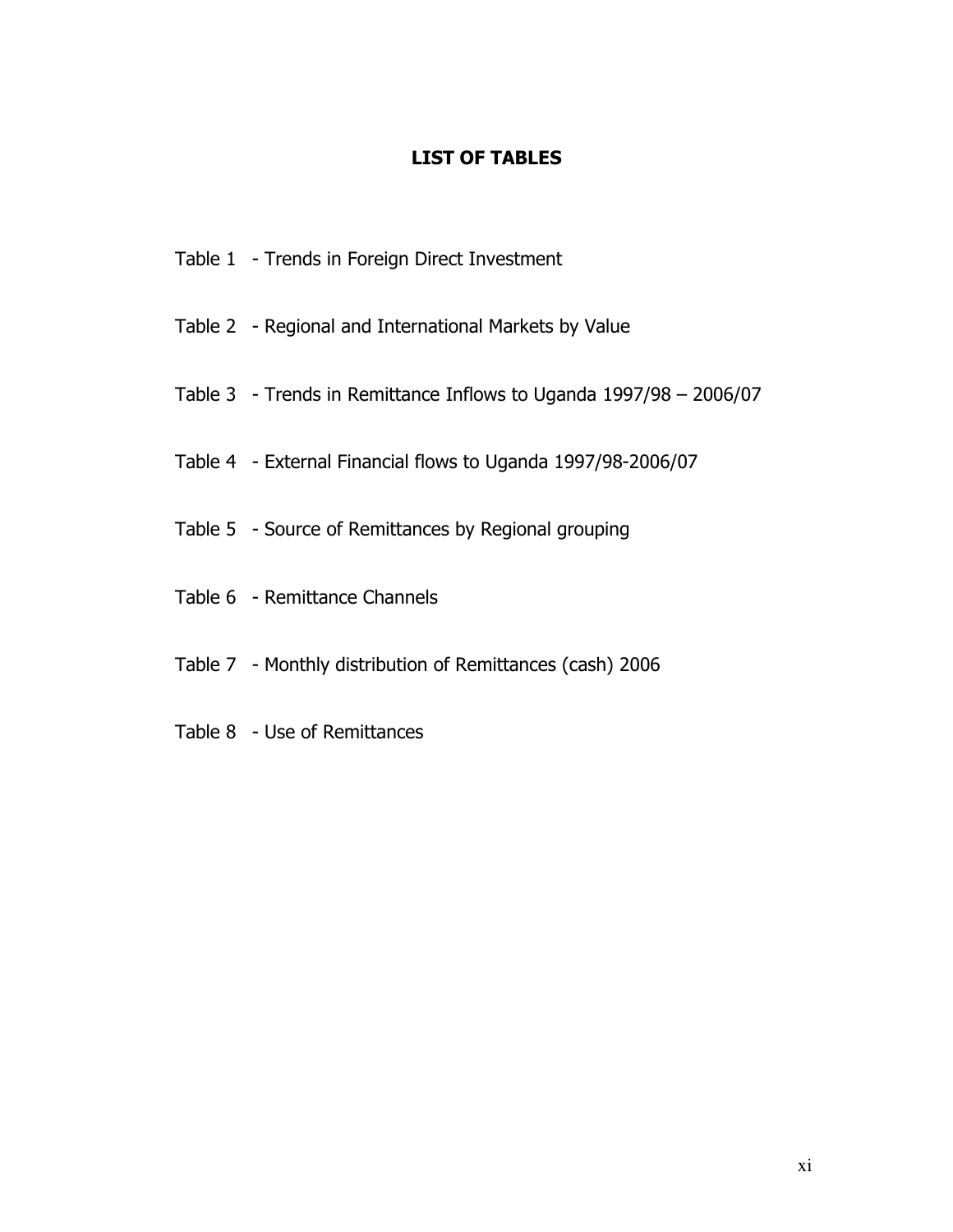## LIST OF TABLES

Table 1 - Trends in Foreign Direct Investment

Table 2 - Regional and International Markets by Value

Table 3 - Trends in Remittance Inflows to Uganda 1997/98 – 2006/07

Table 4 - External Financial flows to Uganda 1997/98-2006/07

Table 5 - Source of Remittances by Regional grouping

Table 6 - Remittance Channels

Table 7 - Monthly distribution of Remittances (cash) 2006

Table 8 - Use of Remittances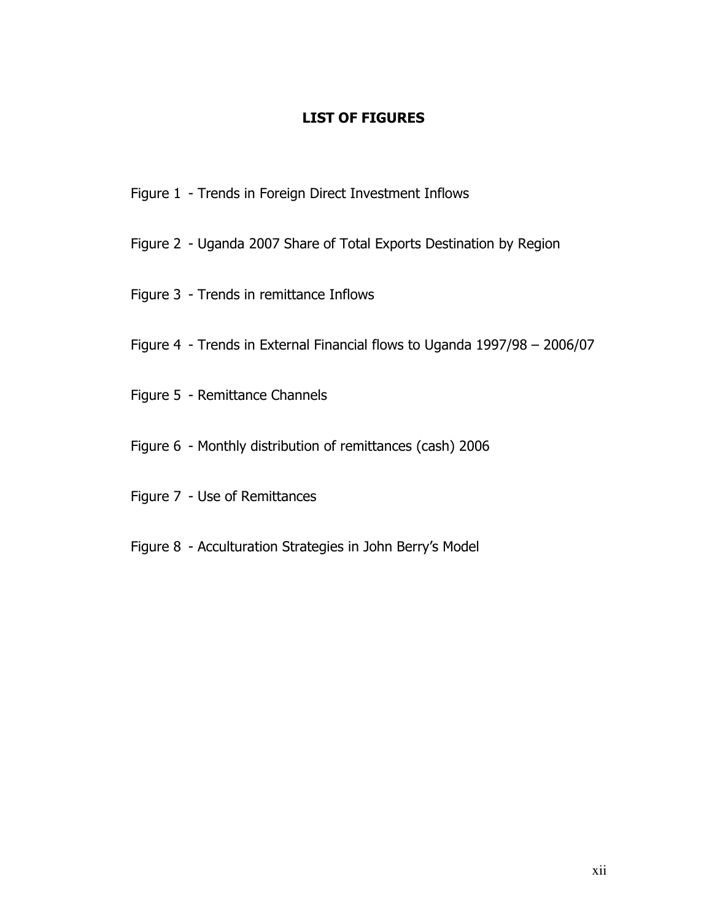# LIST OF FIGURES

Figure 1 - Trends in Foreign Direct Investment Inflows

Figure 2 - Uganda 2007 Share of Total Exports Destination by Region

Figure 3 - Trends in remittance Inflows

Figure 4 - Trends in External Financial flows to Uganda 1997/98 – 2006/07

Figure 5 - Remittance Channels

Figure 6 - Monthly distribution of remittances (cash) 2006

Figure 7 - Use of Remittances

Figure 8 - Acculturation Strategies in John Berry's Model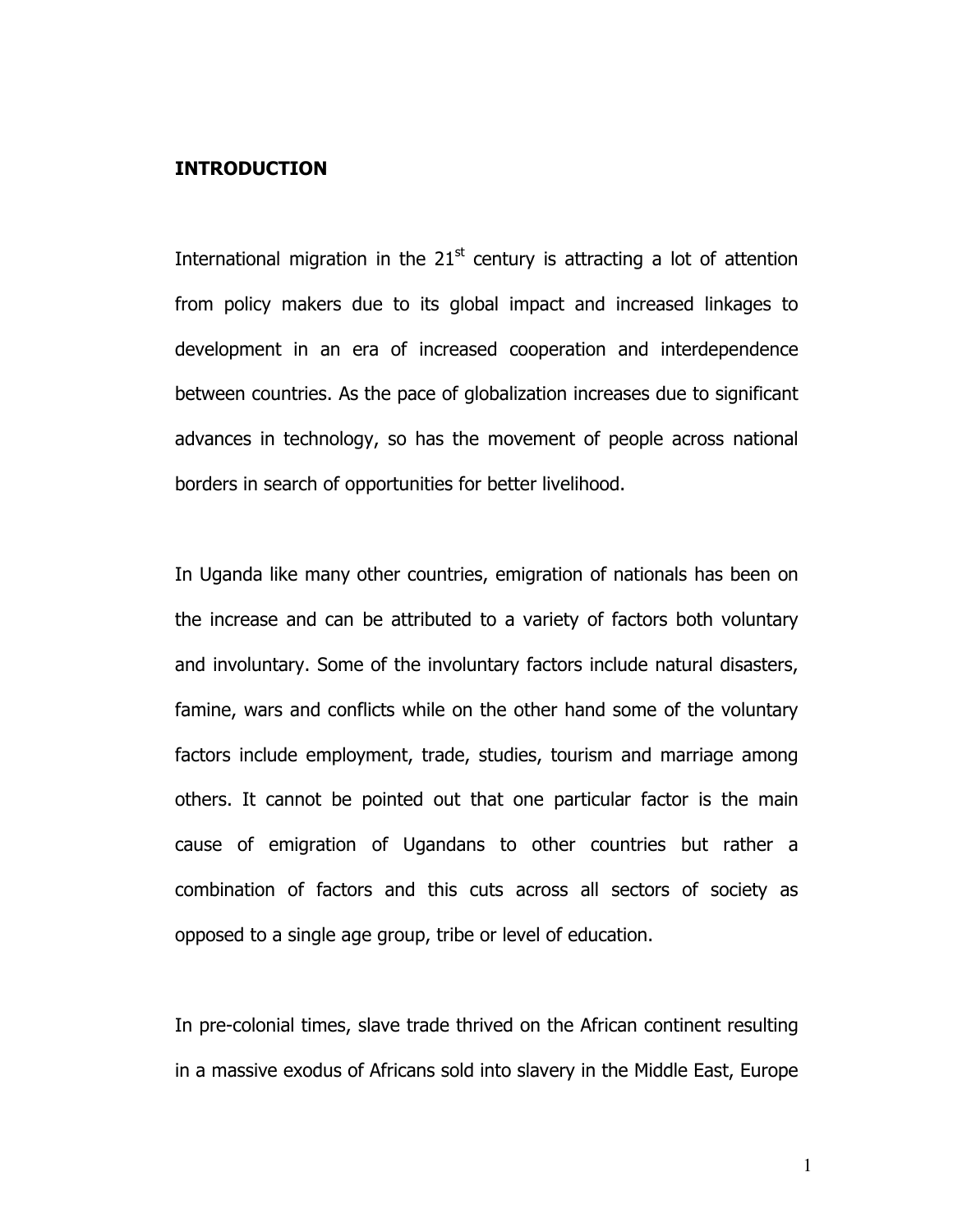## INTRODUCTION

International migration in the 21st century is attracting a lot of attention from policy makers due to its global impact and increased linkages to development in an era of increased cooperation and interdependence between countries. As the pace of globalization increases due to significant advances in technology, so has the movement of people across national borders in search of opportunities for better livelihood.

In Uganda like many other countries, emigration of nationals has been on the increase and can be attributed to a variety of factors both voluntary and involuntary. Some of the involuntary factors include natural disasters, famine, wars and conflicts while on the other hand some of the voluntary factors include employment, trade, studies, tourism and marriage among others. It cannot be pointed out that one particular factor is the main cause of emigration of Ugandans to other countries but rather a combination of factors and this cuts across all sectors of society as opposed to a single age group, tribe or level of education.

In pre-colonial times, slave trade thrived on the African continent resulting in a massive exodus of Africans sold into slavery in the Middle East, Europe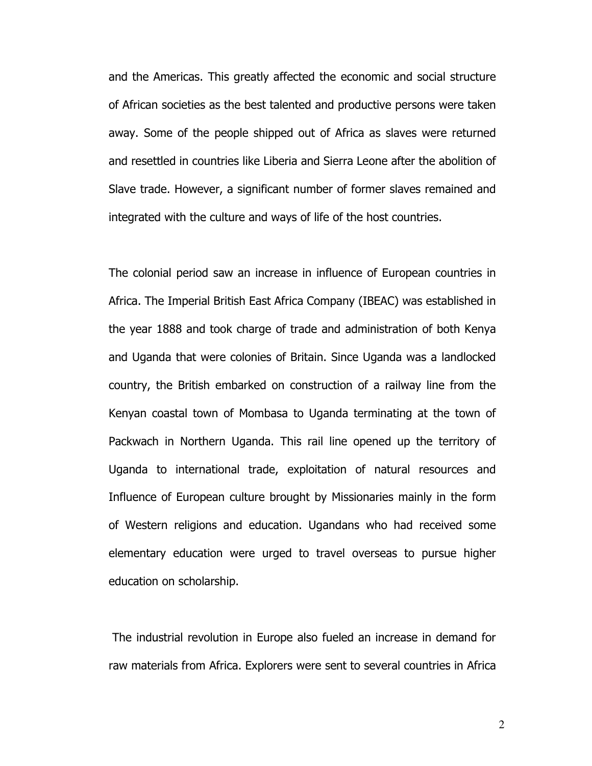and the Americas. This greatly affected the economic and social structure of African societies as the best talented and productive persons were taken away. Some of the people shipped out of Africa as slaves were returned and resettled in countries like Liberia and Sierra Leone after the abolition of Slave trade. However, a significant number of former slaves remained and integrated with the culture and ways of life of the host countries.

The colonial period saw an increase in influence of European countries in Africa. The Imperial British East Africa Company (IBEAC) was established in the year 1888 and took charge of trade and administration of both Kenya and Uganda that were colonies of Britain. Since Uganda was a landlocked country, the British embarked on construction of a railway line from the Kenyan coastal town of Mombasa to Uganda terminating at the town of Packwach in Northern Uganda. This rail line opened up the territory of Uganda to international trade, exploitation of natural resources and Influence of European culture brought by Missionaries mainly in the form of Western religions and education. Ugandans who had received some elementary education were urged to travel overseas to pursue higher education on scholarship.

The industrial revolution in Europe also fueled an increase in demand for raw materials from Africa. Explorers were sent to several countries in Africa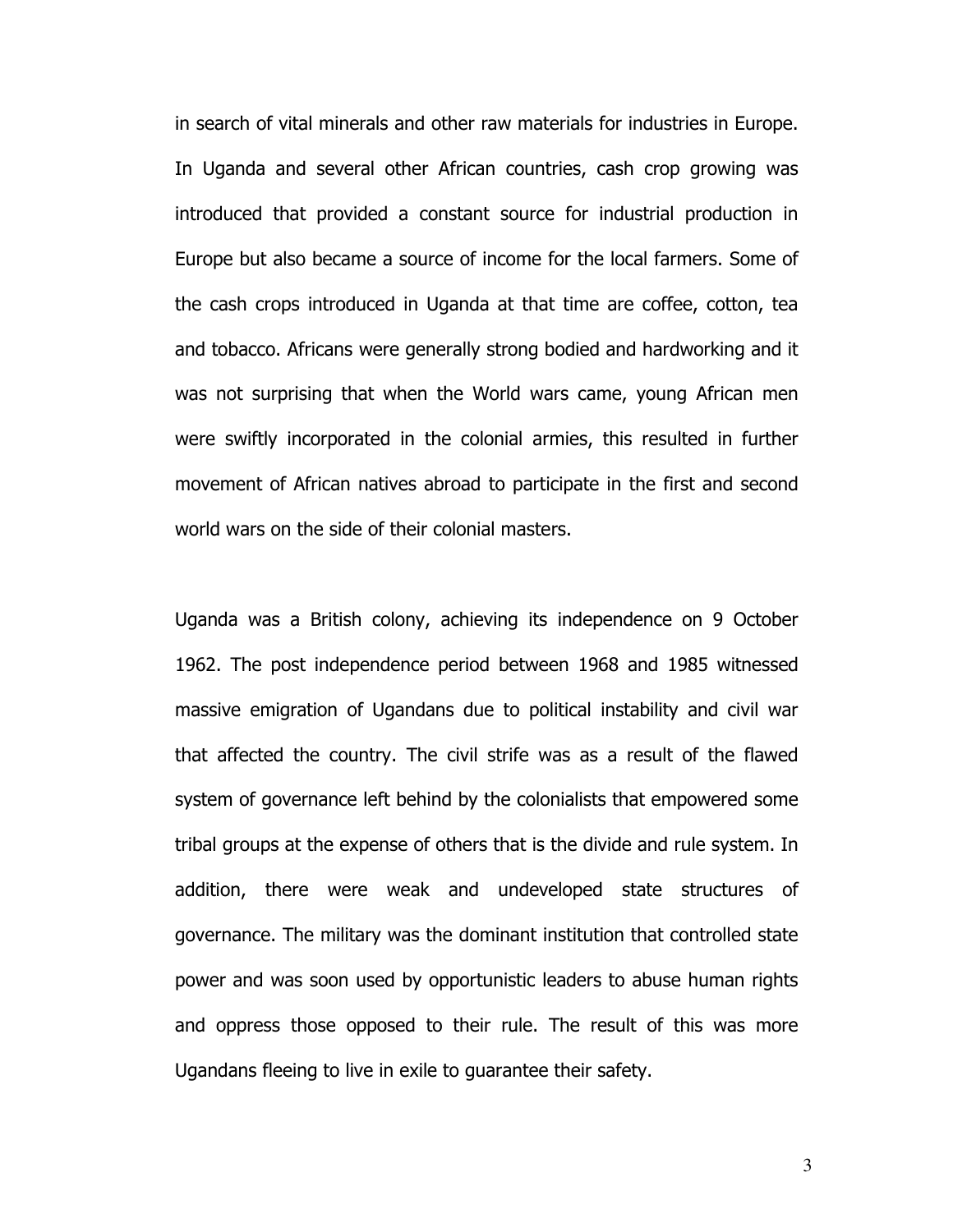in search of vital minerals and other raw materials for industries in Europe. In Uganda and several other African countries, cash crop growing was introduced that provided a constant source for industrial production in Europe but also became a source of income for the local farmers. Some of the cash crops introduced in Uganda at that time are coffee, cotton, tea and tobacco. Africans were generally strong bodied and hardworking and it was not surprising that when the World wars came, young African men were swiftly incorporated in the colonial armies, this resulted in further movement of African natives abroad to participate in the first and second world wars on the side of their colonial masters.

Uganda was a British colony, achieving its independence on 9 October 1962. The post independence period between 1968 and 1985 witnessed massive emigration of Ugandans due to political instability and civil war that affected the country. The civil strife was as a result of the flawed system of governance left behind by the colonialists that empowered some tribal groups at the expense of others that is the divide and rule system. In addition, there were weak and undeveloped state structures of governance. The military was the dominant institution that controlled state power and was soon used by opportunistic leaders to abuse human rights and oppress those opposed to their rule. The result of this was more Ugandans fleeing to live in exile to guarantee their safety.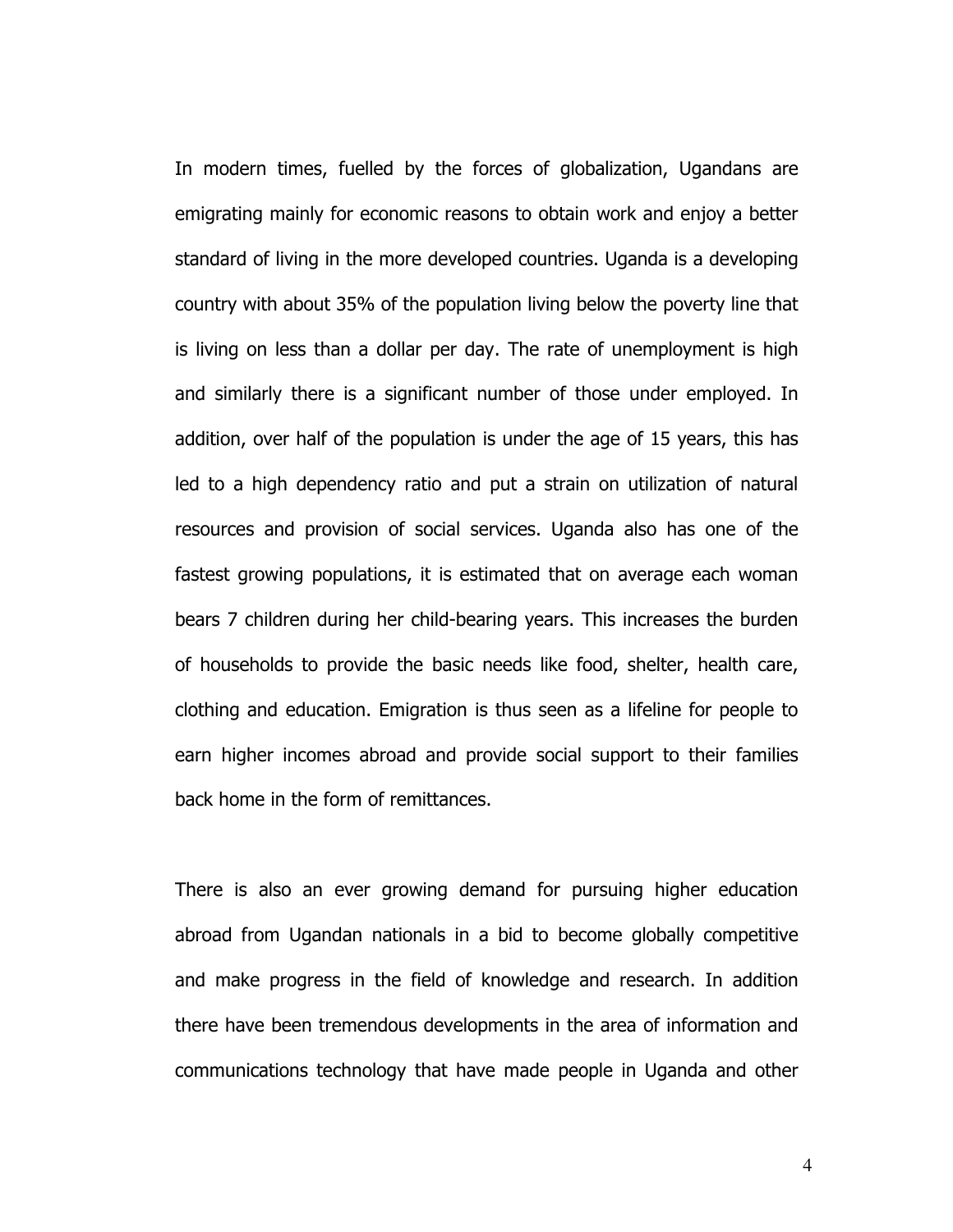In modern times, fuelled by the forces of globalization, Ugandans are emigrating mainly for economic reasons to obtain work and enjoy a better standard of living in the more developed countries. Uganda is a developing country with about 35% of the population living below the poverty line that is living on less than a dollar per day. The rate of unemployment is high and similarly there is a significant number of those under employed. In addition, over half of the population is under the age of 15 years, this has led to a high dependency ratio and put a strain on utilization of natural resources and provision of social services. Uganda also has one of the fastest growing populations, it is estimated that on average each woman bears 7 children during her child-bearing years. This increases the burden of households to provide the basic needs like food, shelter, health care, clothing and education. Emigration is thus seen as a lifeline for people to earn higher incomes abroad and provide social support to their families back home in the form of remittances.

There is also an ever growing demand for pursuing higher education abroad from Ugandan nationals in a bid to become globally competitive and make progress in the field of knowledge and research. In addition there have been tremendous developments in the area of information and communications technology that have made people in Uganda and other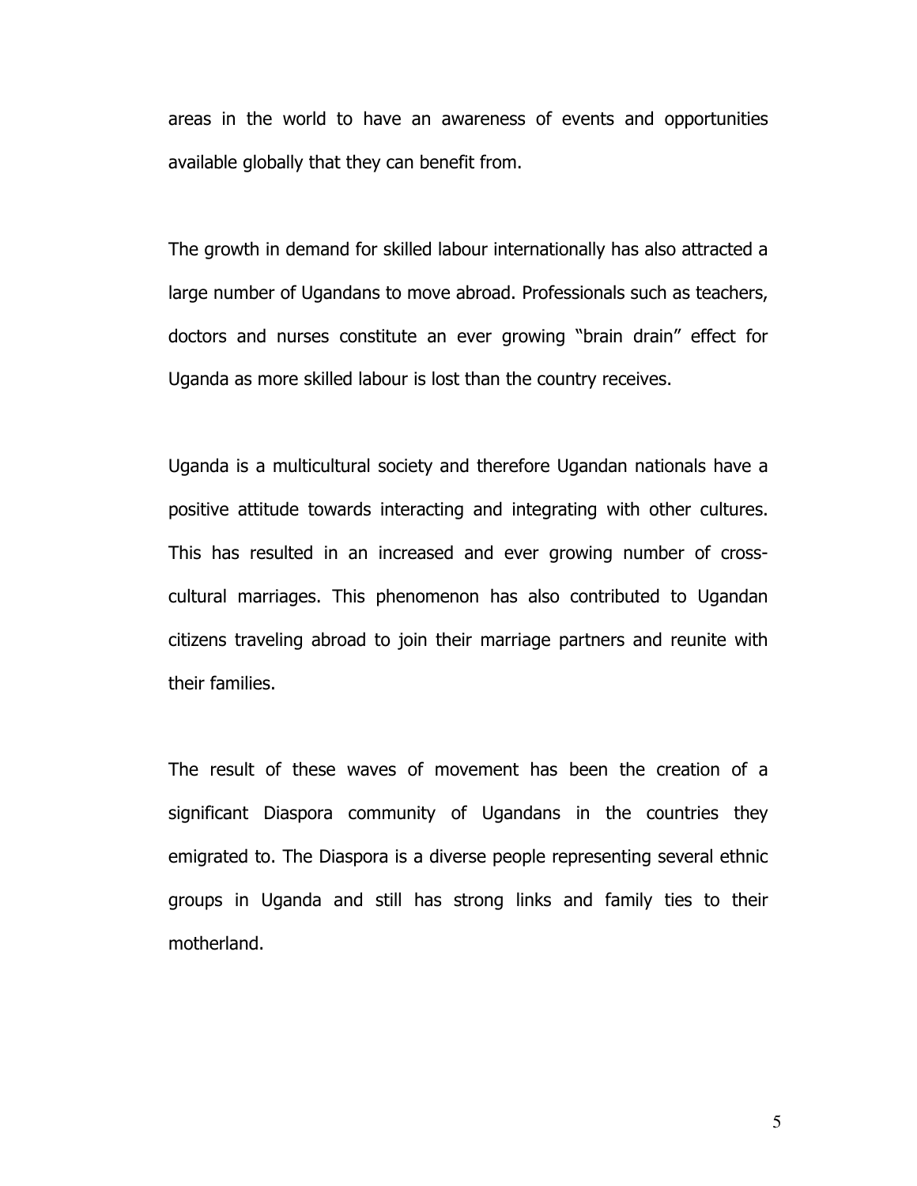areas in the world to have an awareness of events and opportunities available globally that they can benefit from.

The growth in demand for skilled labour internationally has also attracted a large number of Ugandans to move abroad. Professionals such as teachers, doctors and nurses constitute an ever growing "brain drain" effect for Uganda as more skilled labour is lost than the country receives.

Uganda is a multicultural society and therefore Ugandan nationals have a positive attitude towards interacting and integrating with other cultures. This has resulted in an increased and ever growing number of cross-cultural marriages. This phenomenon has also contributed to Ugandan citizens traveling abroad to join their marriage partners and reunite with their families.

The result of these waves of movement has been the creation of a significant Diaspora community of Ugandans in the countries they emigrated to. The Diaspora is a diverse people representing several ethnic groups in Uganda and still has strong links and family ties to their motherland.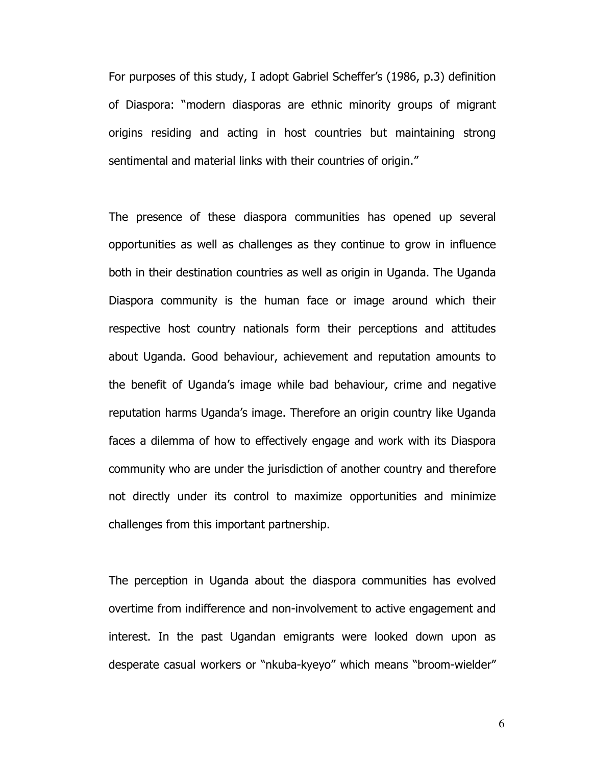For purposes of this study, I adopt Gabriel Scheffer's (1986, p.3) definition of Diaspora: "modern diasporas are ethnic minority groups of migrant origins residing and acting in host countries but maintaining strong sentimental and material links with their countries of origin."

The presence of these diaspora communities has opened up several opportunities as well as challenges as they continue to grow in influence both in their destination countries as well as origin in Uganda. The Uganda Diaspora community is the human face or image around which their respective host country nationals form their perceptions and attitudes about Uganda. Good behaviour, achievement and reputation amounts to the benefit of Uganda's image while bad behaviour, crime and negative reputation harms Uganda's image. Therefore an origin country like Uganda faces a dilemma of how to effectively engage and work with its Diaspora community who are under the jurisdiction of another country and therefore not directly under its control to maximize opportunities and minimize challenges from this important partnership.

The perception in Uganda about the diaspora communities has evolved overtime from indifference and non-involvement to active engagement and interest. In the past Ugandan emigrants were looked down upon as desperate casual workers or "nkuba-kyeyo" which means "broom-wielder"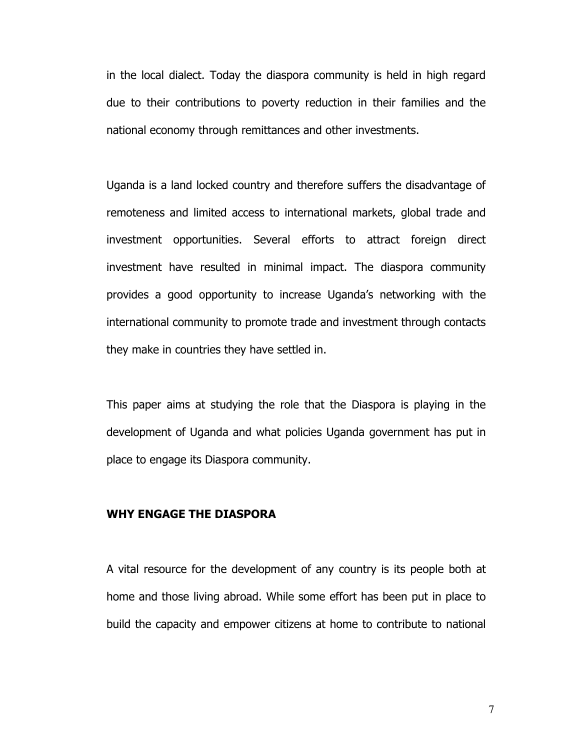in the local dialect. Today the diaspora community is held in high regard due to their contributions to poverty reduction in their families and the national economy through remittances and other investments.

Uganda is a land locked country and therefore suffers the disadvantage of remoteness and limited access to international markets, global trade and investment opportunities. Several efforts to attract foreign direct investment have resulted in minimal impact. The diaspora community provides a good opportunity to increase Uganda's networking with the international community to promote trade and investment through contacts they make in countries they have settled in.

This paper aims at studying the role that the Diaspora is playing in the development of Uganda and what policies Uganda government has put in place to engage its Diaspora community.

## WHY ENGAGE THE DIASPORA

A vital resource for the development of any country is its people both at home and those living abroad. While some effort has been put in place to build the capacity and empower citizens at home to contribute to national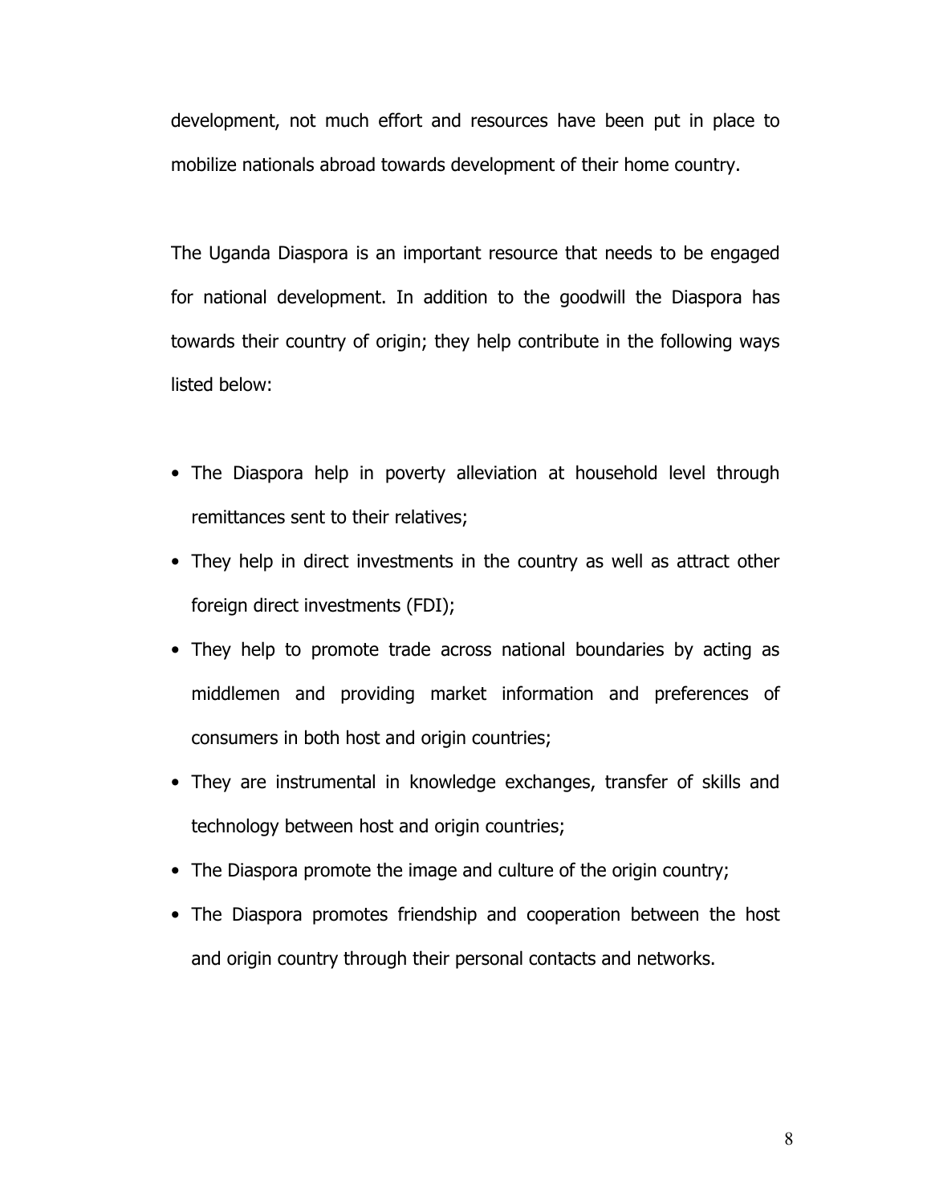development, not much effort and resources have been put in place to mobilize nationals abroad towards development of their home country.

The Uganda Diaspora is an important resource that needs to be engaged for national development. In addition to the goodwill the Diaspora has towards their country of origin; they help contribute in the following ways listed below:

- The Diaspora help in poverty alleviation at household level through remittances sent to their relatives;
- They help in direct investments in the country as well as attract other foreign direct investments (FDI);
- They help to promote trade across national boundaries by acting as middlemen and providing market information and preferences of consumers in both host and origin countries;
- They are instrumental in knowledge exchanges, transfer of skills and technology between host and origin countries;
- The Diaspora promote the image and culture of the origin country;
- The Diaspora promotes friendship and cooperation between the host and origin country through their personal contacts and networks.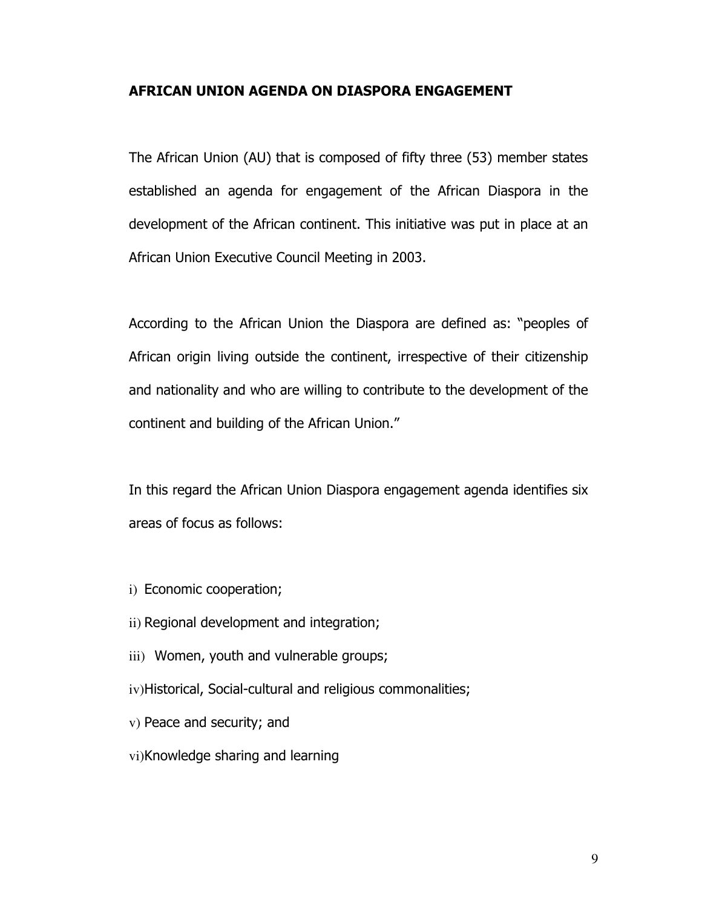**AFRICAN UNION AGENDA ON DIASPORA ENGAGEMENT**

The African Union (AU) that is composed of fifty three (53) member states established an agenda for engagement of the African Diaspora in the development of the African continent. This initiative was put in place at an African Union Executive Council Meeting in 2003.

According to the African Union the Diaspora are defined as: "peoples of African origin living outside the continent, irrespective of their citizenship and nationality and who are willing to contribute to the development of the continent and building of the African Union."

In this regard the African Union Diaspora engagement agenda identifies six areas of focus as follows:

i) Economic cooperation;

ii) Regional development and integration;

iii) Women, youth and vulnerable groups;

iv) Historical, Social-cultural and religious commonalities;

v) Peace and security; and

vi) Knowledge sharing and learning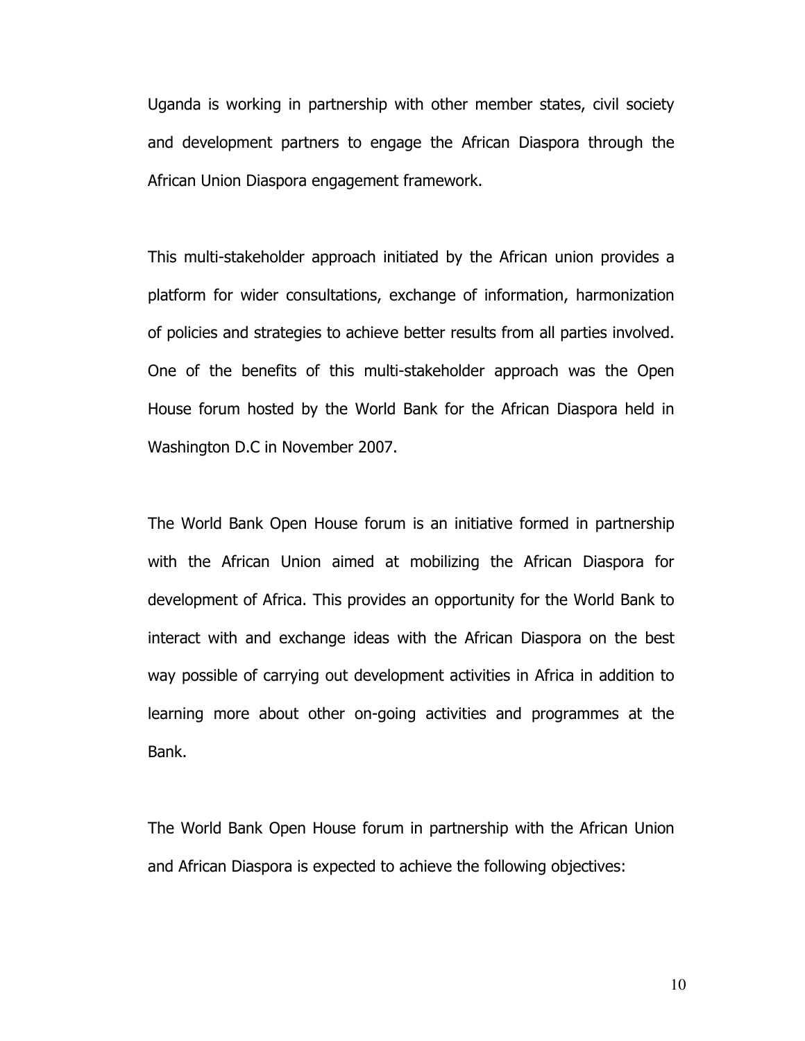Uganda is working in partnership with other member states, civil society and development partners to engage the African Diaspora through the African Union Diaspora engagement framework.

This multi-stakeholder approach initiated by the African union provides a platform for wider consultations, exchange of information, harmonization of policies and strategies to achieve better results from all parties involved. One of the benefits of this multi-stakeholder approach was the Open House forum hosted by the World Bank for the African Diaspora held in Washington D.C in November 2007.

The World Bank Open House forum is an initiative formed in partnership with the African Union aimed at mobilizing the African Diaspora for development of Africa. This provides an opportunity for the World Bank to interact with and exchange ideas with the African Diaspora on the best way possible of carrying out development activities in Africa in addition to learning more about other on-going activities and programmes at the Bank.

The World Bank Open House forum in partnership with the African Union and African Diaspora is expected to achieve the following objectives: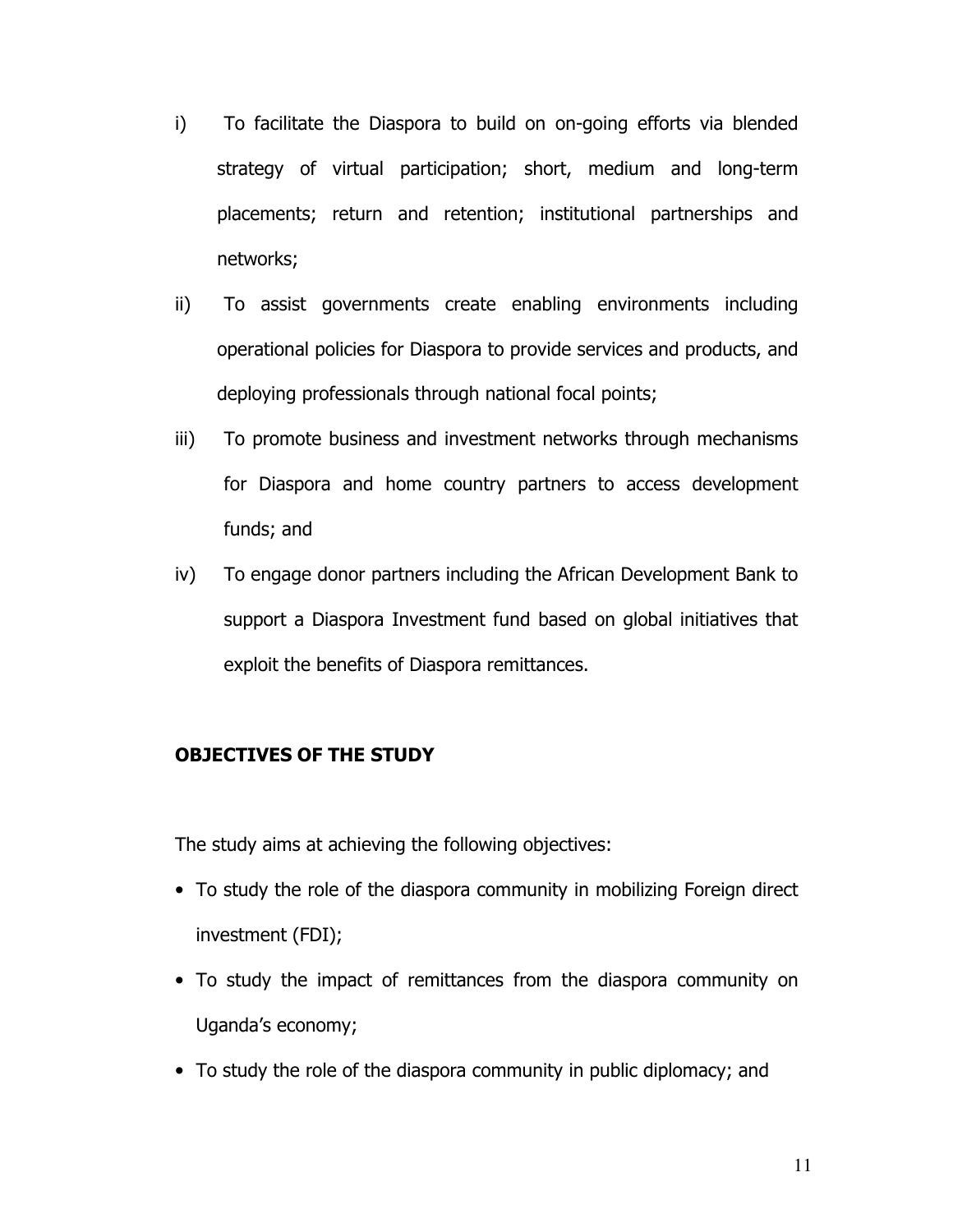i) To facilitate the Diaspora to build on on-going efforts via blended strategy of virtual participation; short, medium and long-term placements; return and retention; institutional partnerships and networks;

ii) To assist governments create enabling environments including operational policies for Diaspora to provide services and products, and deploying professionals through national focal points;

iii) To promote business and investment networks through mechanisms for Diaspora and home country partners to access development funds; and

iv) To engage donor partners including the African Development Bank to support a Diaspora Investment fund based on global initiatives that exploit the benefits of Diaspora remittances.

## OBJECTIVES OF THE STUDY

The study aims at achieving the following objectives:

- To study the role of the diaspora community in mobilizing Foreign direct investment (FDI);
- To study the impact of remittances from the diaspora community on Uganda's economy;
- To study the role of the diaspora community in public diplomacy; and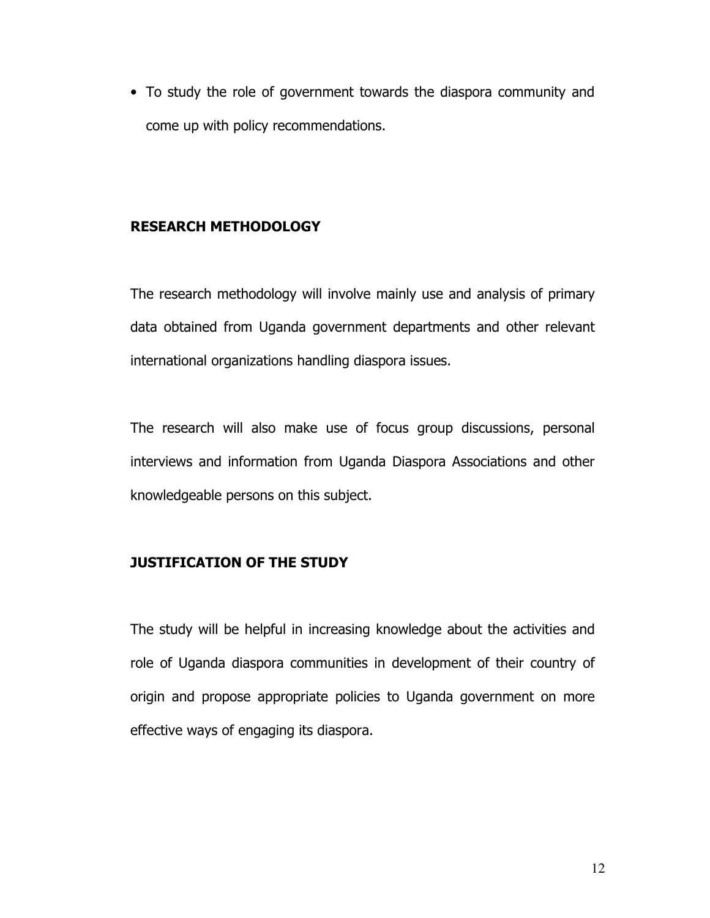- To study the role of government towards the diaspora community and come up with policy recommendations.

**RESEARCH METHODOLOGY**

The research methodology will involve mainly use and analysis of primary data obtained from Uganda government departments and other relevant international organizations handling diaspora issues.

The research will also make use of focus group discussions, personal interviews and information from Uganda Diaspora Associations and other knowledgeable persons on this subject.

**JUSTIFICATION OF THE STUDY**

The study will be helpful in increasing knowledge about the activities and role of Uganda diaspora communities in development of their country of origin and propose appropriate policies to Uganda government on more effective ways of engaging its diaspora.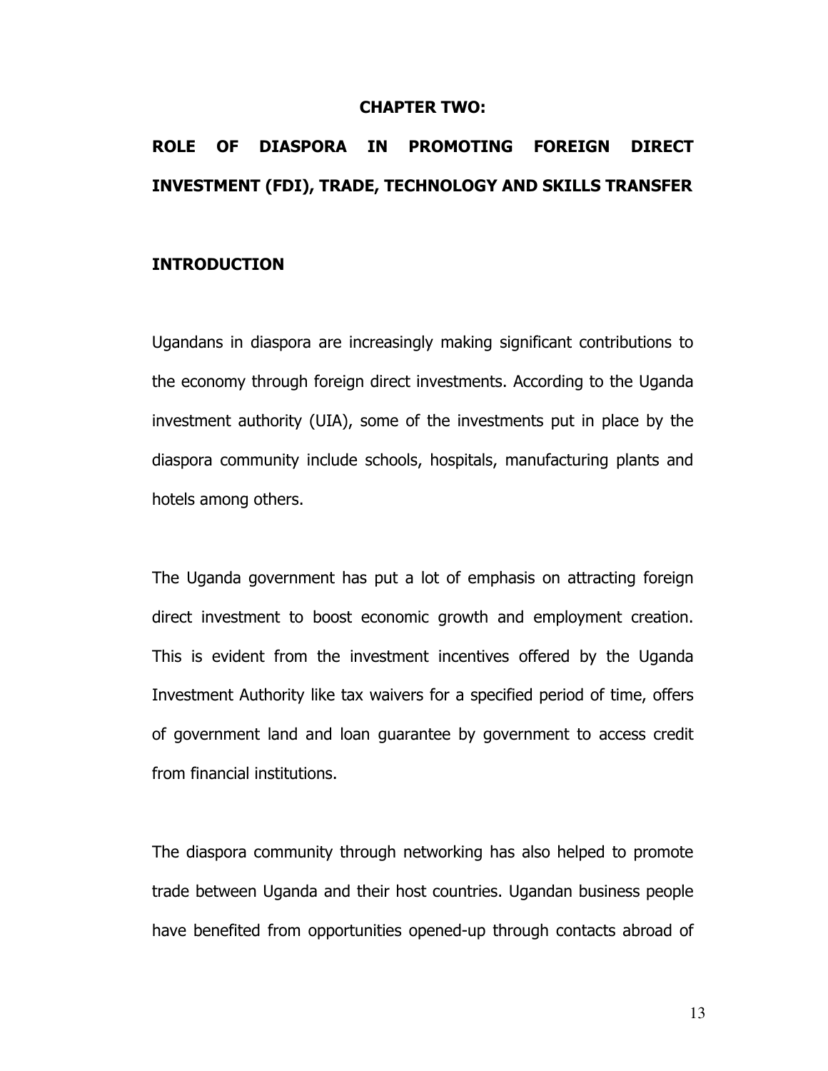# CHAPTER TWO:

## ROLE OF DIASPORA IN PROMOTING FOREIGN DIRECT INVESTMENT (FDI), TRADE, TECHNOLOGY AND SKILLS TRANSFER

### INTRODUCTION

Ugandans in diaspora are increasingly making significant contributions to the economy through foreign direct investments. According to the Uganda investment authority (UIA), some of the investments put in place by the diaspora community include schools, hospitals, manufacturing plants and hotels among others.

The Uganda government has put a lot of emphasis on attracting foreign direct investment to boost economic growth and employment creation. This is evident from the investment incentives offered by the Uganda Investment Authority like tax waivers for a specified period of time, offers of government land and loan guarantee by government to access credit from financial institutions.

The diaspora community through networking has also helped to promote trade between Uganda and their host countries. Ugandan business people have benefited from opportunities opened-up through contacts abroad of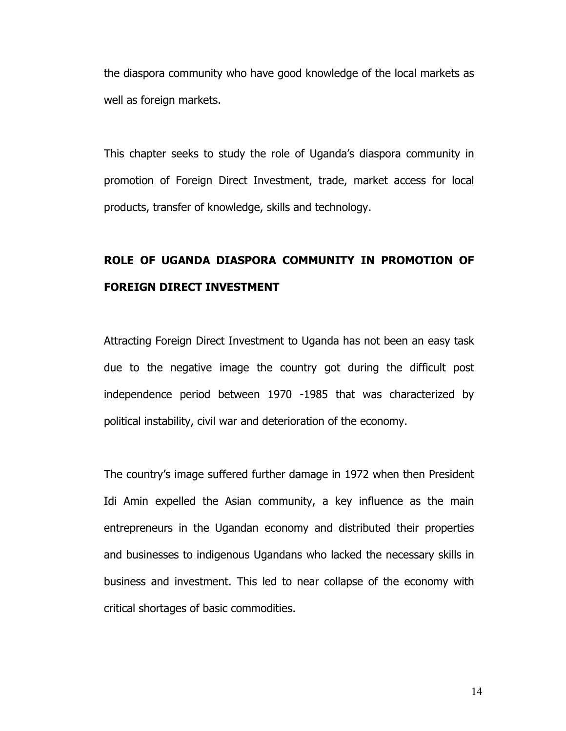the diaspora community who have good knowledge of the local markets as well as foreign markets.

This chapter seeks to study the role of Uganda's diaspora community in promotion of Foreign Direct Investment, trade, market access for local products, transfer of knowledge, skills and technology.

## ROLE OF UGANDA DIASPORA COMMUNITY IN PROMOTION OF FOREIGN DIRECT INVESTMENT

Attracting Foreign Direct Investment to Uganda has not been an easy task due to the negative image the country got during the difficult post independence period between 1970 -1985 that was characterized by political instability, civil war and deterioration of the economy.

The country's image suffered further damage in 1972 when then President Idi Amin expelled the Asian community, a key influence as the main entrepreneurs in the Ugandan economy and distributed their properties and businesses to indigenous Ugandans who lacked the necessary skills in business and investment. This led to near collapse of the economy with critical shortages of basic commodities.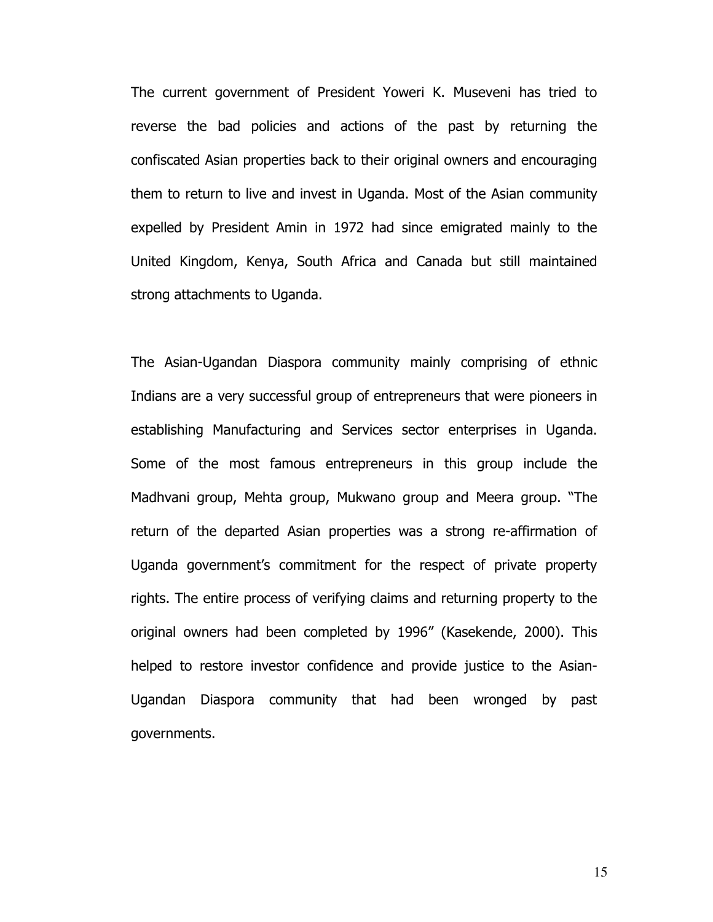The current government of President Yoweri K. Museveni has tried to reverse the bad policies and actions of the past by returning the confiscated Asian properties back to their original owners and encouraging them to return to live and invest in Uganda. Most of the Asian community expelled by President Amin in 1972 had since emigrated mainly to the United Kingdom, Kenya, South Africa and Canada but still maintained strong attachments to Uganda.

The Asian-Ugandan Diaspora community mainly comprising of ethnic Indians are a very successful group of entrepreneurs that were pioneers in establishing Manufacturing and Services sector enterprises in Uganda. Some of the most famous entrepreneurs in this group include the Madhvani group, Mehta group, Mukwano group and Meera group. "The return of the departed Asian properties was a strong re-affirmation of Uganda government's commitment for the respect of private property rights. The entire process of verifying claims and returning property to the original owners had been completed by 1996" (Kasekende, 2000). This helped to restore investor confidence and provide justice to the Asian-Ugandan Diaspora community that had been wronged by past governments.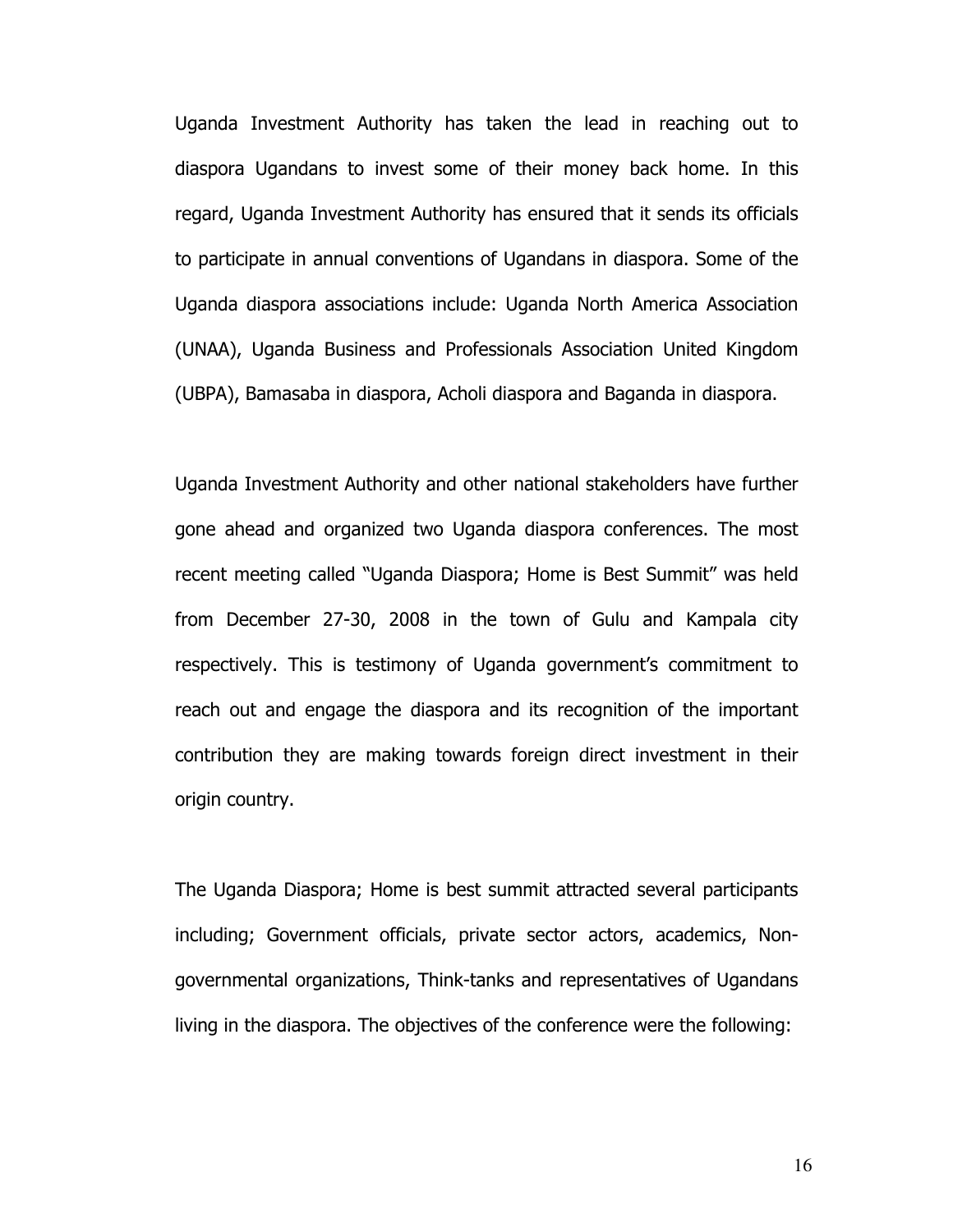Uganda Investment Authority has taken the lead in reaching out to diaspora Ugandans to invest some of their money back home. In this regard, Uganda Investment Authority has ensured that it sends its officials to participate in annual conventions of Ugandans in diaspora. Some of the Uganda diaspora associations include: Uganda North America Association (UNAA), Uganda Business and Professionals Association United Kingdom (UBPA), Bamasaba in diaspora, Acholi diaspora and Baganda in diaspora.

Uganda Investment Authority and other national stakeholders have further gone ahead and organized two Uganda diaspora conferences. The most recent meeting called "Uganda Diaspora; Home is Best Summit" was held from December 27-30, 2008 in the town of Gulu and Kampala city respectively. This is testimony of Uganda government's commitment to reach out and engage the diaspora and its recognition of the important contribution they are making towards foreign direct investment in their origin country.

The Uganda Diaspora; Home is best summit attracted several participants including; Government officials, private sector actors, academics, Non-governmental organizations, Think-tanks and representatives of Ugandans living in the diaspora. The objectives of the conference were the following: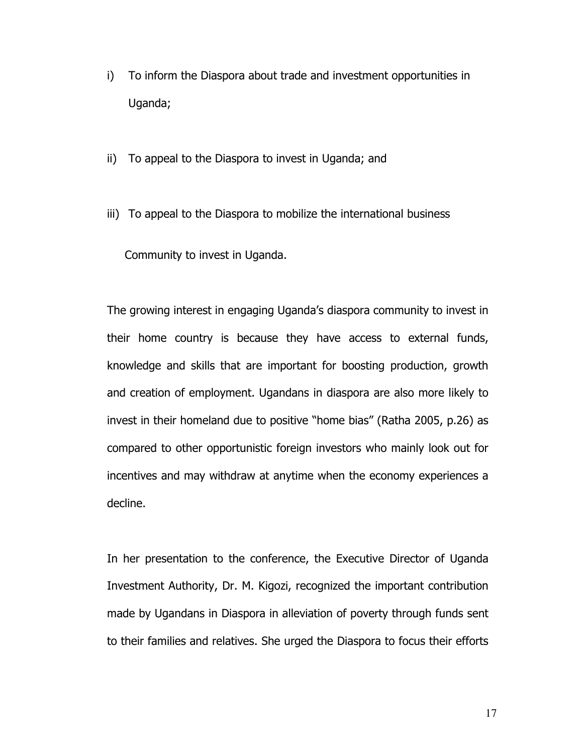i) To inform the Diaspora about trade and investment opportunities in Uganda;

ii) To appeal to the Diaspora to invest in Uganda; and

iii) To appeal to the Diaspora to mobilize the international business Community to invest in Uganda.

The growing interest in engaging Uganda's diaspora community to invest in their home country is because they have access to external funds, knowledge and skills that are important for boosting production, growth and creation of employment. Ugandans in diaspora are also more likely to invest in their homeland due to positive "home bias" (Ratha 2005, p.26) as compared to other opportunistic foreign investors who mainly look out for incentives and may withdraw at anytime when the economy experiences a decline.

In her presentation to the conference, the Executive Director of Uganda Investment Authority, Dr. M. Kigozi, recognized the important contribution made by Ugandans in Diaspora in alleviation of poverty through funds sent to their families and relatives. She urged the Diaspora to focus their efforts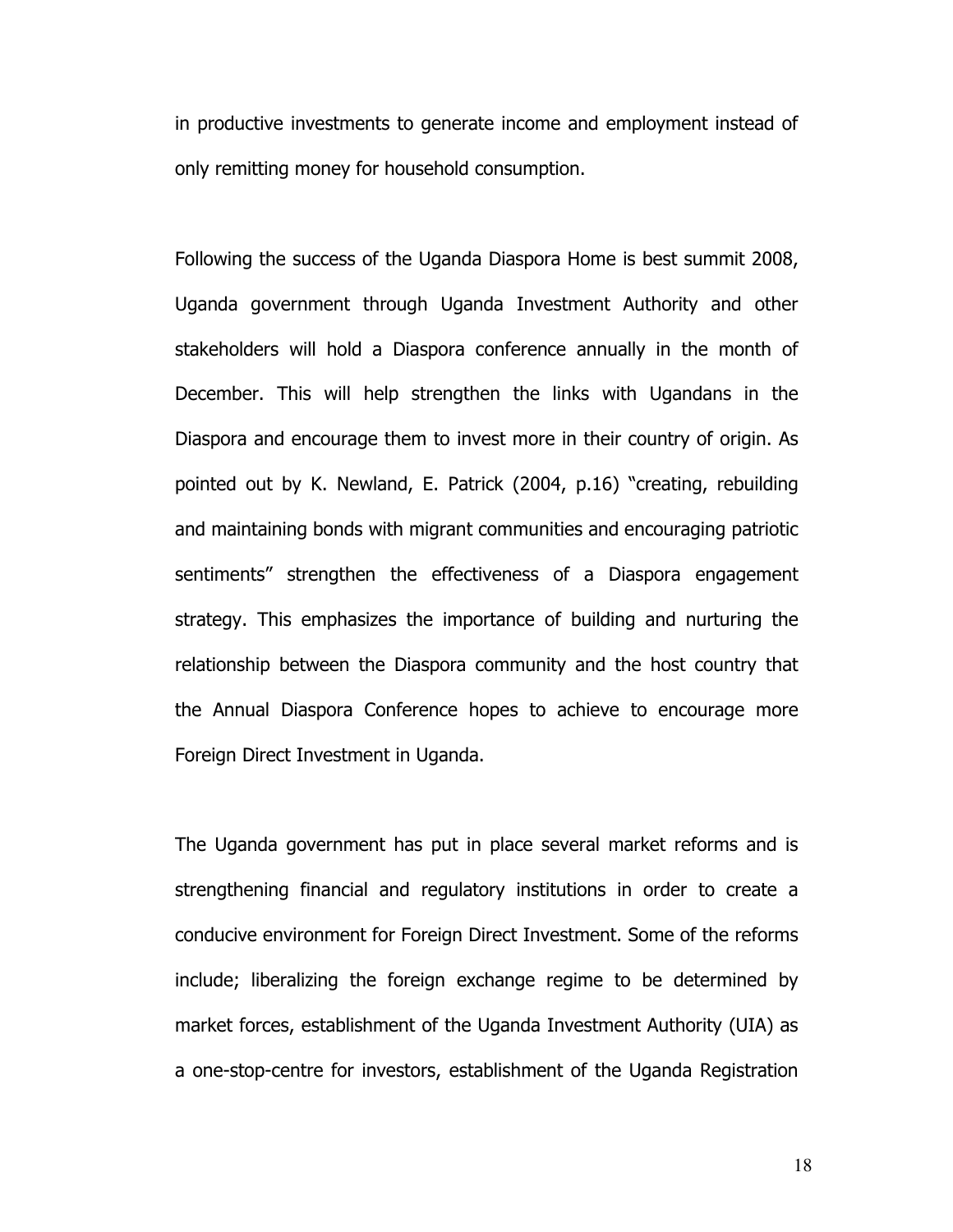in productive investments to generate income and employment instead of only remitting money for household consumption.

Following the success of the Uganda Diaspora Home is best summit 2008, Uganda government through Uganda Investment Authority and other stakeholders will hold a Diaspora conference annually in the month of December. This will help strengthen the links with Ugandans in the Diaspora and encourage them to invest more in their country of origin. As pointed out by K. Newland, E. Patrick (2004, p.16) "creating, rebuilding and maintaining bonds with migrant communities and encouraging patriotic sentiments" strengthen the effectiveness of a Diaspora engagement strategy. This emphasizes the importance of building and nurturing the relationship between the Diaspora community and the host country that the Annual Diaspora Conference hopes to achieve to encourage more Foreign Direct Investment in Uganda.

The Uganda government has put in place several market reforms and is strengthening financial and regulatory institutions in order to create a conducive environment for Foreign Direct Investment. Some of the reforms include; liberalizing the foreign exchange regime to be determined by market forces, establishment of the Uganda Investment Authority (UIA) as a one-stop-centre for investors, establishment of the Uganda Registration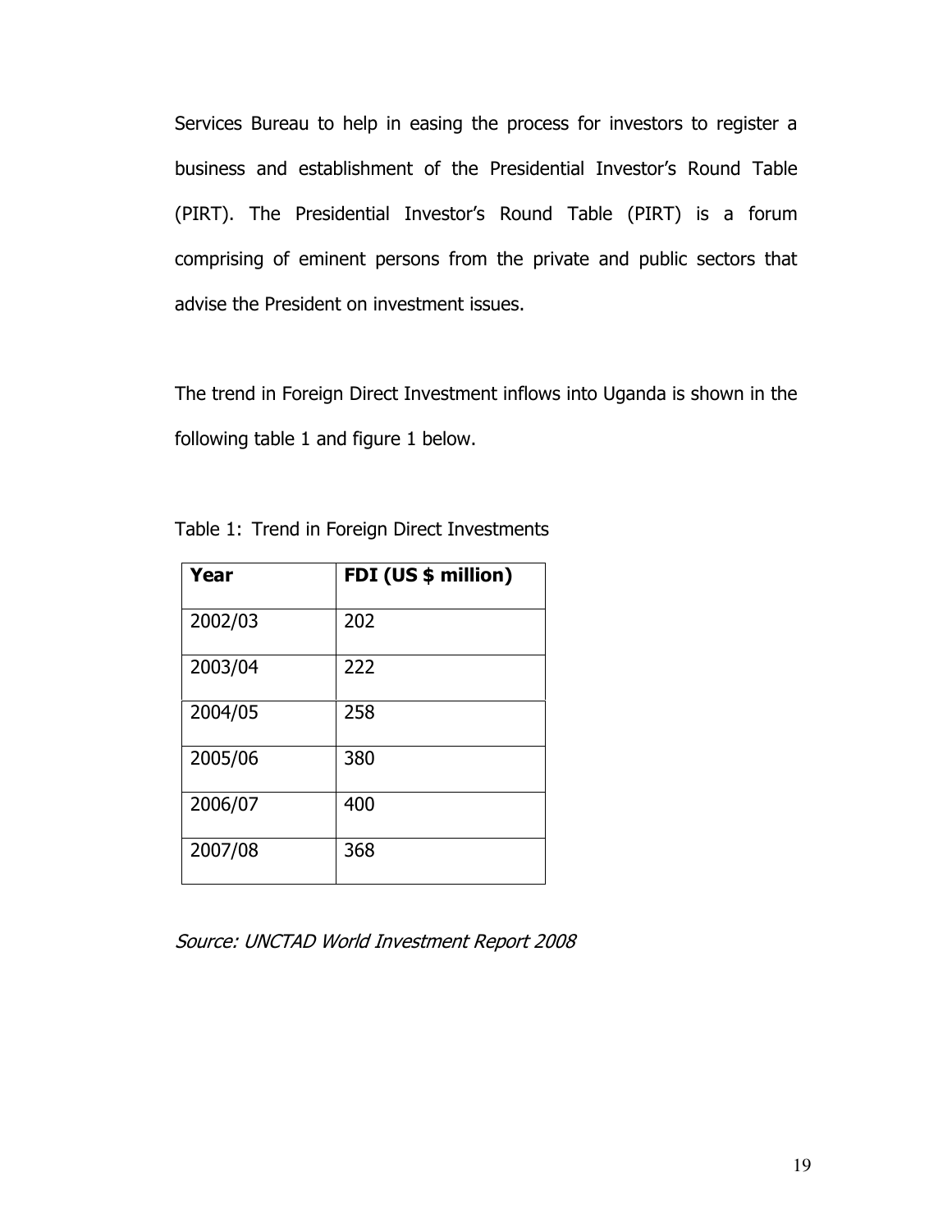Services Bureau to help in easing the process for investors to register a business and establishment of the Presidential Investor's Round Table (PIRT). The Presidential Investor's Round Table (PIRT) is a forum comprising of eminent persons from the private and public sectors that advise the President on investment issues.

The trend in Foreign Direct Investment inflows into Uganda is shown in the following table 1 and figure 1 below.

Table 1: Trend in Foreign Direct Investments

| **Year** | **FDI (US $ million)** |
|---|---|
| 2002/03 | 202 |
| 2003/04 | 222 |
| 2004/05 | 258 |
| 2005/06 | 380 |
| 2006/07 | 400 |
| 2007/08 | 368 |

*Source: UNCTAD World Investment Report 2008*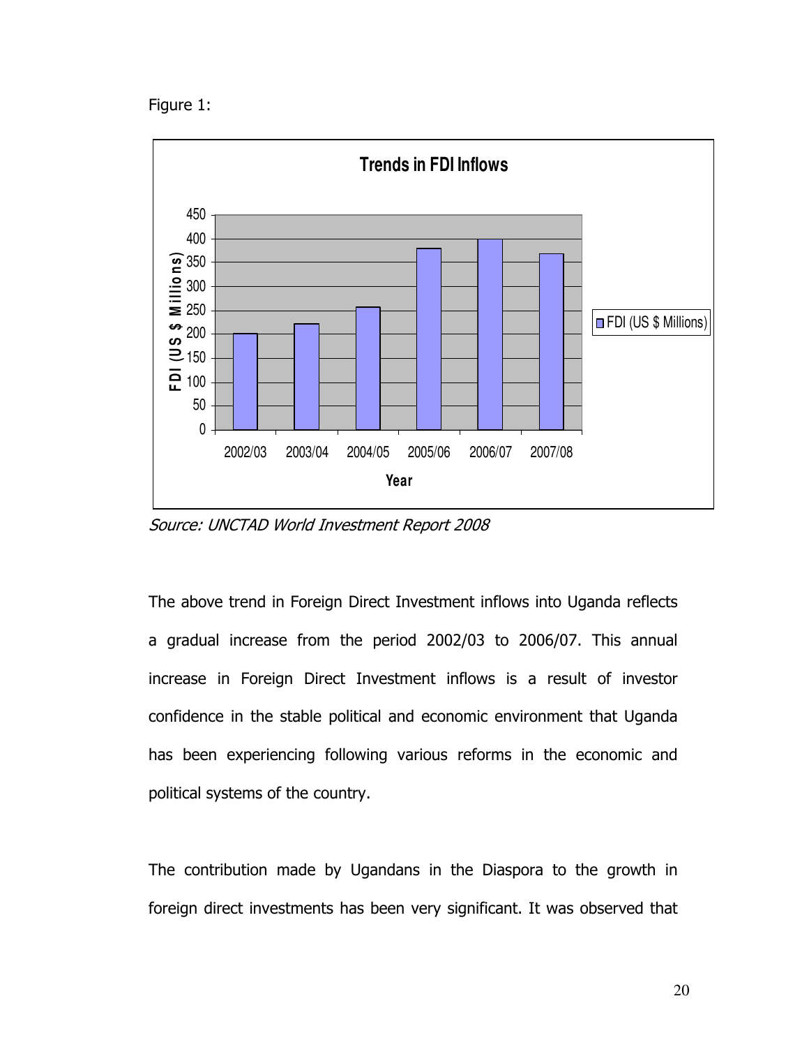Figure 1:

**Trends in FDI Inflows**

*Source: UNCTAD World Investment Report 2008*

The above trend in Foreign Direct Investment inflows into Uganda reflects a gradual increase from the period 2002/03 to 2006/07. This annual increase in Foreign Direct Investment inflows is a result of investor confidence in the stable political and economic environment that Uganda has been experiencing following various reforms in the economic and political systems of the country.

The contribution made by Ugandans in the Diaspora to the growth in foreign direct investments has been very significant. It was observed that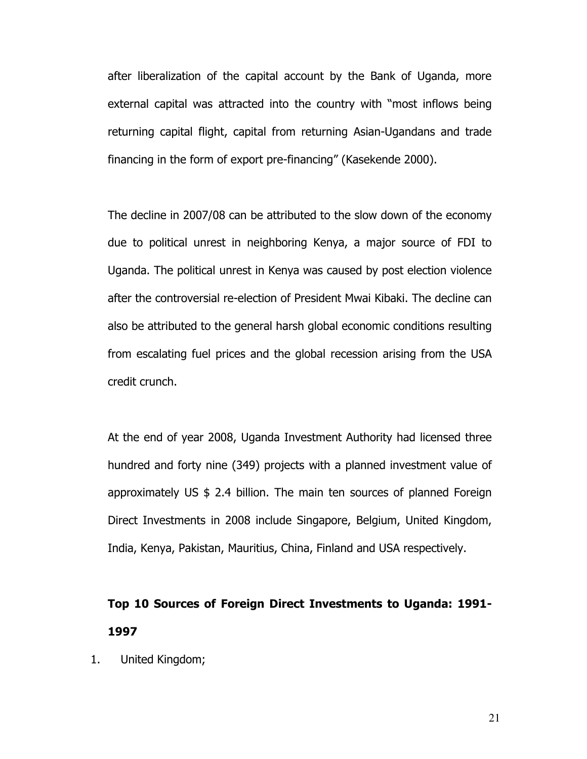after liberalization of the capital account by the Bank of Uganda, more external capital was attracted into the country with "most inflows being returning capital flight, capital from returning Asian-Ugandans and trade financing in the form of export pre-financing" (Kasekende 2000).

The decline in 2007/08 can be attributed to the slow down of the economy due to political unrest in neighboring Kenya, a major source of FDI to Uganda. The political unrest in Kenya was caused by post election violence after the controversial re-election of President Mwai Kibaki. The decline can also be attributed to the general harsh global economic conditions resulting from escalating fuel prices and the global recession arising from the USA credit crunch.

At the end of year 2008, Uganda Investment Authority had licensed three hundred and forty nine (349) projects with a planned investment value of approximately US $ 2.4 billion. The main ten sources of planned Foreign Direct Investments in 2008 include Singapore, Belgium, United Kingdom, India, Kenya, Pakistan, Mauritius, China, Finland and USA respectively.

**Top 10 Sources of Foreign Direct Investments to Uganda: 1991-1997**

1. United Kingdom;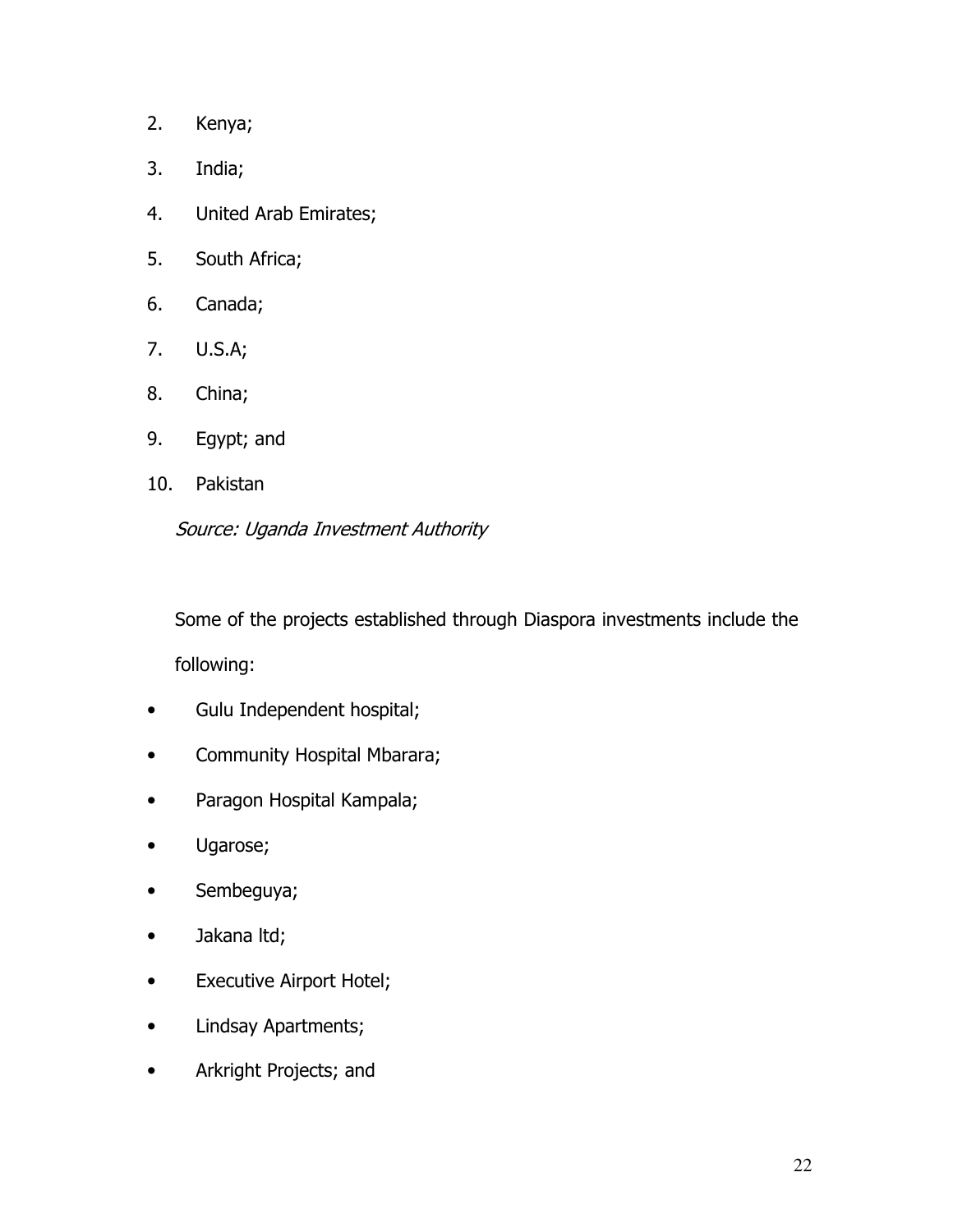2. Kenya;
3. India;
4. United Arab Emirates;
5. South Africa;
6. Canada;
7. U.S.A;
8. China;
9. Egypt; and
10. Pakistan

*Source: Uganda Investment Authority*

Some of the projects established through Diaspora investments include the following:

- Gulu Independent hospital;
- Community Hospital Mbarara;
- Paragon Hospital Kampala;
- Ugarose;
- Sembeguya;
- Jakana ltd;
- Executive Airport Hotel;
- Lindsay Apartments;
- Arkright Projects; and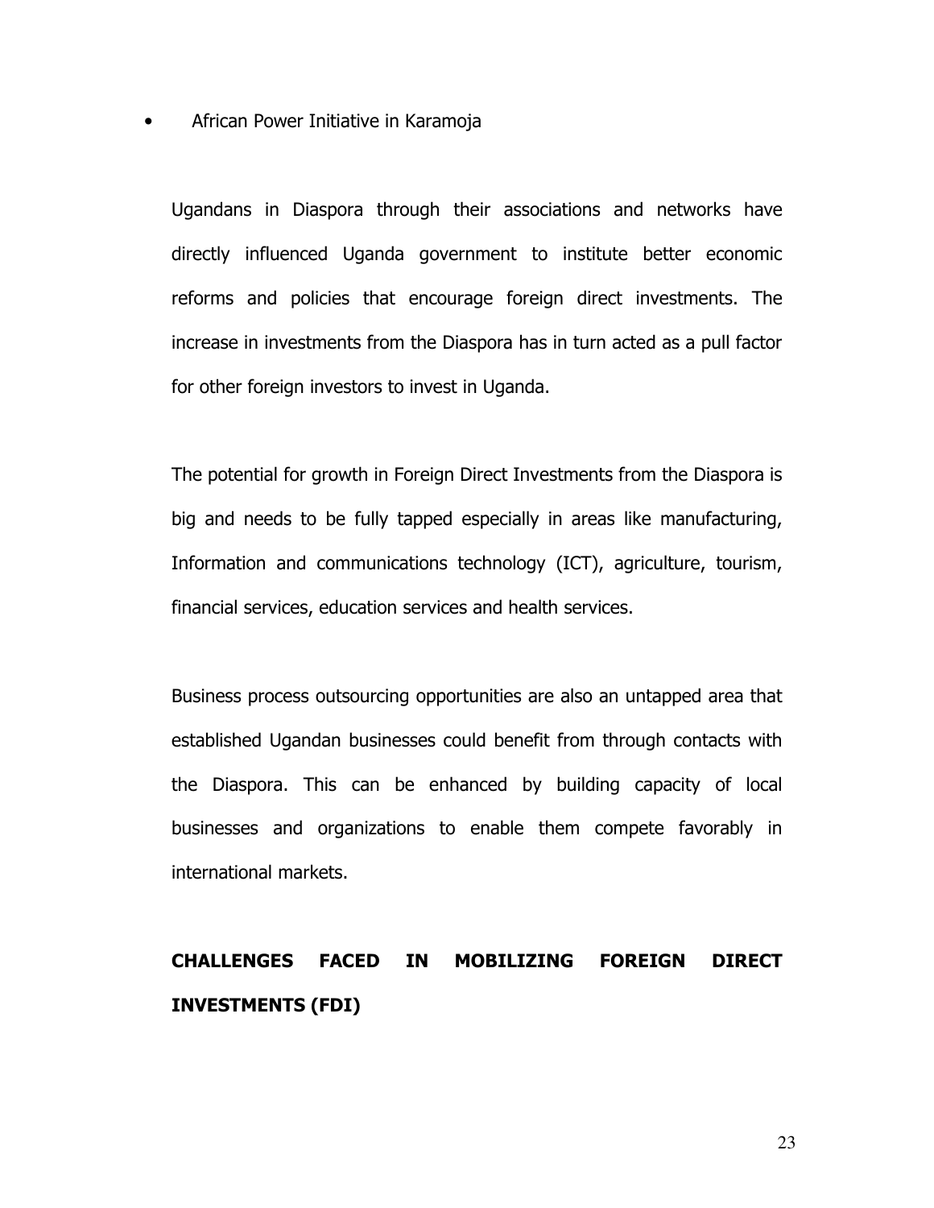- African Power Initiative in Karamoja

Ugandans in Diaspora through their associations and networks have directly influenced Uganda government to institute better economic reforms and policies that encourage foreign direct investments. The increase in investments from the Diaspora has in turn acted as a pull factor for other foreign investors to invest in Uganda.

The potential for growth in Foreign Direct Investments from the Diaspora is big and needs to be fully tapped especially in areas like manufacturing, Information and communications technology (ICT), agriculture, tourism, financial services, education services and health services.

Business process outsourcing opportunities are also an untapped area that established Ugandan businesses could benefit from through contacts with the Diaspora. This can be enhanced by building capacity of local businesses and organizations to enable them compete favorably in international markets.

**CHALLENGES FACED IN MOBILIZING FOREIGN DIRECT INVESTMENTS (FDI)**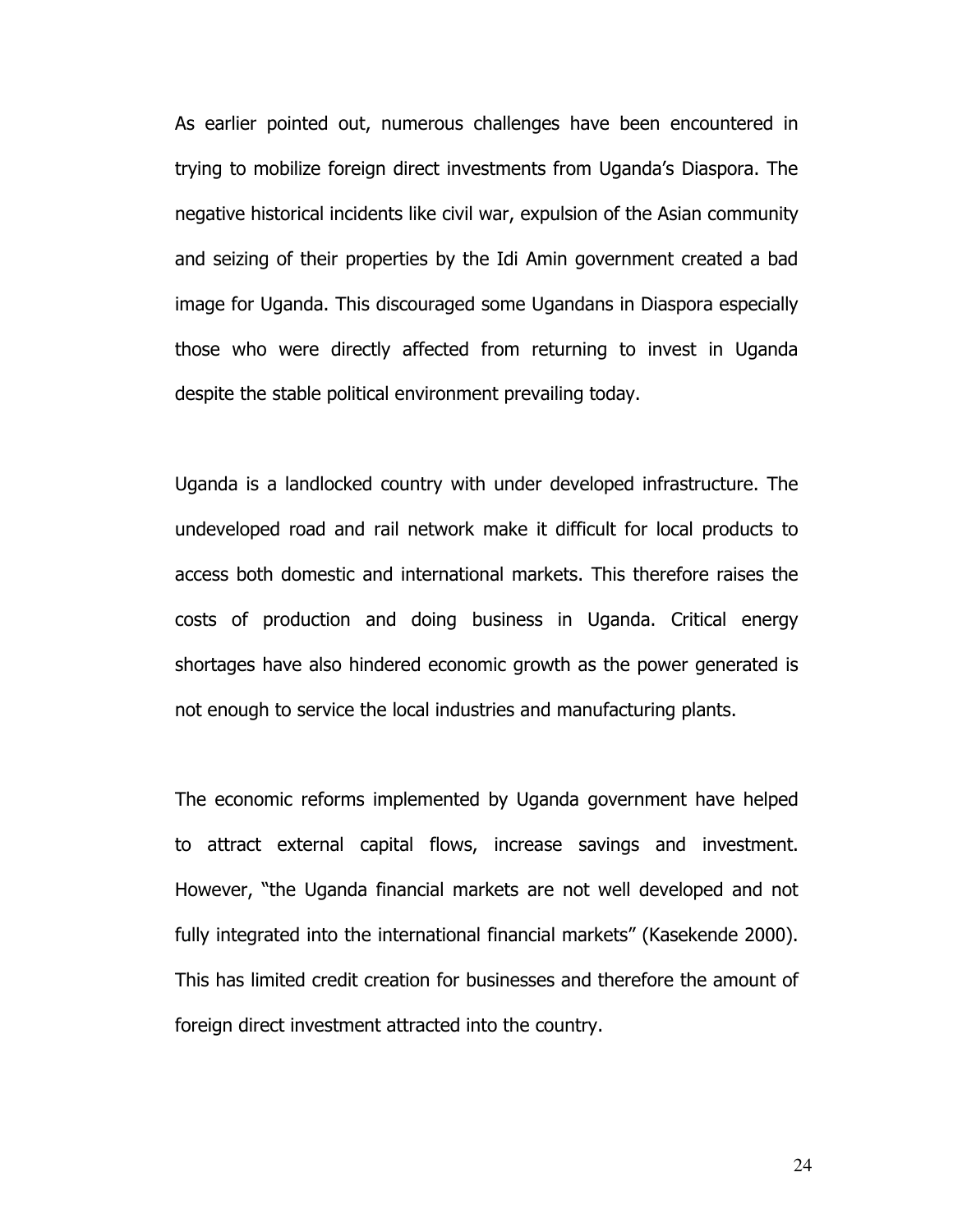As earlier pointed out, numerous challenges have been encountered in trying to mobilize foreign direct investments from Uganda's Diaspora. The negative historical incidents like civil war, expulsion of the Asian community and seizing of their properties by the Idi Amin government created a bad image for Uganda. This discouraged some Ugandans in Diaspora especially those who were directly affected from returning to invest in Uganda despite the stable political environment prevailing today.

Uganda is a landlocked country with under developed infrastructure. The undeveloped road and rail network make it difficult for local products to access both domestic and international markets. This therefore raises the costs of production and doing business in Uganda. Critical energy shortages have also hindered economic growth as the power generated is not enough to service the local industries and manufacturing plants.

The economic reforms implemented by Uganda government have helped to attract external capital flows, increase savings and investment. However, "the Uganda financial markets are not well developed and not fully integrated into the international financial markets" (Kasekende 2000). This has limited credit creation for businesses and therefore the amount of foreign direct investment attracted into the country.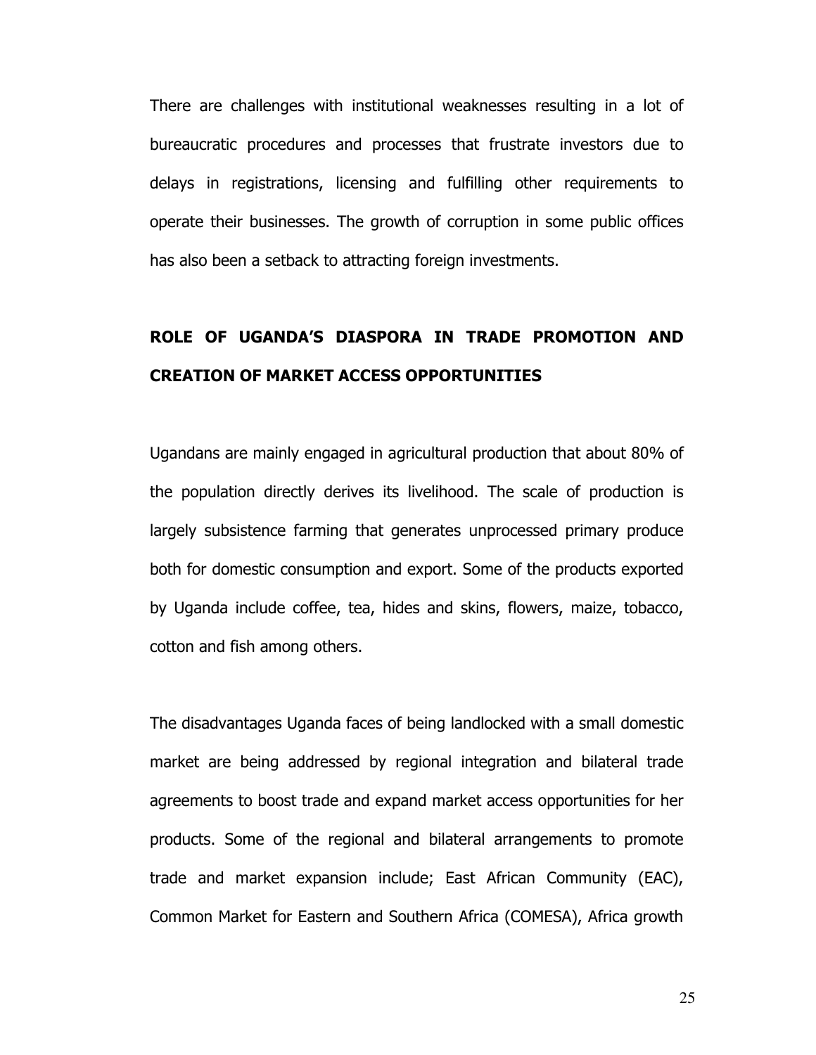There are challenges with institutional weaknesses resulting in a lot of bureaucratic procedures and processes that frustrate investors due to delays in registrations, licensing and fulfilling other requirements to operate their businesses. The growth of corruption in some public offices has also been a setback to attracting foreign investments.

## ROLE OF UGANDA'S DIASPORA IN TRADE PROMOTION AND CREATION OF MARKET ACCESS OPPORTUNITIES

Ugandans are mainly engaged in agricultural production that about 80% of the population directly derives its livelihood. The scale of production is largely subsistence farming that generates unprocessed primary produce both for domestic consumption and export. Some of the products exported by Uganda include coffee, tea, hides and skins, flowers, maize, tobacco, cotton and fish among others.

The disadvantages Uganda faces of being landlocked with a small domestic market are being addressed by regional integration and bilateral trade agreements to boost trade and expand market access opportunities for her products. Some of the regional and bilateral arrangements to promote trade and market expansion include; East African Community (EAC), Common Market for Eastern and Southern Africa (COMESA), Africa growth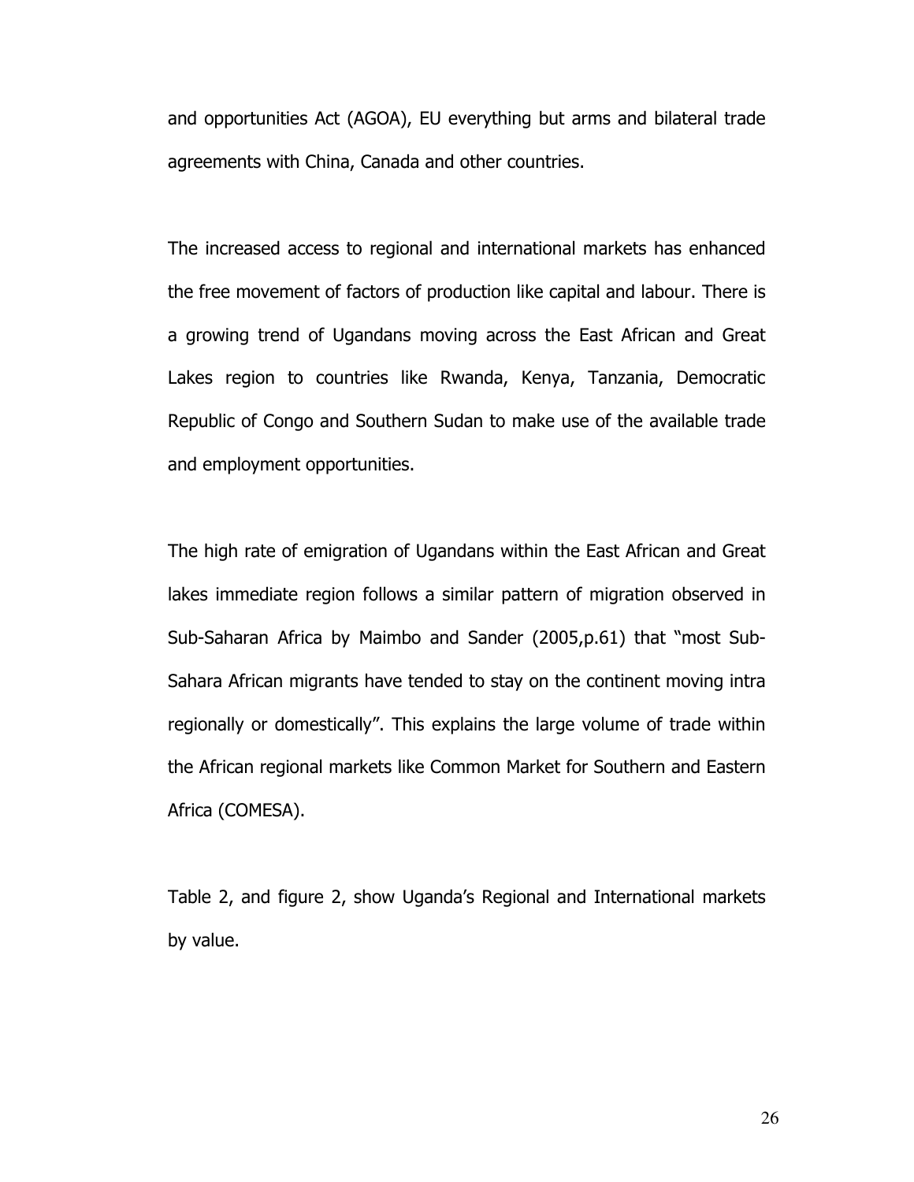and opportunities Act (AGOA), EU everything but arms and bilateral trade agreements with China, Canada and other countries.

The increased access to regional and international markets has enhanced the free movement of factors of production like capital and labour. There is a growing trend of Ugandans moving across the East African and Great Lakes region to countries like Rwanda, Kenya, Tanzania, Democratic Republic of Congo and Southern Sudan to make use of the available trade and employment opportunities.

The high rate of emigration of Ugandans within the East African and Great lakes immediate region follows a similar pattern of migration observed in Sub-Saharan Africa by Maimbo and Sander (2005,p.61) that "most Sub-Sahara African migrants have tended to stay on the continent moving intra regionally or domestically". This explains the large volume of trade within the African regional markets like Common Market for Southern and Eastern Africa (COMESA).

Table 2, and figure 2, show Uganda's Regional and International markets by value.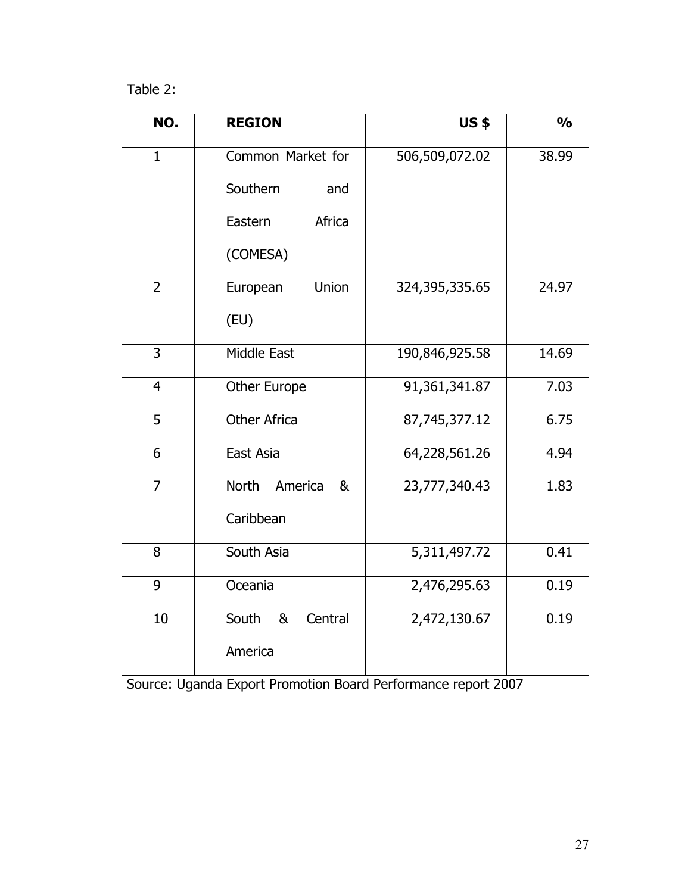Table 2:

| NO. | REGION | US $ | % |
|---|---|---|---|
| 1 | Common Market for Southern and Eastern Africa (COMESA) | 506,509,072.02 | 38.99 |
| 2 | European Union (EU) | 324,395,335.65 | 24.97 |
| 3 | Middle East | 190,846,925.58 | 14.69 |
| 4 | Other Europe | 91,361,341.87 | 7.03 |
| 5 | Other Africa | 87,745,377.12 | 6.75 |
| 6 | East Asia | 64,228,561.26 | 4.94 |
| 7 | North America & Caribbean | 23,777,340.43 | 1.83 |
| 8 | South Asia | 5,311,497.72 | 0.41 |
| 9 | Oceania | 2,476,295.63 | 0.19 |
| 10 | South & Central America | 2,472,130.67 | 0.19 |

Source: Uganda Export Promotion Board Performance report 2007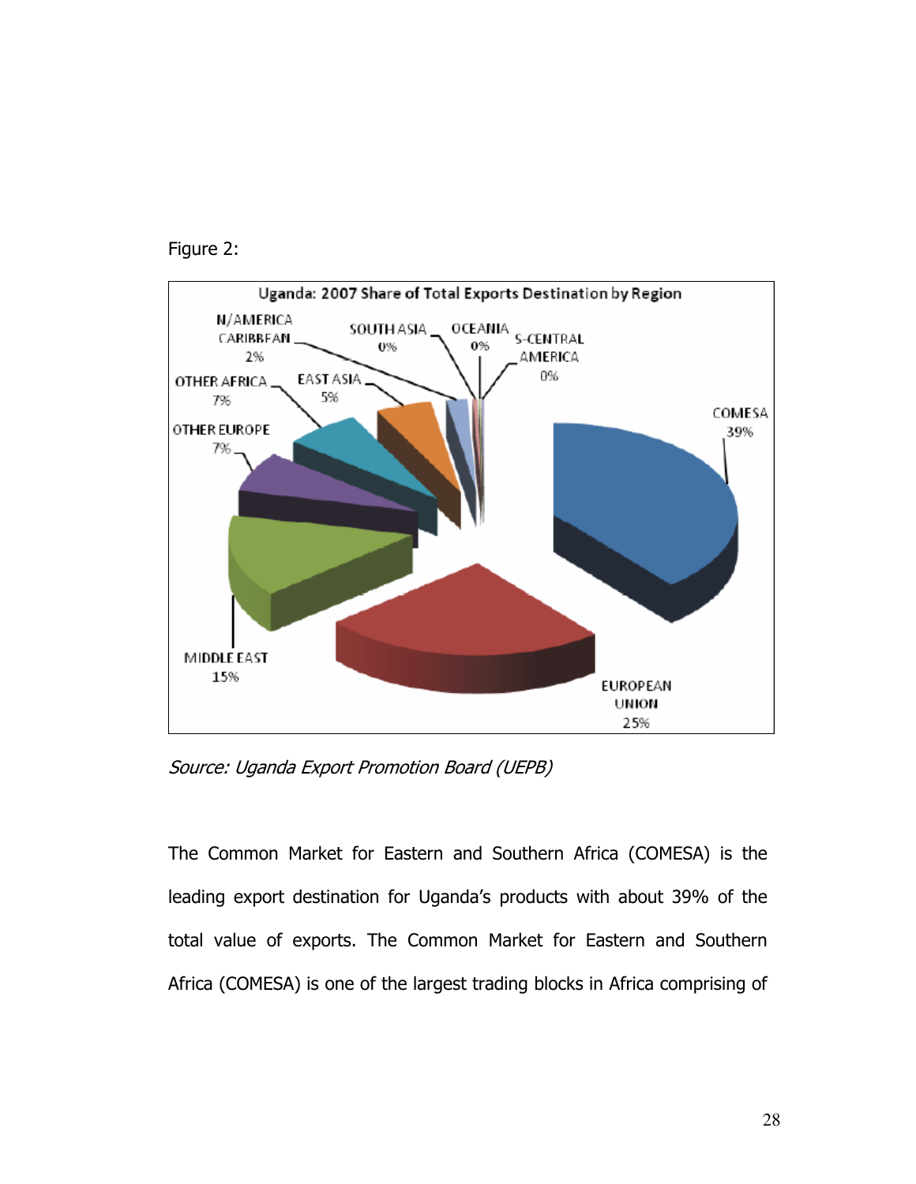Figure 2:

**Uganda: 2007 Share of Total Exports Destination by Region**

| Region | Share |
|---|---|
| COMESA | 39% |
| EUROPEAN UNION | 25% |
| MIDDLE EAST | 15% |
| OTHER EUROPE | 7% |
| OTHER AFRICA | 7% |
| EAST ASIA | 5% |
| N/AMERICA CARIBBEAN | 2% |
| SOUTH ASIA | 0% |
| OCEANIA | 0% |
| S-CENTRAL AMERICA | 0% |

*Source: Uganda Export Promotion Board (UEPB)*

The Common Market for Eastern and Southern Africa (COMESA) is the leading export destination for Uganda's products with about 39% of the total value of exports. The Common Market for Eastern and Southern Africa (COMESA) is one of the largest trading blocks in Africa comprising of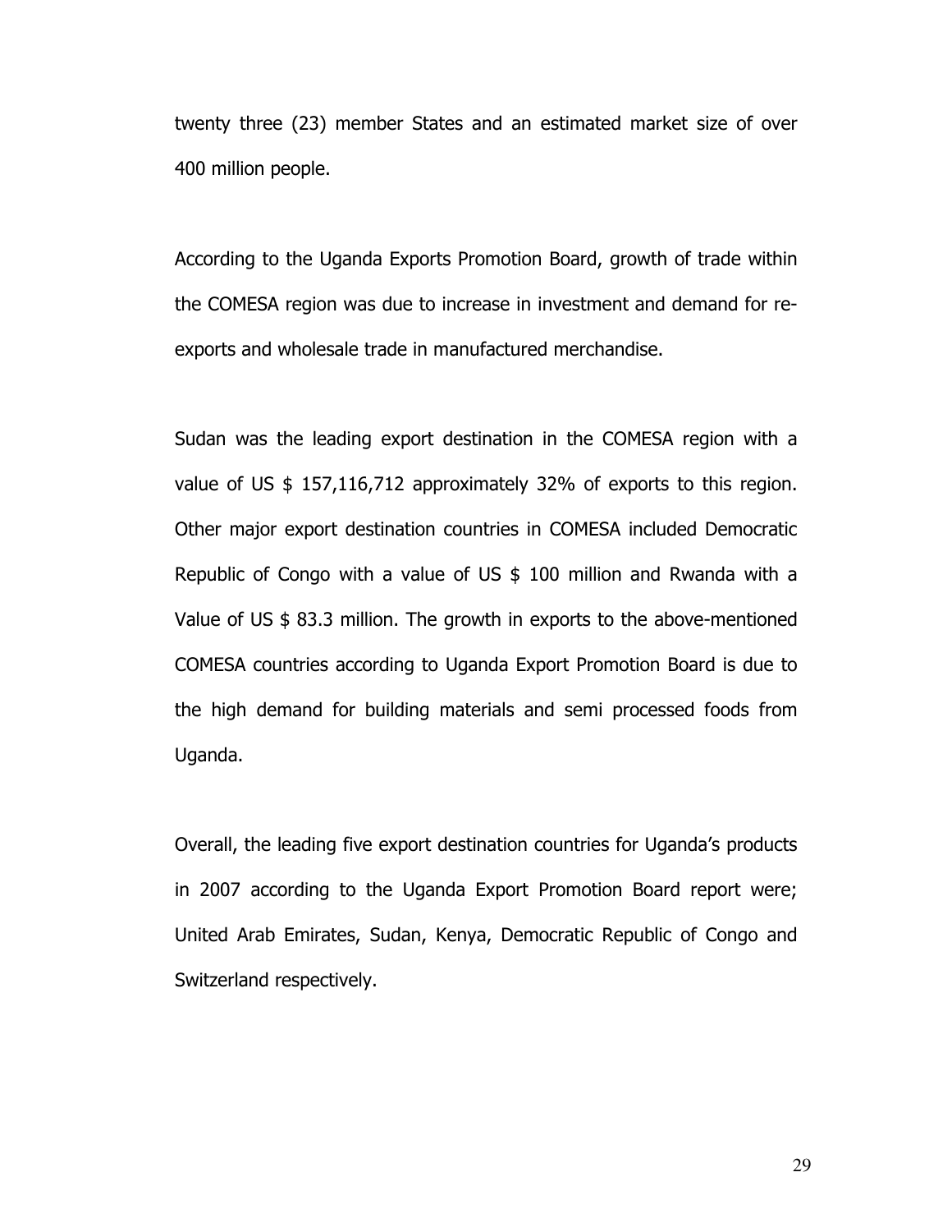twenty three (23) member States and an estimated market size of over 400 million people.

According to the Uganda Exports Promotion Board, growth of trade within the COMESA region was due to increase in investment and demand for re-exports and wholesale trade in manufactured merchandise.

Sudan was the leading export destination in the COMESA region with a value of US $ 157,116,712 approximately 32% of exports to this region. Other major export destination countries in COMESA included Democratic Republic of Congo with a value of US $ 100 million and Rwanda with a Value of US $ 83.3 million. The growth in exports to the above-mentioned COMESA countries according to Uganda Export Promotion Board is due to the high demand for building materials and semi processed foods from Uganda.

Overall, the leading five export destination countries for Uganda's products in 2007 according to the Uganda Export Promotion Board report were; United Arab Emirates, Sudan, Kenya, Democratic Republic of Congo and Switzerland respectively.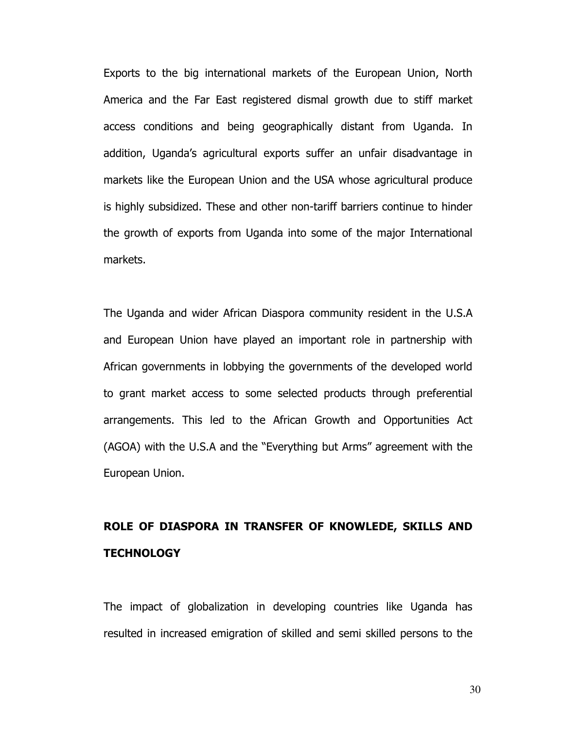Exports to the big international markets of the European Union, North America and the Far East registered dismal growth due to stiff market access conditions and being geographically distant from Uganda. In addition, Uganda's agricultural exports suffer an unfair disadvantage in markets like the European Union and the USA whose agricultural produce is highly subsidized. These and other non-tariff barriers continue to hinder the growth of exports from Uganda into some of the major International markets.

The Uganda and wider African Diaspora community resident in the U.S.A and European Union have played an important role in partnership with African governments in lobbying the governments of the developed world to grant market access to some selected products through preferential arrangements. This led to the African Growth and Opportunities Act (AGOA) with the U.S.A and the "Everything but Arms" agreement with the European Union.

## ROLE OF DIASPORA IN TRANSFER OF KNOWLEDE, SKILLS AND TECHNOLOGY

The impact of globalization in developing countries like Uganda has resulted in increased emigration of skilled and semi skilled persons to the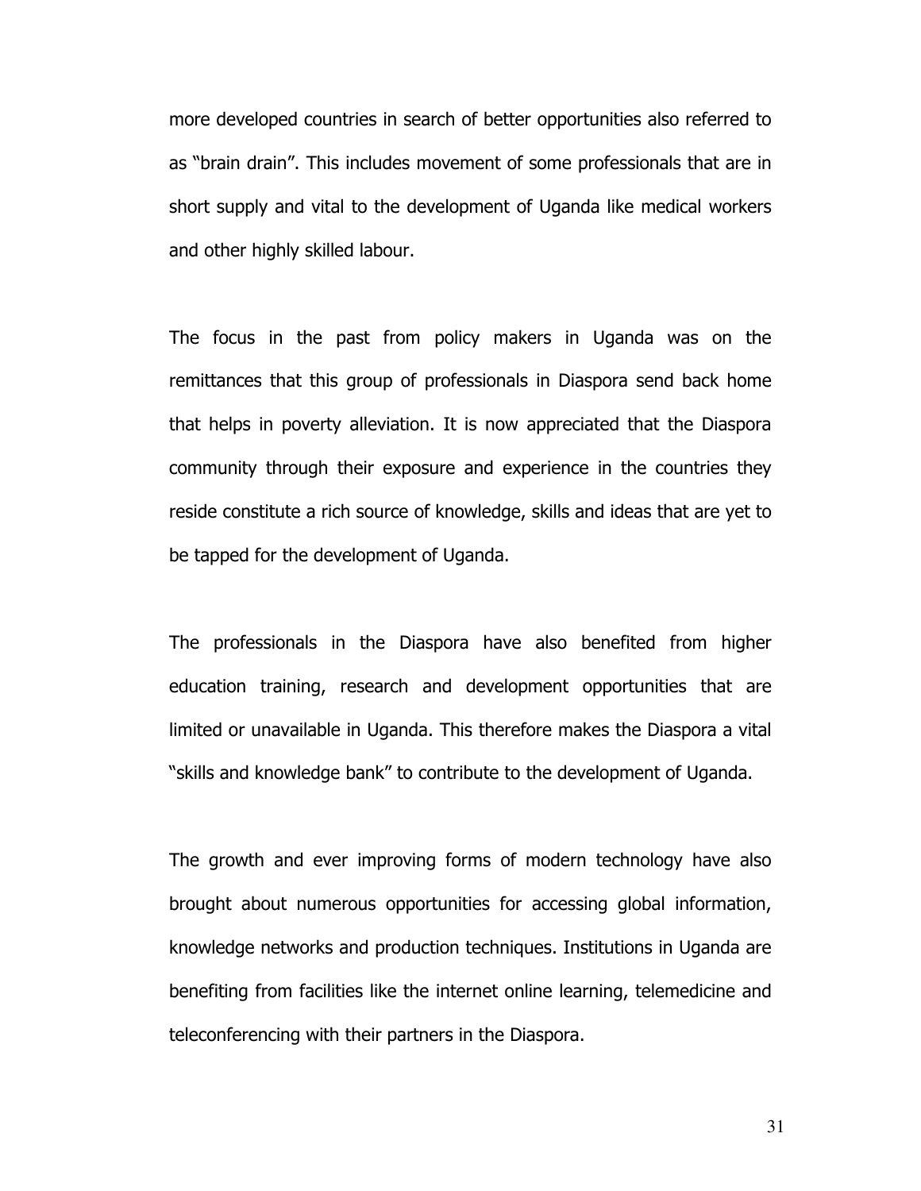more developed countries in search of better opportunities also referred to as “brain drain”. This includes movement of some professionals that are in short supply and vital to the development of Uganda like medical workers and other highly skilled labour.

The focus in the past from policy makers in Uganda was on the remittances that this group of professionals in Diaspora send back home that helps in poverty alleviation. It is now appreciated that the Diaspora community through their exposure and experience in the countries they reside constitute a rich source of knowledge, skills and ideas that are yet to be tapped for the development of Uganda.

The professionals in the Diaspora have also benefited from higher education training, research and development opportunities that are limited or unavailable in Uganda. This therefore makes the Diaspora a vital “skills and knowledge bank” to contribute to the development of Uganda.

The growth and ever improving forms of modern technology have also brought about numerous opportunities for accessing global information, knowledge networks and production techniques. Institutions in Uganda are benefiting from facilities like the internet online learning, telemedicine and teleconferencing with their partners in the Diaspora.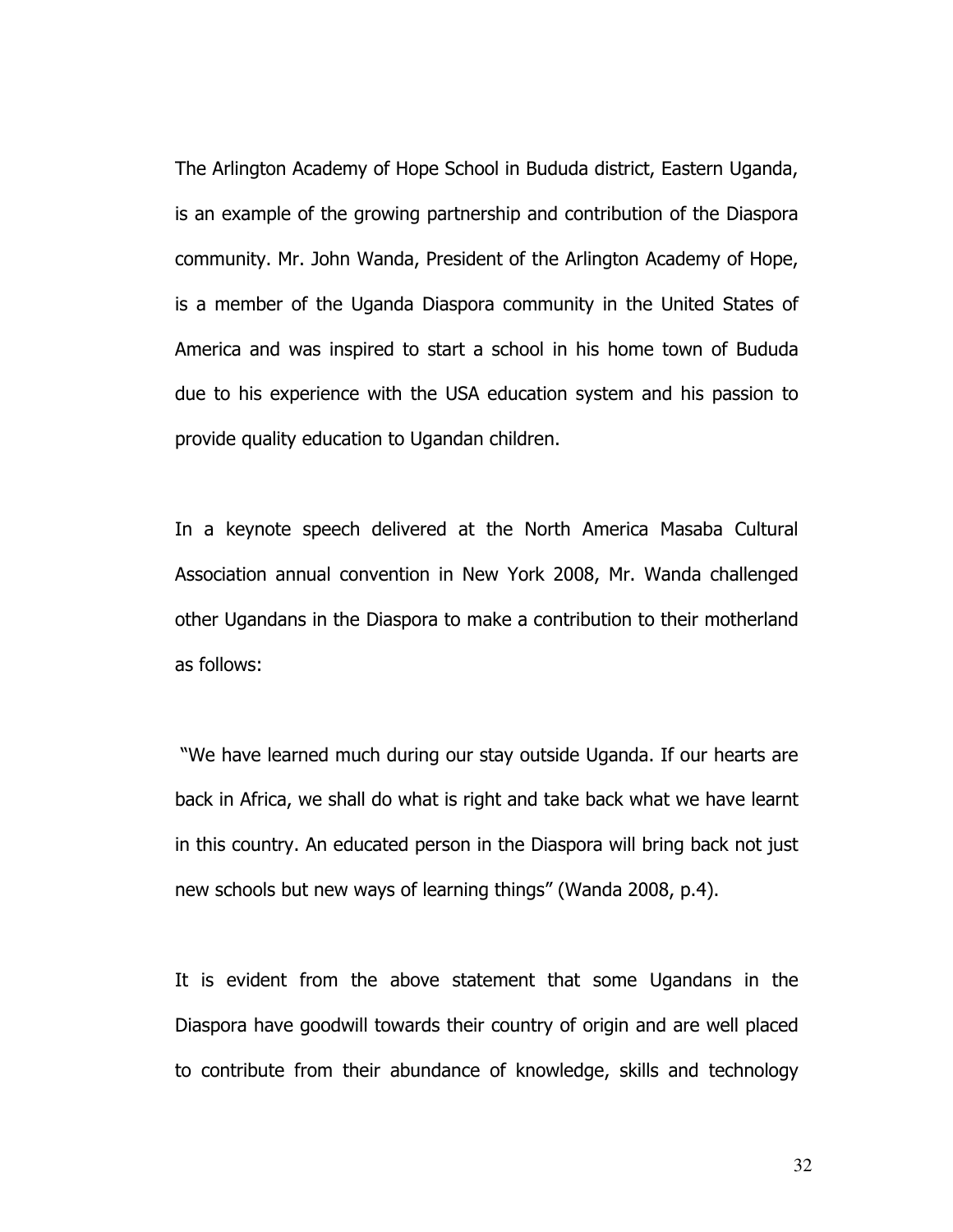The Arlington Academy of Hope School in Bududa district, Eastern Uganda, is an example of the growing partnership and contribution of the Diaspora community. Mr. John Wanda, President of the Arlington Academy of Hope, is a member of the Uganda Diaspora community in the United States of America and was inspired to start a school in his home town of Bududa due to his experience with the USA education system and his passion to provide quality education to Ugandan children.

In a keynote speech delivered at the North America Masaba Cultural Association annual convention in New York 2008, Mr. Wanda challenged other Ugandans in the Diaspora to make a contribution to their motherland as follows:

"We have learned much during our stay outside Uganda. If our hearts are back in Africa, we shall do what is right and take back what we have learnt in this country. An educated person in the Diaspora will bring back not just new schools but new ways of learning things" (Wanda 2008, p.4).

It is evident from the above statement that some Ugandans in the Diaspora have goodwill towards their country of origin and are well placed to contribute from their abundance of knowledge, skills and technology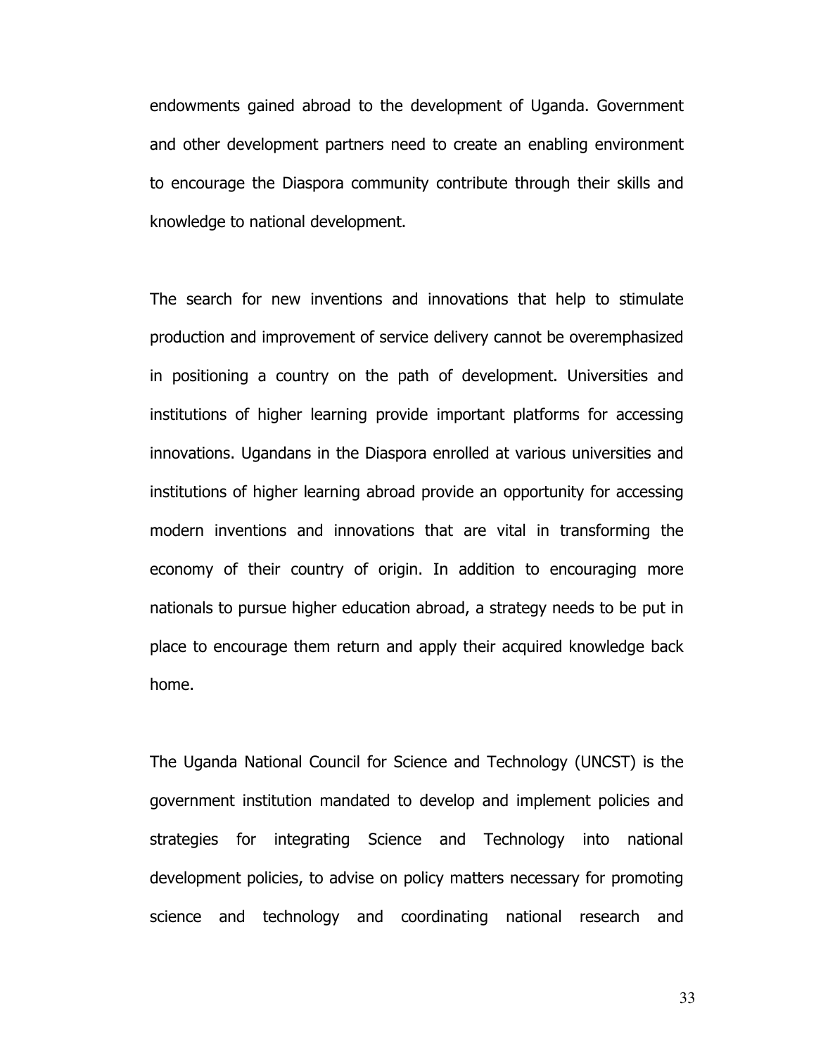endowments gained abroad to the development of Uganda. Government and other development partners need to create an enabling environment to encourage the Diaspora community contribute through their skills and knowledge to national development.

The search for new inventions and innovations that help to stimulate production and improvement of service delivery cannot be overemphasized in positioning a country on the path of development. Universities and institutions of higher learning provide important platforms for accessing innovations. Ugandans in the Diaspora enrolled at various universities and institutions of higher learning abroad provide an opportunity for accessing modern inventions and innovations that are vital in transforming the economy of their country of origin. In addition to encouraging more nationals to pursue higher education abroad, a strategy needs to be put in place to encourage them return and apply their acquired knowledge back home.

The Uganda National Council for Science and Technology (UNCST) is the government institution mandated to develop and implement policies and strategies for integrating Science and Technology into national development policies, to advise on policy matters necessary for promoting science and technology and coordinating national research and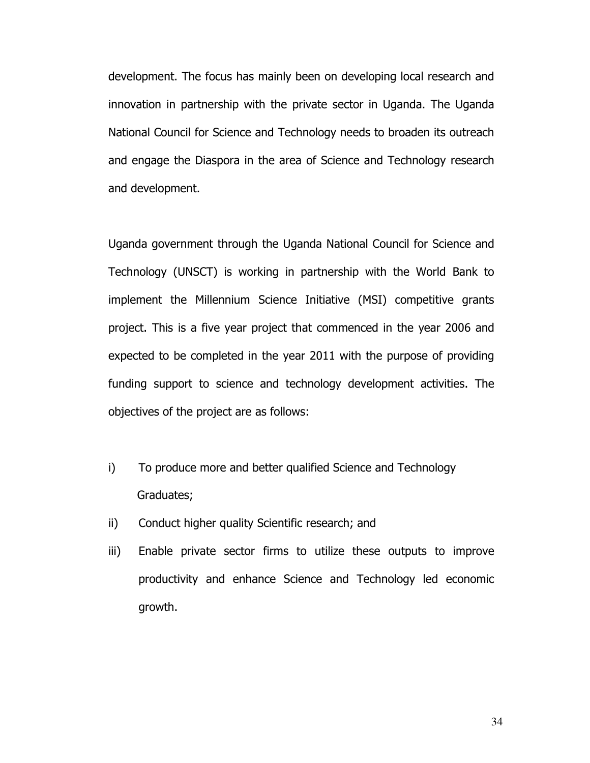development. The focus has mainly been on developing local research and innovation in partnership with the private sector in Uganda. The Uganda National Council for Science and Technology needs to broaden its outreach and engage the Diaspora in the area of Science and Technology research and development.

Uganda government through the Uganda National Council for Science and Technology (UNSCT) is working in partnership with the World Bank to implement the Millennium Science Initiative (MSI) competitive grants project. This is a five year project that commenced in the year 2006 and expected to be completed in the year 2011 with the purpose of providing funding support to science and technology development activities. The objectives of the project are as follows:

i) To produce more and better qualified Science and Technology Graduates;
ii) Conduct higher quality Scientific research; and
iii) Enable private sector firms to utilize these outputs to improve productivity and enhance Science and Technology led economic growth.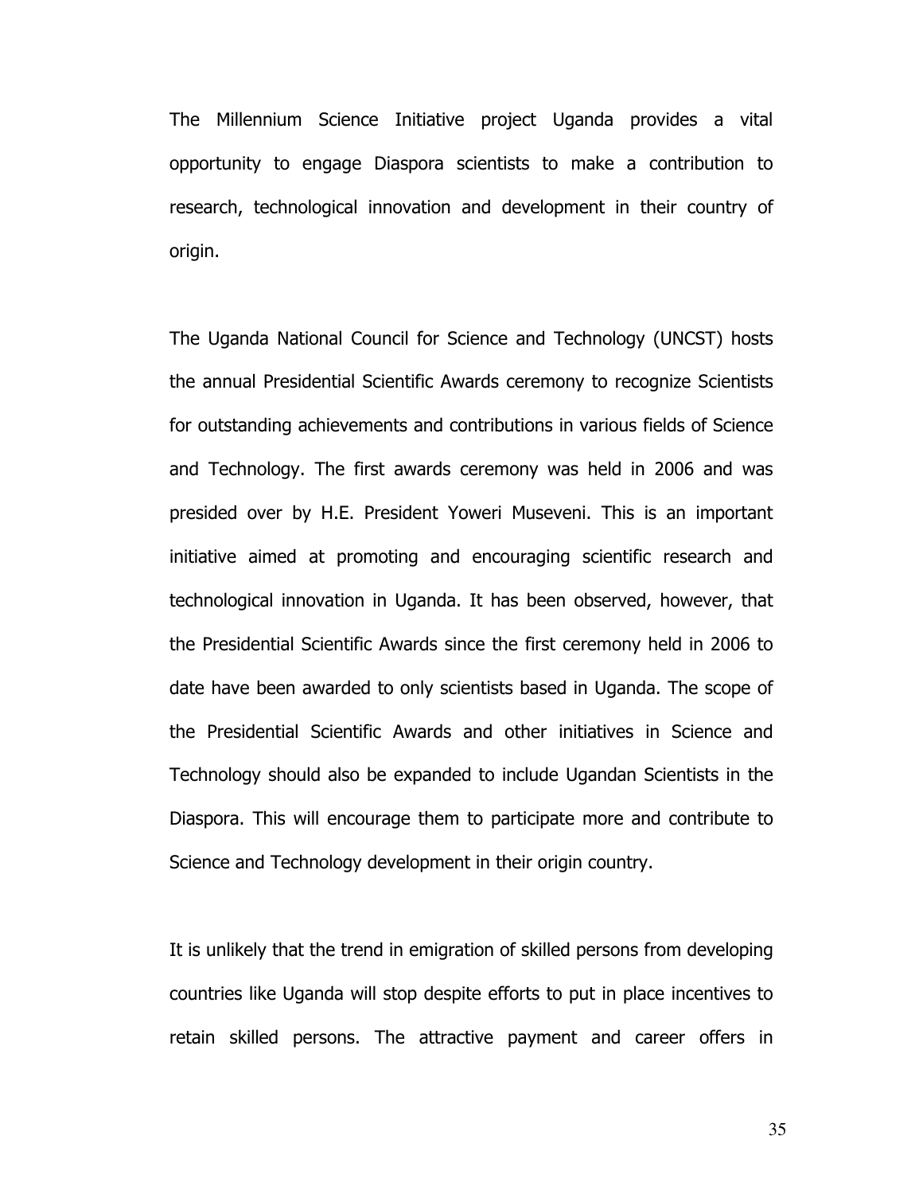The Millennium Science Initiative project Uganda provides a vital opportunity to engage Diaspora scientists to make a contribution to research, technological innovation and development in their country of origin.

The Uganda National Council for Science and Technology (UNCST) hosts the annual Presidential Scientific Awards ceremony to recognize Scientists for outstanding achievements and contributions in various fields of Science and Technology. The first awards ceremony was held in 2006 and was presided over by H.E. President Yoweri Museveni. This is an important initiative aimed at promoting and encouraging scientific research and technological innovation in Uganda. It has been observed, however, that the Presidential Scientific Awards since the first ceremony held in 2006 to date have been awarded to only scientists based in Uganda. The scope of the Presidential Scientific Awards and other initiatives in Science and Technology should also be expanded to include Ugandan Scientists in the Diaspora. This will encourage them to participate more and contribute to Science and Technology development in their origin country.

It is unlikely that the trend in emigration of skilled persons from developing countries like Uganda will stop despite efforts to put in place incentives to retain skilled persons. The attractive payment and career offers in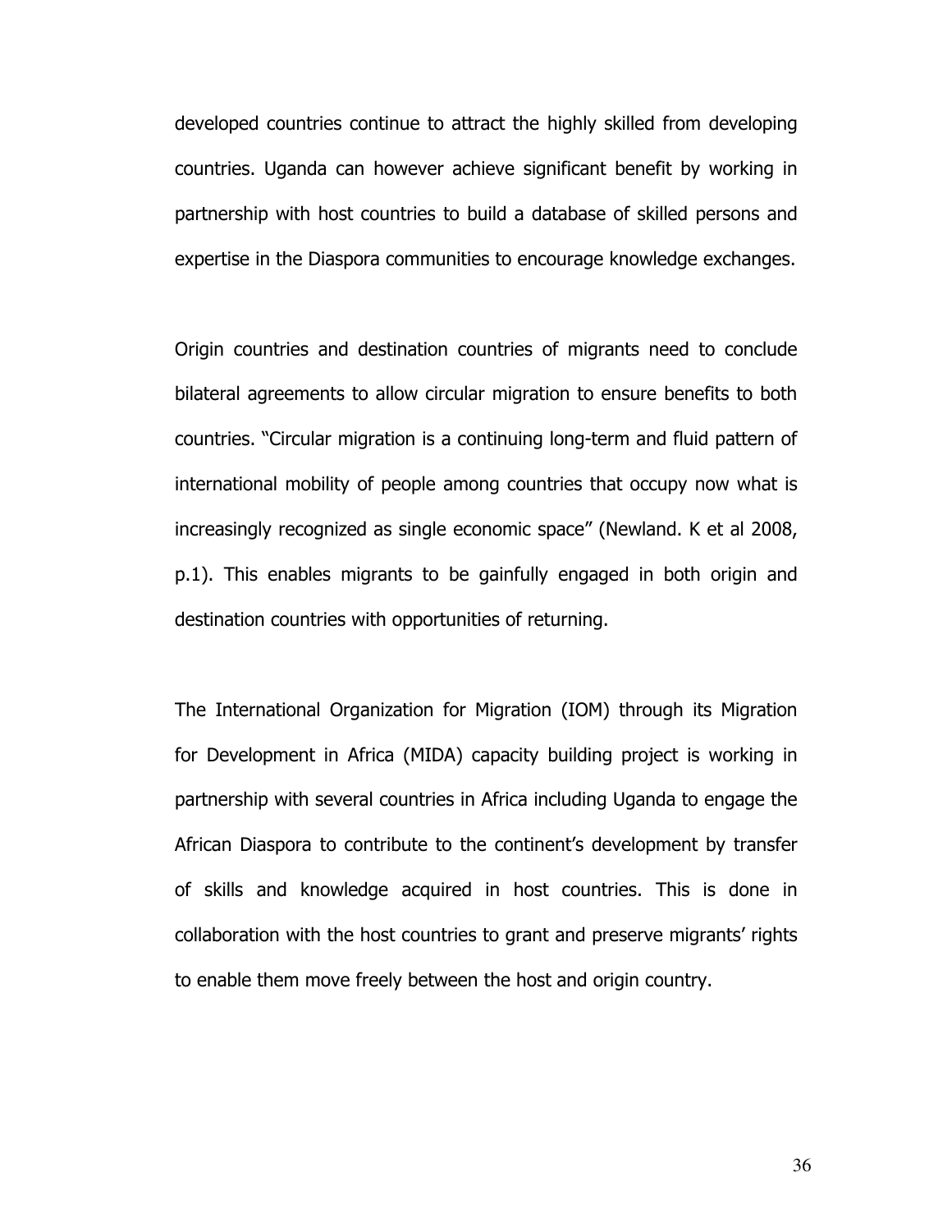developed countries continue to attract the highly skilled from developing countries. Uganda can however achieve significant benefit by working in partnership with host countries to build a database of skilled persons and expertise in the Diaspora communities to encourage knowledge exchanges.

Origin countries and destination countries of migrants need to conclude bilateral agreements to allow circular migration to ensure benefits to both countries. "Circular migration is a continuing long-term and fluid pattern of international mobility of people among countries that occupy now what is increasingly recognized as single economic space" (Newland. K et al 2008, p.1). This enables migrants to be gainfully engaged in both origin and destination countries with opportunities of returning.

The International Organization for Migration (IOM) through its Migration for Development in Africa (MIDA) capacity building project is working in partnership with several countries in Africa including Uganda to engage the African Diaspora to contribute to the continent's development by transfer of skills and knowledge acquired in host countries. This is done in collaboration with the host countries to grant and preserve migrants' rights to enable them move freely between the host and origin country.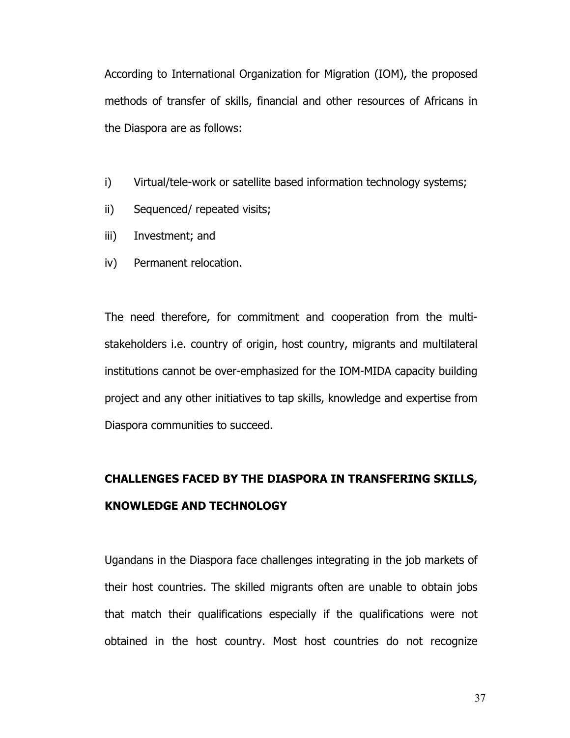According to International Organization for Migration (IOM), the proposed methods of transfer of skills, financial and other resources of Africans in the Diaspora are as follows:

i) Virtual/tele-work or satellite based information technology systems;

ii) Sequenced/ repeated visits;

iii) Investment; and

iv) Permanent relocation.

The need therefore, for commitment and cooperation from the multi-stakeholders i.e. country of origin, host country, migrants and multilateral institutions cannot be over-emphasized for the IOM-MIDA capacity building project and any other initiatives to tap skills, knowledge and expertise from Diaspora communities to succeed.

## CHALLENGES FACED BY THE DIASPORA IN TRANSFERING SKILLS, KNOWLEDGE AND TECHNOLOGY

Ugandans in the Diaspora face challenges integrating in the job markets of their host countries. The skilled migrants often are unable to obtain jobs that match their qualifications especially if the qualifications were not obtained in the host country. Most host countries do not recognize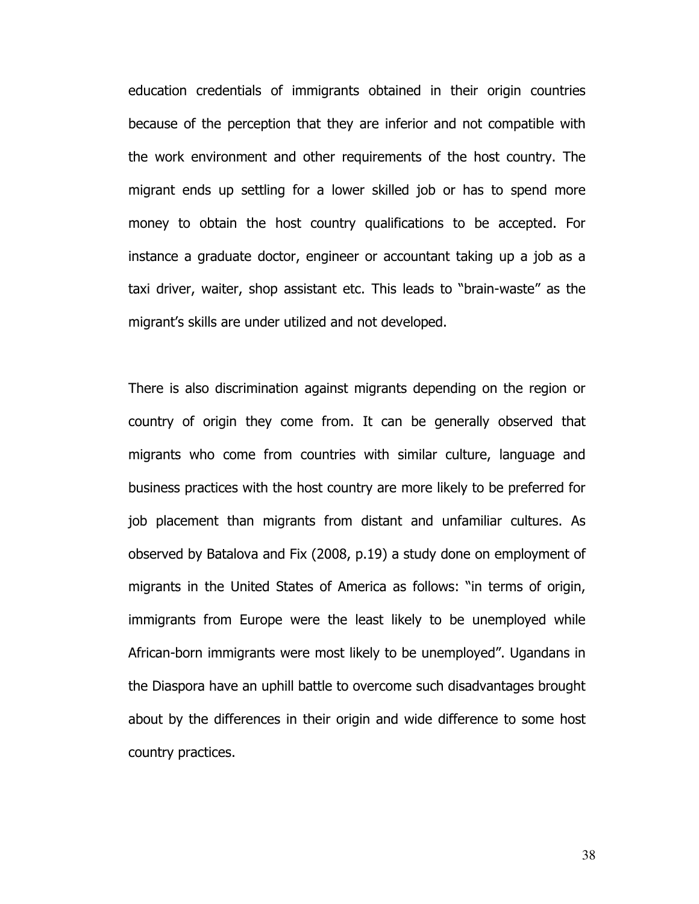education credentials of immigrants obtained in their origin countries because of the perception that they are inferior and not compatible with the work environment and other requirements of the host country. The migrant ends up settling for a lower skilled job or has to spend more money to obtain the host country qualifications to be accepted. For instance a graduate doctor, engineer or accountant taking up a job as a taxi driver, waiter, shop assistant etc. This leads to "brain-waste" as the migrant's skills are under utilized and not developed.

There is also discrimination against migrants depending on the region or country of origin they come from. It can be generally observed that migrants who come from countries with similar culture, language and business practices with the host country are more likely to be preferred for job placement than migrants from distant and unfamiliar cultures. As observed by Batalova and Fix (2008, p.19) a study done on employment of migrants in the United States of America as follows: "in terms of origin, immigrants from Europe were the least likely to be unemployed while African-born immigrants were most likely to be unemployed". Ugandans in the Diaspora have an uphill battle to overcome such disadvantages brought about by the differences in their origin and wide difference to some host country practices.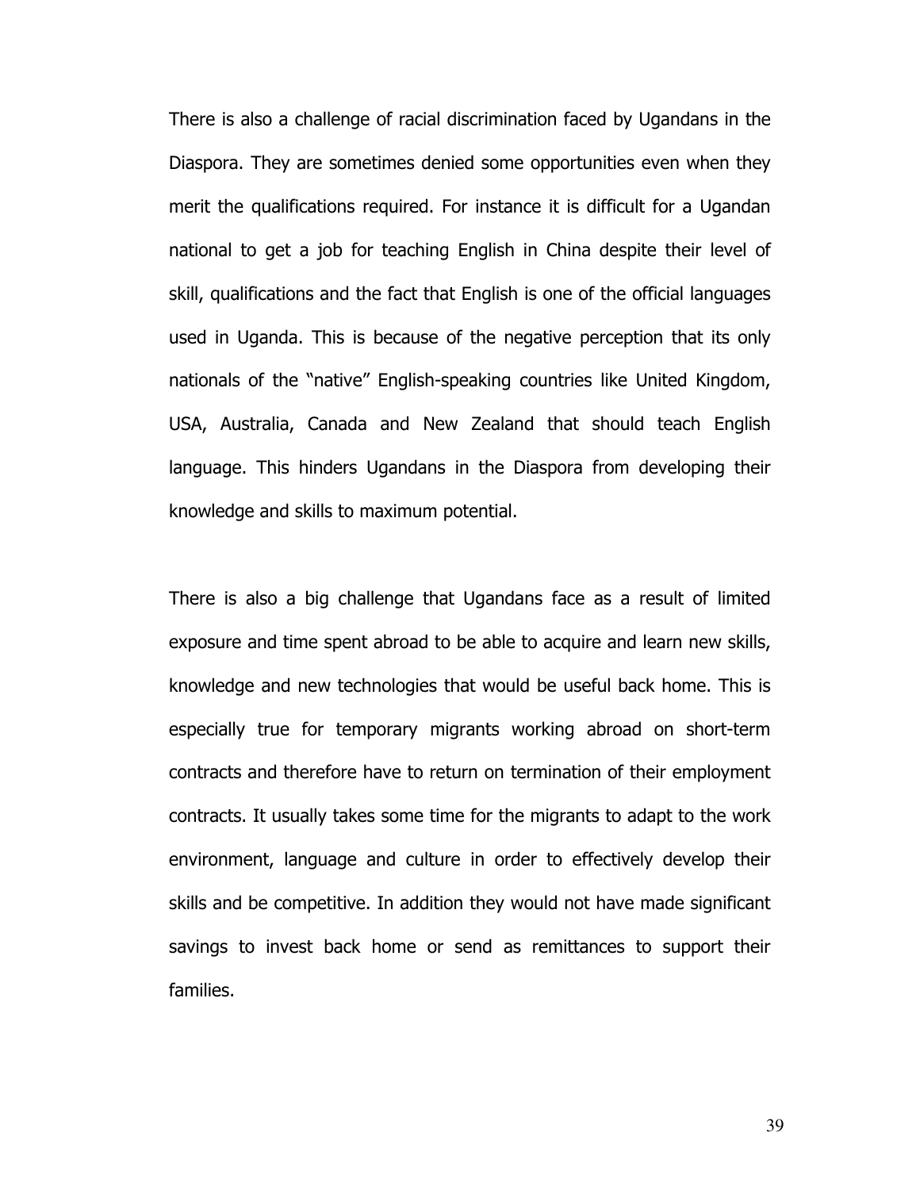There is also a challenge of racial discrimination faced by Ugandans in the Diaspora. They are sometimes denied some opportunities even when they merit the qualifications required. For instance it is difficult for a Ugandan national to get a job for teaching English in China despite their level of skill, qualifications and the fact that English is one of the official languages used in Uganda. This is because of the negative perception that its only nationals of the "native" English-speaking countries like United Kingdom, USA, Australia, Canada and New Zealand that should teach English language. This hinders Ugandans in the Diaspora from developing their knowledge and skills to maximum potential.

There is also a big challenge that Ugandans face as a result of limited exposure and time spent abroad to be able to acquire and learn new skills, knowledge and new technologies that would be useful back home. This is especially true for temporary migrants working abroad on short-term contracts and therefore have to return on termination of their employment contracts. It usually takes some time for the migrants to adapt to the work environment, language and culture in order to effectively develop their skills and be competitive. In addition they would not have made significant savings to invest back home or send as remittances to support their families.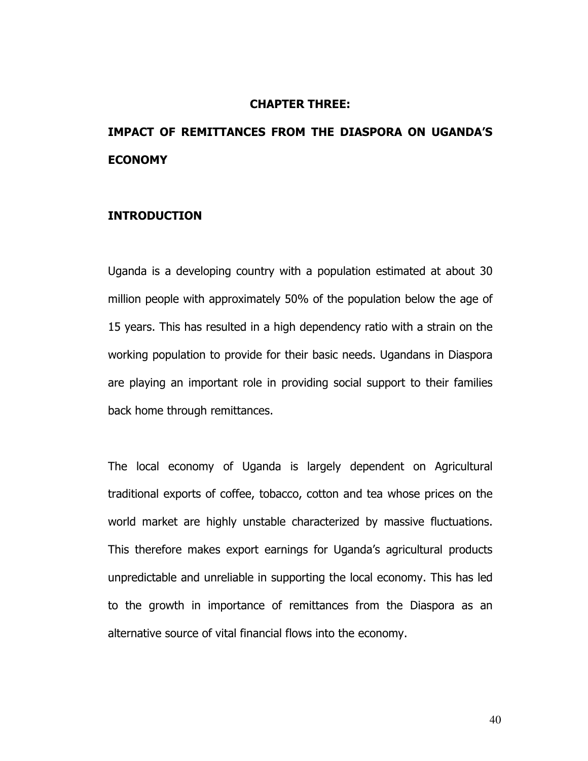# CHAPTER THREE:

# IMPACT OF REMITTANCES FROM THE DIASPORA ON UGANDA'S ECONOMY

## INTRODUCTION

Uganda is a developing country with a population estimated at about 30 million people with approximately 50% of the population below the age of 15 years. This has resulted in a high dependency ratio with a strain on the working population to provide for their basic needs. Ugandans in Diaspora are playing an important role in providing social support to their families back home through remittances.

The local economy of Uganda is largely dependent on Agricultural traditional exports of coffee, tobacco, cotton and tea whose prices on the world market are highly unstable characterized by massive fluctuations. This therefore makes export earnings for Uganda's agricultural products unpredictable and unreliable in supporting the local economy. This has led to the growth in importance of remittances from the Diaspora as an alternative source of vital financial flows into the economy.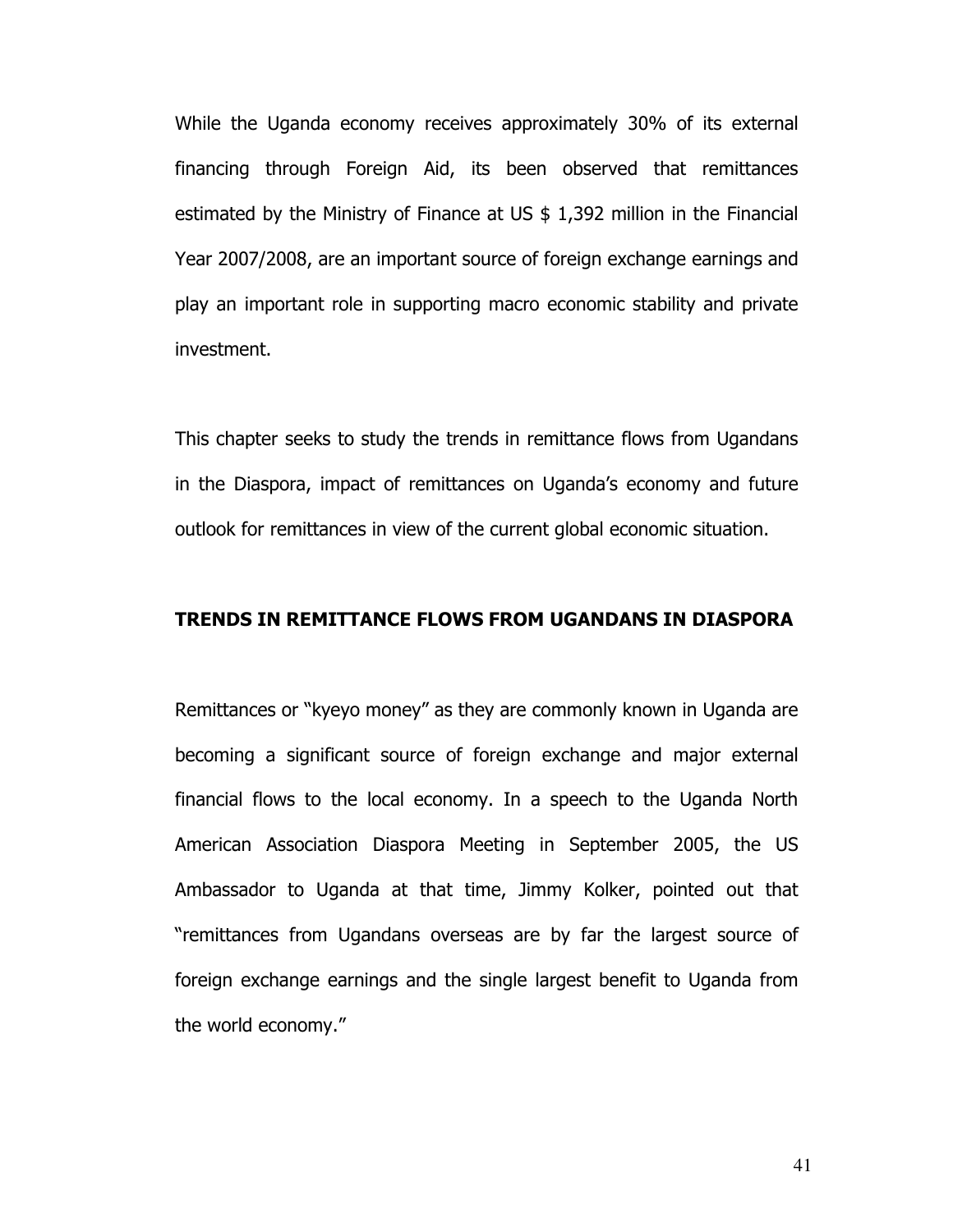While the Uganda economy receives approximately 30% of its external financing through Foreign Aid, its been observed that remittances estimated by the Ministry of Finance at US $ 1,392 million in the Financial Year 2007/2008, are an important source of foreign exchange earnings and play an important role in supporting macro economic stability and private investment.

This chapter seeks to study the trends in remittance flows from Ugandans in the Diaspora, impact of remittances on Uganda's economy and future outlook for remittances in view of the current global economic situation.

## TRENDS IN REMITTANCE FLOWS FROM UGANDANS IN DIASPORA

Remittances or "kyeyo money" as they are commonly known in Uganda are becoming a significant source of foreign exchange and major external financial flows to the local economy. In a speech to the Uganda North American Association Diaspora Meeting in September 2005, the US Ambassador to Uganda at that time, Jimmy Kolker, pointed out that "remittances from Ugandans overseas are by far the largest source of foreign exchange earnings and the single largest benefit to Uganda from the world economy."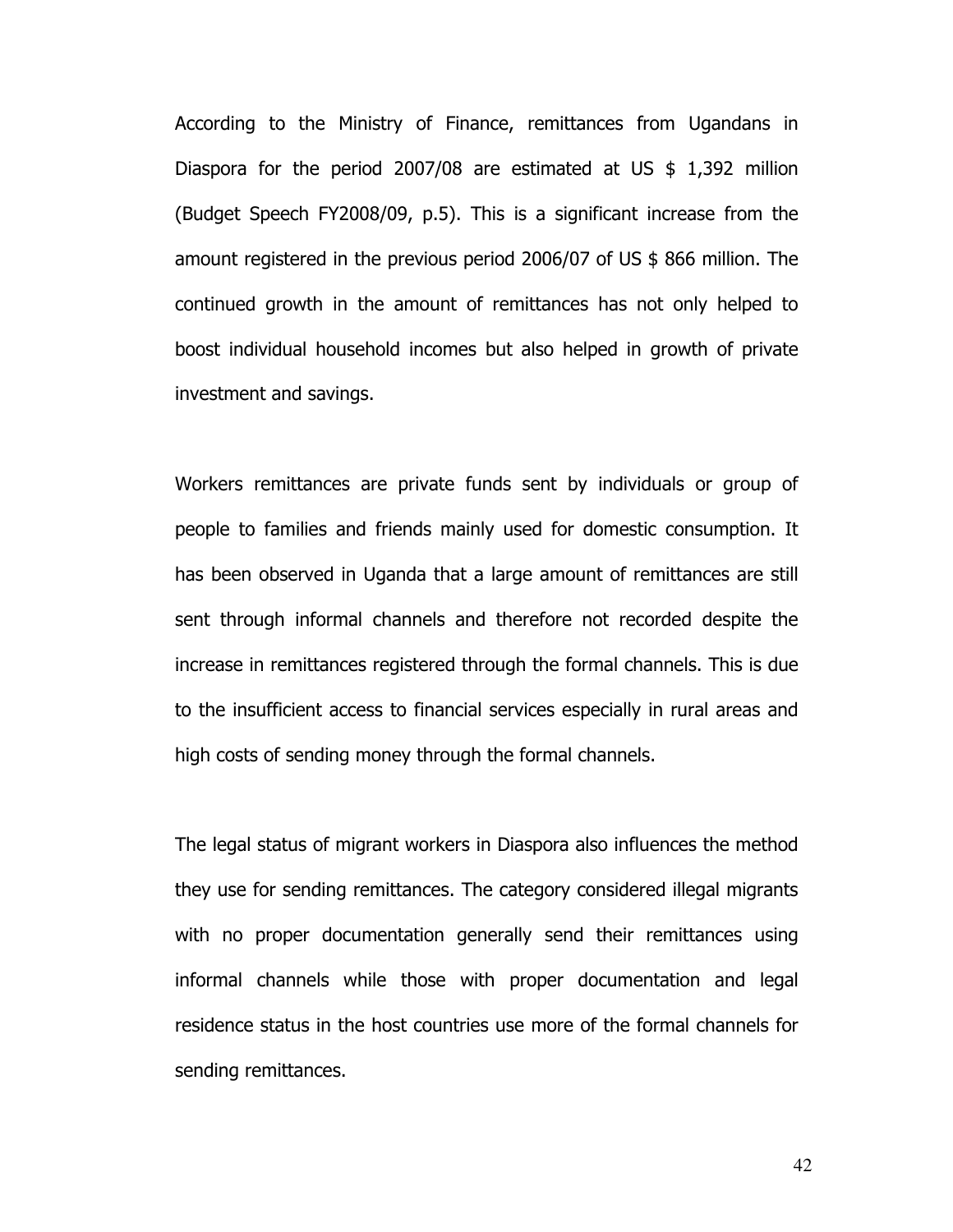According to the Ministry of Finance, remittances from Ugandans in Diaspora for the period 2007/08 are estimated at US $ 1,392 million (Budget Speech FY2008/09, p.5). This is a significant increase from the amount registered in the previous period 2006/07 of US $ 866 million. The continued growth in the amount of remittances has not only helped to boost individual household incomes but also helped in growth of private investment and savings.

Workers remittances are private funds sent by individuals or group of people to families and friends mainly used for domestic consumption. It has been observed in Uganda that a large amount of remittances are still sent through informal channels and therefore not recorded despite the increase in remittances registered through the formal channels. This is due to the insufficient access to financial services especially in rural areas and high costs of sending money through the formal channels.

The legal status of migrant workers in Diaspora also influences the method they use for sending remittances. The category considered illegal migrants with no proper documentation generally send their remittances using informal channels while those with proper documentation and legal residence status in the host countries use more of the formal channels for sending remittances.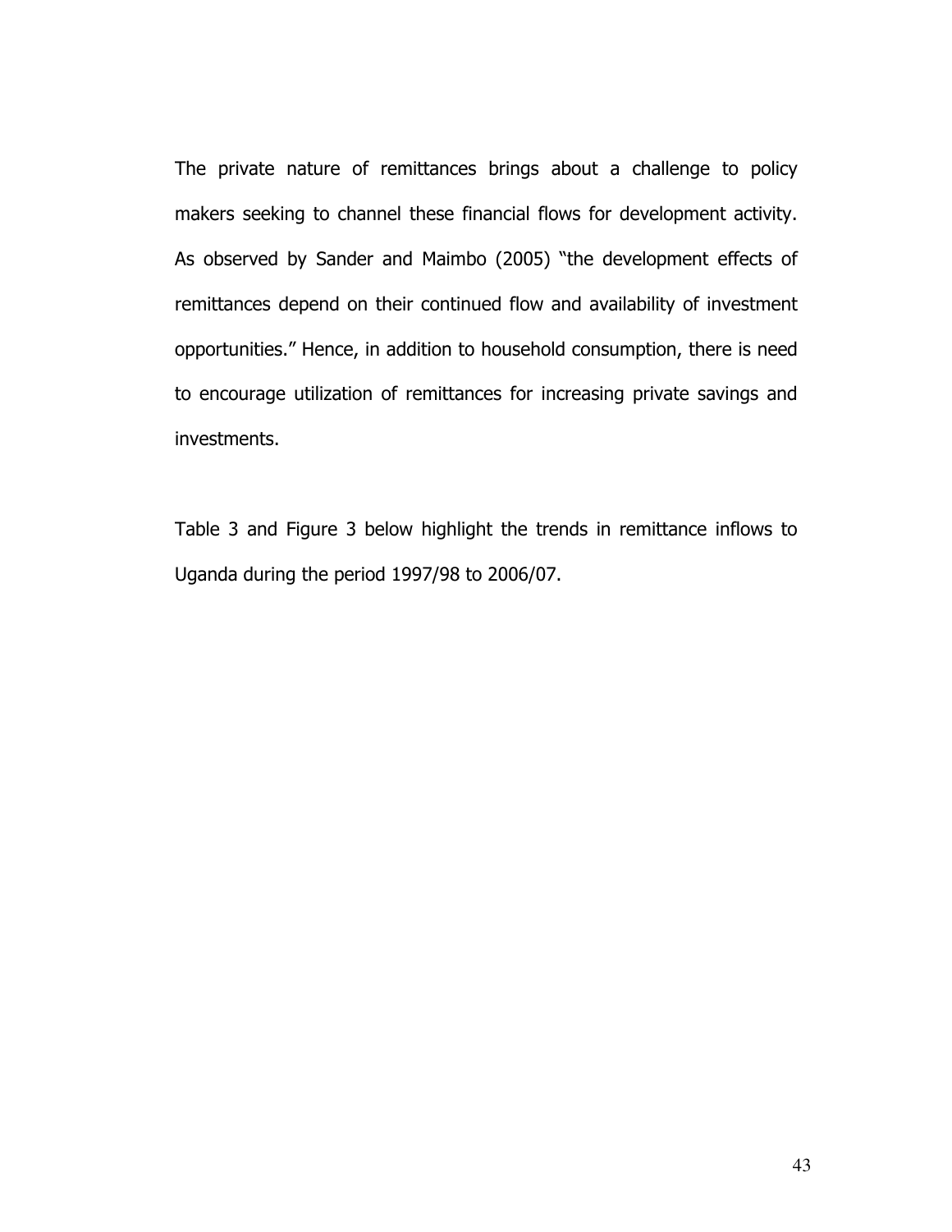The private nature of remittances brings about a challenge to policy makers seeking to channel these financial flows for development activity. As observed by Sander and Maimbo (2005) "the development effects of remittances depend on their continued flow and availability of investment opportunities." Hence, in addition to household consumption, there is need to encourage utilization of remittances for increasing private savings and investments.

Table 3 and Figure 3 below highlight the trends in remittance inflows to Uganda during the period 1997/98 to 2006/07.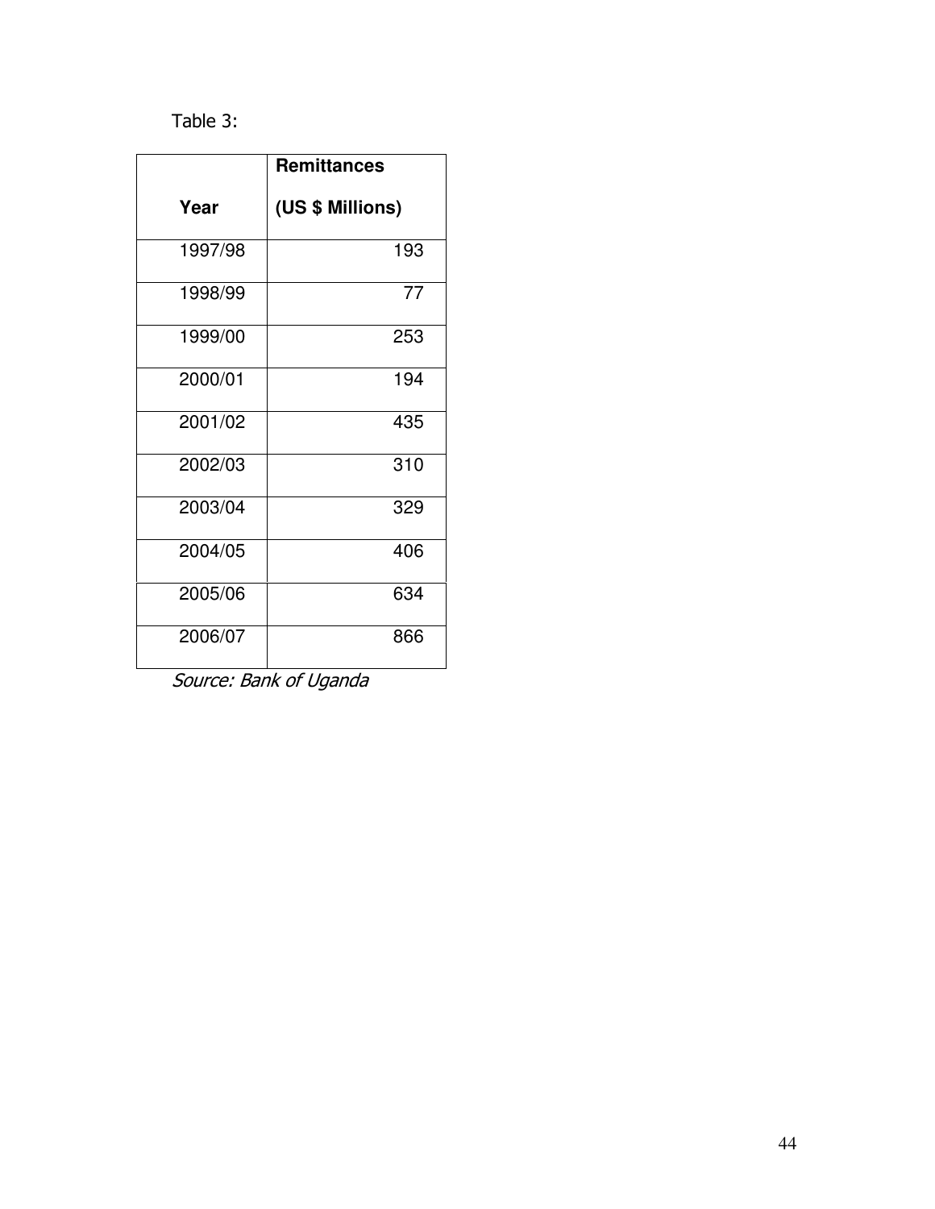Table 3:

| Year | Remittances (US $ Millions) |
|---|---|
| 1997/98 | 193 |
| 1998/99 | 77 |
| 1999/00 | 253 |
| 2000/01 | 194 |
| 2001/02 | 435 |
| 2002/03 | 310 |
| 2003/04 | 329 |
| 2004/05 | 406 |
| 2005/06 | 634 |
| 2006/07 | 866 |

*Source: Bank of Uganda*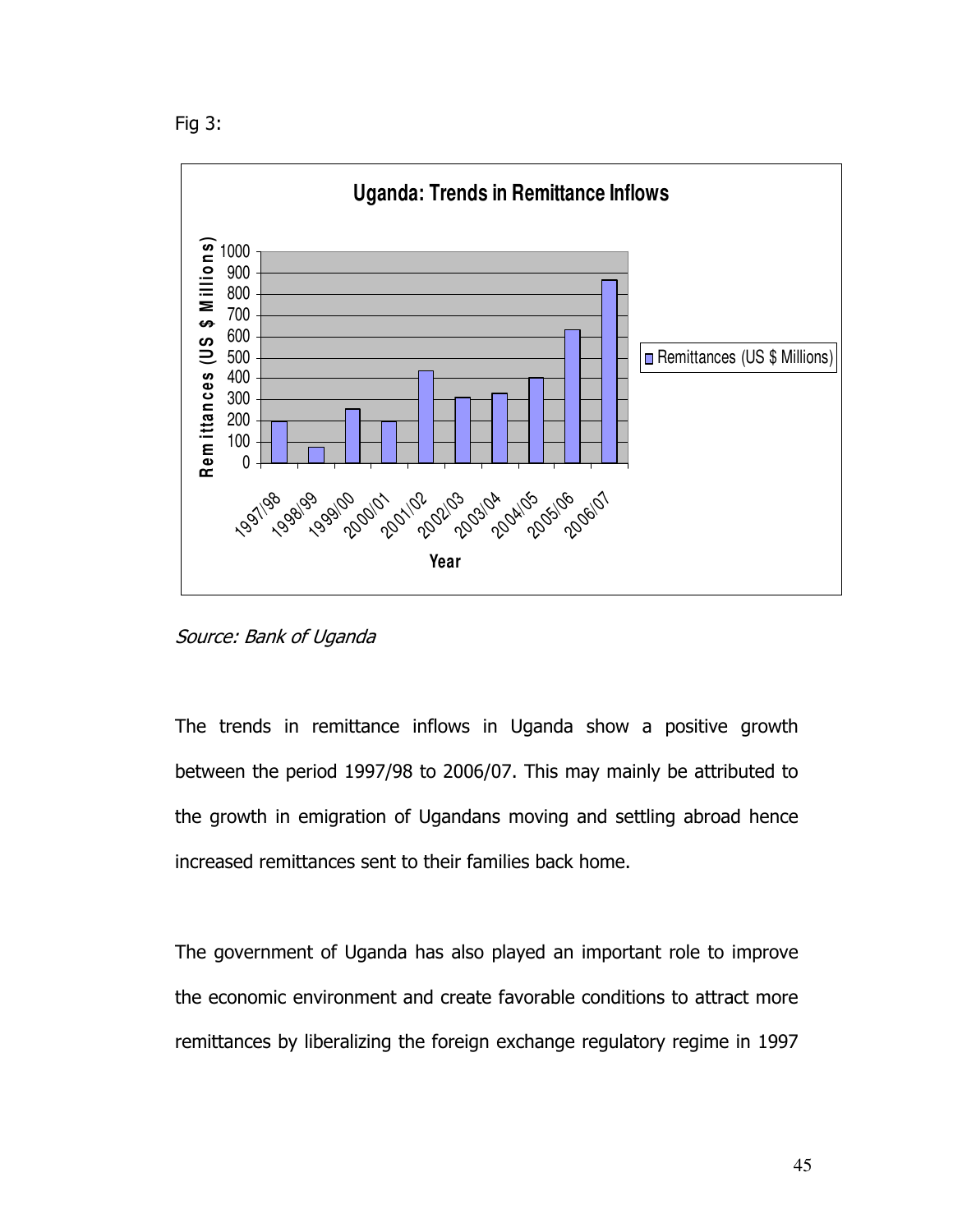Fig 3:

**Uganda: Trends in Remittance Inflows**

Source: Bank of Uganda

The trends in remittance inflows in Uganda show a positive growth between the period 1997/98 to 2006/07. This may mainly be attributed to the growth in emigration of Ugandans moving and settling abroad hence increased remittances sent to their families back home.

The government of Uganda has also played an important role to improve the economic environment and create favorable conditions to attract more remittances by liberalizing the foreign exchange regulatory regime in 1997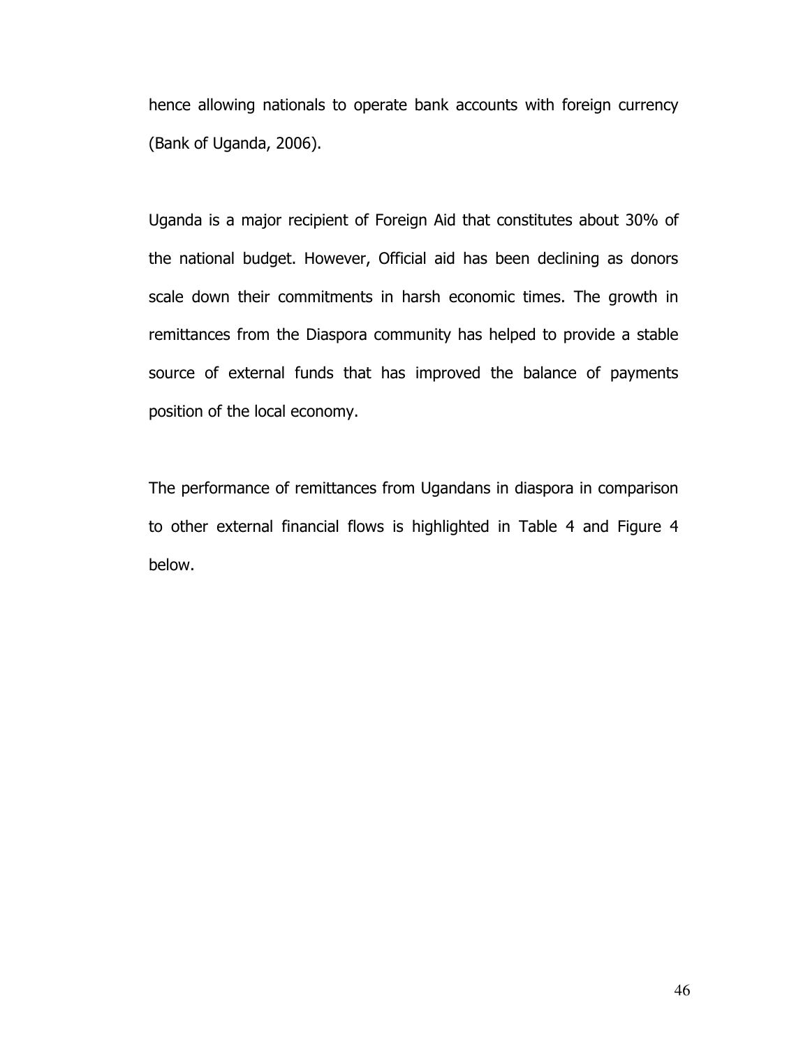hence allowing nationals to operate bank accounts with foreign currency (Bank of Uganda, 2006).

Uganda is a major recipient of Foreign Aid that constitutes about 30% of the national budget. However, Official aid has been declining as donors scale down their commitments in harsh economic times. The growth in remittances from the Diaspora community has helped to provide a stable source of external funds that has improved the balance of payments position of the local economy.

The performance of remittances from Ugandans in diaspora in comparison to other external financial flows is highlighted in Table 4 and Figure 4 below.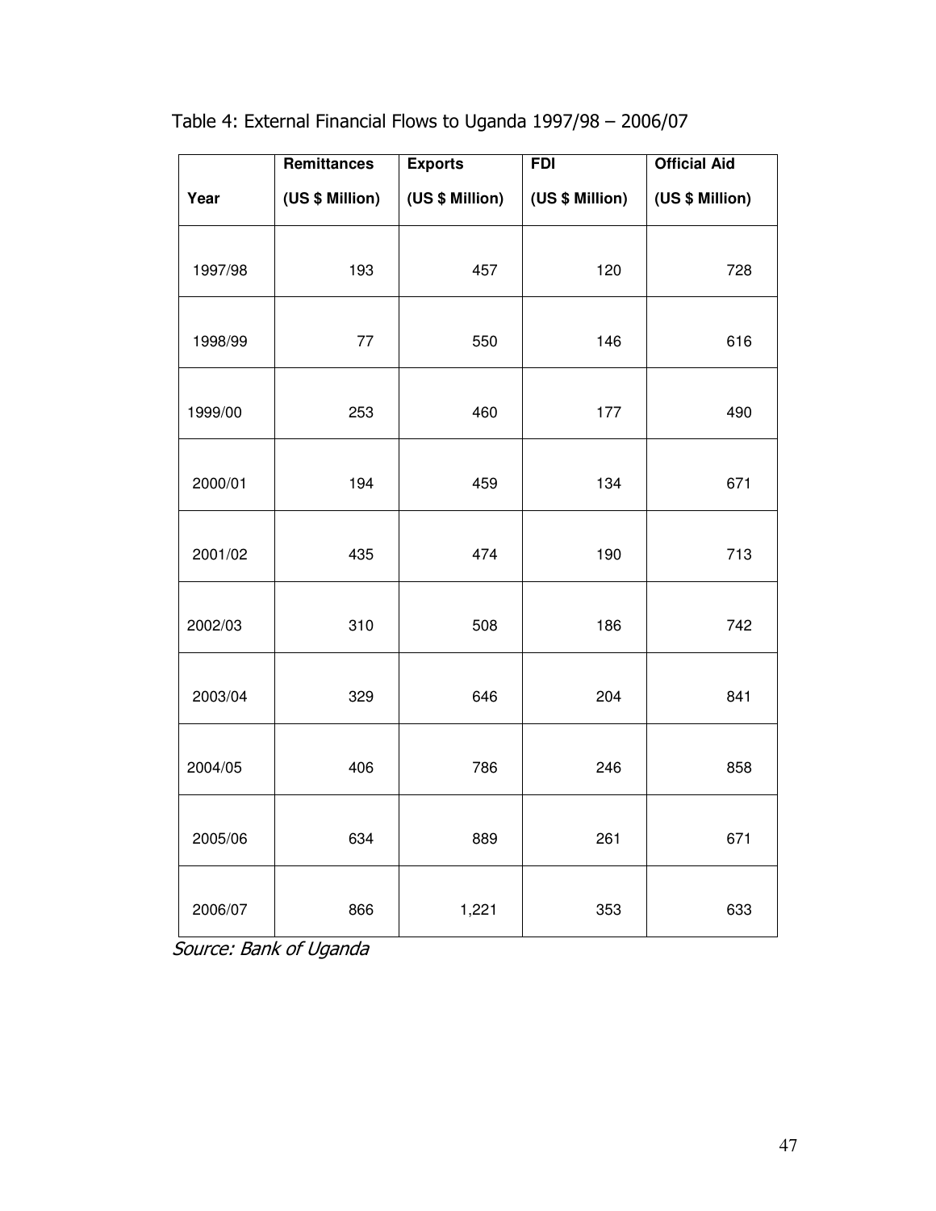Table 4: External Financial Flows to Uganda 1997/98 – 2006/07

| Year | Remittances (US $ Million) | Exports (US $ Million) | FDI (US $ Million) | Official Aid (US $ Million) |
|---|---|---|---|---|
| 1997/98 | 193 | 457 | 120 | 728 |
| 1998/99 | 77 | 550 | 146 | 616 |
| 1999/00 | 253 | 460 | 177 | 490 |
| 2000/01 | 194 | 459 | 134 | 671 |
| 2001/02 | 435 | 474 | 190 | 713 |
| 2002/03 | 310 | 508 | 186 | 742 |
| 2003/04 | 329 | 646 | 204 | 841 |
| 2004/05 | 406 | 786 | 246 | 858 |
| 2005/06 | 634 | 889 | 261 | 671 |
| 2006/07 | 866 | 1,221 | 353 | 633 |

*Source: Bank of Uganda*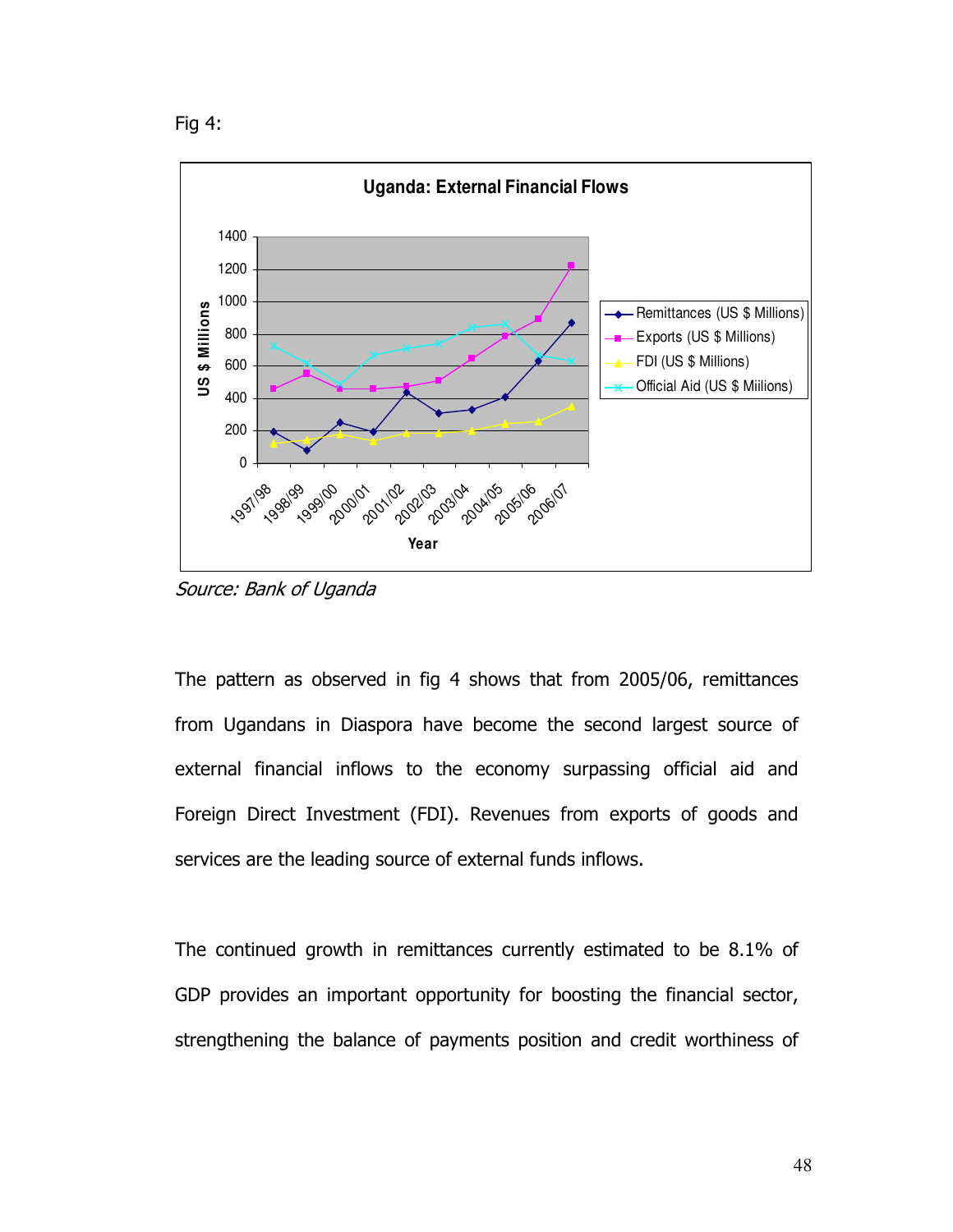Fig 4:

Source: Bank of Uganda

The pattern as observed in fig 4 shows that from 2005/06, remittances from Ugandans in Diaspora have become the second largest source of external financial inflows to the economy surpassing official aid and Foreign Direct Investment (FDI). Revenues from exports of goods and services are the leading source of external funds inflows.

The continued growth in remittances currently estimated to be 8.1% of GDP provides an important opportunity for boosting the financial sector, strengthening the balance of payments position and credit worthiness of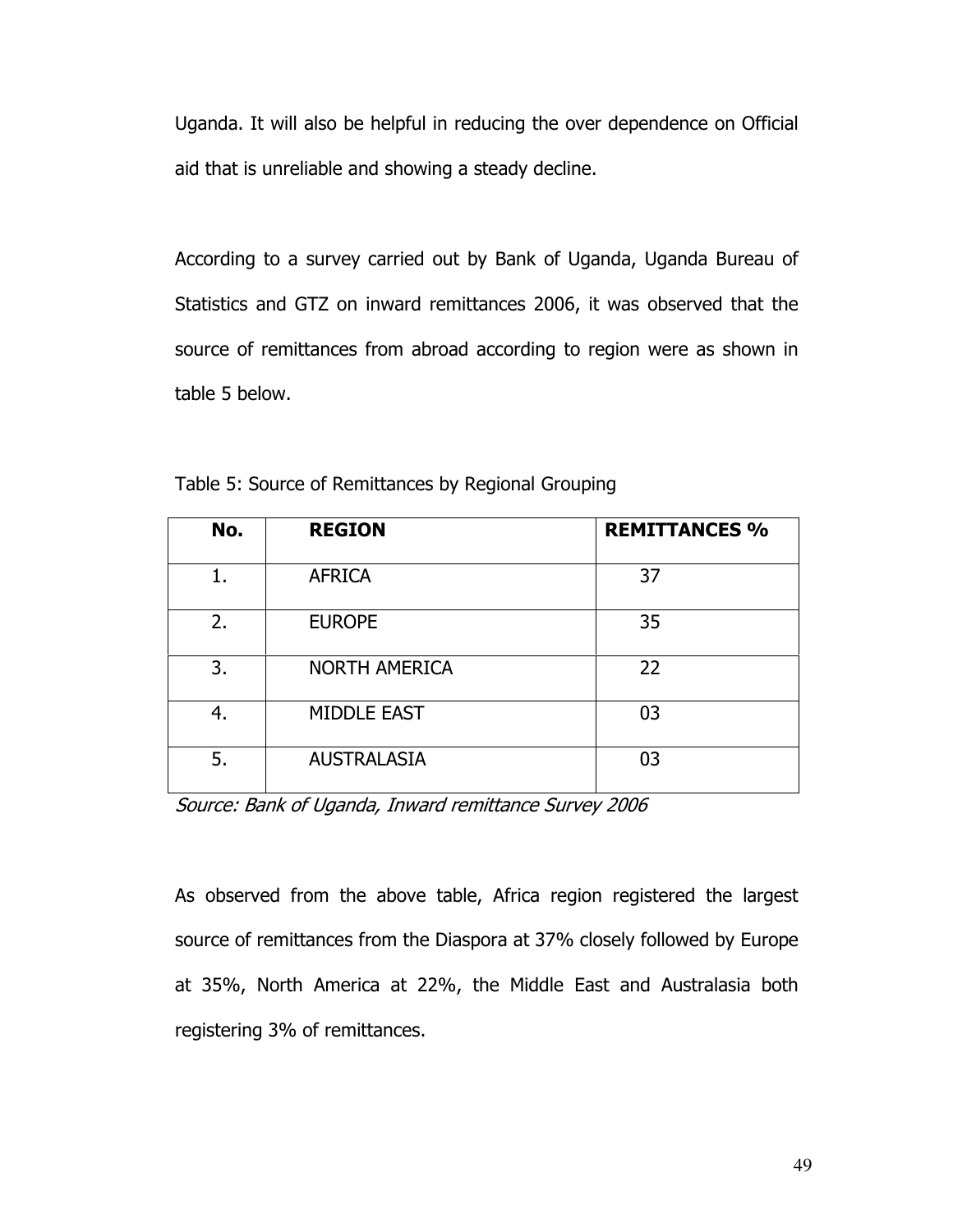Uganda. It will also be helpful in reducing the over dependence on Official aid that is unreliable and showing a steady decline.

According to a survey carried out by Bank of Uganda, Uganda Bureau of Statistics and GTZ on inward remittances 2006, it was observed that the source of remittances from abroad according to region were as shown in table 5 below.

Table 5: Source of Remittances by Regional Grouping

| No. | REGION | REMITTANCES % |
|---|---|---|
| 1. | AFRICA | 37 |
| 2. | EUROPE | 35 |
| 3. | NORTH AMERICA | 22 |
| 4. | MIDDLE EAST | 03 |
| 5. | AUSTRALASIA | 03 |

*Source: Bank of Uganda, Inward remittance Survey 2006*

As observed from the above table, Africa region registered the largest source of remittances from the Diaspora at 37% closely followed by Europe at 35%, North America at 22%, the Middle East and Australasia both registering 3% of remittances.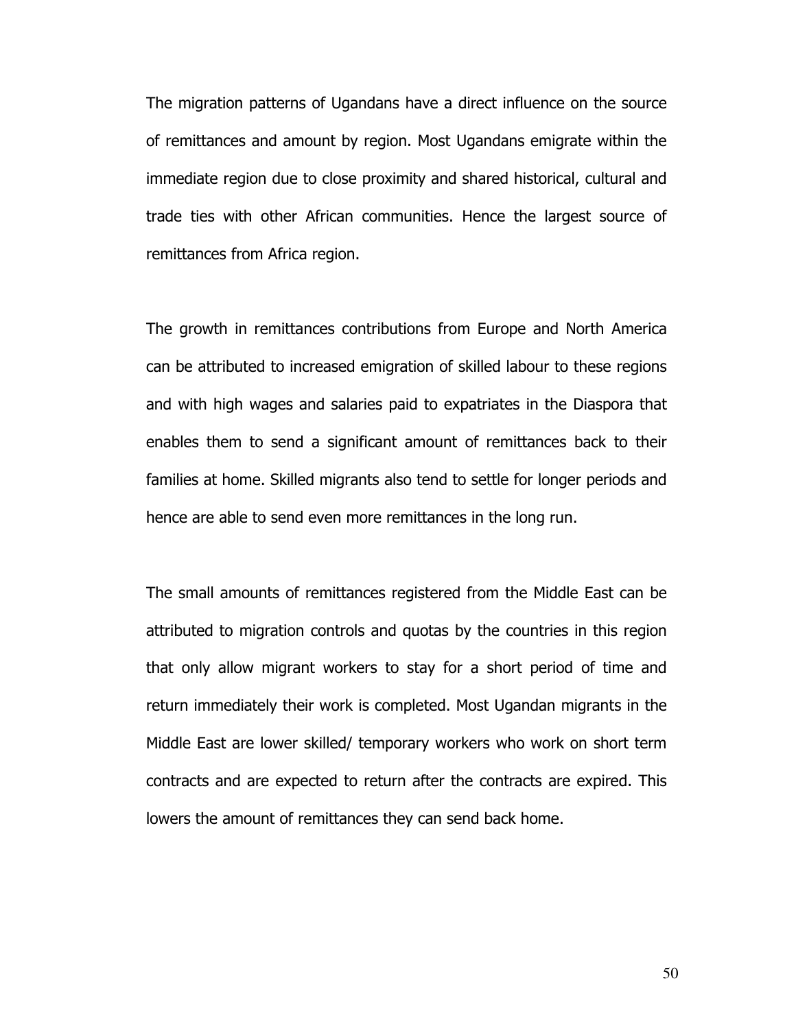The migration patterns of Ugandans have a direct influence on the source of remittances and amount by region. Most Ugandans emigrate within the immediate region due to close proximity and shared historical, cultural and trade ties with other African communities. Hence the largest source of remittances from Africa region.

The growth in remittances contributions from Europe and North America can be attributed to increased emigration of skilled labour to these regions and with high wages and salaries paid to expatriates in the Diaspora that enables them to send a significant amount of remittances back to their families at home. Skilled migrants also tend to settle for longer periods and hence are able to send even more remittances in the long run.

The small amounts of remittances registered from the Middle East can be attributed to migration controls and quotas by the countries in this region that only allow migrant workers to stay for a short period of time and return immediately their work is completed. Most Ugandan migrants in the Middle East are lower skilled/ temporary workers who work on short term contracts and are expected to return after the contracts are expired. This lowers the amount of remittances they can send back home.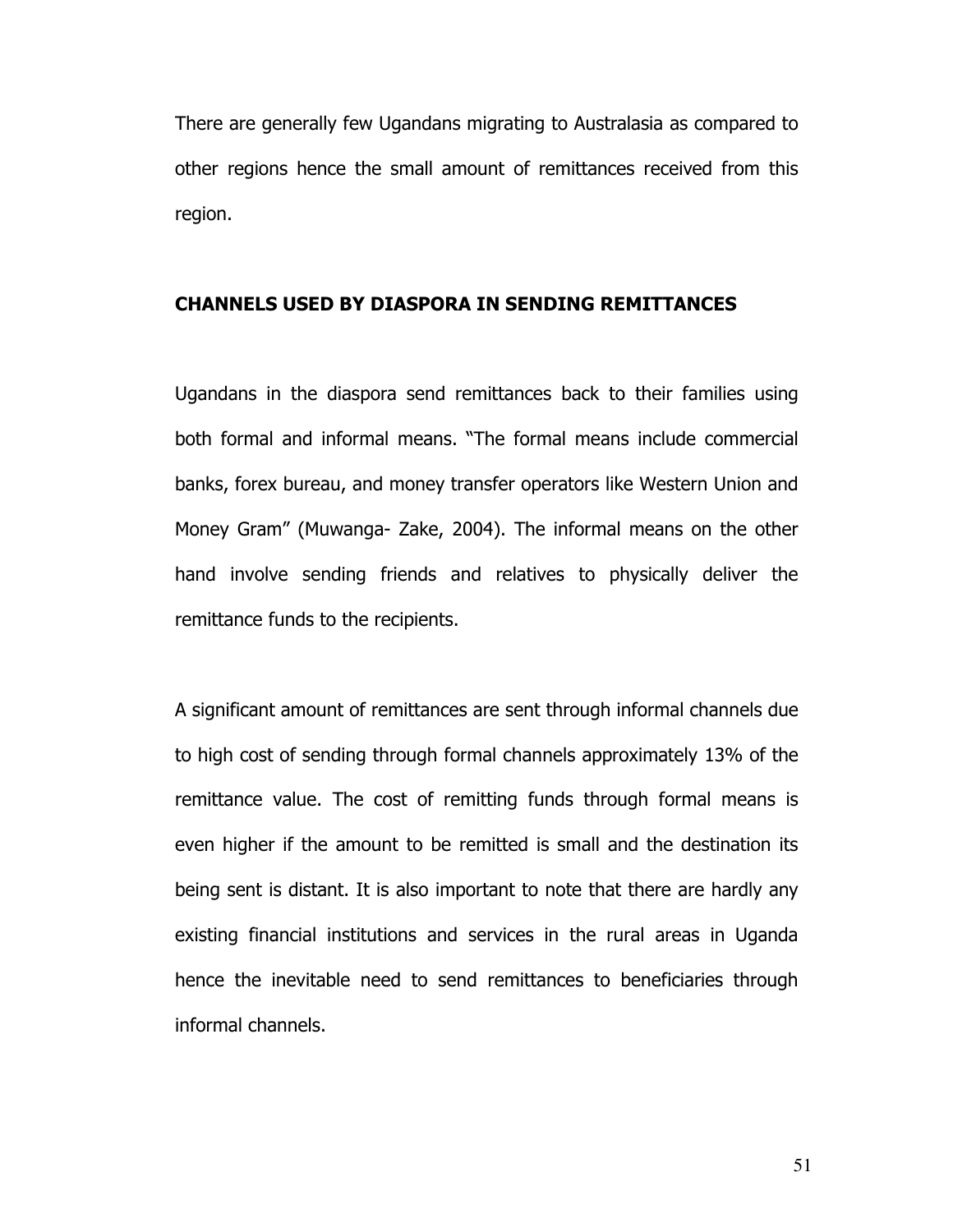There are generally few Ugandans migrating to Australasia as compared to other regions hence the small amount of remittances received from this region.

## CHANNELS USED BY DIASPORA IN SENDING REMITTANCES

Ugandans in the diaspora send remittances back to their families using both formal and informal means. "The formal means include commercial banks, forex bureau, and money transfer operators like Western Union and Money Gram" (Muwanga- Zake, 2004). The informal means on the other hand involve sending friends and relatives to physically deliver the remittance funds to the recipients.

A significant amount of remittances are sent through informal channels due to high cost of sending through formal channels approximately 13% of the remittance value. The cost of remitting funds through formal means is even higher if the amount to be remitted is small and the destination its being sent is distant. It is also important to note that there are hardly any existing financial institutions and services in the rural areas in Uganda hence the inevitable need to send remittances to beneficiaries through informal channels.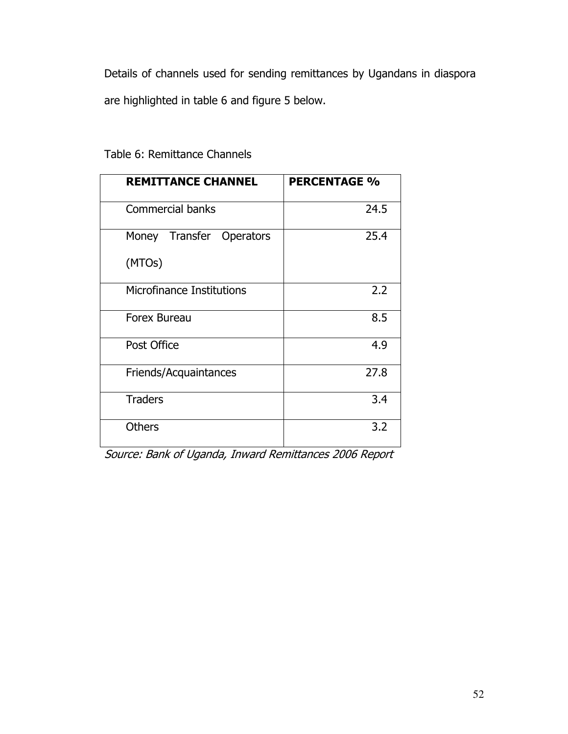Details of channels used for sending remittances by Ugandans in diaspora are highlighted in table 6 and figure 5 below.

Table 6: Remittance Channels

| REMITTANCE CHANNEL | PERCENTAGE % |
|---|---|
| Commercial banks | 24.5 |
| Money Transfer Operators (MTOs) | 25.4 |
| Microfinance Institutions | 2.2 |
| Forex Bureau | 8.5 |
| Post Office | 4.9 |
| Friends/Acquaintances | 27.8 |
| Traders | 3.4 |
| Others | 3.2 |

*Source: Bank of Uganda, Inward Remittances 2006 Report*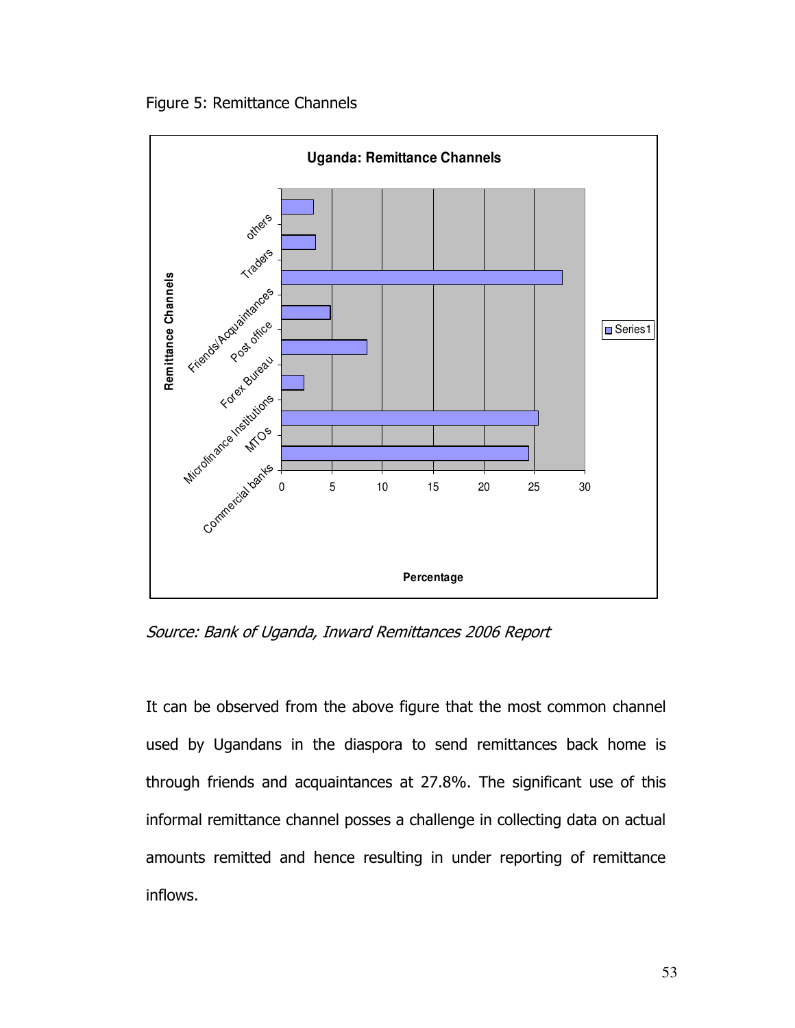Figure 5: Remittance Channels

*Source: Bank of Uganda, Inward Remittances 2006 Report*

It can be observed from the above figure that the most common channel used by Ugandans in the diaspora to send remittances back home is through friends and acquaintances at 27.8%. The significant use of this informal remittance channel posses a challenge in collecting data on actual amounts remitted and hence resulting in under reporting of remittance inflows.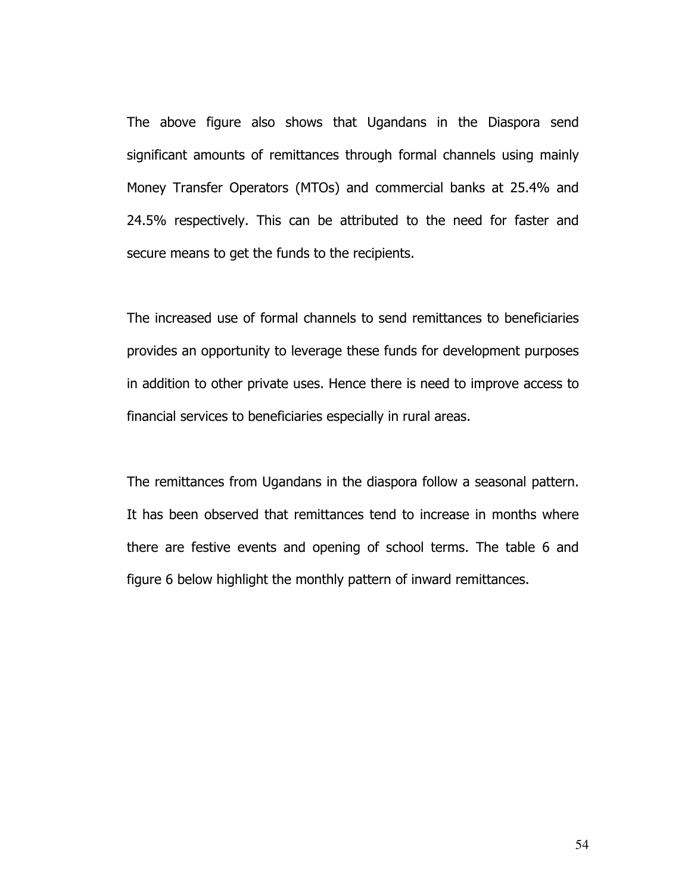The above figure also shows that Ugandans in the Diaspora send significant amounts of remittances through formal channels using mainly Money Transfer Operators (MTOs) and commercial banks at 25.4% and 24.5% respectively. This can be attributed to the need for faster and secure means to get the funds to the recipients.

The increased use of formal channels to send remittances to beneficiaries provides an opportunity to leverage these funds for development purposes in addition to other private uses. Hence there is need to improve access to financial services to beneficiaries especially in rural areas.

The remittances from Ugandans in the diaspora follow a seasonal pattern. It has been observed that remittances tend to increase in months where there are festive events and opening of school terms. The table 6 and figure 6 below highlight the monthly pattern of inward remittances.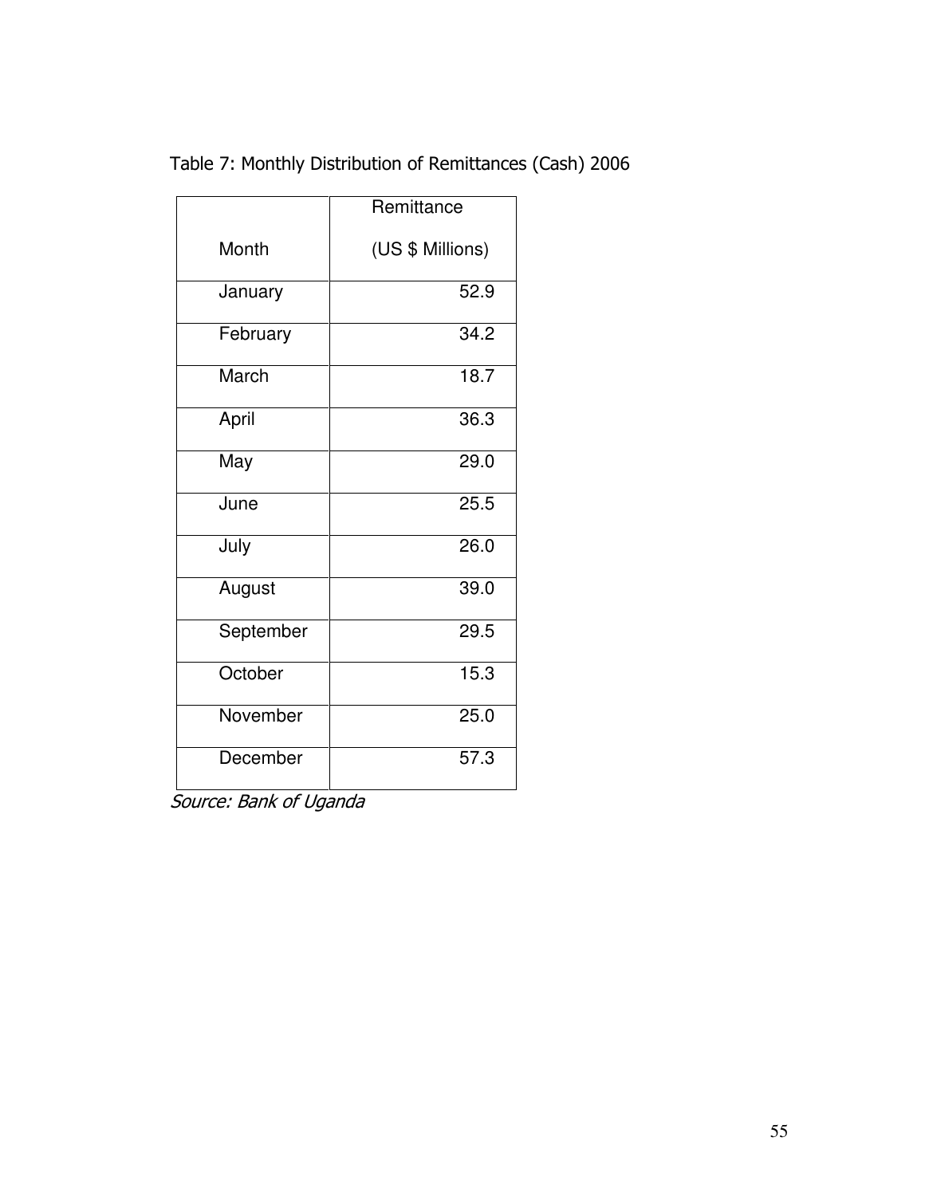Table 7: Monthly Distribution of Remittances (Cash) 2006

| Month | Remittance (US $ Millions) |
|---|---|
| January | 52.9 |
| February | 34.2 |
| March | 18.7 |
| April | 36.3 |
| May | 29.0 |
| June | 25.5 |
| July | 26.0 |
| August | 39.0 |
| September | 29.5 |
| October | 15.3 |
| November | 25.0 |
| December | 57.3 |

*Source: Bank of Uganda*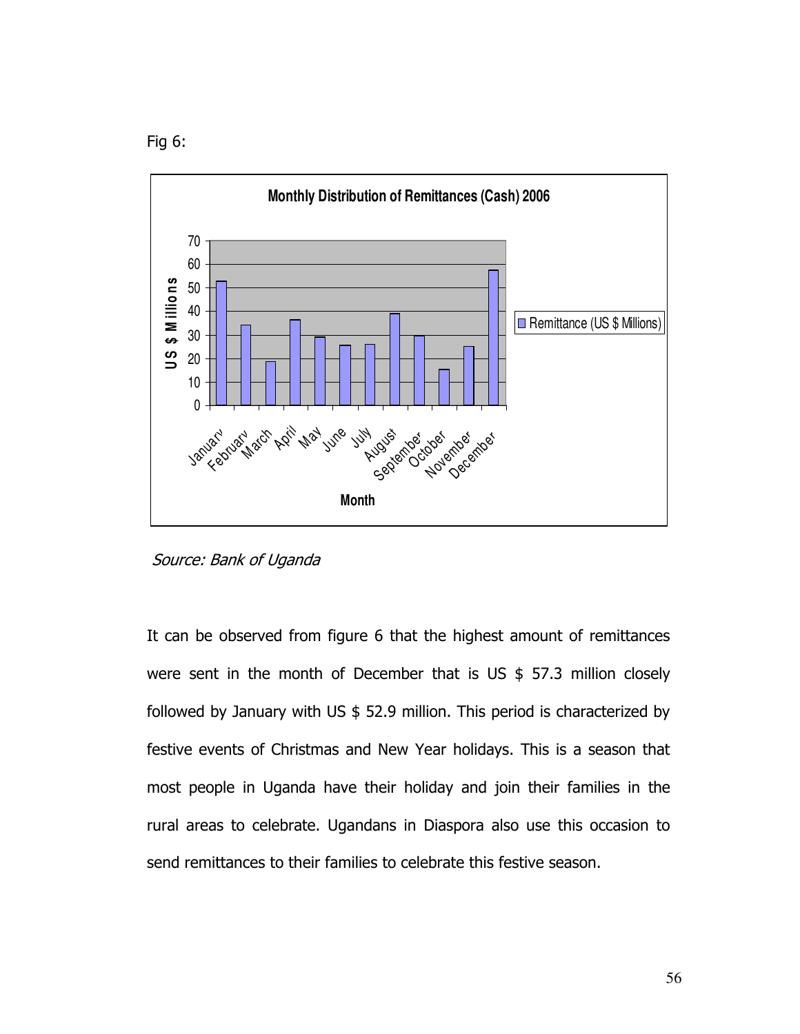Fig 6:

Source: Bank of Uganda

It can be observed from figure 6 that the highest amount of remittances were sent in the month of December that is US $ 57.3 million closely followed by January with US $ 52.9 million. This period is characterized by festive events of Christmas and New Year holidays. This is a season that most people in Uganda have their holiday and join their families in the rural areas to celebrate. Ugandans in Diaspora also use this occasion to send remittances to their families to celebrate this festive season.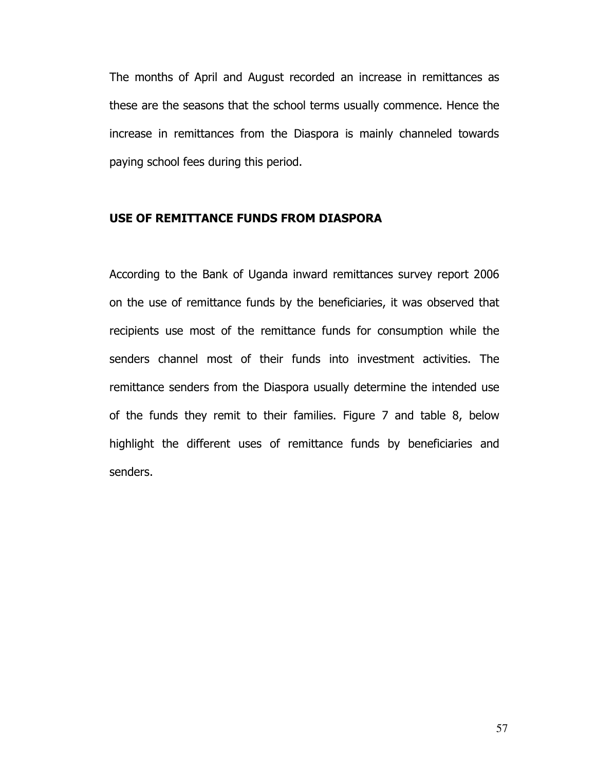The months of April and August recorded an increase in remittances as these are the seasons that the school terms usually commence. Hence the increase in remittances from the Diaspora is mainly channeled towards paying school fees during this period.

## USE OF REMITTANCE FUNDS FROM DIASPORA

According to the Bank of Uganda inward remittances survey report 2006 on the use of remittance funds by the beneficiaries, it was observed that recipients use most of the remittance funds for consumption while the senders channel most of their funds into investment activities. The remittance senders from the Diaspora usually determine the intended use of the funds they remit to their families. Figure 7 and table 8, below highlight the different uses of remittance funds by beneficiaries and senders.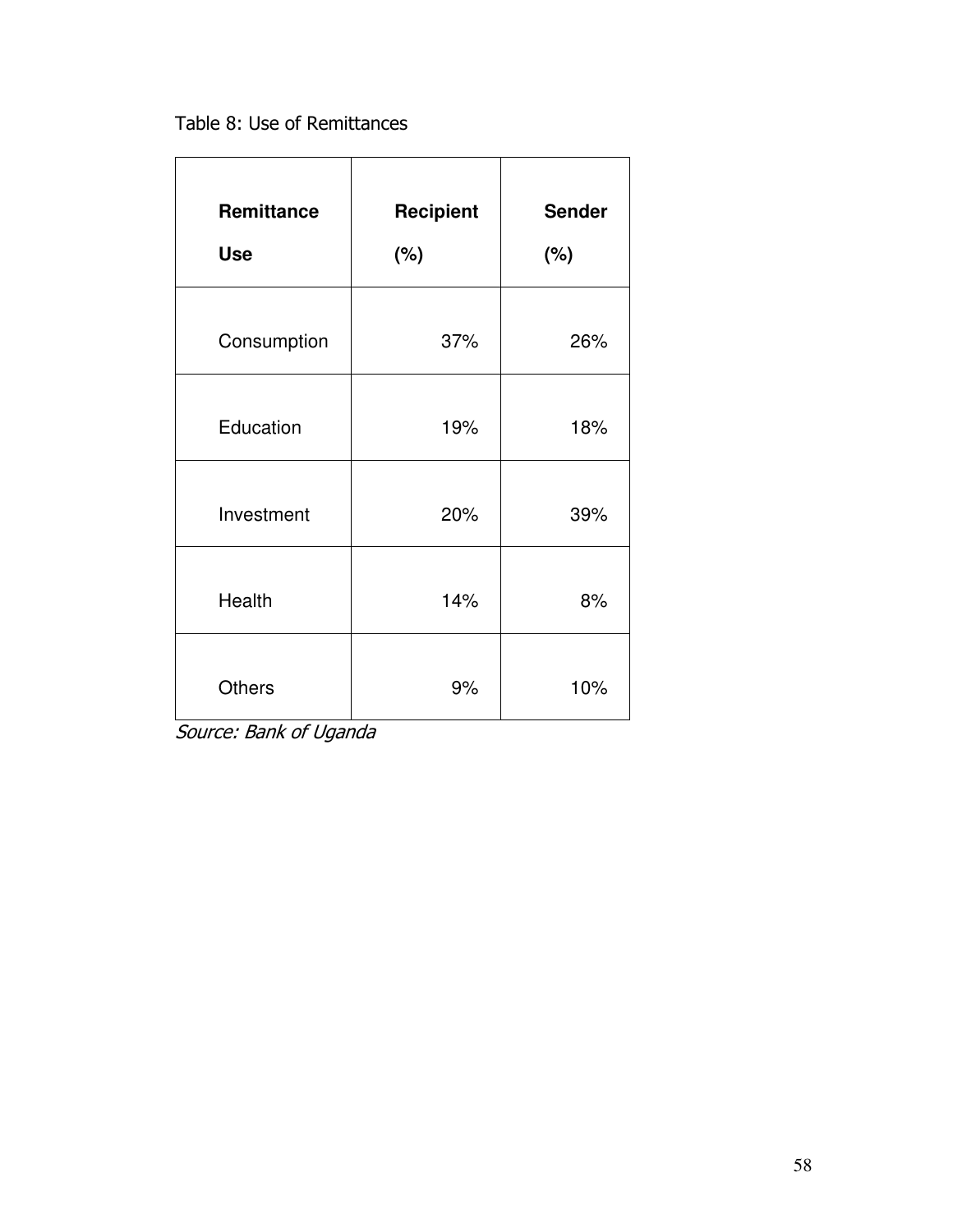Table 8: Use of Remittances

| Remittance Use | Recipient (%) | Sender (%) |
|---|---|---|
| Consumption | 37% | 26% |
| Education | 19% | 18% |
| Investment | 20% | 39% |
| Health | 14% | 8% |
| Others | 9% | 10% |

*Source: Bank of Uganda*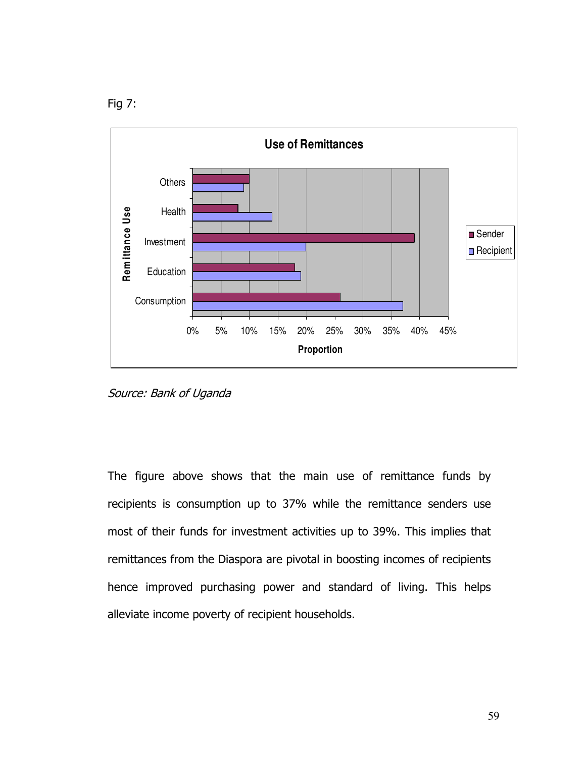Fig 7:

**Use of Remittances**

| Remittance Use | Sender | Recipient |
| --- | --- | --- |
| Others | 10% | 9% |
| Health | 8% | 14% |
| Investment | 39% | 20% |
| Education | 18% | 19% |
| Consumption | 26% | 37% |

*Source: Bank of Uganda*

The figure above shows that the main use of remittance funds by recipients is consumption up to 37% while the remittance senders use most of their funds for investment activities up to 39%. This implies that remittances from the Diaspora are pivotal in boosting incomes of recipients hence improved purchasing power and standard of living. This helps alleviate income poverty of recipient households.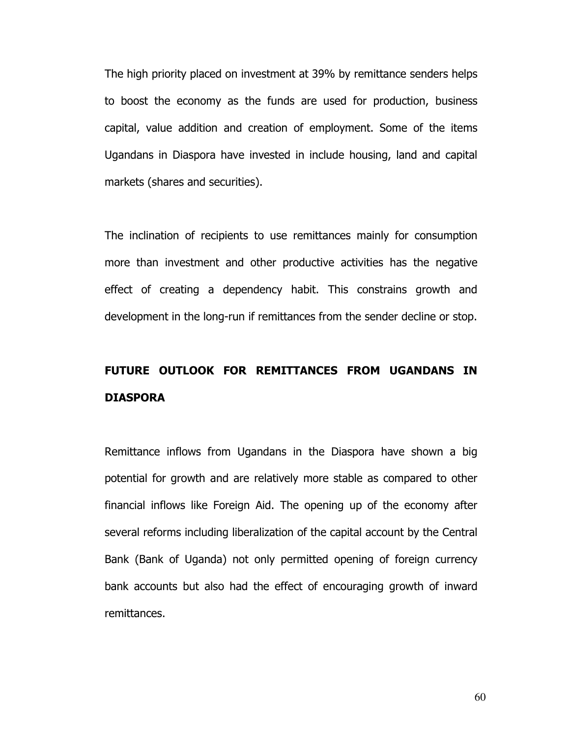The high priority placed on investment at 39% by remittance senders helps to boost the economy as the funds are used for production, business capital, value addition and creation of employment. Some of the items Ugandans in Diaspora have invested in include housing, land and capital markets (shares and securities).

The inclination of recipients to use remittances mainly for consumption more than investment and other productive activities has the negative effect of creating a dependency habit. This constrains growth and development in the long-run if remittances from the sender decline or stop.

## FUTURE OUTLOOK FOR REMITTANCES FROM UGANDANS IN DIASPORA

Remittance inflows from Ugandans in the Diaspora have shown a big potential for growth and are relatively more stable as compared to other financial inflows like Foreign Aid. The opening up of the economy after several reforms including liberalization of the capital account by the Central Bank (Bank of Uganda) not only permitted opening of foreign currency bank accounts but also had the effect of encouraging growth of inward remittances.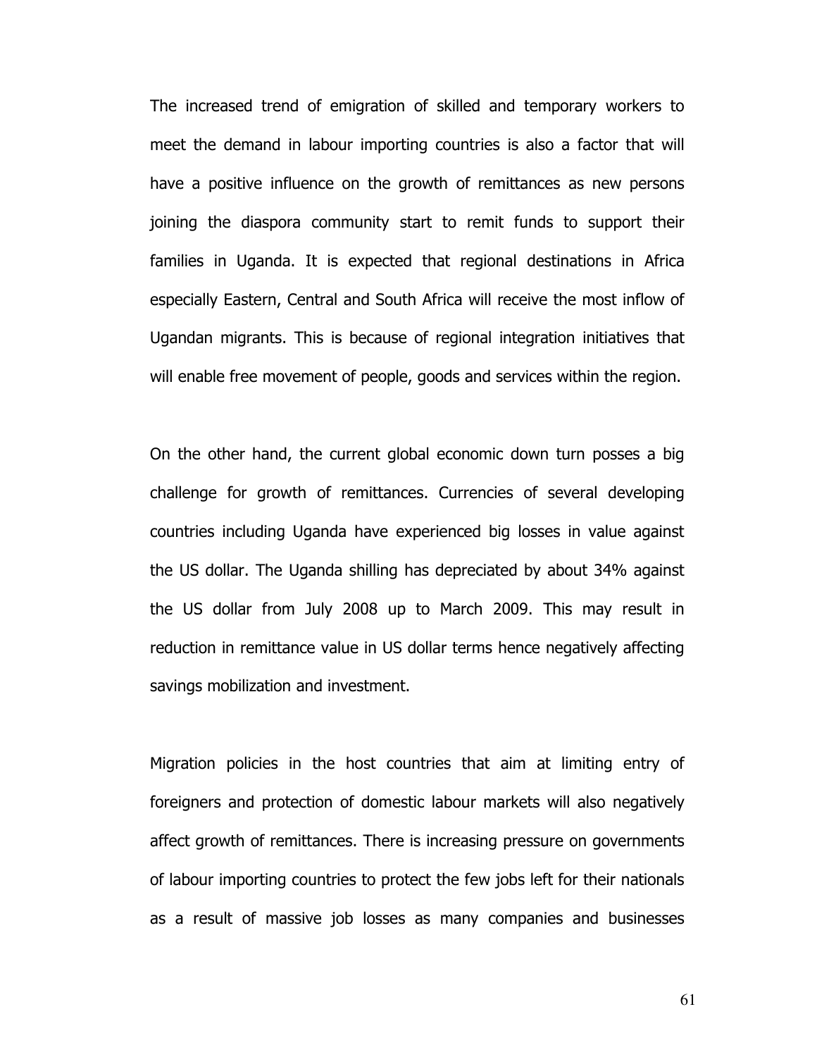The increased trend of emigration of skilled and temporary workers to meet the demand in labour importing countries is also a factor that will have a positive influence on the growth of remittances as new persons joining the diaspora community start to remit funds to support their families in Uganda. It is expected that regional destinations in Africa especially Eastern, Central and South Africa will receive the most inflow of Ugandan migrants. This is because of regional integration initiatives that will enable free movement of people, goods and services within the region.

On the other hand, the current global economic down turn posses a big challenge for growth of remittances. Currencies of several developing countries including Uganda have experienced big losses in value against the US dollar. The Uganda shilling has depreciated by about 34% against the US dollar from July 2008 up to March 2009. This may result in reduction in remittance value in US dollar terms hence negatively affecting savings mobilization and investment.

Migration policies in the host countries that aim at limiting entry of foreigners and protection of domestic labour markets will also negatively affect growth of remittances. There is increasing pressure on governments of labour importing countries to protect the few jobs left for their nationals as a result of massive job losses as many companies and businesses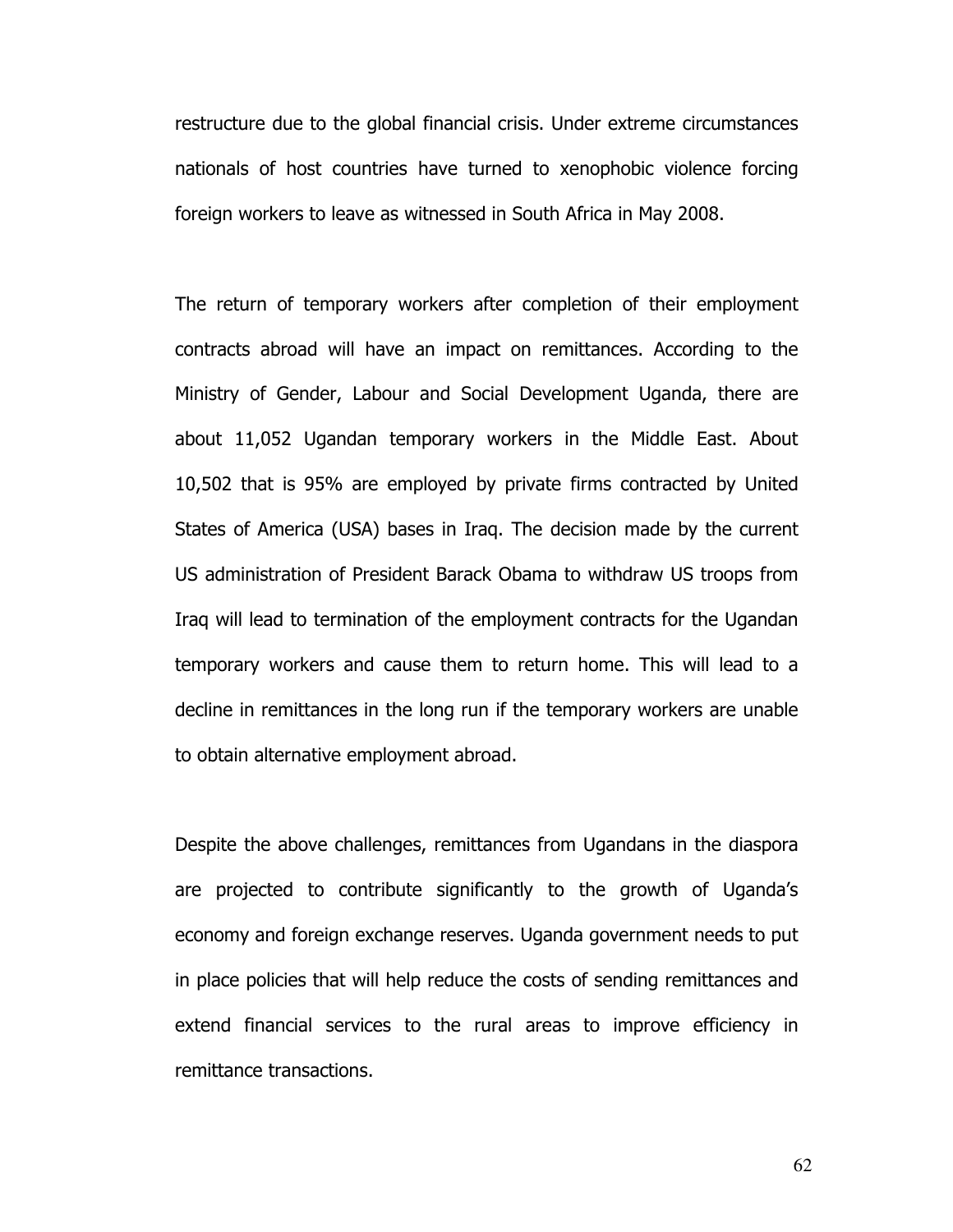restructure due to the global financial crisis. Under extreme circumstances nationals of host countries have turned to xenophobic violence forcing foreign workers to leave as witnessed in South Africa in May 2008.

The return of temporary workers after completion of their employment contracts abroad will have an impact on remittances. According to the Ministry of Gender, Labour and Social Development Uganda, there are about 11,052 Ugandan temporary workers in the Middle East. About 10,502 that is 95% are employed by private firms contracted by United States of America (USA) bases in Iraq. The decision made by the current US administration of President Barack Obama to withdraw US troops from Iraq will lead to termination of the employment contracts for the Ugandan temporary workers and cause them to return home. This will lead to a decline in remittances in the long run if the temporary workers are unable to obtain alternative employment abroad.

Despite the above challenges, remittances from Ugandans in the diaspora are projected to contribute significantly to the growth of Uganda's economy and foreign exchange reserves. Uganda government needs to put in place policies that will help reduce the costs of sending remittances and extend financial services to the rural areas to improve efficiency in remittance transactions.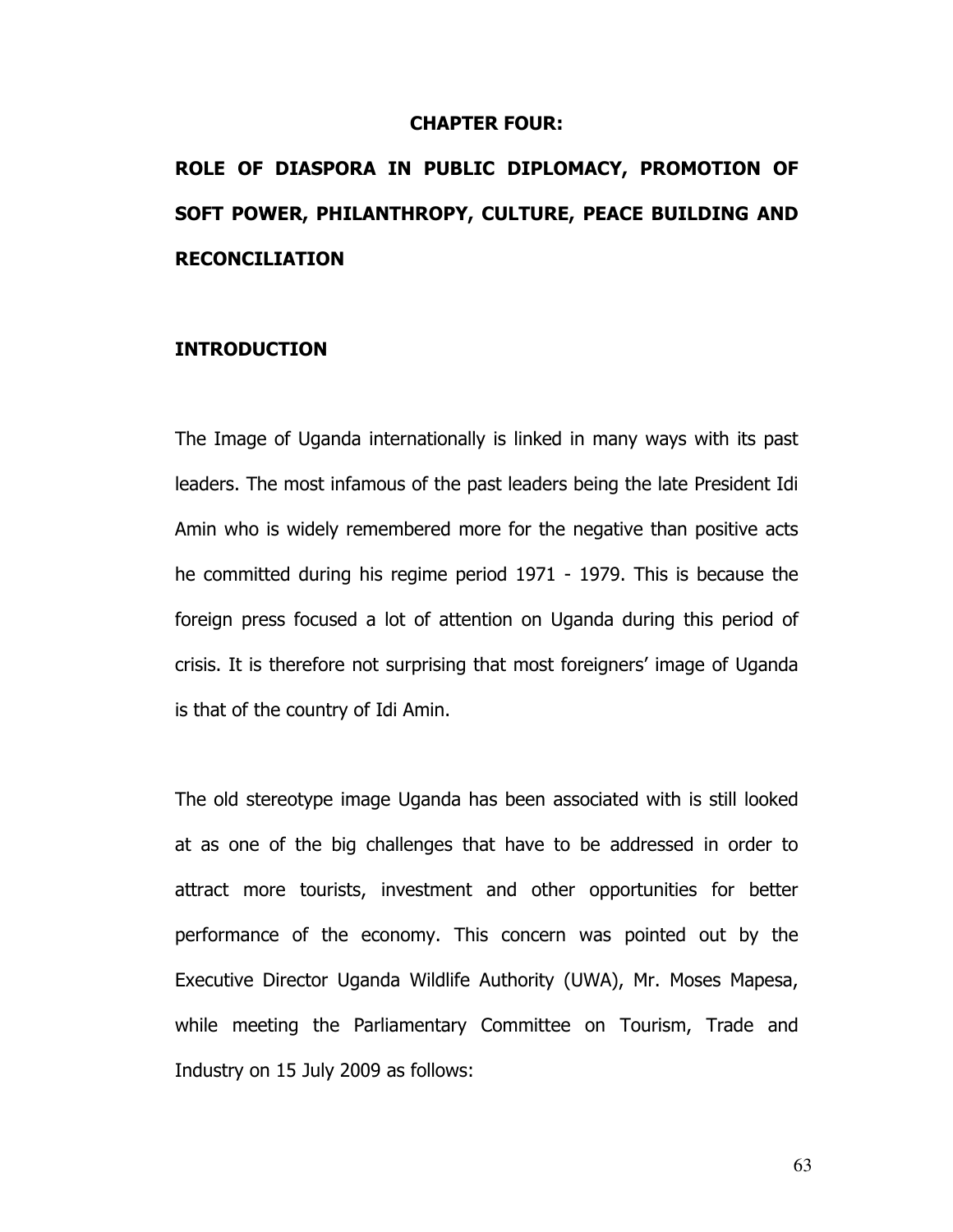# CHAPTER FOUR:

## ROLE OF DIASPORA IN PUBLIC DIPLOMACY, PROMOTION OF SOFT POWER, PHILANTHROPY, CULTURE, PEACE BUILDING AND RECONCILIATION

### INTRODUCTION

The Image of Uganda internationally is linked in many ways with its past leaders. The most infamous of the past leaders being the late President Idi Amin who is widely remembered more for the negative than positive acts he committed during his regime period 1971 - 1979. This is because the foreign press focused a lot of attention on Uganda during this period of crisis. It is therefore not surprising that most foreigners' image of Uganda is that of the country of Idi Amin.

The old stereotype image Uganda has been associated with is still looked at as one of the big challenges that have to be addressed in order to attract more tourists, investment and other opportunities for better performance of the economy. This concern was pointed out by the Executive Director Uganda Wildlife Authority (UWA), Mr. Moses Mapesa, while meeting the Parliamentary Committee on Tourism, Trade and Industry on 15 July 2009 as follows: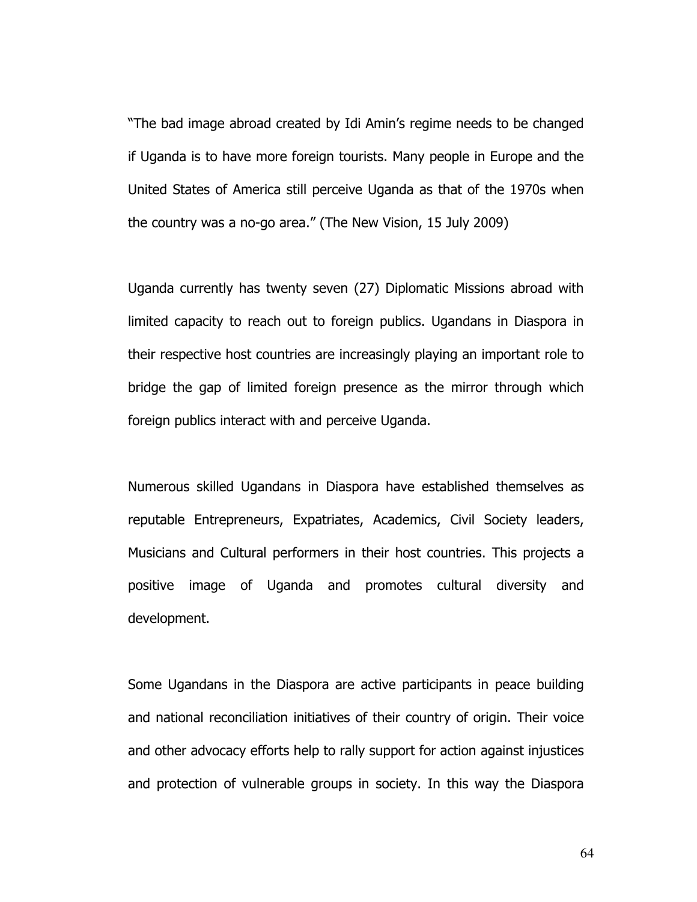"The bad image abroad created by Idi Amin's regime needs to be changed if Uganda is to have more foreign tourists. Many people in Europe and the United States of America still perceive Uganda as that of the 1970s when the country was a no-go area." (The New Vision, 15 July 2009)

Uganda currently has twenty seven (27) Diplomatic Missions abroad with limited capacity to reach out to foreign publics. Ugandans in Diaspora in their respective host countries are increasingly playing an important role to bridge the gap of limited foreign presence as the mirror through which foreign publics interact with and perceive Uganda.

Numerous skilled Ugandans in Diaspora have established themselves as reputable Entrepreneurs, Expatriates, Academics, Civil Society leaders, Musicians and Cultural performers in their host countries. This projects a positive image of Uganda and promotes cultural diversity and development.

Some Ugandans in the Diaspora are active participants in peace building and national reconciliation initiatives of their country of origin. Their voice and other advocacy efforts help to rally support for action against injustices and protection of vulnerable groups in society. In this way the Diaspora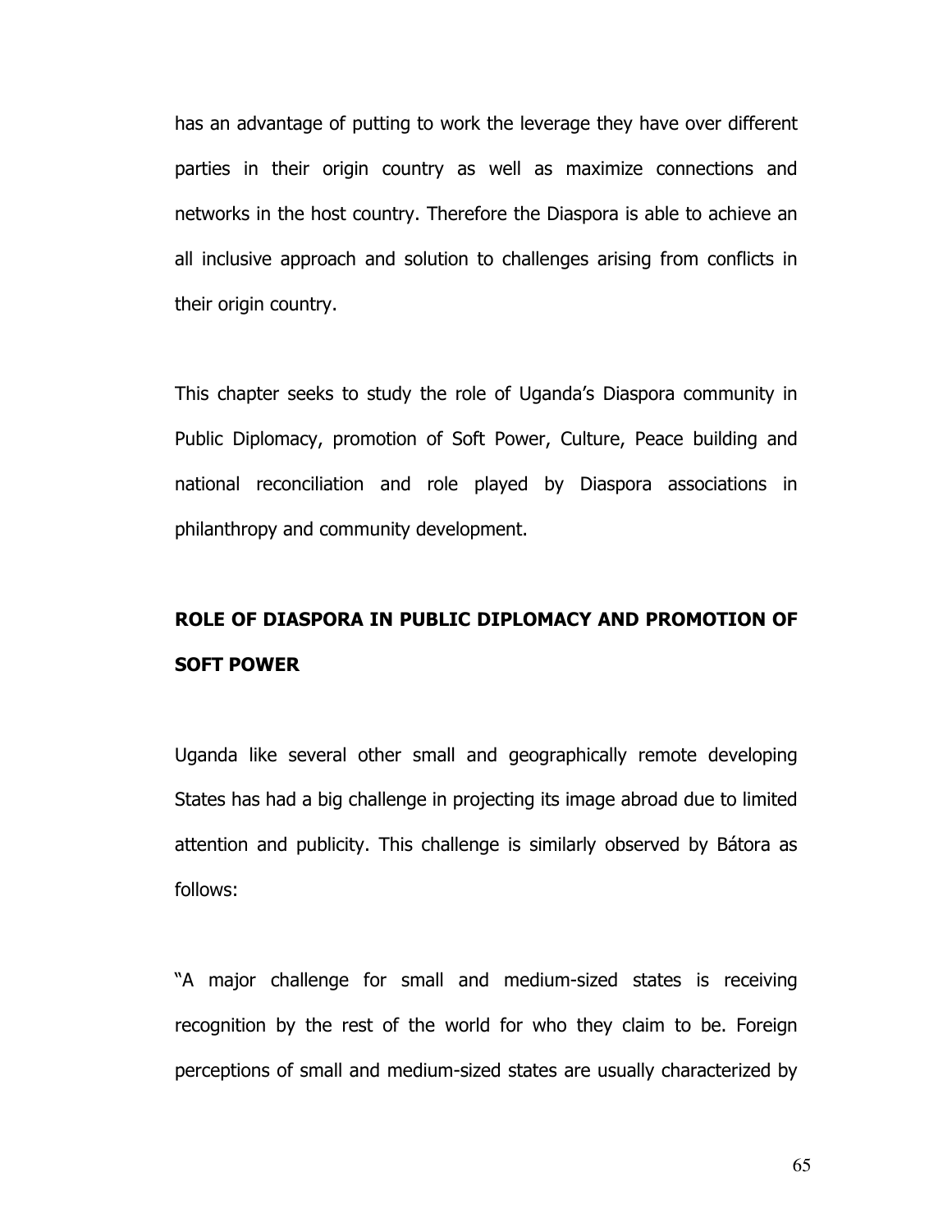has an advantage of putting to work the leverage they have over different parties in their origin country as well as maximize connections and networks in the host country. Therefore the Diaspora is able to achieve an all inclusive approach and solution to challenges arising from conflicts in their origin country.

This chapter seeks to study the role of Uganda's Diaspora community in Public Diplomacy, promotion of Soft Power, Culture, Peace building and national reconciliation and role played by Diaspora associations in philanthropy and community development.

## ROLE OF DIASPORA IN PUBLIC DIPLOMACY AND PROMOTION OF SOFT POWER

Uganda like several other small and geographically remote developing States has had a big challenge in projecting its image abroad due to limited attention and publicity. This challenge is similarly observed by Bátora as follows:

"A major challenge for small and medium-sized states is receiving recognition by the rest of the world for who they claim to be. Foreign perceptions of small and medium-sized states are usually characterized by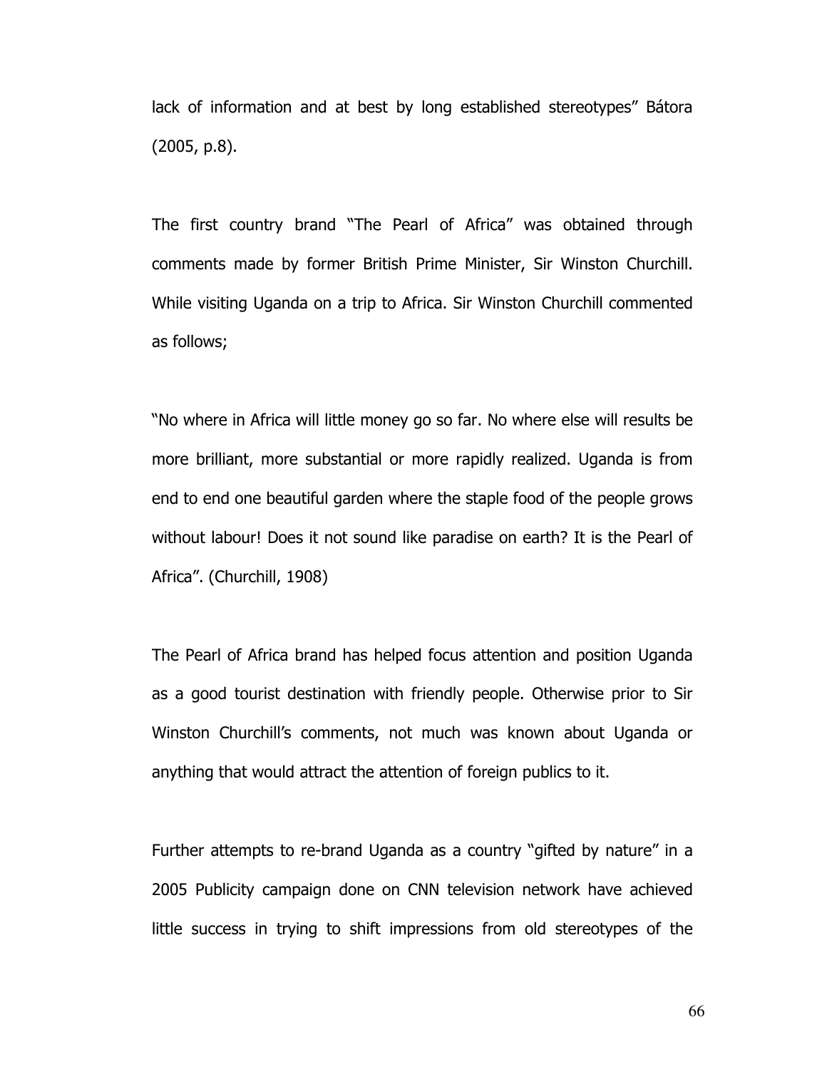lack of information and at best by long established stereotypes" Bátora (2005, p.8).

The first country brand "The Pearl of Africa" was obtained through comments made by former British Prime Minister, Sir Winston Churchill. While visiting Uganda on a trip to Africa. Sir Winston Churchill commented as follows;

"No where in Africa will little money go so far. No where else will results be more brilliant, more substantial or more rapidly realized. Uganda is from end to end one beautiful garden where the staple food of the people grows without labour! Does it not sound like paradise on earth? It is the Pearl of Africa". (Churchill, 1908)

The Pearl of Africa brand has helped focus attention and position Uganda as a good tourist destination with friendly people. Otherwise prior to Sir Winston Churchill's comments, not much was known about Uganda or anything that would attract the attention of foreign publics to it.

Further attempts to re-brand Uganda as a country "gifted by nature" in a 2005 Publicity campaign done on CNN television network have achieved little success in trying to shift impressions from old stereotypes of the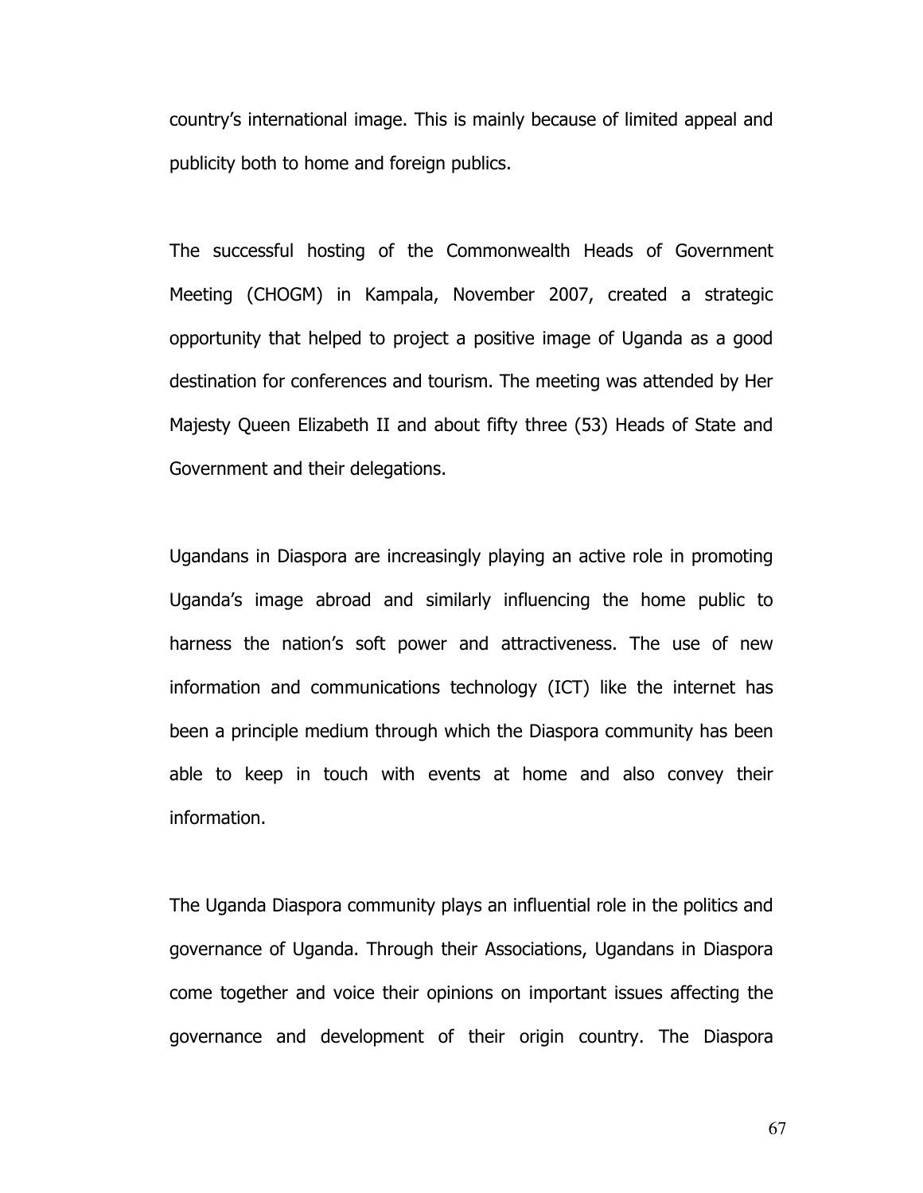country's international image. This is mainly because of limited appeal and publicity both to home and foreign publics.

The successful hosting of the Commonwealth Heads of Government Meeting (CHOGM) in Kampala, November 2007, created a strategic opportunity that helped to project a positive image of Uganda as a good destination for conferences and tourism. The meeting was attended by Her Majesty Queen Elizabeth II and about fifty three (53) Heads of State and Government and their delegations.

Ugandans in Diaspora are increasingly playing an active role in promoting Uganda's image abroad and similarly influencing the home public to harness the nation's soft power and attractiveness. The use of new information and communications technology (ICT) like the internet has been a principle medium through which the Diaspora community has been able to keep in touch with events at home and also convey their information.

The Uganda Diaspora community plays an influential role in the politics and governance of Uganda. Through their Associations, Ugandans in Diaspora come together and voice their opinions on important issues affecting the governance and development of their origin country. The Diaspora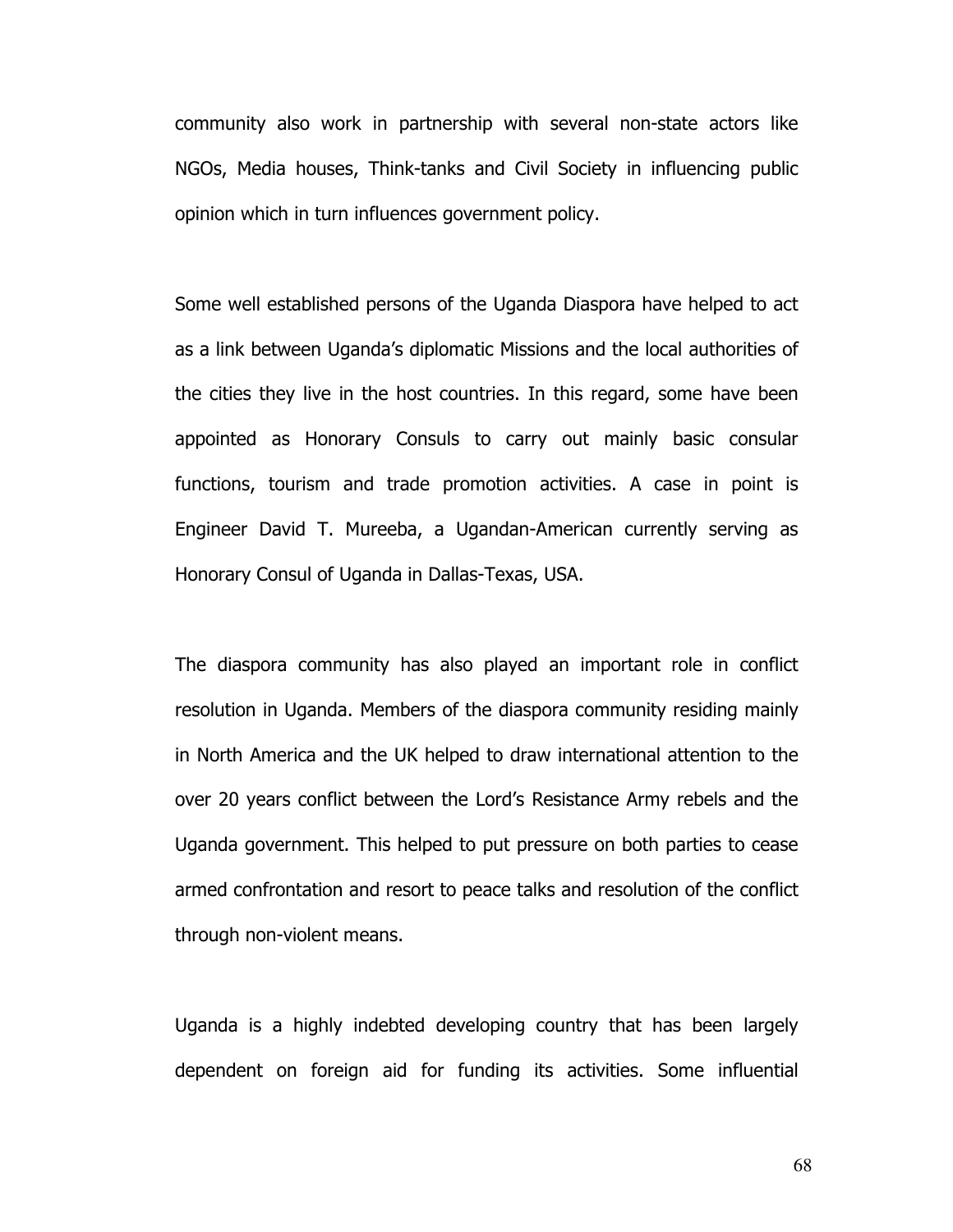community also work in partnership with several non-state actors like NGOs, Media houses, Think-tanks and Civil Society in influencing public opinion which in turn influences government policy.

Some well established persons of the Uganda Diaspora have helped to act as a link between Uganda's diplomatic Missions and the local authorities of the cities they live in the host countries. In this regard, some have been appointed as Honorary Consuls to carry out mainly basic consular functions, tourism and trade promotion activities. A case in point is Engineer David T. Mureeba, a Ugandan-American currently serving as Honorary Consul of Uganda in Dallas-Texas, USA.

The diaspora community has also played an important role in conflict resolution in Uganda. Members of the diaspora community residing mainly in North America and the UK helped to draw international attention to the over 20 years conflict between the Lord's Resistance Army rebels and the Uganda government. This helped to put pressure on both parties to cease armed confrontation and resort to peace talks and resolution of the conflict through non-violent means.

Uganda is a highly indebted developing country that has been largely dependent on foreign aid for funding its activities. Some influential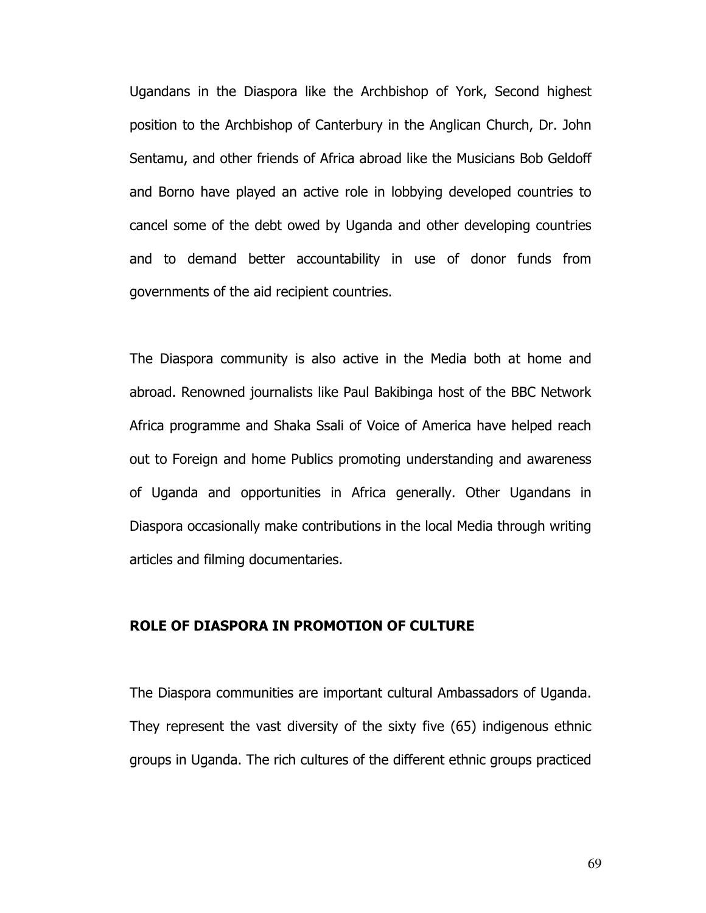Ugandans in the Diaspora like the Archbishop of York, Second highest position to the Archbishop of Canterbury in the Anglican Church, Dr. John Sentamu, and other friends of Africa abroad like the Musicians Bob Geldoff and Borno have played an active role in lobbying developed countries to cancel some of the debt owed by Uganda and other developing countries and to demand better accountability in use of donor funds from governments of the aid recipient countries.

The Diaspora community is also active in the Media both at home and abroad. Renowned journalists like Paul Bakibinga host of the BBC Network Africa programme and Shaka Ssali of Voice of America have helped reach out to Foreign and home Publics promoting understanding and awareness of Uganda and opportunities in Africa generally. Other Ugandans in Diaspora occasionally make contributions in the local Media through writing articles and filming documentaries.

**ROLE OF DIASPORA IN PROMOTION OF CULTURE**

The Diaspora communities are important cultural Ambassadors of Uganda. They represent the vast diversity of the sixty five (65) indigenous ethnic groups in Uganda. The rich cultures of the different ethnic groups practiced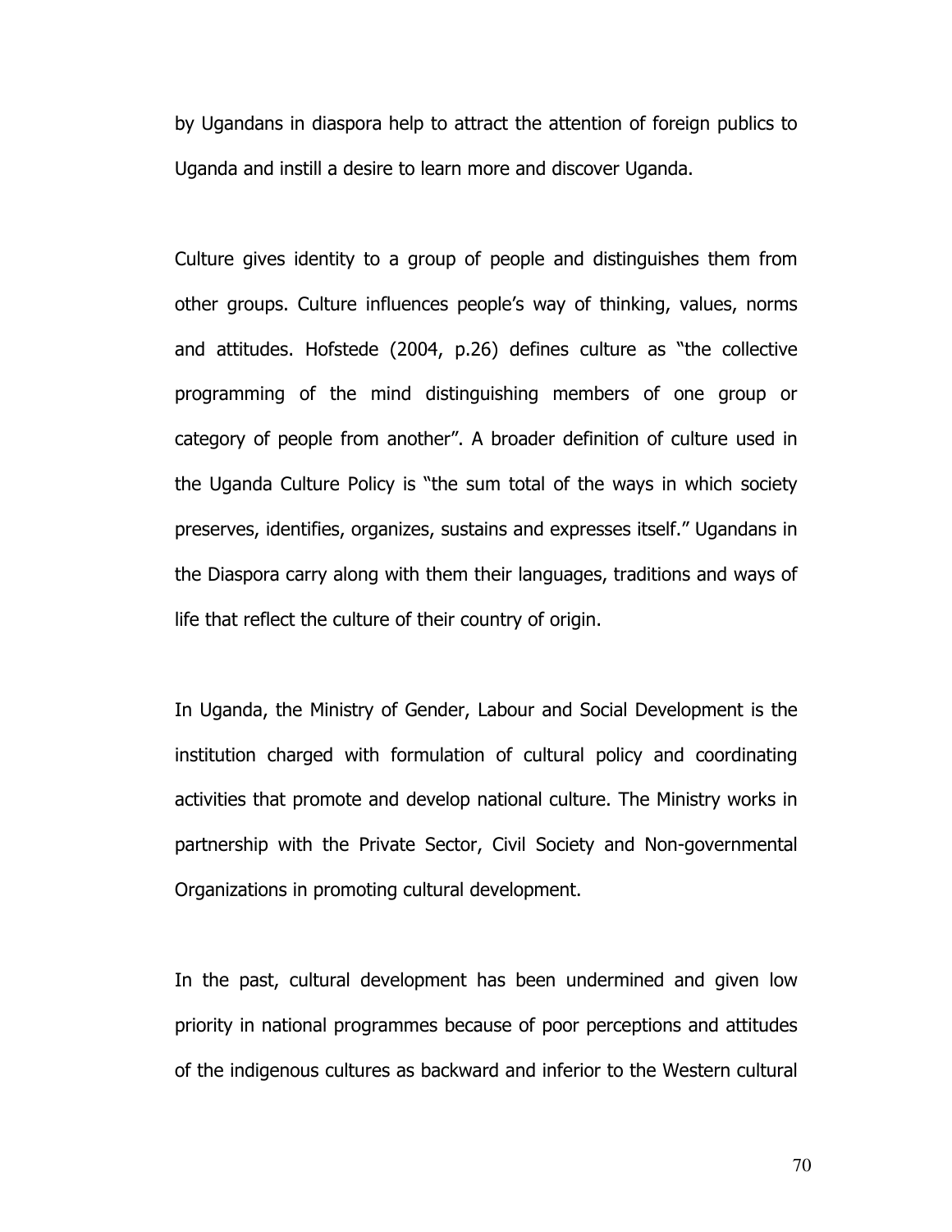by Ugandans in diaspora help to attract the attention of foreign publics to Uganda and instill a desire to learn more and discover Uganda.

Culture gives identity to a group of people and distinguishes them from other groups. Culture influences people's way of thinking, values, norms and attitudes. Hofstede (2004, p.26) defines culture as "the collective programming of the mind distinguishing members of one group or category of people from another". A broader definition of culture used in the Uganda Culture Policy is "the sum total of the ways in which society preserves, identifies, organizes, sustains and expresses itself." Ugandans in the Diaspora carry along with them their languages, traditions and ways of life that reflect the culture of their country of origin.

In Uganda, the Ministry of Gender, Labour and Social Development is the institution charged with formulation of cultural policy and coordinating activities that promote and develop national culture. The Ministry works in partnership with the Private Sector, Civil Society and Non-governmental Organizations in promoting cultural development.

In the past, cultural development has been undermined and given low priority in national programmes because of poor perceptions and attitudes of the indigenous cultures as backward and inferior to the Western cultural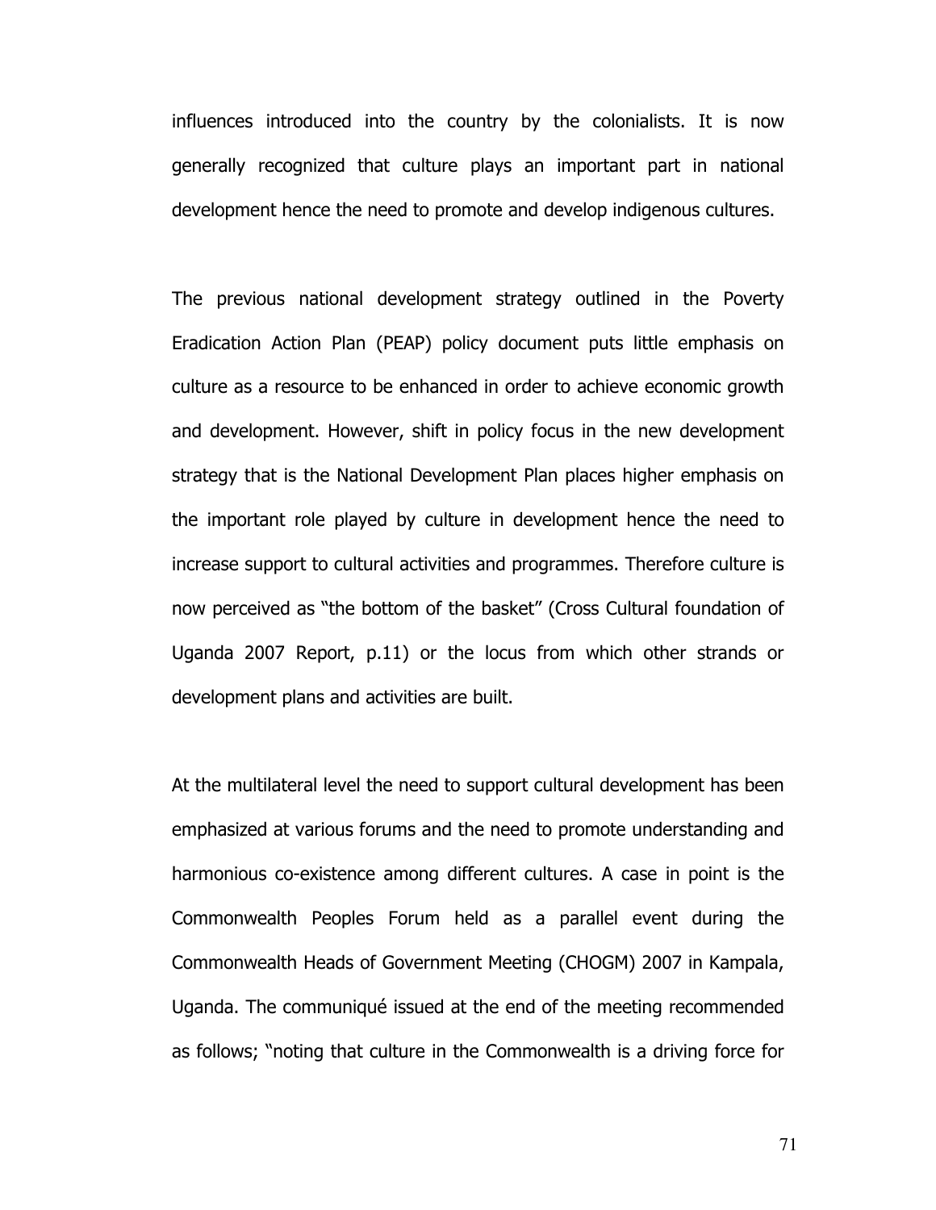influences introduced into the country by the colonialists. It is now generally recognized that culture plays an important part in national development hence the need to promote and develop indigenous cultures.

The previous national development strategy outlined in the Poverty Eradication Action Plan (PEAP) policy document puts little emphasis on culture as a resource to be enhanced in order to achieve economic growth and development. However, shift in policy focus in the new development strategy that is the National Development Plan places higher emphasis on the important role played by culture in development hence the need to increase support to cultural activities and programmes. Therefore culture is now perceived as "the bottom of the basket" (Cross Cultural foundation of Uganda 2007 Report, p.11) or the locus from which other strands or development plans and activities are built.

At the multilateral level the need to support cultural development has been emphasized at various forums and the need to promote understanding and harmonious co-existence among different cultures. A case in point is the Commonwealth Peoples Forum held as a parallel event during the Commonwealth Heads of Government Meeting (CHOGM) 2007 in Kampala, Uganda. The communiqué issued at the end of the meeting recommended as follows; "noting that culture in the Commonwealth is a driving force for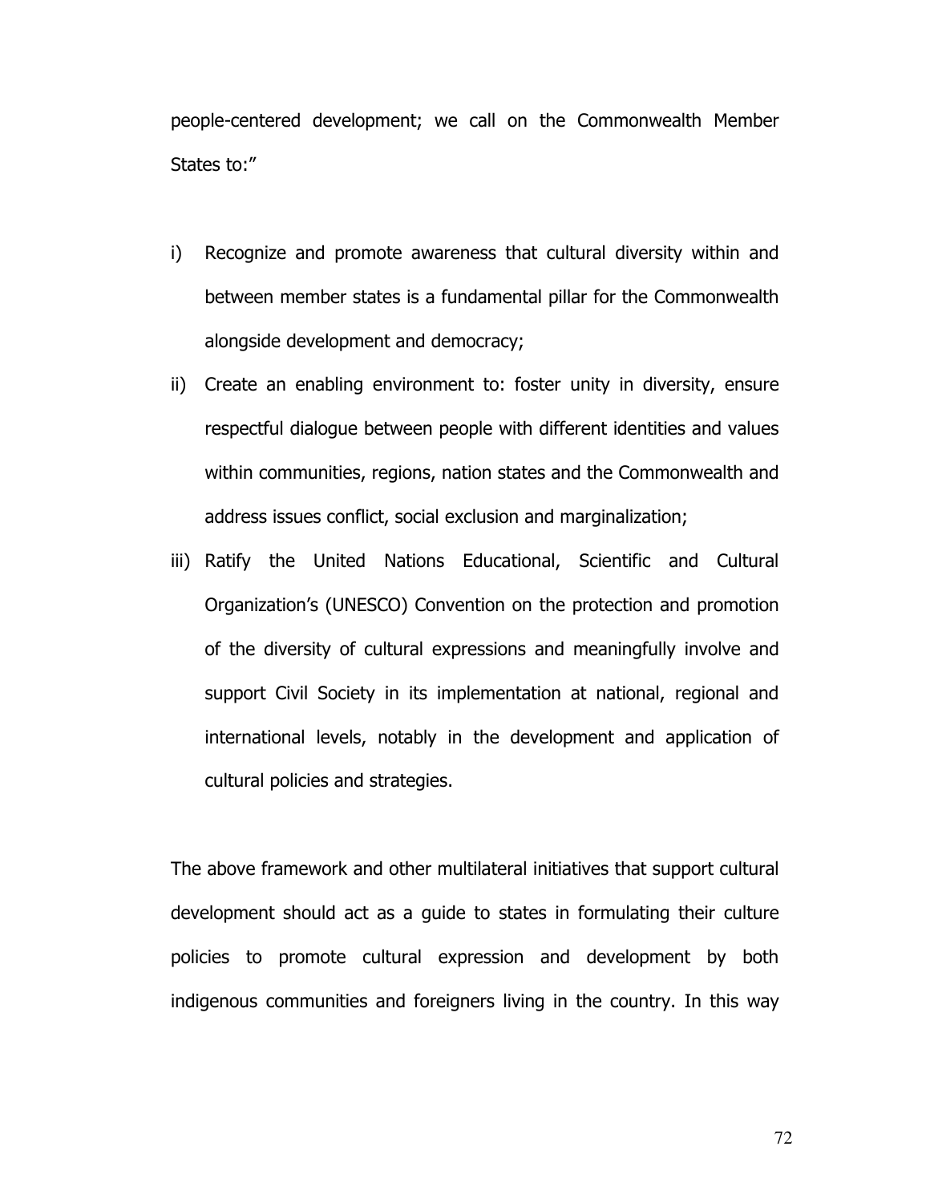people-centered development; we call on the Commonwealth Member States to:"

i) Recognize and promote awareness that cultural diversity within and between member states is a fundamental pillar for the Commonwealth alongside development and democracy;

ii) Create an enabling environment to: foster unity in diversity, ensure respectful dialogue between people with different identities and values within communities, regions, nation states and the Commonwealth and address issues conflict, social exclusion and marginalization;

iii) Ratify the United Nations Educational, Scientific and Cultural Organization's (UNESCO) Convention on the protection and promotion of the diversity of cultural expressions and meaningfully involve and support Civil Society in its implementation at national, regional and international levels, notably in the development and application of cultural policies and strategies.

The above framework and other multilateral initiatives that support cultural development should act as a guide to states in formulating their culture policies to promote cultural expression and development by both indigenous communities and foreigners living in the country. In this way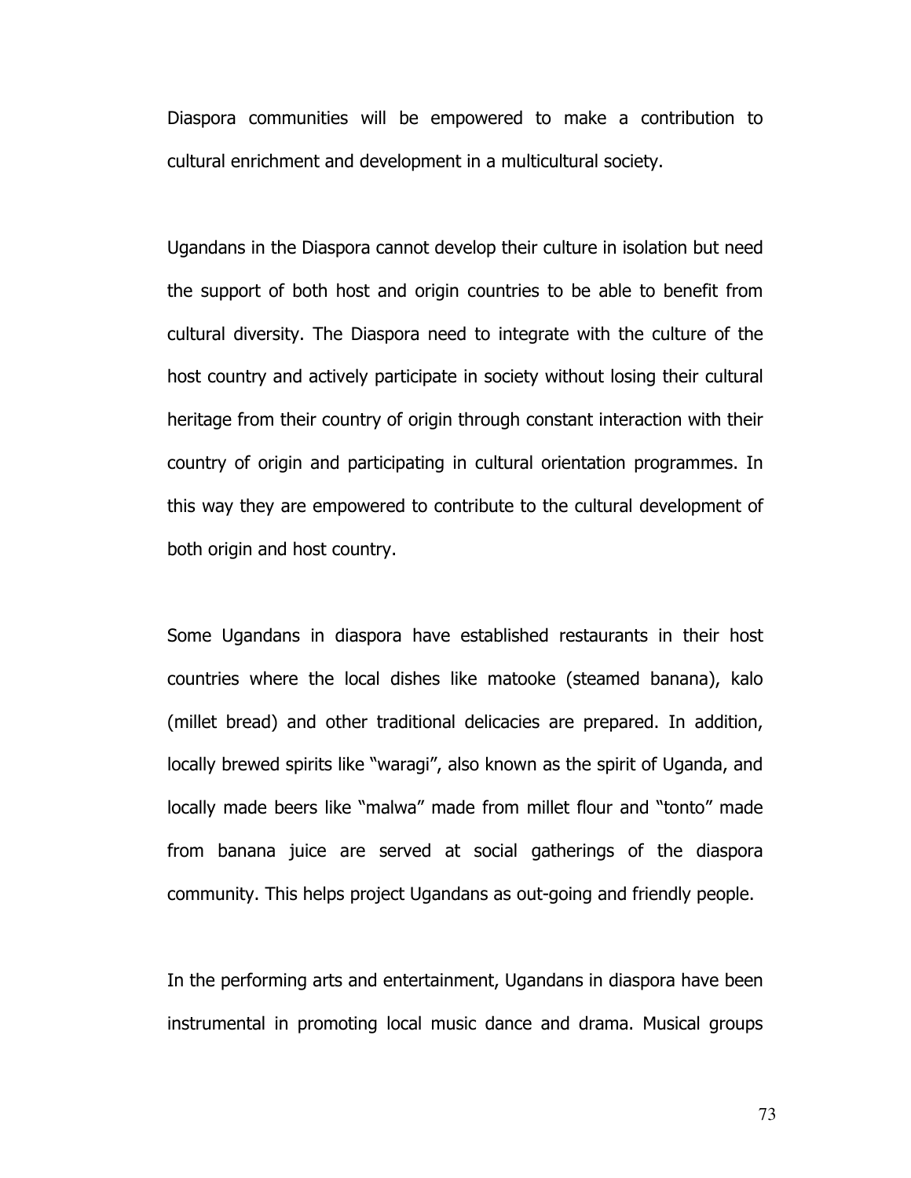Diaspora communities will be empowered to make a contribution to cultural enrichment and development in a multicultural society.

Ugandans in the Diaspora cannot develop their culture in isolation but need the support of both host and origin countries to be able to benefit from cultural diversity. The Diaspora need to integrate with the culture of the host country and actively participate in society without losing their cultural heritage from their country of origin through constant interaction with their country of origin and participating in cultural orientation programmes. In this way they are empowered to contribute to the cultural development of both origin and host country.

Some Ugandans in diaspora have established restaurants in their host countries where the local dishes like matooke (steamed banana), kalo (millet bread) and other traditional delicacies are prepared. In addition, locally brewed spirits like "waragi", also known as the spirit of Uganda, and locally made beers like "malwa" made from millet flour and "tonto" made from banana juice are served at social gatherings of the diaspora community. This helps project Ugandans as out-going and friendly people.

In the performing arts and entertainment, Ugandans in diaspora have been instrumental in promoting local music dance and drama. Musical groups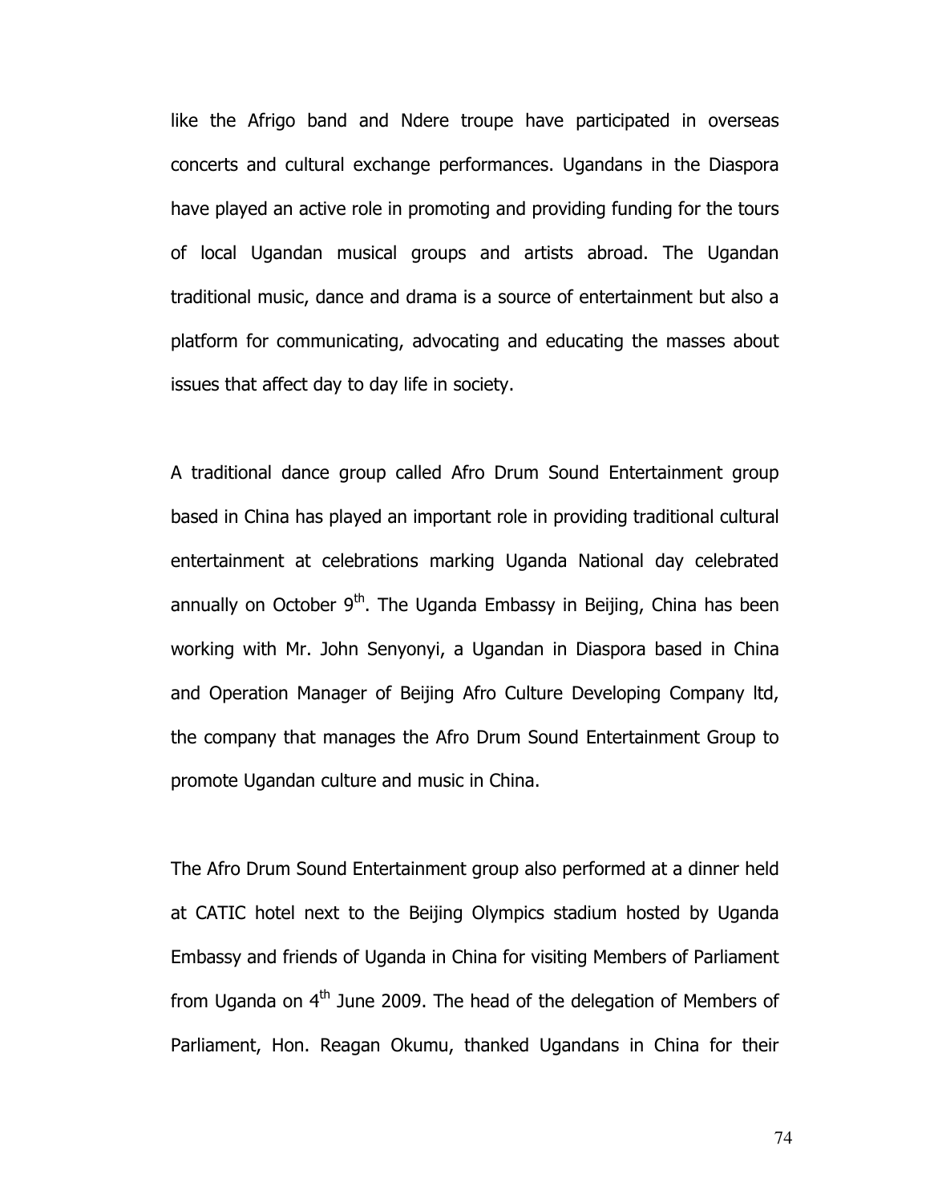like the Afrigo band and Ndere troupe have participated in overseas concerts and cultural exchange performances. Ugandans in the Diaspora have played an active role in promoting and providing funding for the tours of local Ugandan musical groups and artists abroad. The Ugandan traditional music, dance and drama is a source of entertainment but also a platform for communicating, advocating and educating the masses about issues that affect day to day life in society.

A traditional dance group called Afro Drum Sound Entertainment group based in China has played an important role in providing traditional cultural entertainment at celebrations marking Uganda National day celebrated annually on October 9th. The Uganda Embassy in Beijing, China has been working with Mr. John Senyonyi, a Ugandan in Diaspora based in China and Operation Manager of Beijing Afro Culture Developing Company ltd, the company that manages the Afro Drum Sound Entertainment Group to promote Ugandan culture and music in China.

The Afro Drum Sound Entertainment group also performed at a dinner held at CATIC hotel next to the Beijing Olympics stadium hosted by Uganda Embassy and friends of Uganda in China for visiting Members of Parliament from Uganda on 4th June 2009. The head of the delegation of Members of Parliament, Hon. Reagan Okumu, thanked Ugandans in China for their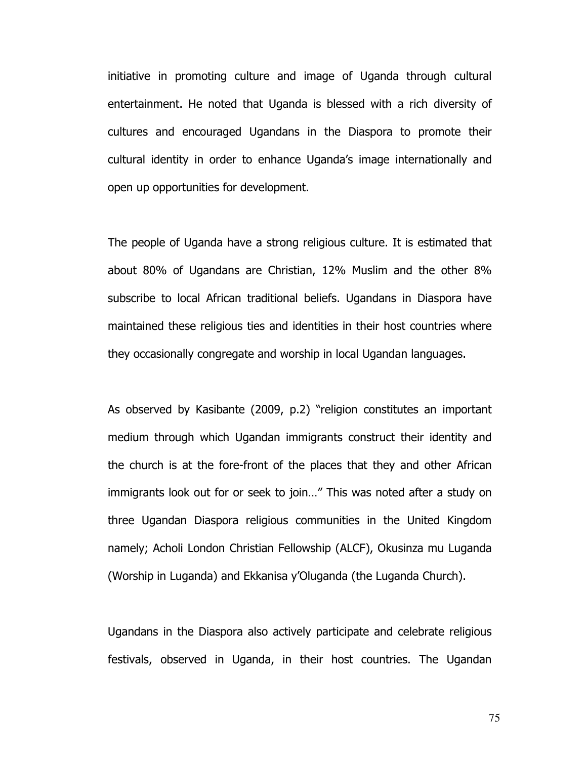initiative in promoting culture and image of Uganda through cultural entertainment. He noted that Uganda is blessed with a rich diversity of cultures and encouraged Ugandans in the Diaspora to promote their cultural identity in order to enhance Uganda's image internationally and open up opportunities for development.

The people of Uganda have a strong religious culture. It is estimated that about 80% of Ugandans are Christian, 12% Muslim and the other 8% subscribe to local African traditional beliefs. Ugandans in Diaspora have maintained these religious ties and identities in their host countries where they occasionally congregate and worship in local Ugandan languages.

As observed by Kasibante (2009, p.2) "religion constitutes an important medium through which Ugandan immigrants construct their identity and the church is at the fore-front of the places that they and other African immigrants look out for or seek to join…" This was noted after a study on three Ugandan Diaspora religious communities in the United Kingdom namely; Acholi London Christian Fellowship (ALCF), Okusinza mu Luganda (Worship in Luganda) and Ekkanisa y'Oluganda (the Luganda Church).

Ugandans in the Diaspora also actively participate and celebrate religious festivals, observed in Uganda, in their host countries. The Ugandan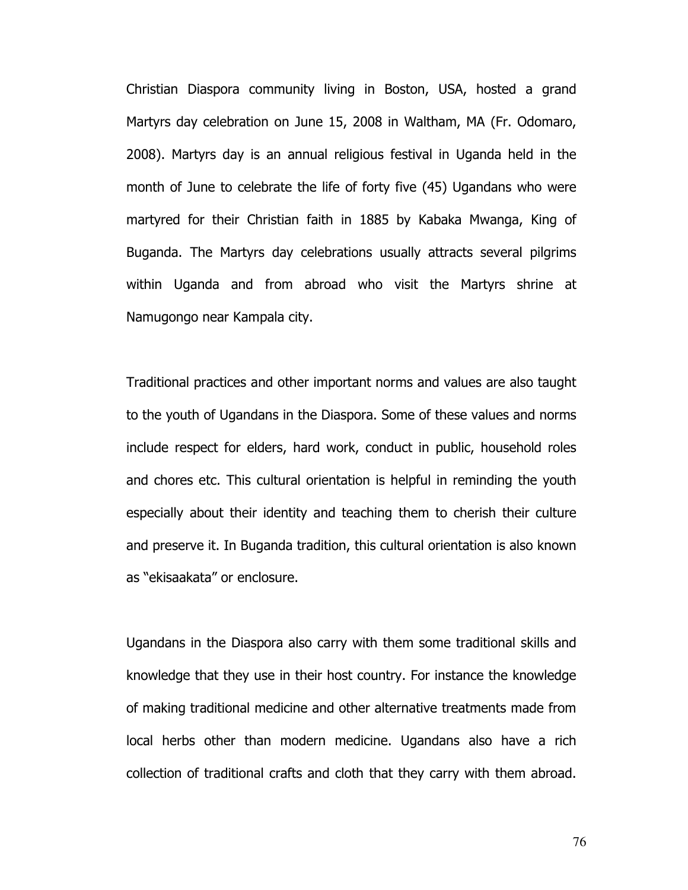Christian Diaspora community living in Boston, USA, hosted a grand Martyrs day celebration on June 15, 2008 in Waltham, MA (Fr. Odomaro, 2008). Martyrs day is an annual religious festival in Uganda held in the month of June to celebrate the life of forty five (45) Ugandans who were martyred for their Christian faith in 1885 by Kabaka Mwanga, King of Buganda. The Martyrs day celebrations usually attracts several pilgrims within Uganda and from abroad who visit the Martyrs shrine at Namugongo near Kampala city.

Traditional practices and other important norms and values are also taught to the youth of Ugandans in the Diaspora. Some of these values and norms include respect for elders, hard work, conduct in public, household roles and chores etc. This cultural orientation is helpful in reminding the youth especially about their identity and teaching them to cherish their culture and preserve it. In Buganda tradition, this cultural orientation is also known as "ekisaakata" or enclosure.

Ugandans in the Diaspora also carry with them some traditional skills and knowledge that they use in their host country. For instance the knowledge of making traditional medicine and other alternative treatments made from local herbs other than modern medicine. Ugandans also have a rich collection of traditional crafts and cloth that they carry with them abroad.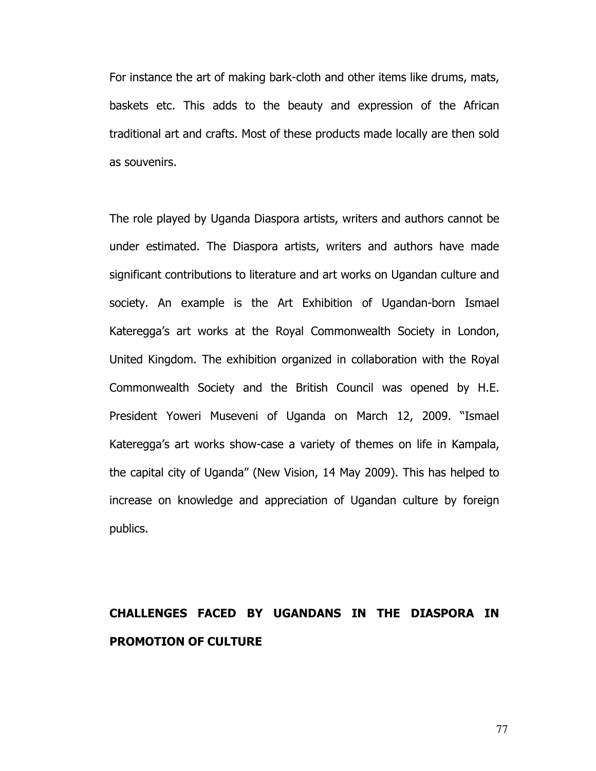For instance the art of making bark-cloth and other items like drums, mats, baskets etc. This adds to the beauty and expression of the African traditional art and crafts. Most of these products made locally are then sold as souvenirs.

The role played by Uganda Diaspora artists, writers and authors cannot be under estimated. The Diaspora artists, writers and authors have made significant contributions to literature and art works on Ugandan culture and society. An example is the Art Exhibition of Ugandan-born Ismael Kateregga's art works at the Royal Commonwealth Society in London, United Kingdom. The exhibition organized in collaboration with the Royal Commonwealth Society and the British Council was opened by H.E. President Yoweri Museveni of Uganda on March 12, 2009. "Ismael Kateregga's art works show-case a variety of themes on life in Kampala, the capital city of Uganda" (New Vision, 14 May 2009). This has helped to increase on knowledge and appreciation of Ugandan culture by foreign publics.

**CHALLENGES FACED BY UGANDANS IN THE DIASPORA IN PROMOTION OF CULTURE**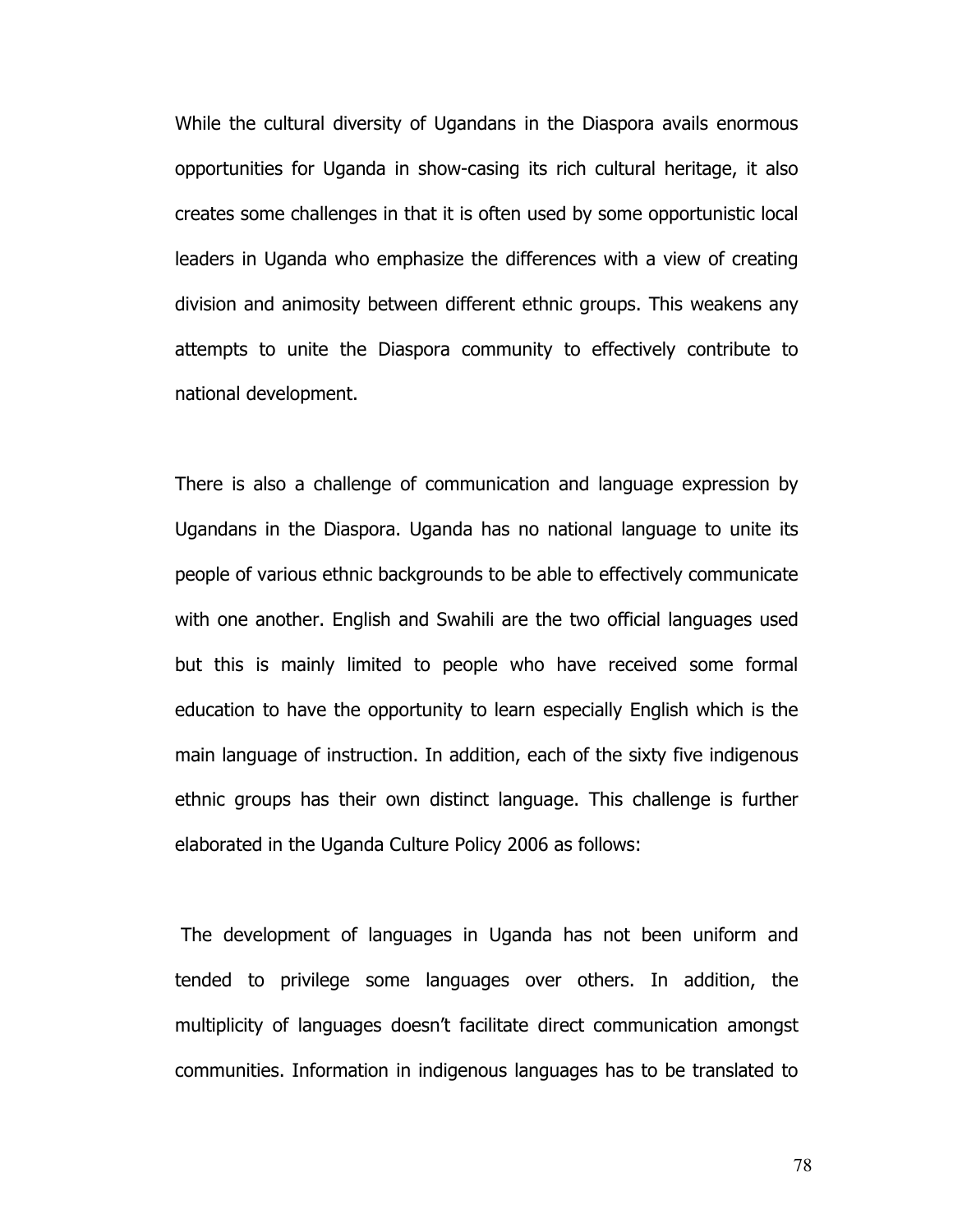While the cultural diversity of Ugandans in the Diaspora avails enormous opportunities for Uganda in show-casing its rich cultural heritage, it also creates some challenges in that it is often used by some opportunistic local leaders in Uganda who emphasize the differences with a view of creating division and animosity between different ethnic groups. This weakens any attempts to unite the Diaspora community to effectively contribute to national development.

There is also a challenge of communication and language expression by Ugandans in the Diaspora. Uganda has no national language to unite its people of various ethnic backgrounds to be able to effectively communicate with one another. English and Swahili are the two official languages used but this is mainly limited to people who have received some formal education to have the opportunity to learn especially English which is the main language of instruction. In addition, each of the sixty five indigenous ethnic groups has their own distinct language. This challenge is further elaborated in the Uganda Culture Policy 2006 as follows:

The development of languages in Uganda has not been uniform and tended to privilege some languages over others. In addition, the multiplicity of languages doesn't facilitate direct communication amongst communities. Information in indigenous languages has to be translated to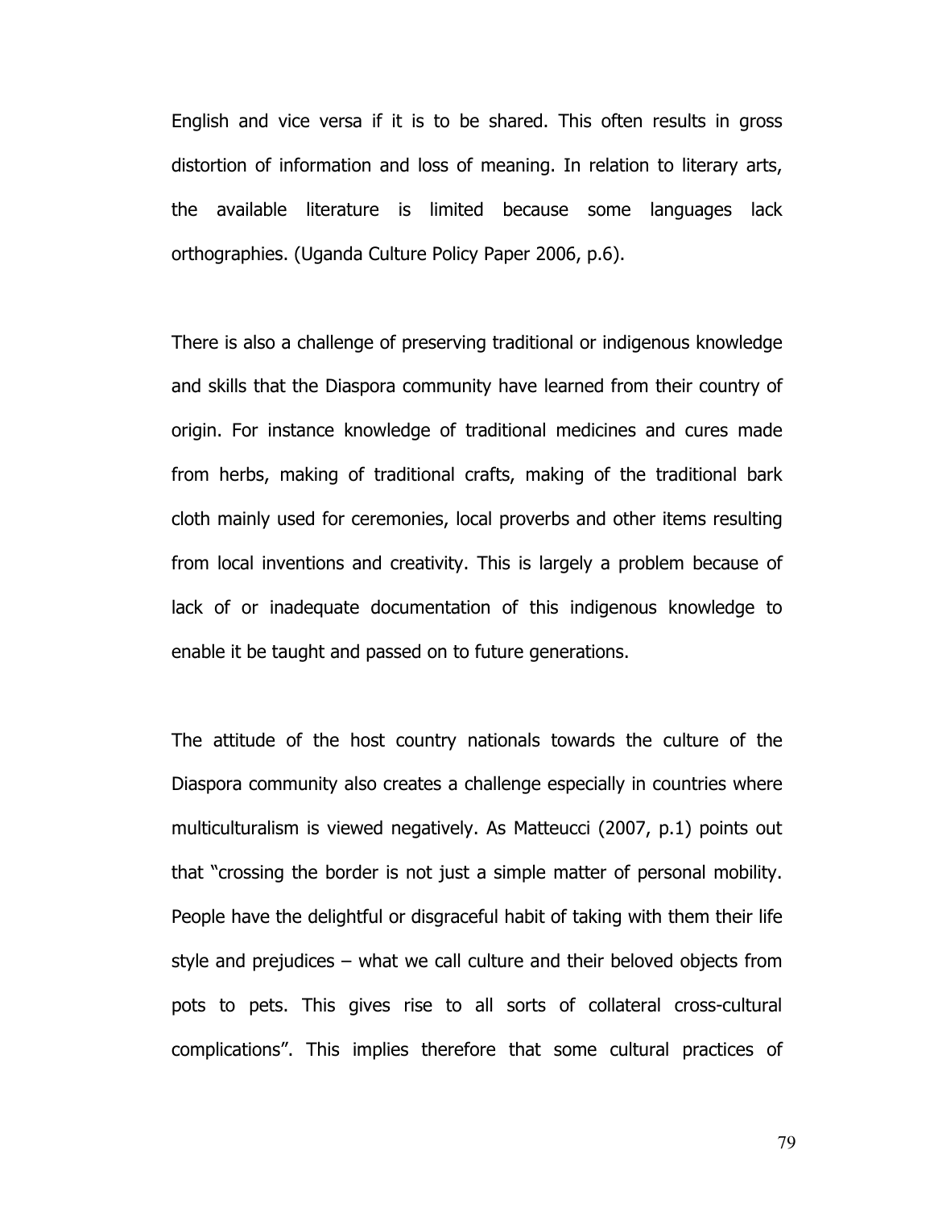English and vice versa if it is to be shared. This often results in gross distortion of information and loss of meaning. In relation to literary arts, the available literature is limited because some languages lack orthographies. (Uganda Culture Policy Paper 2006, p.6).

There is also a challenge of preserving traditional or indigenous knowledge and skills that the Diaspora community have learned from their country of origin. For instance knowledge of traditional medicines and cures made from herbs, making of traditional crafts, making of the traditional bark cloth mainly used for ceremonies, local proverbs and other items resulting from local inventions and creativity. This is largely a problem because of lack of or inadequate documentation of this indigenous knowledge to enable it be taught and passed on to future generations.

The attitude of the host country nationals towards the culture of the Diaspora community also creates a challenge especially in countries where multiculturalism is viewed negatively. As Matteucci (2007, p.1) points out that "crossing the border is not just a simple matter of personal mobility. People have the delightful or disgraceful habit of taking with them their life style and prejudices – what we call culture and their beloved objects from pots to pets. This gives rise to all sorts of collateral cross-cultural complications". This implies therefore that some cultural practices of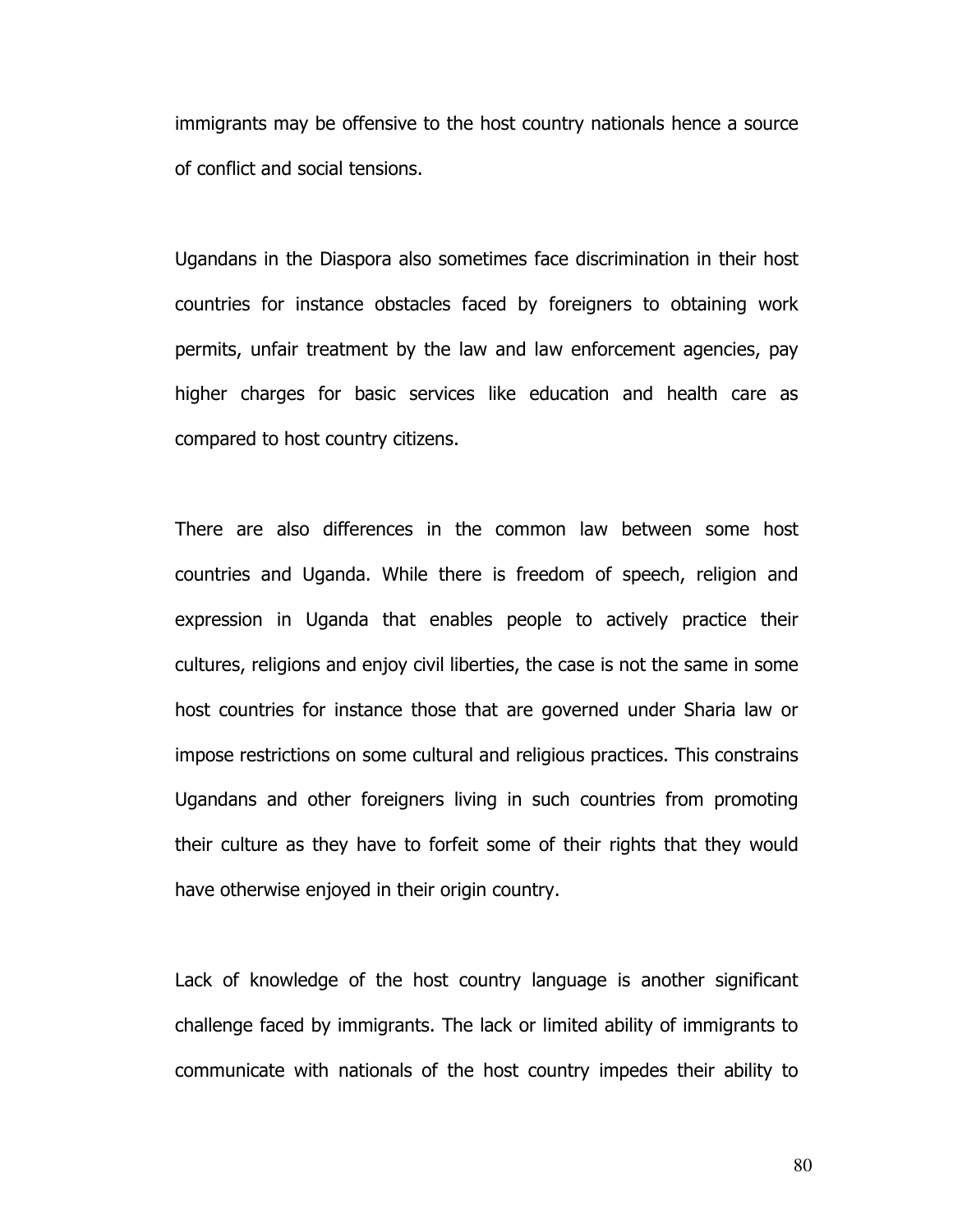immigrants may be offensive to the host country nationals hence a source of conflict and social tensions.

Ugandans in the Diaspora also sometimes face discrimination in their host countries for instance obstacles faced by foreigners to obtaining work permits, unfair treatment by the law and law enforcement agencies, pay higher charges for basic services like education and health care as compared to host country citizens.

There are also differences in the common law between some host countries and Uganda. While there is freedom of speech, religion and expression in Uganda that enables people to actively practice their cultures, religions and enjoy civil liberties, the case is not the same in some host countries for instance those that are governed under Sharia law or impose restrictions on some cultural and religious practices. This constrains Ugandans and other foreigners living in such countries from promoting their culture as they have to forfeit some of their rights that they would have otherwise enjoyed in their origin country.

Lack of knowledge of the host country language is another significant challenge faced by immigrants. The lack or limited ability of immigrants to communicate with nationals of the host country impedes their ability to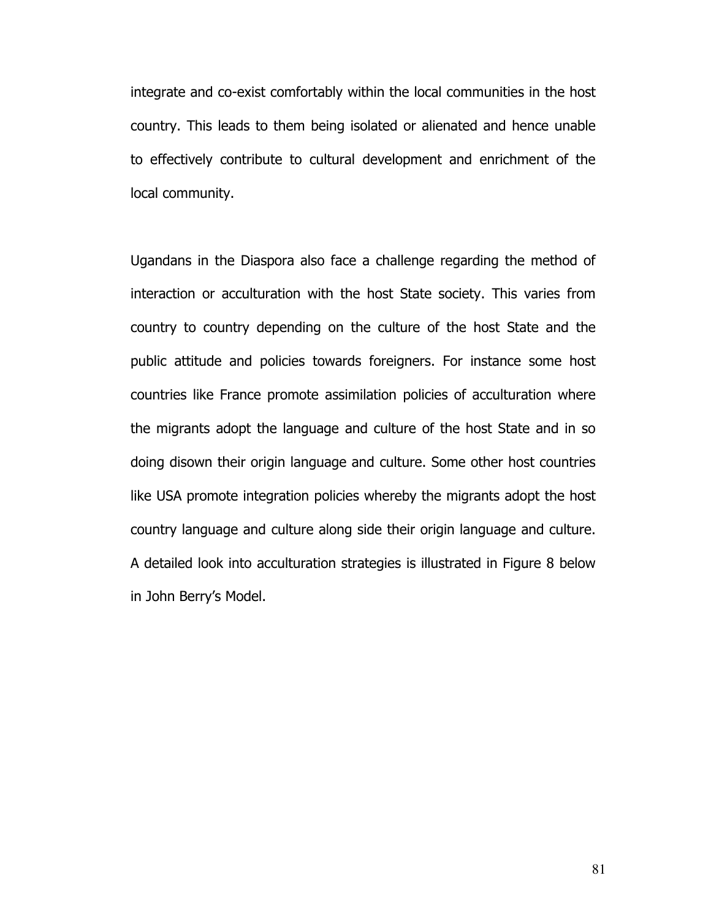integrate and co-exist comfortably within the local communities in the host country. This leads to them being isolated or alienated and hence unable to effectively contribute to cultural development and enrichment of the local community.

Ugandans in the Diaspora also face a challenge regarding the method of interaction or acculturation with the host State society. This varies from country to country depending on the culture of the host State and the public attitude and policies towards foreigners. For instance some host countries like France promote assimilation policies of acculturation where the migrants adopt the language and culture of the host State and in so doing disown their origin language and culture. Some other host countries like USA promote integration policies whereby the migrants adopt the host country language and culture along side their origin language and culture. A detailed look into acculturation strategies is illustrated in Figure 8 below in John Berry's Model.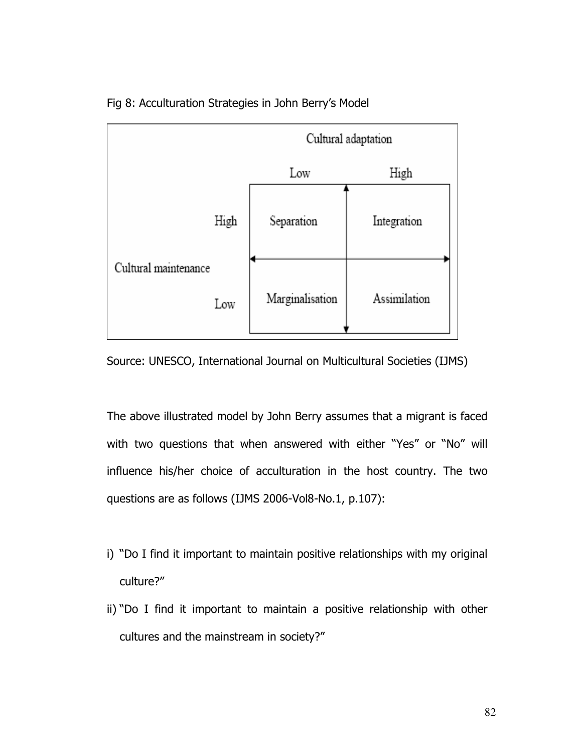Fig 8: Acculturation Strategies in John Berry's Model

| | | Cultural adaptation | |
|---|---|---|---|
| | | Low | High |
| Cultural maintenance | High | Separation | Integration |
| | Low | Marginalisation | Assimilation |

Source: UNESCO, International Journal on Multicultural Societies (IJMS)

The above illustrated model by John Berry assumes that a migrant is faced with two questions that when answered with either "Yes" or "No" will influence his/her choice of acculturation in the host country. The two questions are as follows (IJMS 2006-Vol8-No.1, p.107):

i) "Do I find it important to maintain positive relationships with my original culture?"
ii) "Do I find it important to maintain a positive relationship with other cultures and the mainstream in society?"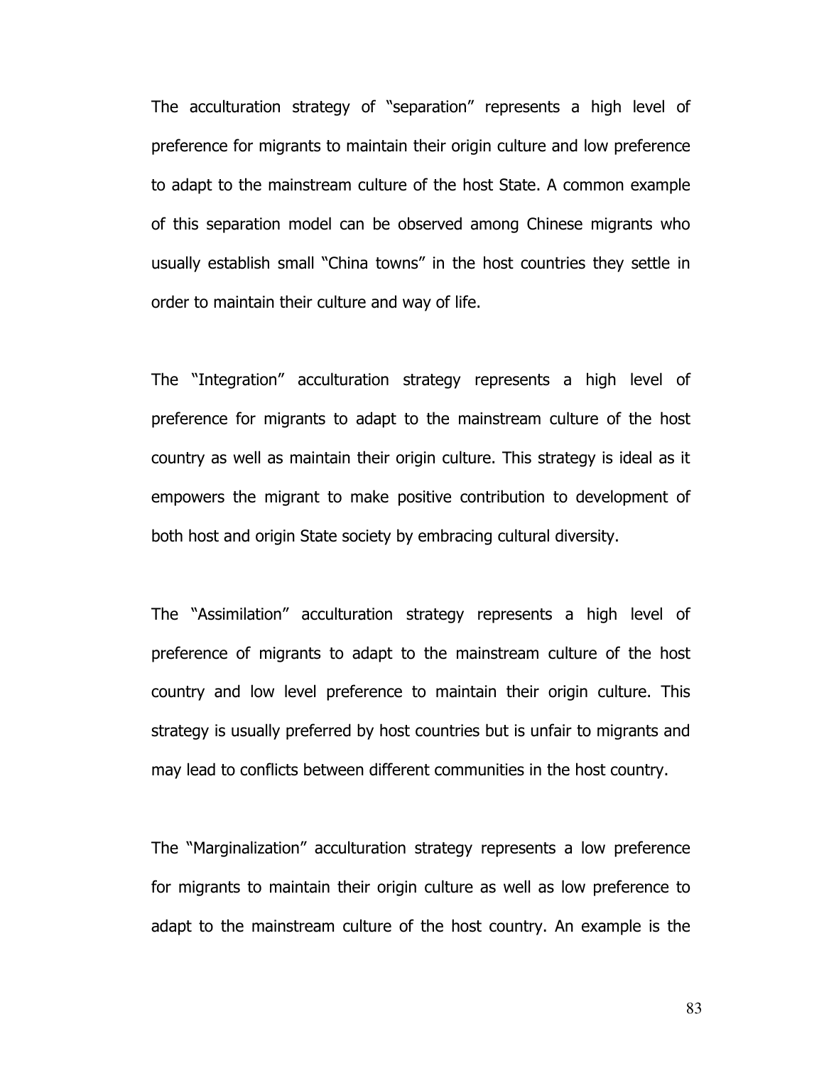The acculturation strategy of "separation" represents a high level of preference for migrants to maintain their origin culture and low preference to adapt to the mainstream culture of the host State. A common example of this separation model can be observed among Chinese migrants who usually establish small "China towns" in the host countries they settle in order to maintain their culture and way of life.

The "Integration" acculturation strategy represents a high level of preference for migrants to adapt to the mainstream culture of the host country as well as maintain their origin culture. This strategy is ideal as it empowers the migrant to make positive contribution to development of both host and origin State society by embracing cultural diversity.

The "Assimilation" acculturation strategy represents a high level of preference of migrants to adapt to the mainstream culture of the host country and low level preference to maintain their origin culture. This strategy is usually preferred by host countries but is unfair to migrants and may lead to conflicts between different communities in the host country.

The "Marginalization" acculturation strategy represents a low preference for migrants to maintain their origin culture as well as low preference to adapt to the mainstream culture of the host country. An example is the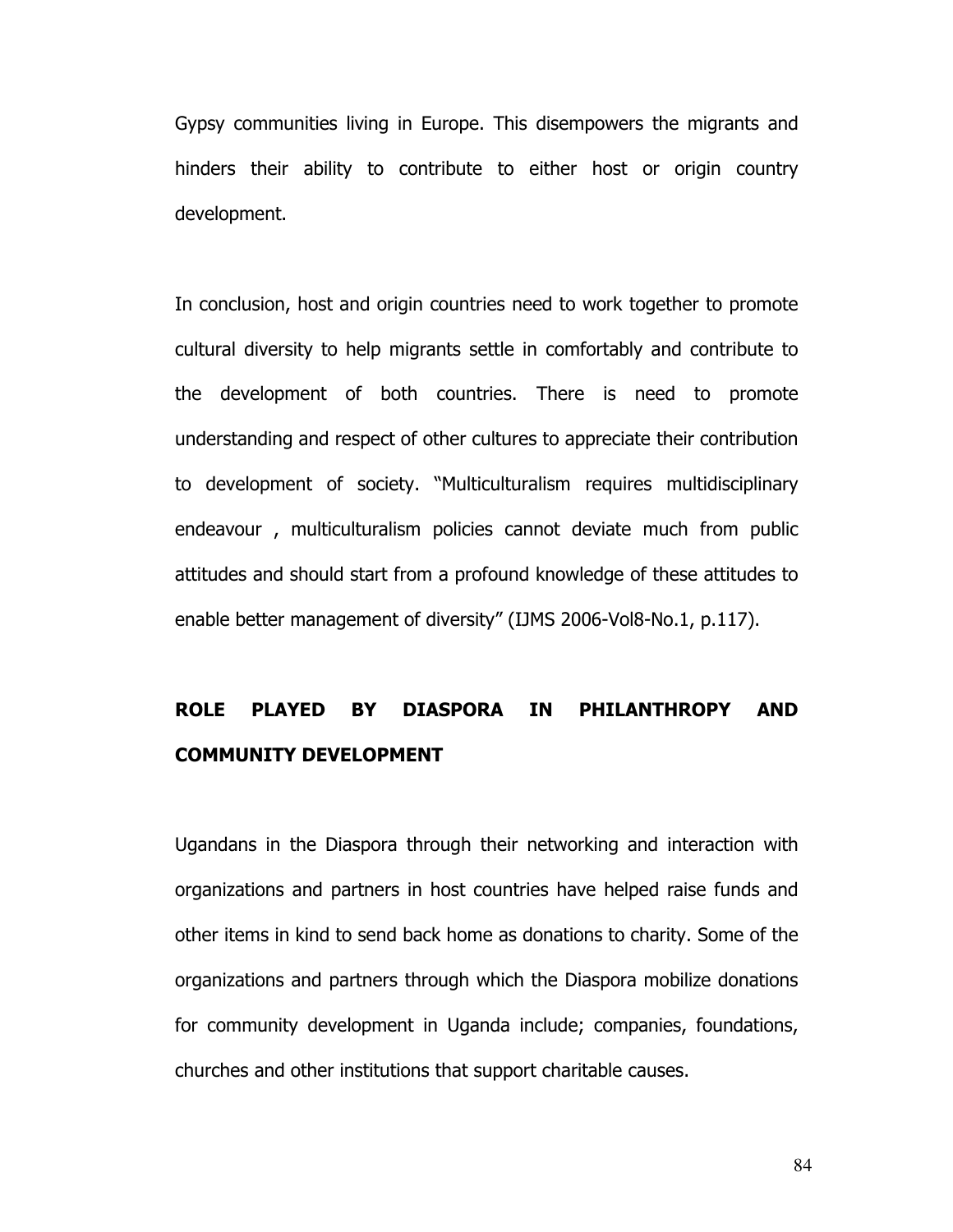Gypsy communities living in Europe. This disempowers the migrants and hinders their ability to contribute to either host or origin country development.

In conclusion, host and origin countries need to work together to promote cultural diversity to help migrants settle in comfortably and contribute to the development of both countries. There is need to promote understanding and respect of other cultures to appreciate their contribution to development of society. "Multiculturalism requires multidisciplinary endeavour , multiculturalism policies cannot deviate much from public attitudes and should start from a profound knowledge of these attitudes to enable better management of diversity" (IJMS 2006-Vol8-No.1, p.117).

## ROLE PLAYED BY DIASPORA IN PHILANTHROPY AND COMMUNITY DEVELOPMENT

Ugandans in the Diaspora through their networking and interaction with organizations and partners in host countries have helped raise funds and other items in kind to send back home as donations to charity. Some of the organizations and partners through which the Diaspora mobilize donations for community development in Uganda include; companies, foundations, churches and other institutions that support charitable causes.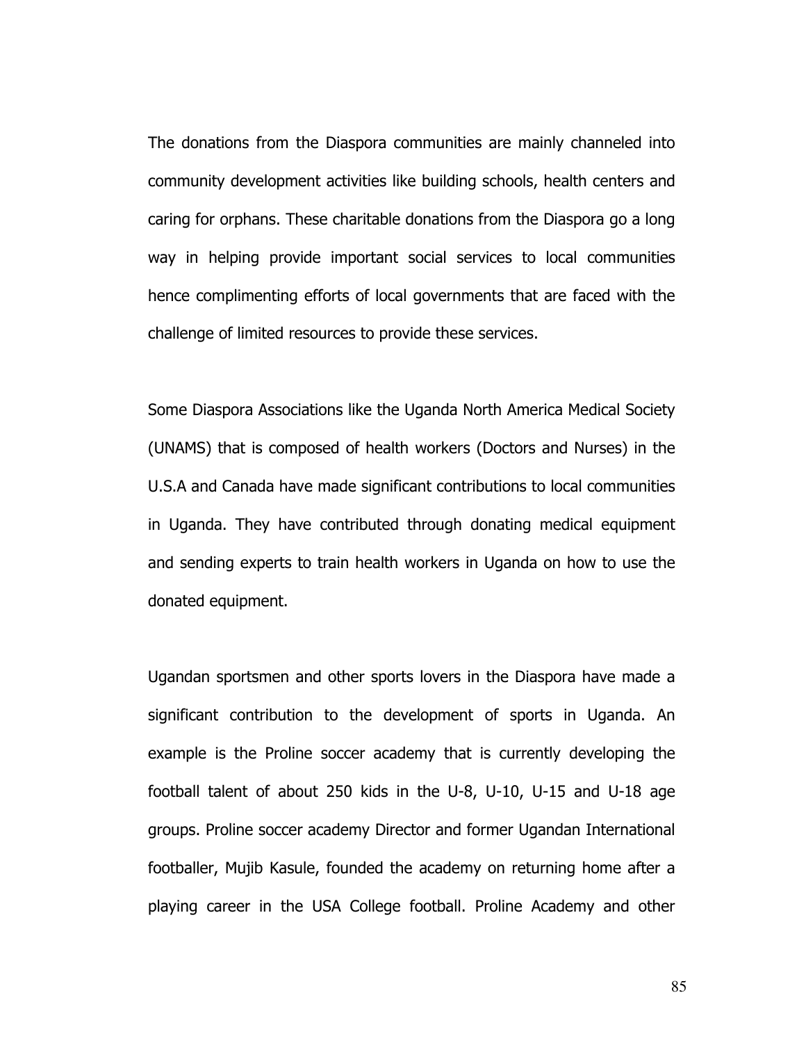The donations from the Diaspora communities are mainly channeled into community development activities like building schools, health centers and caring for orphans. These charitable donations from the Diaspora go a long way in helping provide important social services to local communities hence complimenting efforts of local governments that are faced with the challenge of limited resources to provide these services.

Some Diaspora Associations like the Uganda North America Medical Society (UNAMS) that is composed of health workers (Doctors and Nurses) in the U.S.A and Canada have made significant contributions to local communities in Uganda. They have contributed through donating medical equipment and sending experts to train health workers in Uganda on how to use the donated equipment.

Ugandan sportsmen and other sports lovers in the Diaspora have made a significant contribution to the development of sports in Uganda. An example is the Proline soccer academy that is currently developing the football talent of about 250 kids in the U-8, U-10, U-15 and U-18 age groups. Proline soccer academy Director and former Ugandan International footballer, Mujib Kasule, founded the academy on returning home after a playing career in the USA College football. Proline Academy and other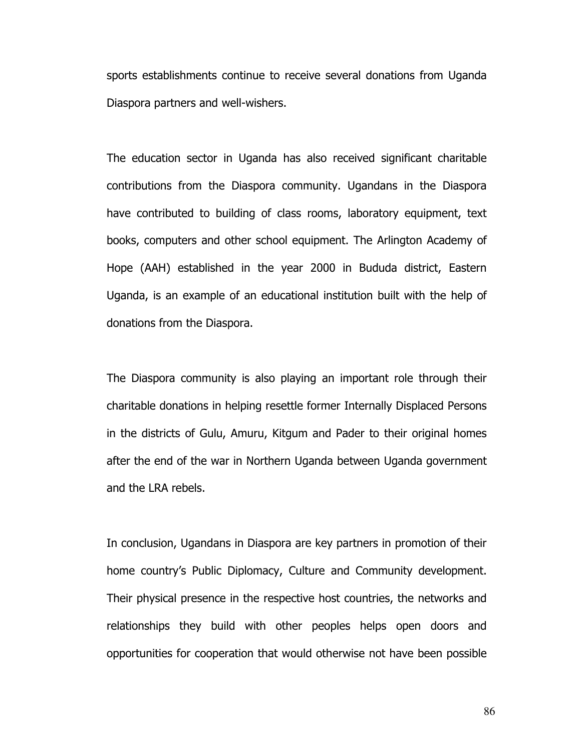sports establishments continue to receive several donations from Uganda Diaspora partners and well-wishers.

The education sector in Uganda has also received significant charitable contributions from the Diaspora community. Ugandans in the Diaspora have contributed to building of class rooms, laboratory equipment, text books, computers and other school equipment. The Arlington Academy of Hope (AAH) established in the year 2000 in Bududa district, Eastern Uganda, is an example of an educational institution built with the help of donations from the Diaspora.

The Diaspora community is also playing an important role through their charitable donations in helping resettle former Internally Displaced Persons in the districts of Gulu, Amuru, Kitgum and Pader to their original homes after the end of the war in Northern Uganda between Uganda government and the LRA rebels.

In conclusion, Ugandans in Diaspora are key partners in promotion of their home country's Public Diplomacy, Culture and Community development. Their physical presence in the respective host countries, the networks and relationships they build with other peoples helps open doors and opportunities for cooperation that would otherwise not have been possible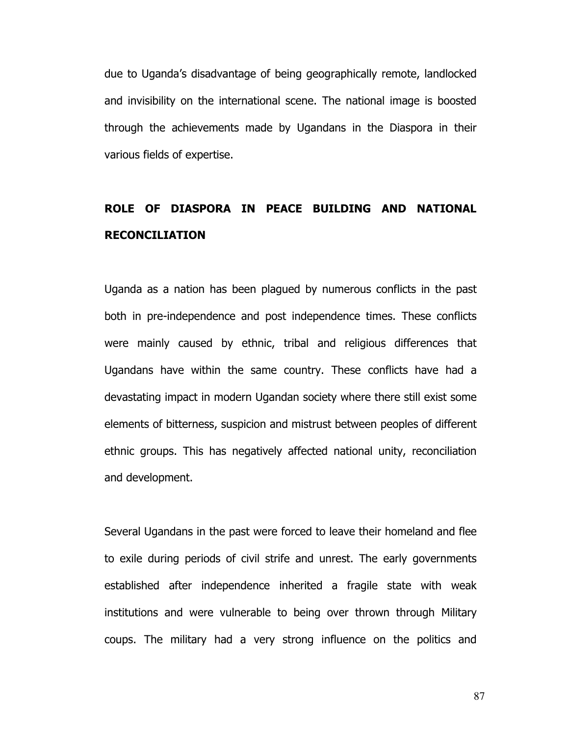due to Uganda's disadvantage of being geographically remote, landlocked and invisibility on the international scene. The national image is boosted through the achievements made by Ugandans in the Diaspora in their various fields of expertise.

## ROLE OF DIASPORA IN PEACE BUILDING AND NATIONAL RECONCILIATION

Uganda as a nation has been plagued by numerous conflicts in the past both in pre-independence and post independence times. These conflicts were mainly caused by ethnic, tribal and religious differences that Ugandans have within the same country. These conflicts have had a devastating impact in modern Ugandan society where there still exist some elements of bitterness, suspicion and mistrust between peoples of different ethnic groups. This has negatively affected national unity, reconciliation and development.

Several Ugandans in the past were forced to leave their homeland and flee to exile during periods of civil strife and unrest. The early governments established after independence inherited a fragile state with weak institutions and were vulnerable to being over thrown through Military coups. The military had a very strong influence on the politics and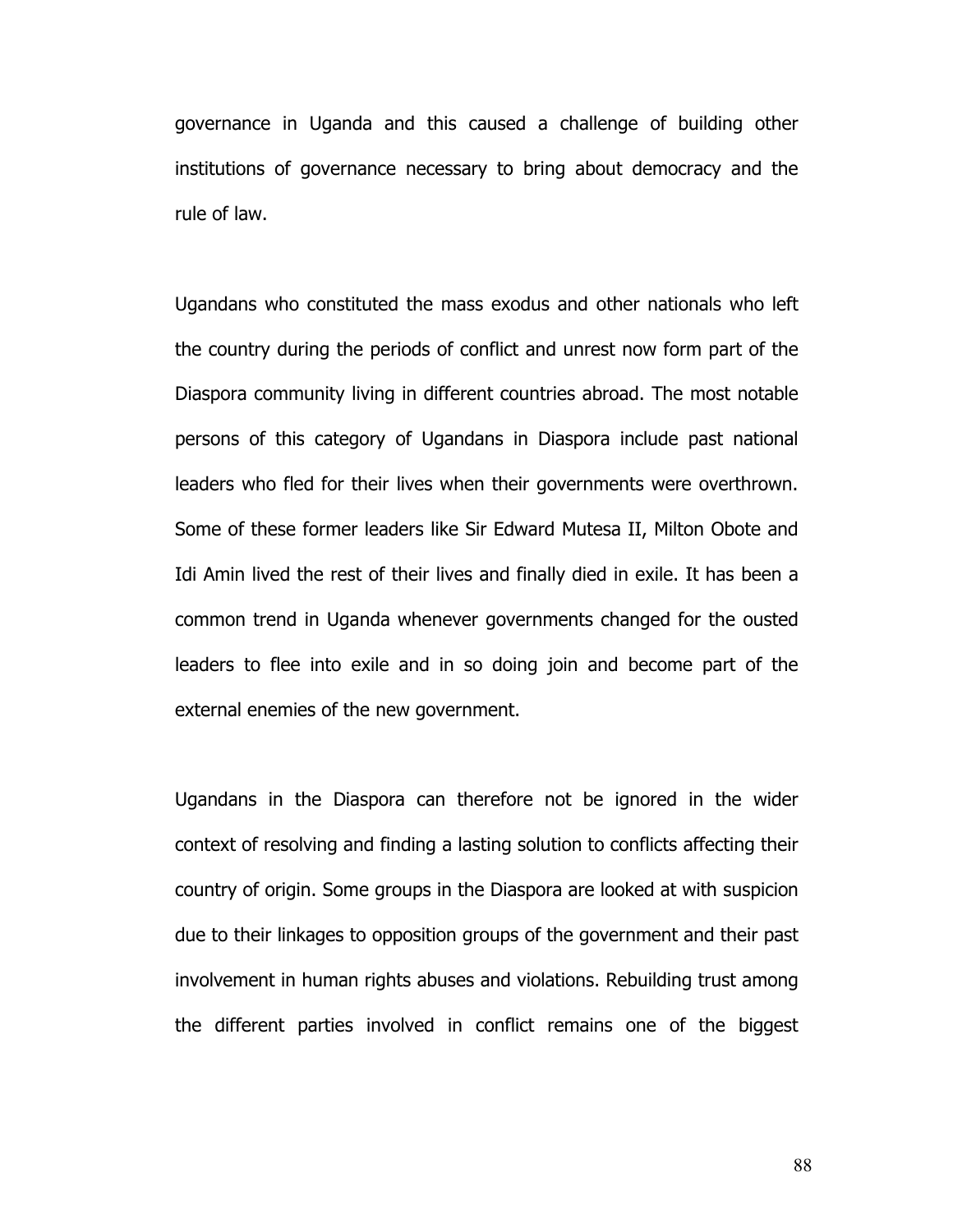governance in Uganda and this caused a challenge of building other institutions of governance necessary to bring about democracy and the rule of law.

Ugandans who constituted the mass exodus and other nationals who left the country during the periods of conflict and unrest now form part of the Diaspora community living in different countries abroad. The most notable persons of this category of Ugandans in Diaspora include past national leaders who fled for their lives when their governments were overthrown. Some of these former leaders like Sir Edward Mutesa II, Milton Obote and Idi Amin lived the rest of their lives and finally died in exile. It has been a common trend in Uganda whenever governments changed for the ousted leaders to flee into exile and in so doing join and become part of the external enemies of the new government.

Ugandans in the Diaspora can therefore not be ignored in the wider context of resolving and finding a lasting solution to conflicts affecting their country of origin. Some groups in the Diaspora are looked at with suspicion due to their linkages to opposition groups of the government and their past involvement in human rights abuses and violations. Rebuilding trust among the different parties involved in conflict remains one of the biggest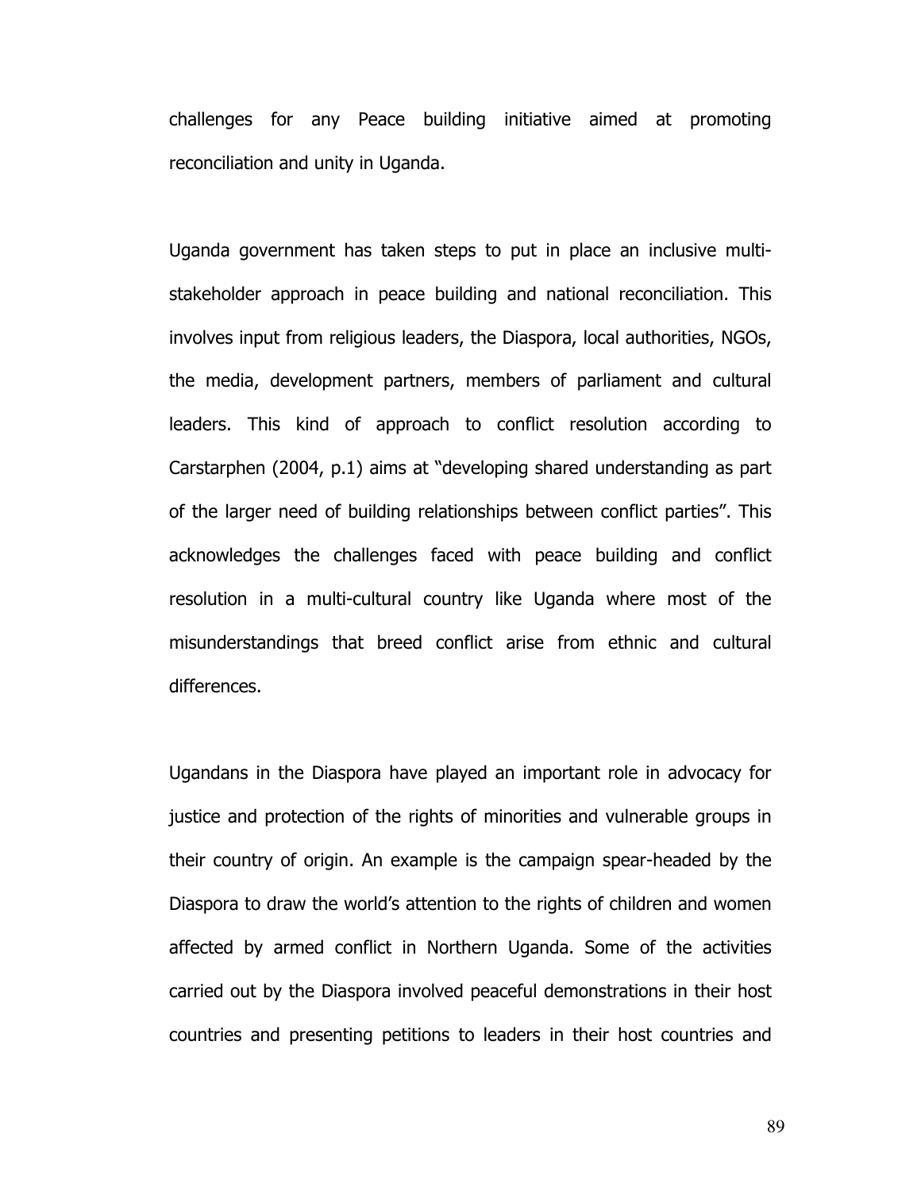challenges for any Peace building initiative aimed at promoting reconciliation and unity in Uganda.

Uganda government has taken steps to put in place an inclusive multi-stakeholder approach in peace building and national reconciliation. This involves input from religious leaders, the Diaspora, local authorities, NGOs, the media, development partners, members of parliament and cultural leaders. This kind of approach to conflict resolution according to Carstarphen (2004, p.1) aims at "developing shared understanding as part of the larger need of building relationships between conflict parties". This acknowledges the challenges faced with peace building and conflict resolution in a multi-cultural country like Uganda where most of the misunderstandings that breed conflict arise from ethnic and cultural differences.

Ugandans in the Diaspora have played an important role in advocacy for justice and protection of the rights of minorities and vulnerable groups in their country of origin. An example is the campaign spear-headed by the Diaspora to draw the world's attention to the rights of children and women affected by armed conflict in Northern Uganda. Some of the activities carried out by the Diaspora involved peaceful demonstrations in their host countries and presenting petitions to leaders in their host countries and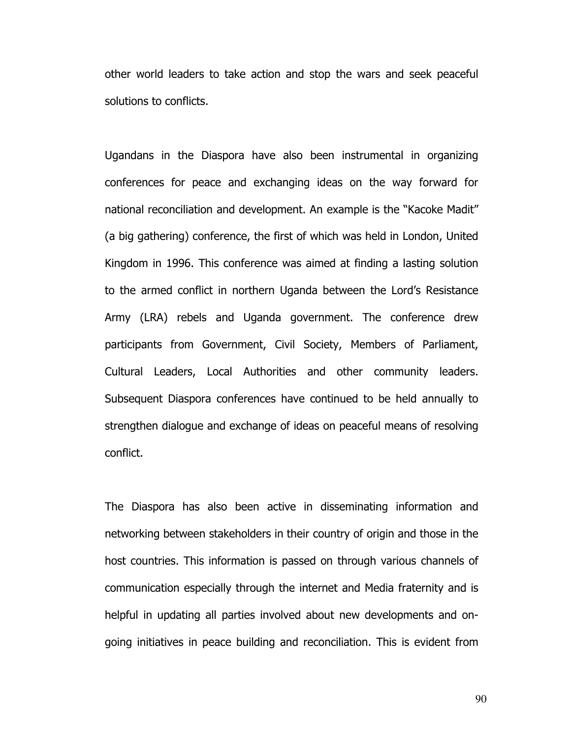other world leaders to take action and stop the wars and seek peaceful solutions to conflicts.

Ugandans in the Diaspora have also been instrumental in organizing conferences for peace and exchanging ideas on the way forward for national reconciliation and development. An example is the "Kacoke Madit" (a big gathering) conference, the first of which was held in London, United Kingdom in 1996. This conference was aimed at finding a lasting solution to the armed conflict in northern Uganda between the Lord's Resistance Army (LRA) rebels and Uganda government. The conference drew participants from Government, Civil Society, Members of Parliament, Cultural Leaders, Local Authorities and other community leaders. Subsequent Diaspora conferences have continued to be held annually to strengthen dialogue and exchange of ideas on peaceful means of resolving conflict.

The Diaspora has also been active in disseminating information and networking between stakeholders in their country of origin and those in the host countries. This information is passed on through various channels of communication especially through the internet and Media fraternity and is helpful in updating all parties involved about new developments and on-going initiatives in peace building and reconciliation. This is evident from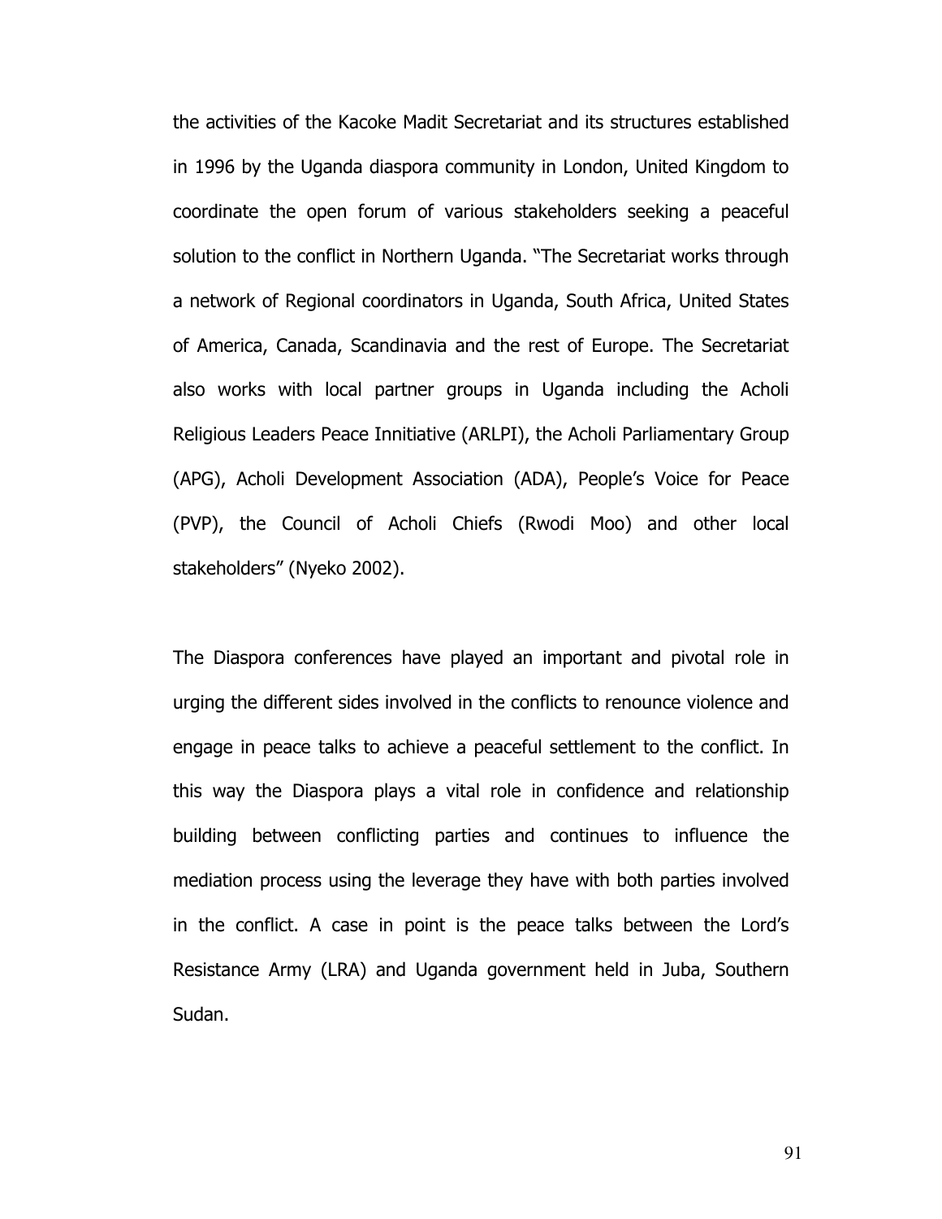the activities of the Kacoke Madit Secretariat and its structures established in 1996 by the Uganda diaspora community in London, United Kingdom to coordinate the open forum of various stakeholders seeking a peaceful solution to the conflict in Northern Uganda. "The Secretariat works through a network of Regional coordinators in Uganda, South Africa, United States of America, Canada, Scandinavia and the rest of Europe. The Secretariat also works with local partner groups in Uganda including the Acholi Religious Leaders Peace Innitiative (ARLPI), the Acholi Parliamentary Group (APG), Acholi Development Association (ADA), People's Voice for Peace (PVP), the Council of Acholi Chiefs (Rwodi Moo) and other local stakeholders" (Nyeko 2002).

The Diaspora conferences have played an important and pivotal role in urging the different sides involved in the conflicts to renounce violence and engage in peace talks to achieve a peaceful settlement to the conflict. In this way the Diaspora plays a vital role in confidence and relationship building between conflicting parties and continues to influence the mediation process using the leverage they have with both parties involved in the conflict. A case in point is the peace talks between the Lord's Resistance Army (LRA) and Uganda government held in Juba, Southern Sudan.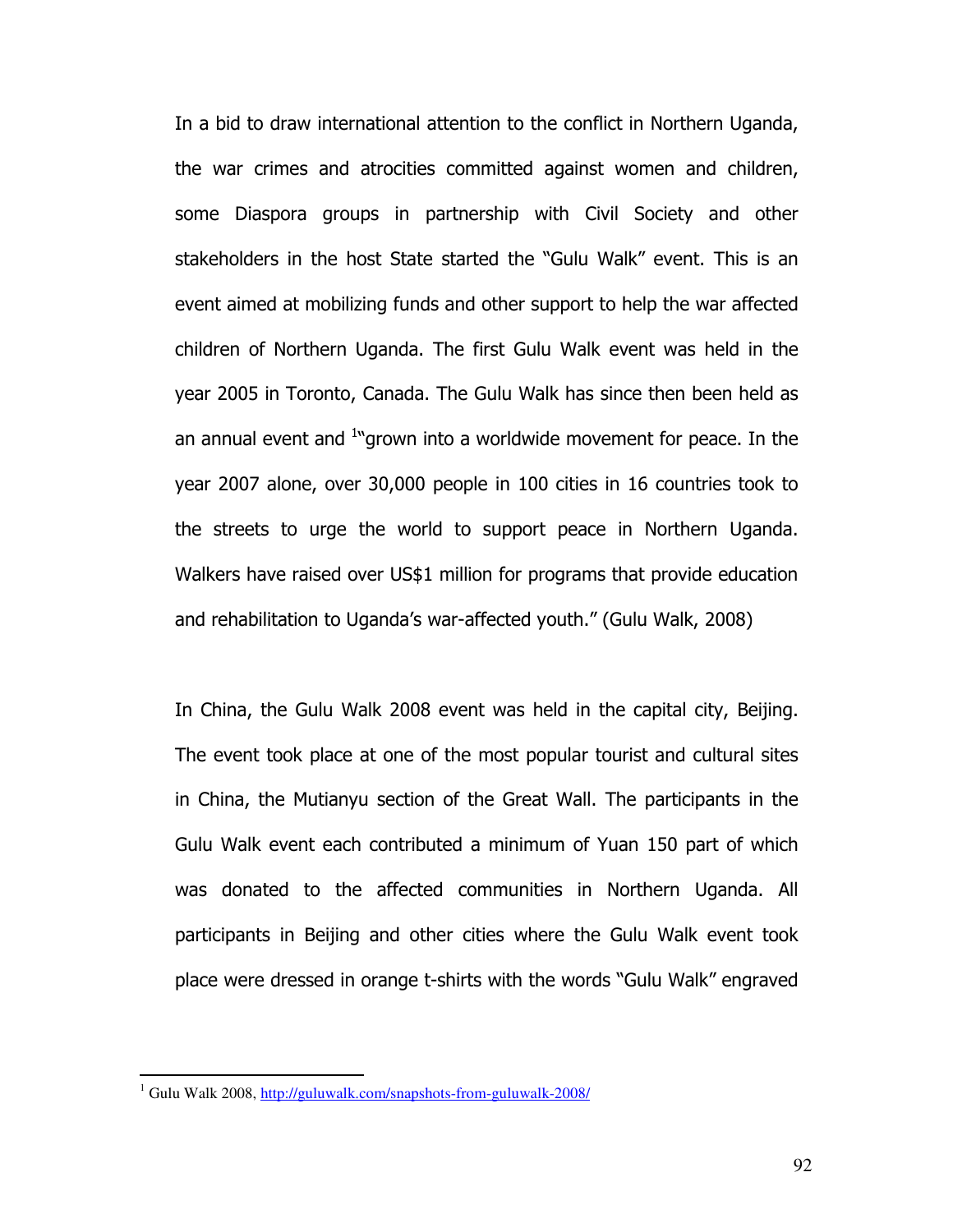In a bid to draw international attention to the conflict in Northern Uganda, the war crimes and atrocities committed against women and children, some Diaspora groups in partnership with Civil Society and other stakeholders in the host State started the "Gulu Walk" event. This is an event aimed at mobilizing funds and other support to help the war affected children of Northern Uganda. The first Gulu Walk event was held in the year 2005 in Toronto, Canada. The Gulu Walk has since then been held as an annual event and [1]"grown into a worldwide movement for peace. In the year 2007 alone, over 30,000 people in 100 cities in 16 countries took to the streets to urge the world to support peace in Northern Uganda. Walkers have raised over US$1 million for programs that provide education and rehabilitation to Uganda's war-affected youth." (Gulu Walk, 2008)

In China, the Gulu Walk 2008 event was held in the capital city, Beijing. The event took place at one of the most popular tourist and cultural sites in China, the Mutianyu section of the Great Wall. The participants in the Gulu Walk event each contributed a minimum of Yuan 150 part of which was donated to the affected communities in Northern Uganda. All participants in Beijing and other cities where the Gulu Walk event took place were dressed in orange t-shirts with the words "Gulu Walk" engraved

[1] Gulu Walk 2008, http://guluwalk.com/snapshots-from-guluwalk-2008/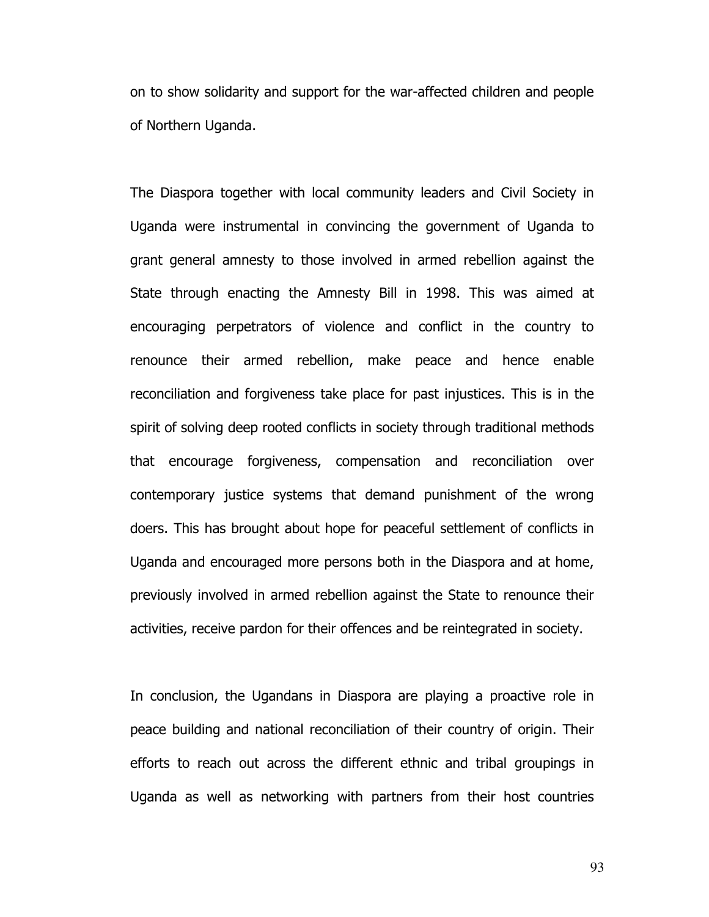on to show solidarity and support for the war-affected children and people of Northern Uganda.

The Diaspora together with local community leaders and Civil Society in Uganda were instrumental in convincing the government of Uganda to grant general amnesty to those involved in armed rebellion against the State through enacting the Amnesty Bill in 1998. This was aimed at encouraging perpetrators of violence and conflict in the country to renounce their armed rebellion, make peace and hence enable reconciliation and forgiveness take place for past injustices. This is in the spirit of solving deep rooted conflicts in society through traditional methods that encourage forgiveness, compensation and reconciliation over contemporary justice systems that demand punishment of the wrong doers. This has brought about hope for peaceful settlement of conflicts in Uganda and encouraged more persons both in the Diaspora and at home, previously involved in armed rebellion against the State to renounce their activities, receive pardon for their offences and be reintegrated in society.

In conclusion, the Ugandans in Diaspora are playing a proactive role in peace building and national reconciliation of their country of origin. Their efforts to reach out across the different ethnic and tribal groupings in Uganda as well as networking with partners from their host countries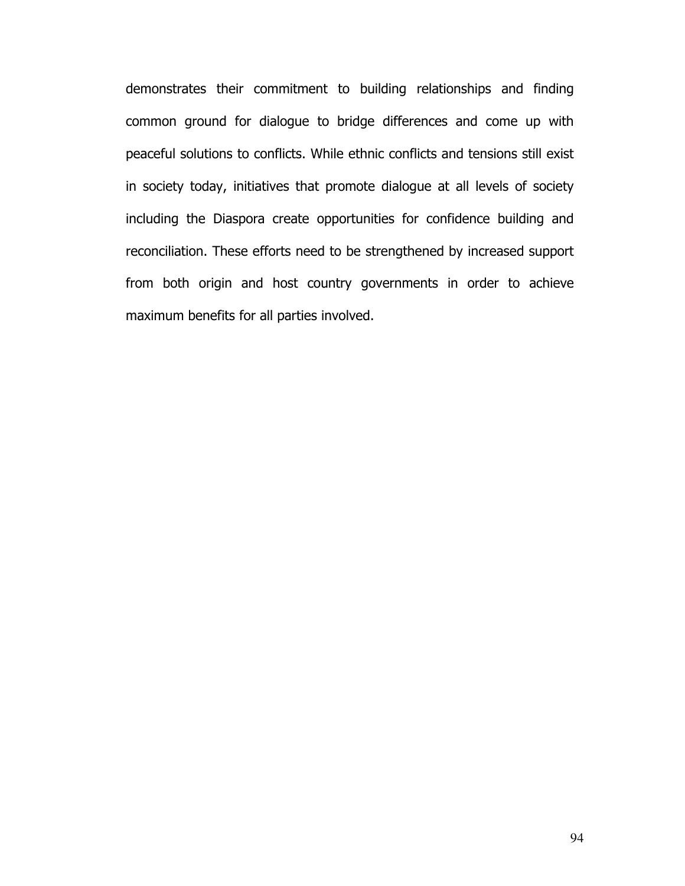demonstrates their commitment to building relationships and finding common ground for dialogue to bridge differences and come up with peaceful solutions to conflicts. While ethnic conflicts and tensions still exist in society today, initiatives that promote dialogue at all levels of society including the Diaspora create opportunities for confidence building and reconciliation. These efforts need to be strengthened by increased support from both origin and host country governments in order to achieve maximum benefits for all parties involved.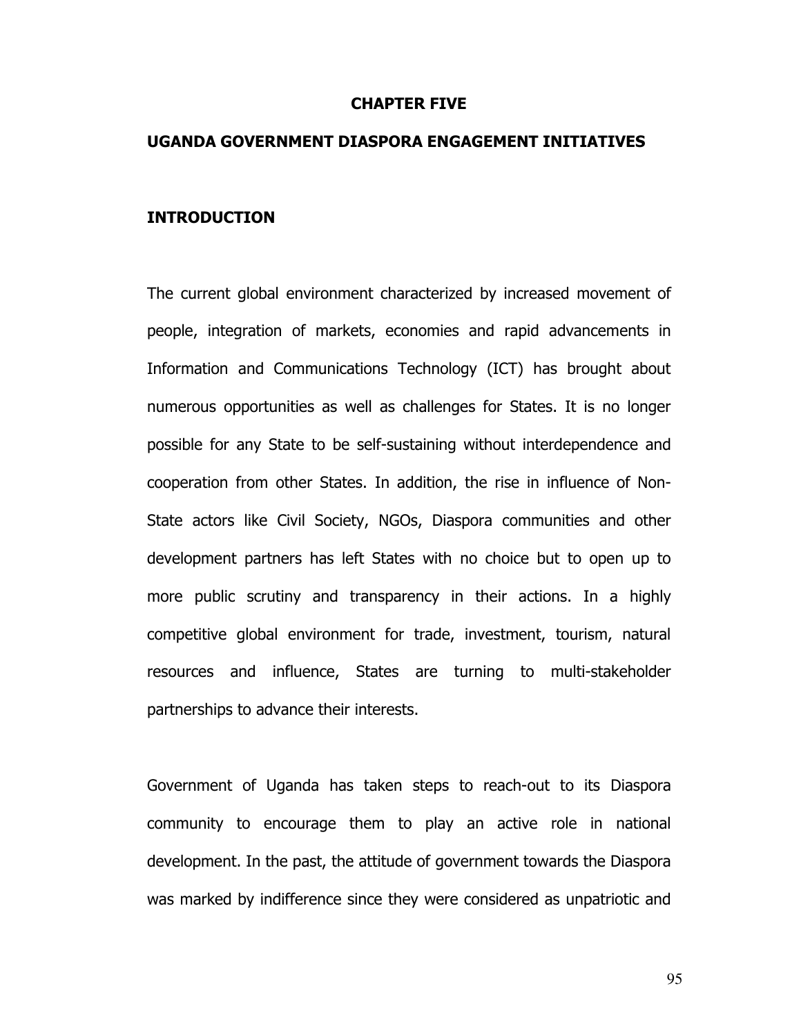# CHAPTER FIVE

## UGANDA GOVERNMENT DIASPORA ENGAGEMENT INITIATIVES

### INTRODUCTION

The current global environment characterized by increased movement of people, integration of markets, economies and rapid advancements in Information and Communications Technology (ICT) has brought about numerous opportunities as well as challenges for States. It is no longer possible for any State to be self-sustaining without interdependence and cooperation from other States. In addition, the rise in influence of Non-State actors like Civil Society, NGOs, Diaspora communities and other development partners has left States with no choice but to open up to more public scrutiny and transparency in their actions. In a highly competitive global environment for trade, investment, tourism, natural resources and influence, States are turning to multi-stakeholder partnerships to advance their interests.

Government of Uganda has taken steps to reach-out to its Diaspora community to encourage them to play an active role in national development. In the past, the attitude of government towards the Diaspora was marked by indifference since they were considered as unpatriotic and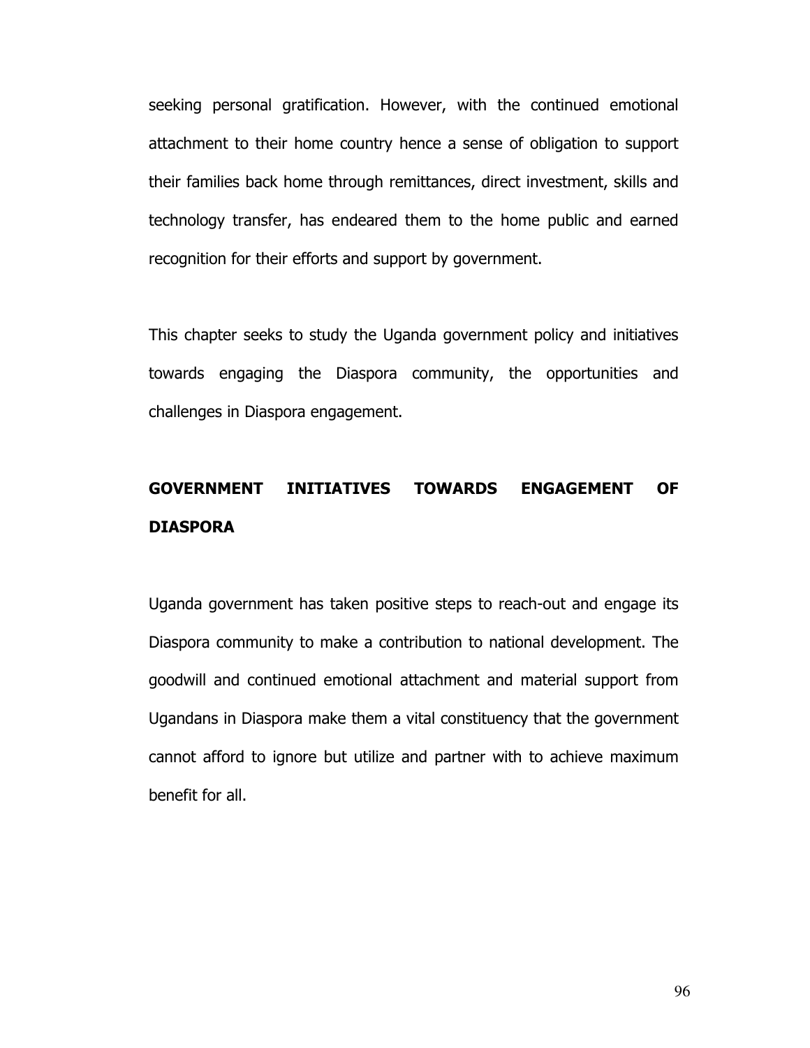seeking personal gratification. However, with the continued emotional attachment to their home country hence a sense of obligation to support their families back home through remittances, direct investment, skills and technology transfer, has endeared them to the home public and earned recognition for their efforts and support by government.

This chapter seeks to study the Uganda government policy and initiatives towards engaging the Diaspora community, the opportunities and challenges in Diaspora engagement.

## GOVERNMENT INITIATIVES TOWARDS ENGAGEMENT OF DIASPORA

Uganda government has taken positive steps to reach-out and engage its Diaspora community to make a contribution to national development. The goodwill and continued emotional attachment and material support from Ugandans in Diaspora make them a vital constituency that the government cannot afford to ignore but utilize and partner with to achieve maximum benefit for all.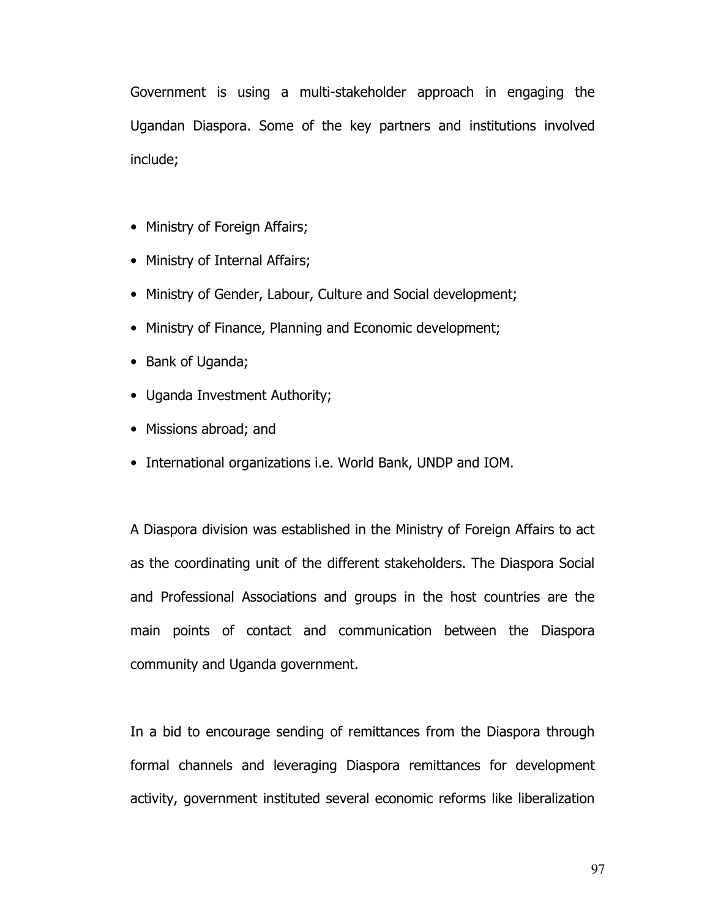Government is using a multi-stakeholder approach in engaging the Ugandan Diaspora. Some of the key partners and institutions involved include;

- Ministry of Foreign Affairs;
- Ministry of Internal Affairs;
- Ministry of Gender, Labour, Culture and Social development;
- Ministry of Finance, Planning and Economic development;
- Bank of Uganda;
- Uganda Investment Authority;
- Missions abroad; and
- International organizations i.e. World Bank, UNDP and IOM.

A Diaspora division was established in the Ministry of Foreign Affairs to act as the coordinating unit of the different stakeholders. The Diaspora Social and Professional Associations and groups in the host countries are the main points of contact and communication between the Diaspora community and Uganda government.

In a bid to encourage sending of remittances from the Diaspora through formal channels and leveraging Diaspora remittances for development activity, government instituted several economic reforms like liberalization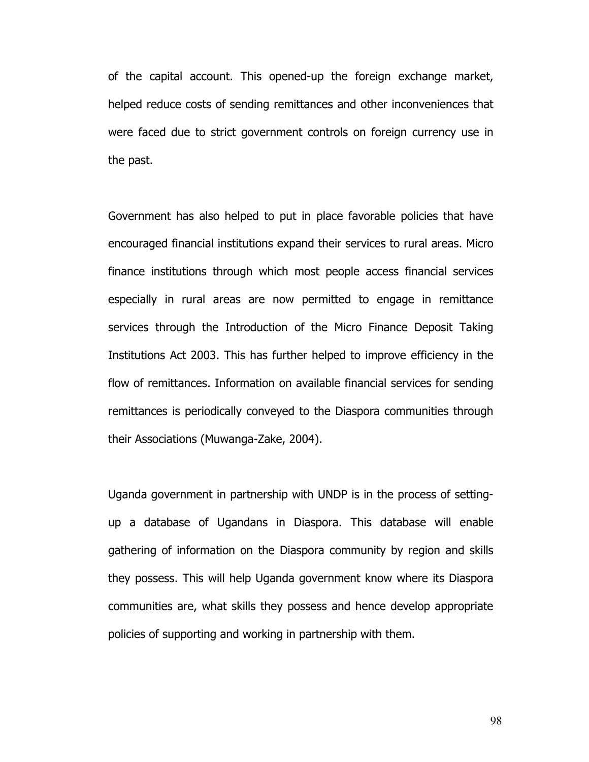of the capital account. This opened-up the foreign exchange market, helped reduce costs of sending remittances and other inconveniences that were faced due to strict government controls on foreign currency use in the past.

Government has also helped to put in place favorable policies that have encouraged financial institutions expand their services to rural areas. Micro finance institutions through which most people access financial services especially in rural areas are now permitted to engage in remittance services through the Introduction of the Micro Finance Deposit Taking Institutions Act 2003. This has further helped to improve efficiency in the flow of remittances. Information on available financial services for sending remittances is periodically conveyed to the Diaspora communities through their Associations (Muwanga-Zake, 2004).

Uganda government in partnership with UNDP is in the process of setting-up a database of Ugandans in Diaspora. This database will enable gathering of information on the Diaspora community by region and skills they possess. This will help Uganda government know where its Diaspora communities are, what skills they possess and hence develop appropriate policies of supporting and working in partnership with them.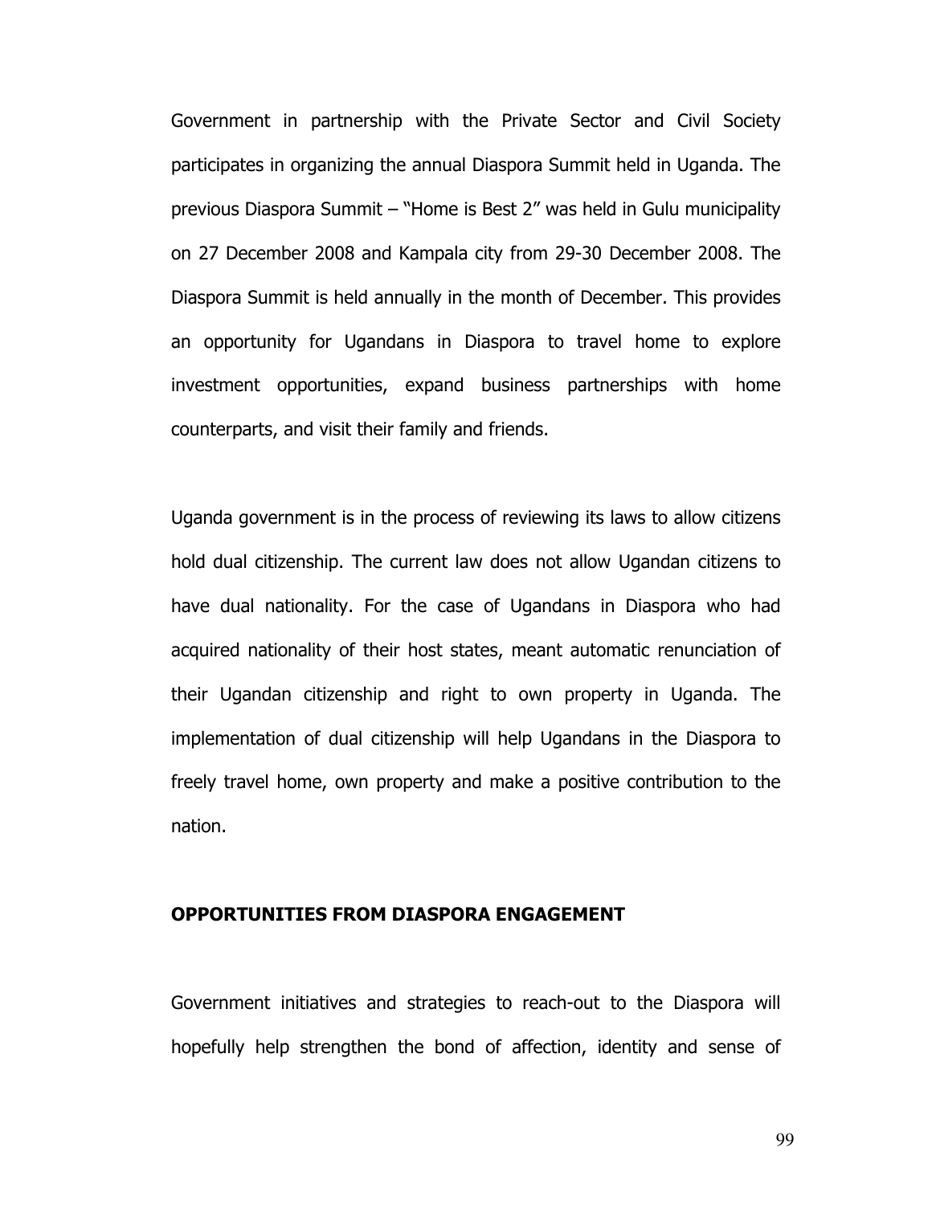Government in partnership with the Private Sector and Civil Society participates in organizing the annual Diaspora Summit held in Uganda. The previous Diaspora Summit – "Home is Best 2" was held in Gulu municipality on 27 December 2008 and Kampala city from 29-30 December 2008. The Diaspora Summit is held annually in the month of December. This provides an opportunity for Ugandans in Diaspora to travel home to explore investment opportunities, expand business partnerships with home counterparts, and visit their family and friends.

Uganda government is in the process of reviewing its laws to allow citizens hold dual citizenship. The current law does not allow Ugandan citizens to have dual nationality. For the case of Ugandans in Diaspora who had acquired nationality of their host states, meant automatic renunciation of their Ugandan citizenship and right to own property in Uganda. The implementation of dual citizenship will help Ugandans in the Diaspora to freely travel home, own property and make a positive contribution to the nation.

**OPPORTUNITIES FROM DIASPORA ENGAGEMENT**

Government initiatives and strategies to reach-out to the Diaspora will hopefully help strengthen the bond of affection, identity and sense of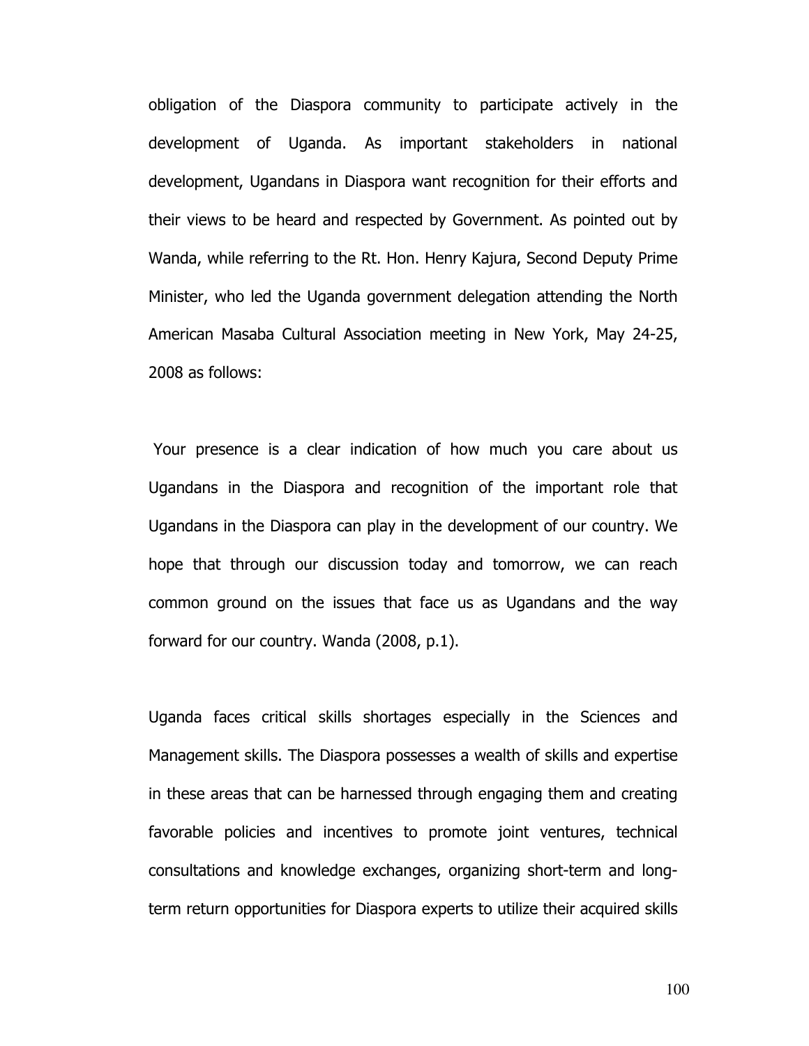obligation of the Diaspora community to participate actively in the development of Uganda. As important stakeholders in national development, Ugandans in Diaspora want recognition for their efforts and their views to be heard and respected by Government. As pointed out by Wanda, while referring to the Rt. Hon. Henry Kajura, Second Deputy Prime Minister, who led the Uganda government delegation attending the North American Masaba Cultural Association meeting in New York, May 24-25, 2008 as follows:

Your presence is a clear indication of how much you care about us Ugandans in the Diaspora and recognition of the important role that Ugandans in the Diaspora can play in the development of our country. We hope that through our discussion today and tomorrow, we can reach common ground on the issues that face us as Ugandans and the way forward for our country. Wanda (2008, p.1).

Uganda faces critical skills shortages especially in the Sciences and Management skills. The Diaspora possesses a wealth of skills and expertise in these areas that can be harnessed through engaging them and creating favorable policies and incentives to promote joint ventures, technical consultations and knowledge exchanges, organizing short-term and long-term return opportunities for Diaspora experts to utilize their acquired skills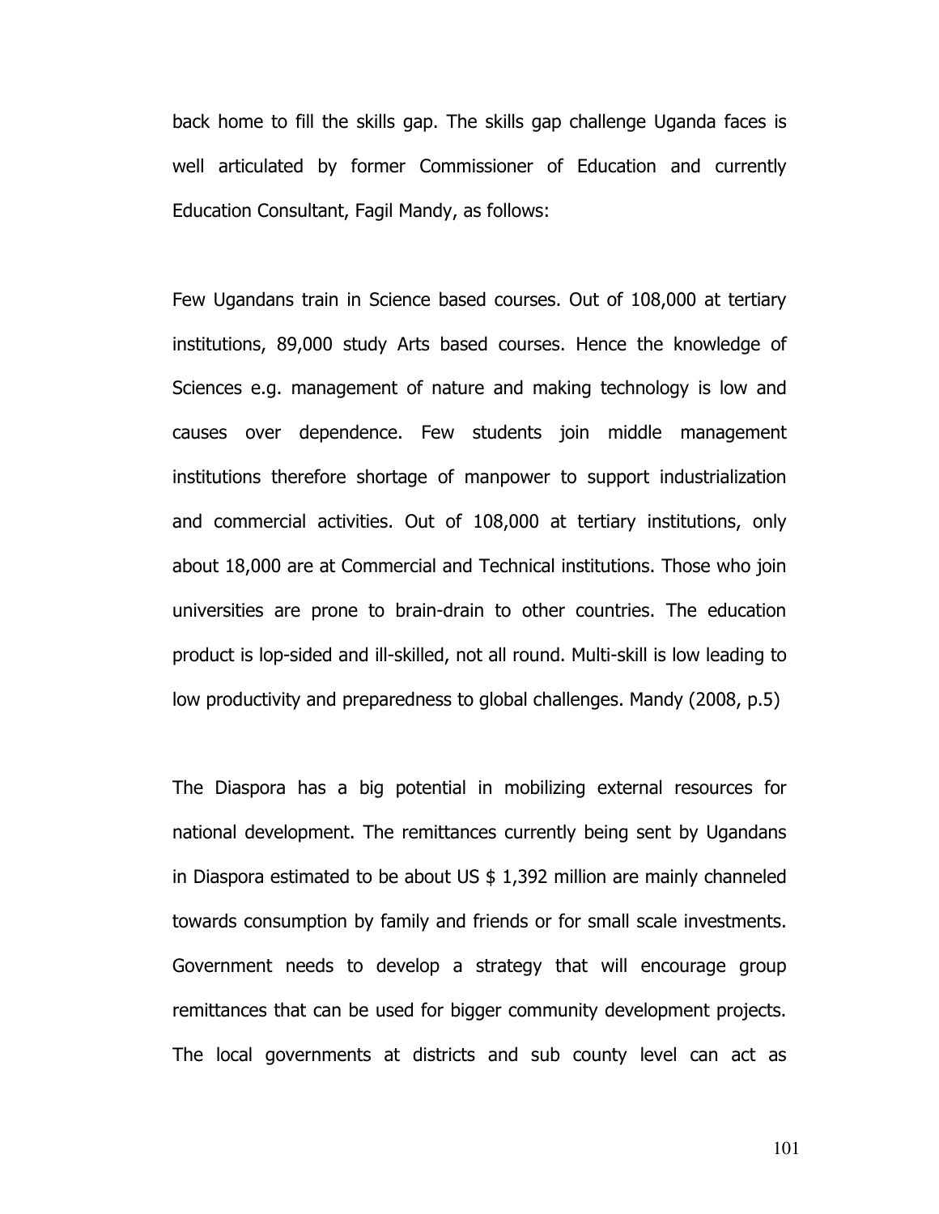back home to fill the skills gap. The skills gap challenge Uganda faces is well articulated by former Commissioner of Education and currently Education Consultant, Fagil Mandy, as follows:

> Few Ugandans train in Science based courses. Out of 108,000 at tertiary institutions, 89,000 study Arts based courses. Hence the knowledge of Sciences e.g. management of nature and making technology is low and causes over dependence. Few students join middle management institutions therefore shortage of manpower to support industrialization and commercial activities. Out of 108,000 at tertiary institutions, only about 18,000 are at Commercial and Technical institutions. Those who join universities are prone to brain-drain to other countries. The education product is lop-sided and ill-skilled, not all round. Multi-skill is low leading to low productivity and preparedness to global challenges. Mandy (2008, p.5)

The Diaspora has a big potential in mobilizing external resources for national development. The remittances currently being sent by Ugandans in Diaspora estimated to be about US $ 1,392 million are mainly channeled towards consumption by family and friends or for small scale investments. Government needs to develop a strategy that will encourage group remittances that can be used for bigger community development projects. The local governments at districts and sub county level can act as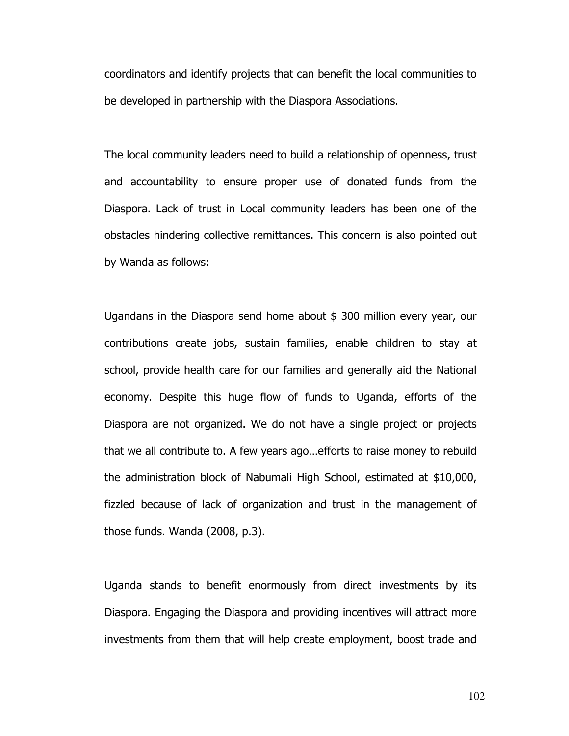coordinators and identify projects that can benefit the local communities to be developed in partnership with the Diaspora Associations.

The local community leaders need to build a relationship of openness, trust and accountability to ensure proper use of donated funds from the Diaspora. Lack of trust in Local community leaders has been one of the obstacles hindering collective remittances. This concern is also pointed out by Wanda as follows:

Ugandans in the Diaspora send home about $ 300 million every year, our contributions create jobs, sustain families, enable children to stay at school, provide health care for our families and generally aid the National economy. Despite this huge flow of funds to Uganda, efforts of the Diaspora are not organized. We do not have a single project or projects that we all contribute to. A few years ago…efforts to raise money to rebuild the administration block of Nabumali High School, estimated at $10,000, fizzled because of lack of organization and trust in the management of those funds. Wanda (2008, p.3).

Uganda stands to benefit enormously from direct investments by its Diaspora. Engaging the Diaspora and providing incentives will attract more investments from them that will help create employment, boost trade and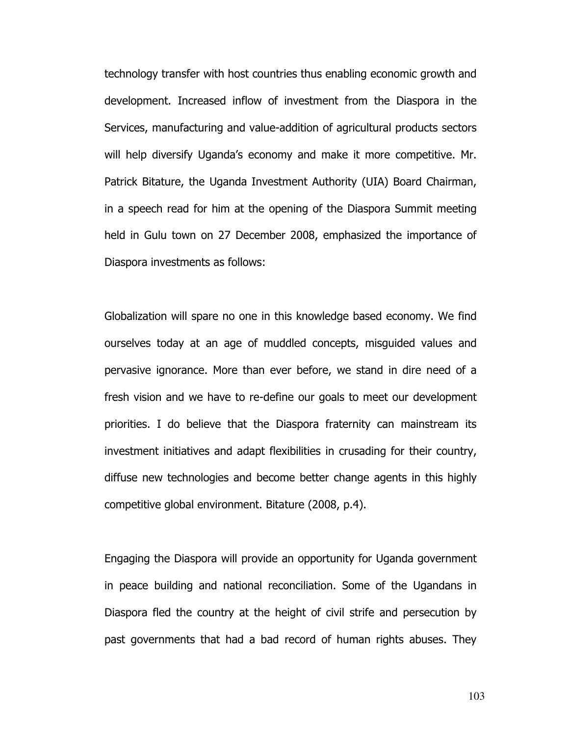technology transfer with host countries thus enabling economic growth and development. Increased inflow of investment from the Diaspora in the Services, manufacturing and value-addition of agricultural products sectors will help diversify Uganda's economy and make it more competitive. Mr. Patrick Bitature, the Uganda Investment Authority (UIA) Board Chairman, in a speech read for him at the opening of the Diaspora Summit meeting held in Gulu town on 27 December 2008, emphasized the importance of Diaspora investments as follows:

Globalization will spare no one in this knowledge based economy. We find ourselves today at an age of muddled concepts, misguided values and pervasive ignorance. More than ever before, we stand in dire need of a fresh vision and we have to re-define our goals to meet our development priorities. I do believe that the Diaspora fraternity can mainstream its investment initiatives and adapt flexibilities in crusading for their country, diffuse new technologies and become better change agents in this highly competitive global environment. Bitature (2008, p.4).

Engaging the Diaspora will provide an opportunity for Uganda government in peace building and national reconciliation. Some of the Ugandans in Diaspora fled the country at the height of civil strife and persecution by past governments that had a bad record of human rights abuses. They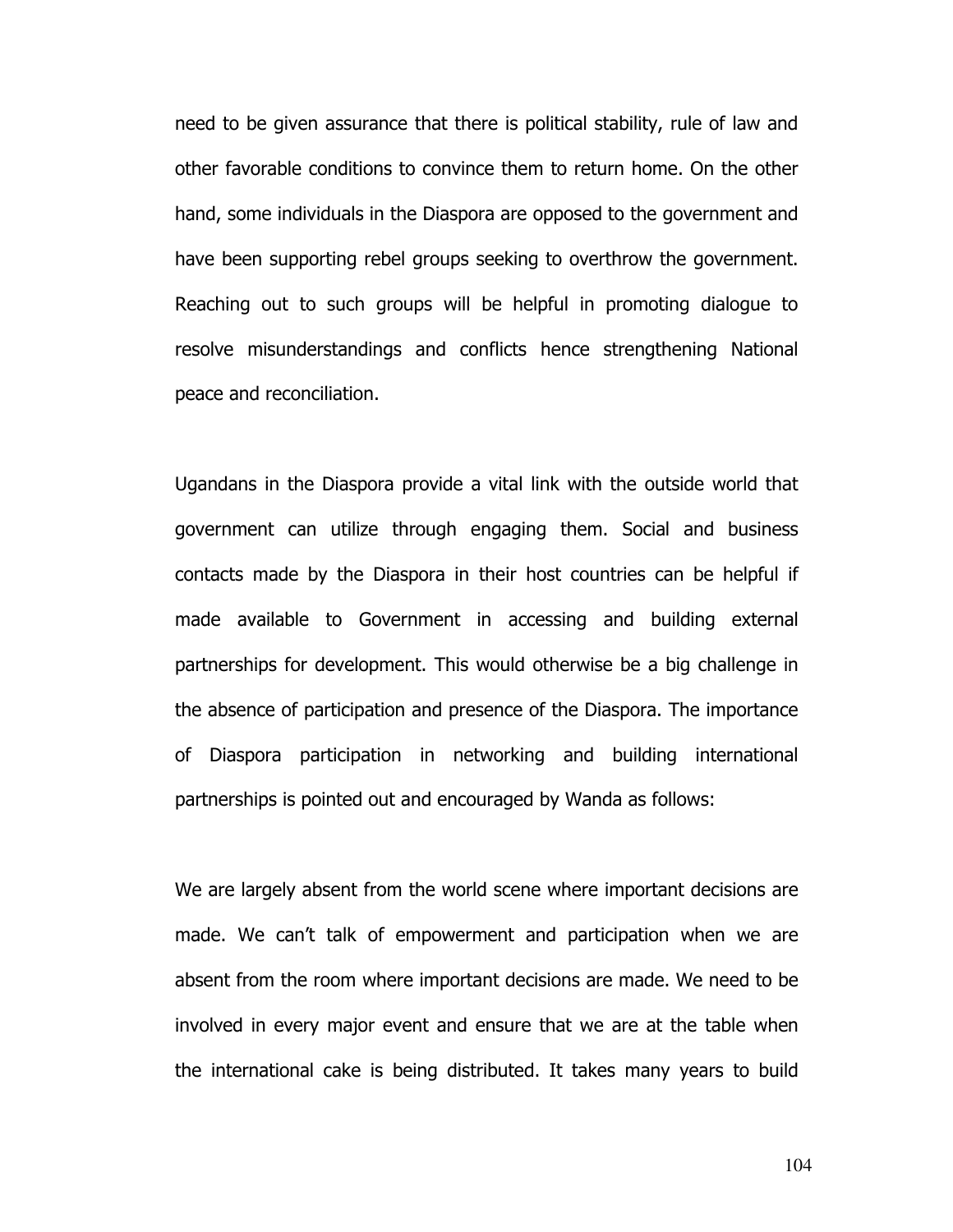need to be given assurance that there is political stability, rule of law and other favorable conditions to convince them to return home. On the other hand, some individuals in the Diaspora are opposed to the government and have been supporting rebel groups seeking to overthrow the government. Reaching out to such groups will be helpful in promoting dialogue to resolve misunderstandings and conflicts hence strengthening National peace and reconciliation.

Ugandans in the Diaspora provide a vital link with the outside world that government can utilize through engaging them. Social and business contacts made by the Diaspora in their host countries can be helpful if made available to Government in accessing and building external partnerships for development. This would otherwise be a big challenge in the absence of participation and presence of the Diaspora. The importance of Diaspora participation in networking and building international partnerships is pointed out and encouraged by Wanda as follows:

We are largely absent from the world scene where important decisions are made. We can't talk of empowerment and participation when we are absent from the room where important decisions are made. We need to be involved in every major event and ensure that we are at the table when the international cake is being distributed. It takes many years to build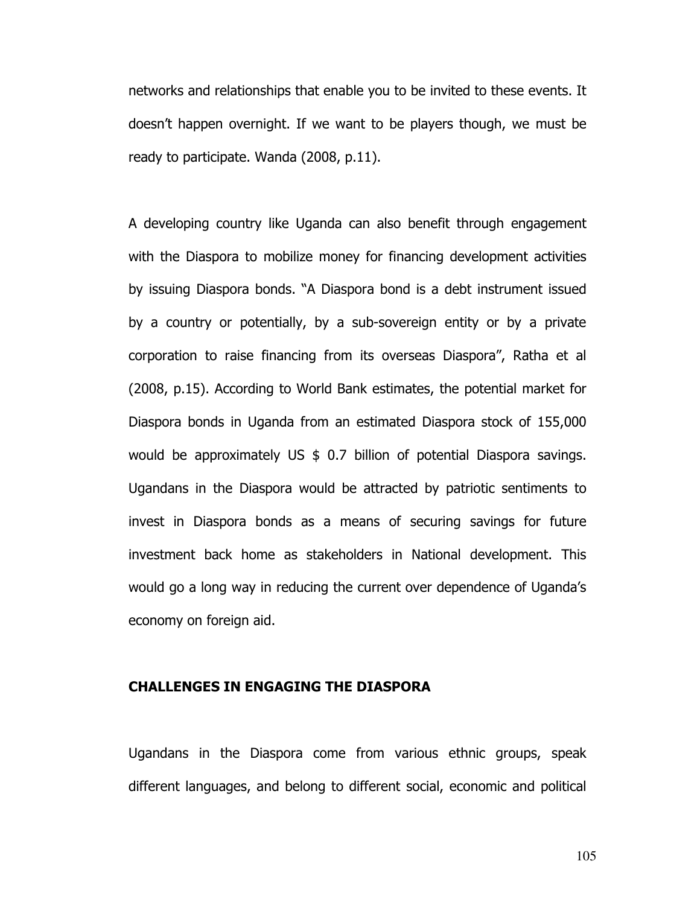networks and relationships that enable you to be invited to these events. It doesn't happen overnight. If we want to be players though, we must be ready to participate. Wanda (2008, p.11).

A developing country like Uganda can also benefit through engagement with the Diaspora to mobilize money for financing development activities by issuing Diaspora bonds. "A Diaspora bond is a debt instrument issued by a country or potentially, by a sub-sovereign entity or by a private corporation to raise financing from its overseas Diaspora", Ratha et al (2008, p.15). According to World Bank estimates, the potential market for Diaspora bonds in Uganda from an estimated Diaspora stock of 155,000 would be approximately US $ 0.7 billion of potential Diaspora savings. Ugandans in the Diaspora would be attracted by patriotic sentiments to invest in Diaspora bonds as a means of securing savings for future investment back home as stakeholders in National development. This would go a long way in reducing the current over dependence of Uganda's economy on foreign aid.

## CHALLENGES IN ENGAGING THE DIASPORA

Ugandans in the Diaspora come from various ethnic groups, speak different languages, and belong to different social, economic and political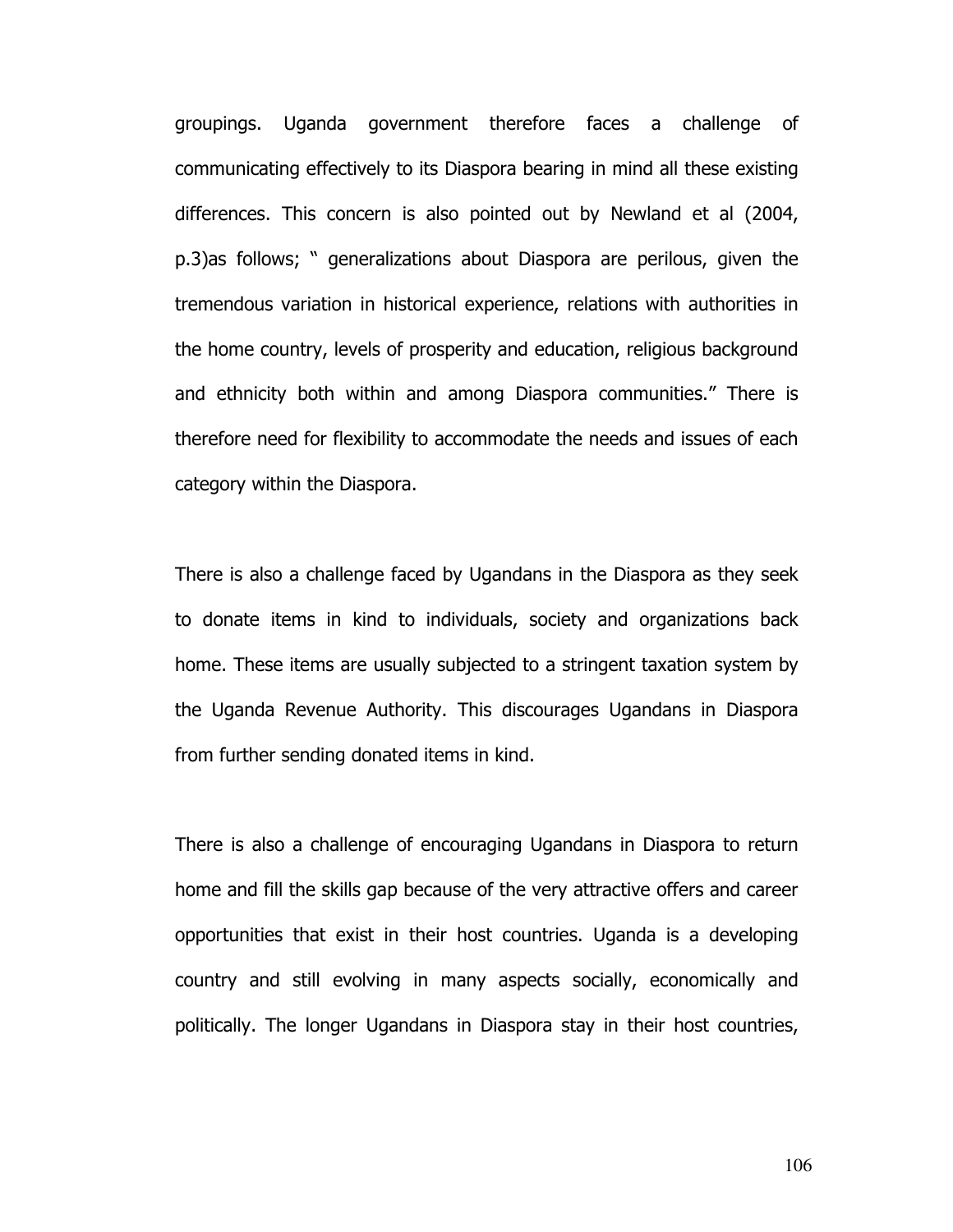groupings. Uganda government therefore faces a challenge of communicating effectively to its Diaspora bearing in mind all these existing differences. This concern is also pointed out by Newland et al (2004, p.3)as follows; " generalizations about Diaspora are perilous, given the tremendous variation in historical experience, relations with authorities in the home country, levels of prosperity and education, religious background and ethnicity both within and among Diaspora communities." There is therefore need for flexibility to accommodate the needs and issues of each category within the Diaspora.

There is also a challenge faced by Ugandans in the Diaspora as they seek to donate items in kind to individuals, society and organizations back home. These items are usually subjected to a stringent taxation system by the Uganda Revenue Authority. This discourages Ugandans in Diaspora from further sending donated items in kind.

There is also a challenge of encouraging Ugandans in Diaspora to return home and fill the skills gap because of the very attractive offers and career opportunities that exist in their host countries. Uganda is a developing country and still evolving in many aspects socially, economically and politically. The longer Ugandans in Diaspora stay in their host countries,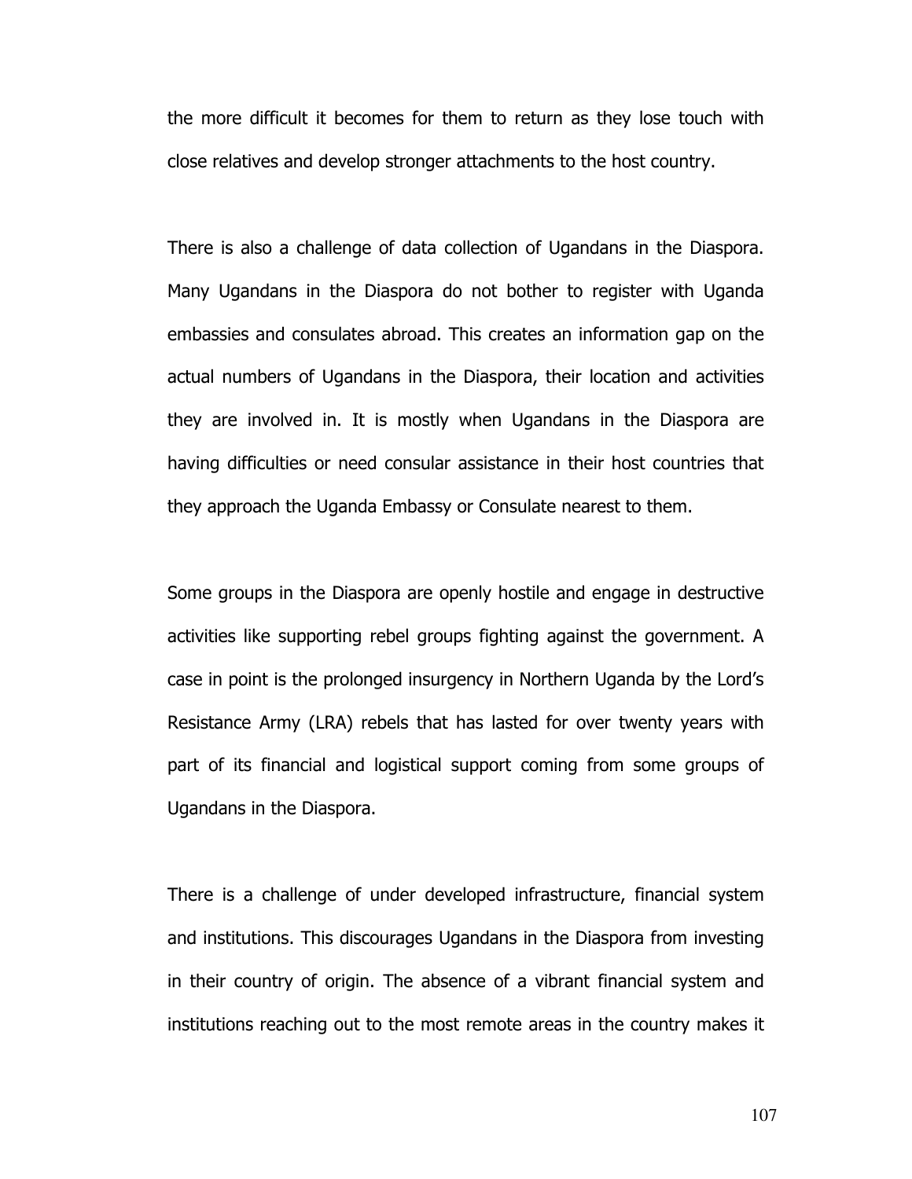the more difficult it becomes for them to return as they lose touch with close relatives and develop stronger attachments to the host country.

There is also a challenge of data collection of Ugandans in the Diaspora. Many Ugandans in the Diaspora do not bother to register with Uganda embassies and consulates abroad. This creates an information gap on the actual numbers of Ugandans in the Diaspora, their location and activities they are involved in. It is mostly when Ugandans in the Diaspora are having difficulties or need consular assistance in their host countries that they approach the Uganda Embassy or Consulate nearest to them.

Some groups in the Diaspora are openly hostile and engage in destructive activities like supporting rebel groups fighting against the government. A case in point is the prolonged insurgency in Northern Uganda by the Lord's Resistance Army (LRA) rebels that has lasted for over twenty years with part of its financial and logistical support coming from some groups of Ugandans in the Diaspora.

There is a challenge of under developed infrastructure, financial system and institutions. This discourages Ugandans in the Diaspora from investing in their country of origin. The absence of a vibrant financial system and institutions reaching out to the most remote areas in the country makes it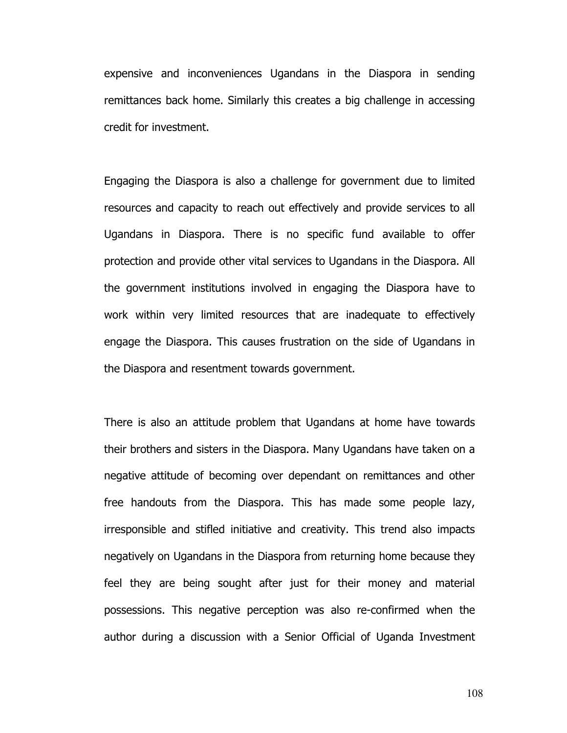expensive and inconveniences Ugandans in the Diaspora in sending remittances back home. Similarly this creates a big challenge in accessing credit for investment.

Engaging the Diaspora is also a challenge for government due to limited resources and capacity to reach out effectively and provide services to all Ugandans in Diaspora. There is no specific fund available to offer protection and provide other vital services to Ugandans in the Diaspora. All the government institutions involved in engaging the Diaspora have to work within very limited resources that are inadequate to effectively engage the Diaspora. This causes frustration on the side of Ugandans in the Diaspora and resentment towards government.

There is also an attitude problem that Ugandans at home have towards their brothers and sisters in the Diaspora. Many Ugandans have taken on a negative attitude of becoming over dependant on remittances and other free handouts from the Diaspora. This has made some people lazy, irresponsible and stifled initiative and creativity. This trend also impacts negatively on Ugandans in the Diaspora from returning home because they feel they are being sought after just for their money and material possessions. This negative perception was also re-confirmed when the author during a discussion with a Senior Official of Uganda Investment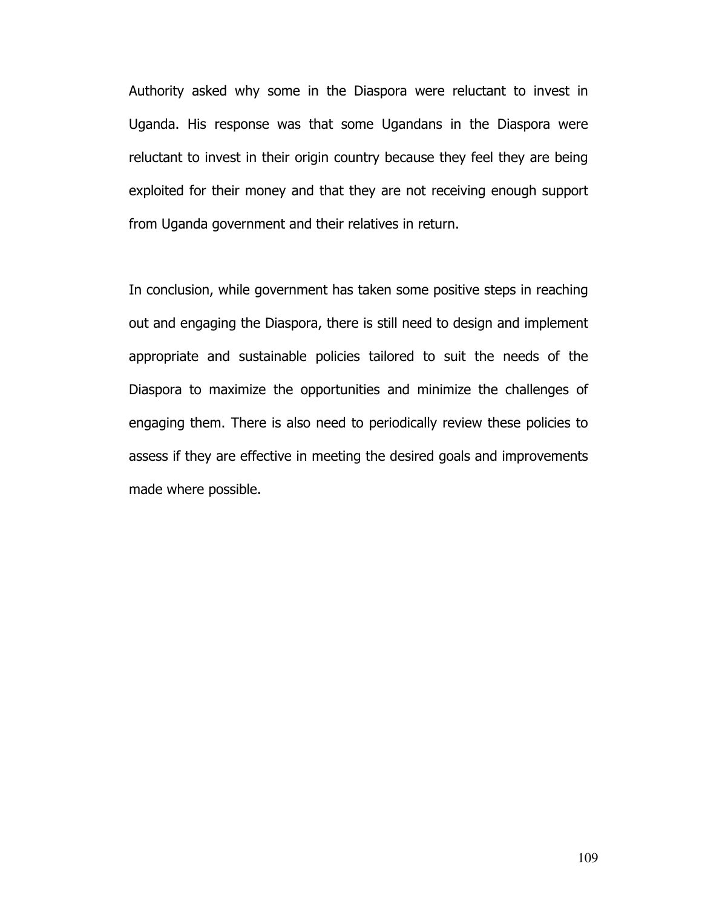Authority asked why some in the Diaspora were reluctant to invest in Uganda. His response was that some Ugandans in the Diaspora were reluctant to invest in their origin country because they feel they are being exploited for their money and that they are not receiving enough support from Uganda government and their relatives in return.

In conclusion, while government has taken some positive steps in reaching out and engaging the Diaspora, there is still need to design and implement appropriate and sustainable policies tailored to suit the needs of the Diaspora to maximize the opportunities and minimize the challenges of engaging them. There is also need to periodically review these policies to assess if they are effective in meeting the desired goals and improvements made where possible.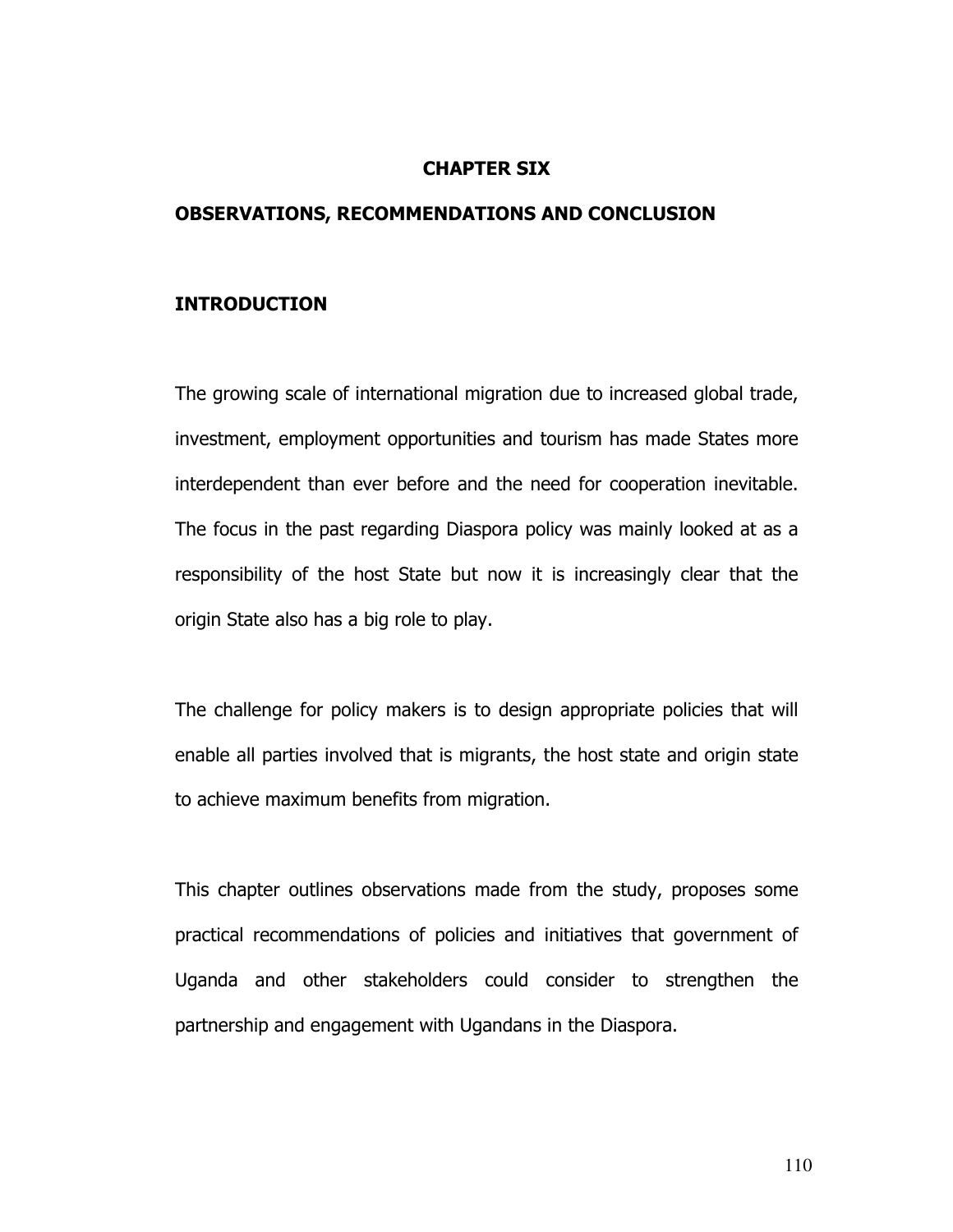# CHAPTER SIX

## OBSERVATIONS, RECOMMENDATIONS AND CONCLUSION

### INTRODUCTION

The growing scale of international migration due to increased global trade, investment, employment opportunities and tourism has made States more interdependent than ever before and the need for cooperation inevitable. The focus in the past regarding Diaspora policy was mainly looked at as a responsibility of the host State but now it is increasingly clear that the origin State also has a big role to play.

The challenge for policy makers is to design appropriate policies that will enable all parties involved that is migrants, the host state and origin state to achieve maximum benefits from migration.

This chapter outlines observations made from the study, proposes some practical recommendations of policies and initiatives that government of Uganda and other stakeholders could consider to strengthen the partnership and engagement with Ugandans in the Diaspora.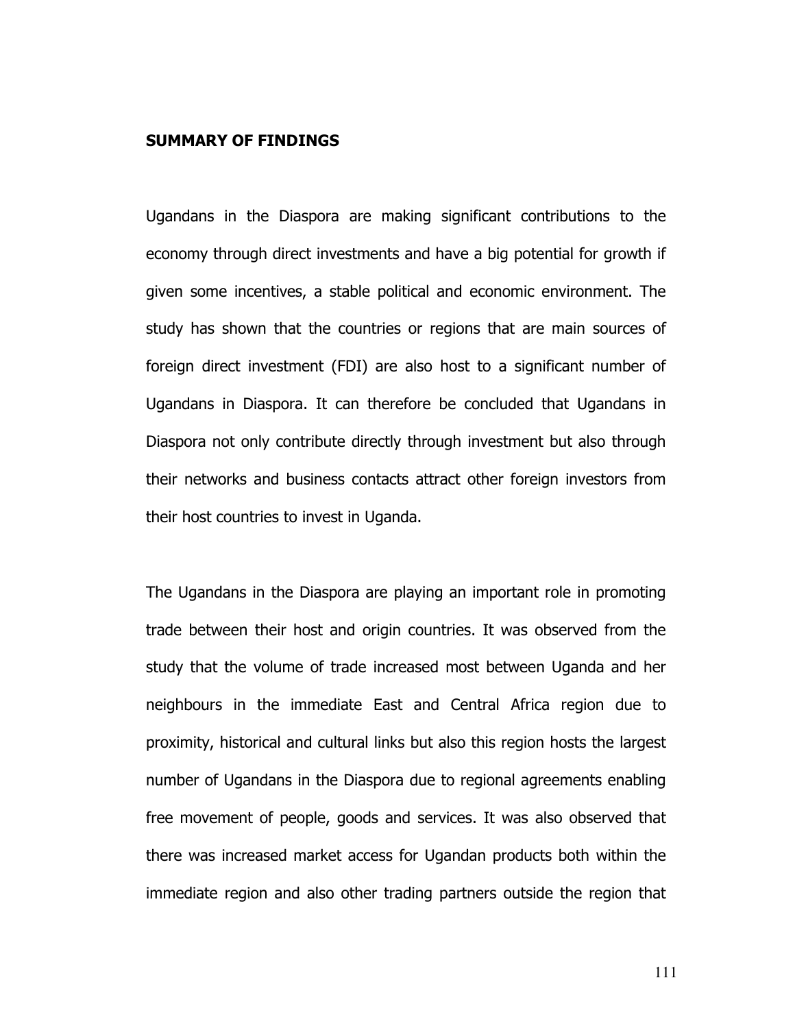## SUMMARY OF FINDINGS

Ugandans in the Diaspora are making significant contributions to the economy through direct investments and have a big potential for growth if given some incentives, a stable political and economic environment. The study has shown that the countries or regions that are main sources of foreign direct investment (FDI) are also host to a significant number of Ugandans in Diaspora. It can therefore be concluded that Ugandans in Diaspora not only contribute directly through investment but also through their networks and business contacts attract other foreign investors from their host countries to invest in Uganda.

The Ugandans in the Diaspora are playing an important role in promoting trade between their host and origin countries. It was observed from the study that the volume of trade increased most between Uganda and her neighbours in the immediate East and Central Africa region due to proximity, historical and cultural links but also this region hosts the largest number of Ugandans in the Diaspora due to regional agreements enabling free movement of people, goods and services. It was also observed that there was increased market access for Ugandan products both within the immediate region and also other trading partners outside the region that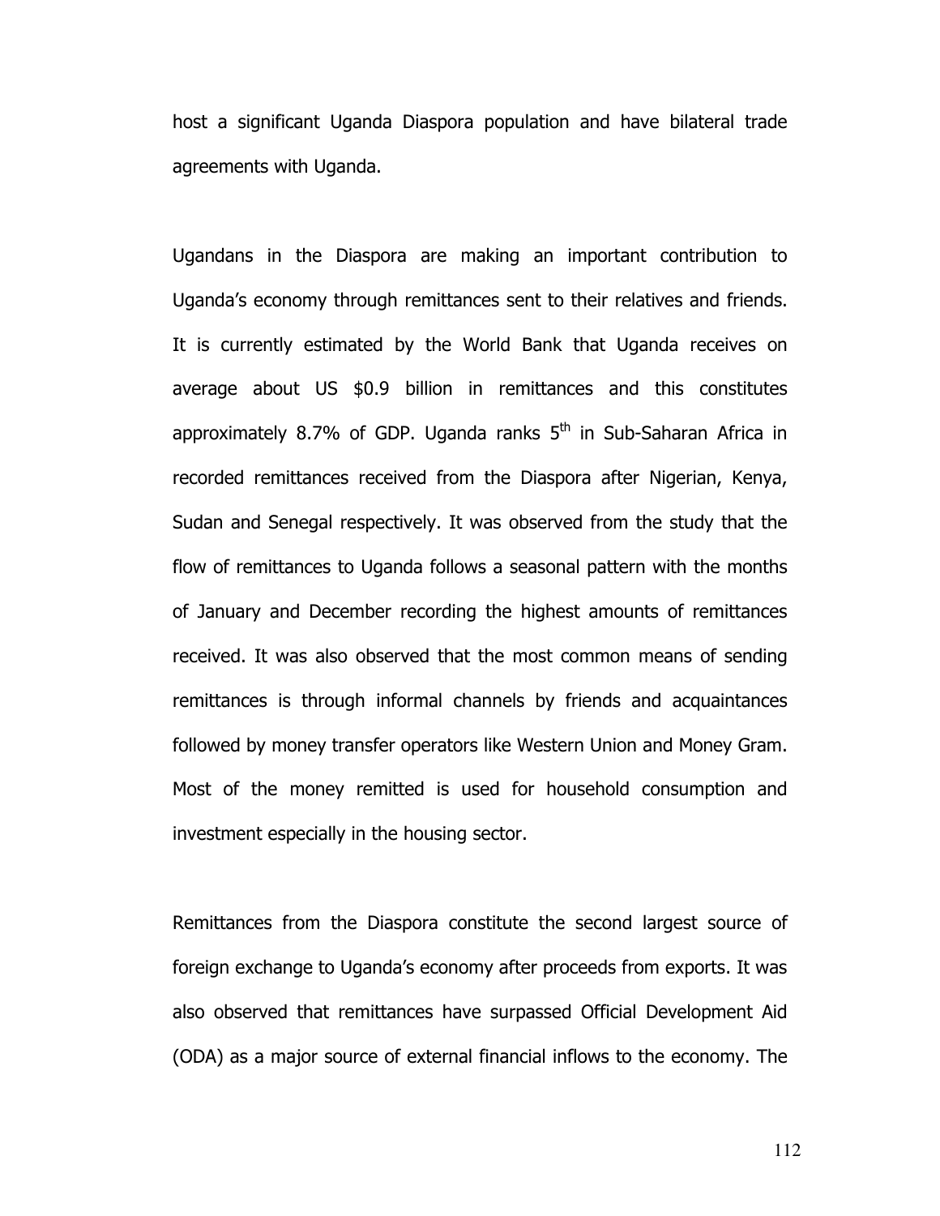host a significant Uganda Diaspora population and have bilateral trade agreements with Uganda.

Ugandans in the Diaspora are making an important contribution to Uganda's economy through remittances sent to their relatives and friends. It is currently estimated by the World Bank that Uganda receives on average about US \$0.9 billion in remittances and this constitutes approximately 8.7% of GDP. Uganda ranks 5th in Sub-Saharan Africa in recorded remittances received from the Diaspora after Nigerian, Kenya, Sudan and Senegal respectively. It was observed from the study that the flow of remittances to Uganda follows a seasonal pattern with the months of January and December recording the highest amounts of remittances received. It was also observed that the most common means of sending remittances is through informal channels by friends and acquaintances followed by money transfer operators like Western Union and Money Gram. Most of the money remitted is used for household consumption and investment especially in the housing sector.

Remittances from the Diaspora constitute the second largest source of foreign exchange to Uganda's economy after proceeds from exports. It was also observed that remittances have surpassed Official Development Aid (ODA) as a major source of external financial inflows to the economy. The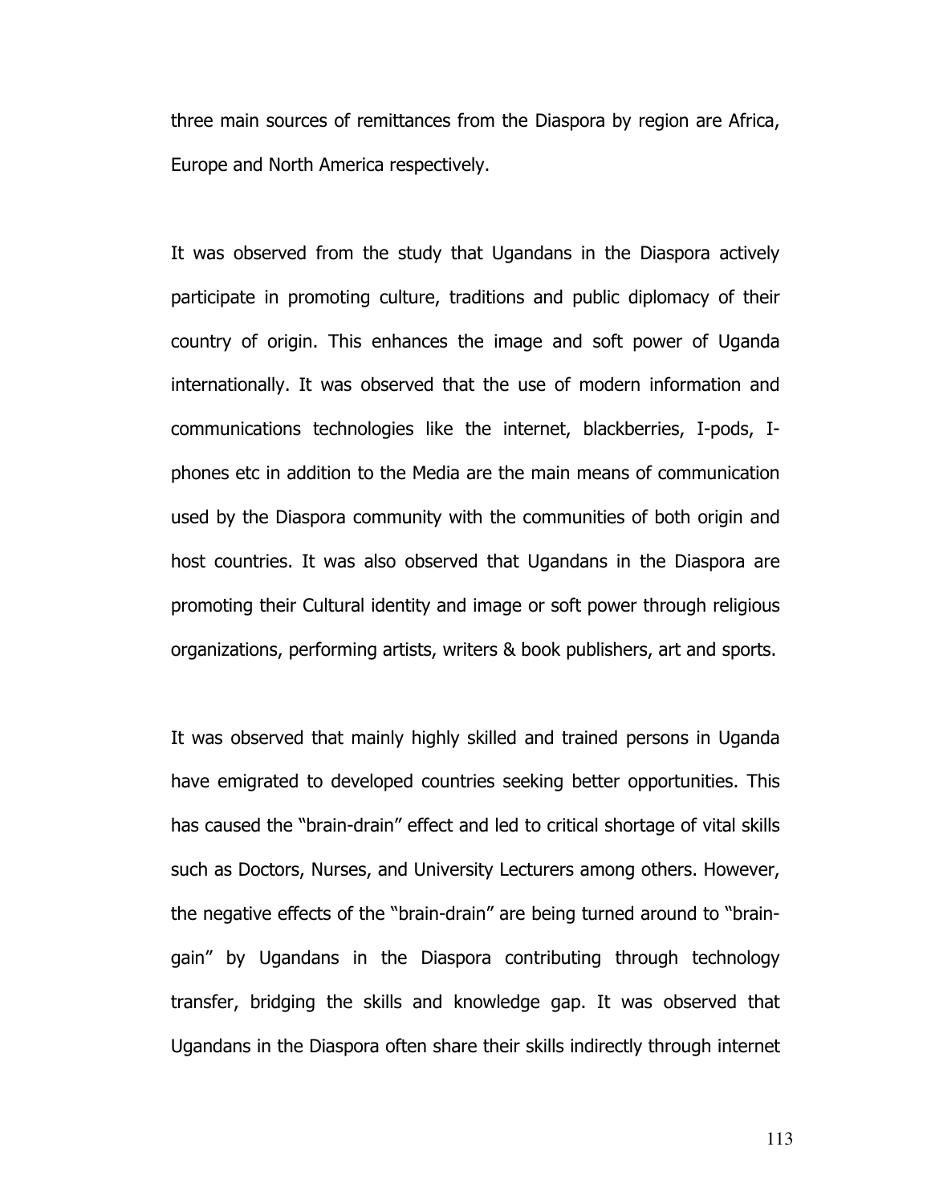three main sources of remittances from the Diaspora by region are Africa, Europe and North America respectively.

It was observed from the study that Ugandans in the Diaspora actively participate in promoting culture, traditions and public diplomacy of their country of origin. This enhances the image and soft power of Uganda internationally. It was observed that the use of modern information and communications technologies like the internet, blackberries, I-pods, I-phones etc in addition to the Media are the main means of communication used by the Diaspora community with the communities of both origin and host countries. It was also observed that Ugandans in the Diaspora are promoting their Cultural identity and image or soft power through religious organizations, performing artists, writers & book publishers, art and sports.

It was observed that mainly highly skilled and trained persons in Uganda have emigrated to developed countries seeking better opportunities. This has caused the "brain-drain" effect and led to critical shortage of vital skills such as Doctors, Nurses, and University Lecturers among others. However, the negative effects of the "brain-drain" are being turned around to "brain-gain" by Ugandans in the Diaspora contributing through technology transfer, bridging the skills and knowledge gap. It was observed that Ugandans in the Diaspora often share their skills indirectly through internet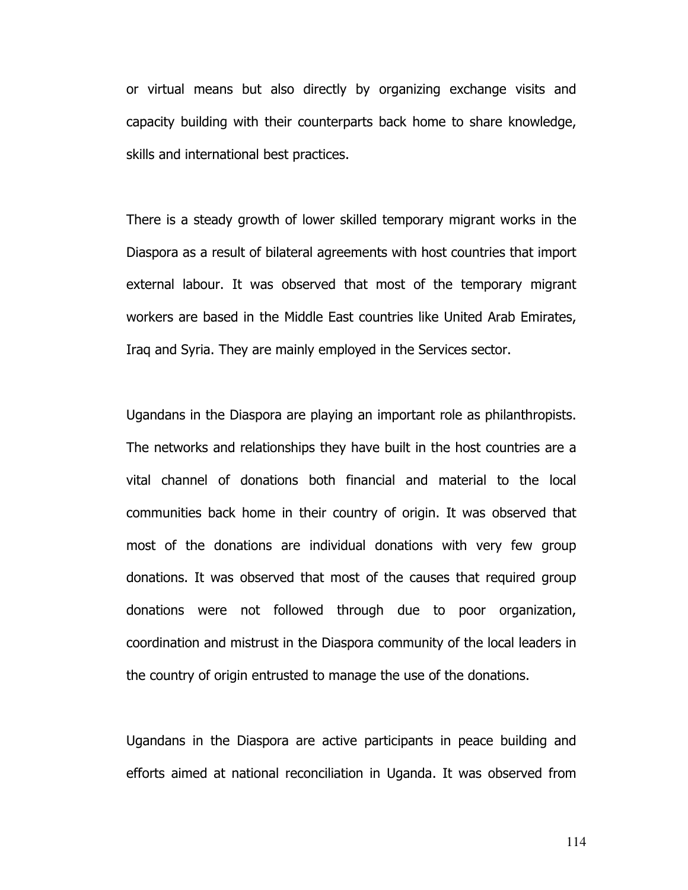or virtual means but also directly by organizing exchange visits and capacity building with their counterparts back home to share knowledge, skills and international best practices.

There is a steady growth of lower skilled temporary migrant works in the Diaspora as a result of bilateral agreements with host countries that import external labour. It was observed that most of the temporary migrant workers are based in the Middle East countries like United Arab Emirates, Iraq and Syria. They are mainly employed in the Services sector.

Ugandans in the Diaspora are playing an important role as philanthropists. The networks and relationships they have built in the host countries are a vital channel of donations both financial and material to the local communities back home in their country of origin. It was observed that most of the donations are individual donations with very few group donations. It was observed that most of the causes that required group donations were not followed through due to poor organization, coordination and mistrust in the Diaspora community of the local leaders in the country of origin entrusted to manage the use of the donations.

Ugandans in the Diaspora are active participants in peace building and efforts aimed at national reconciliation in Uganda. It was observed from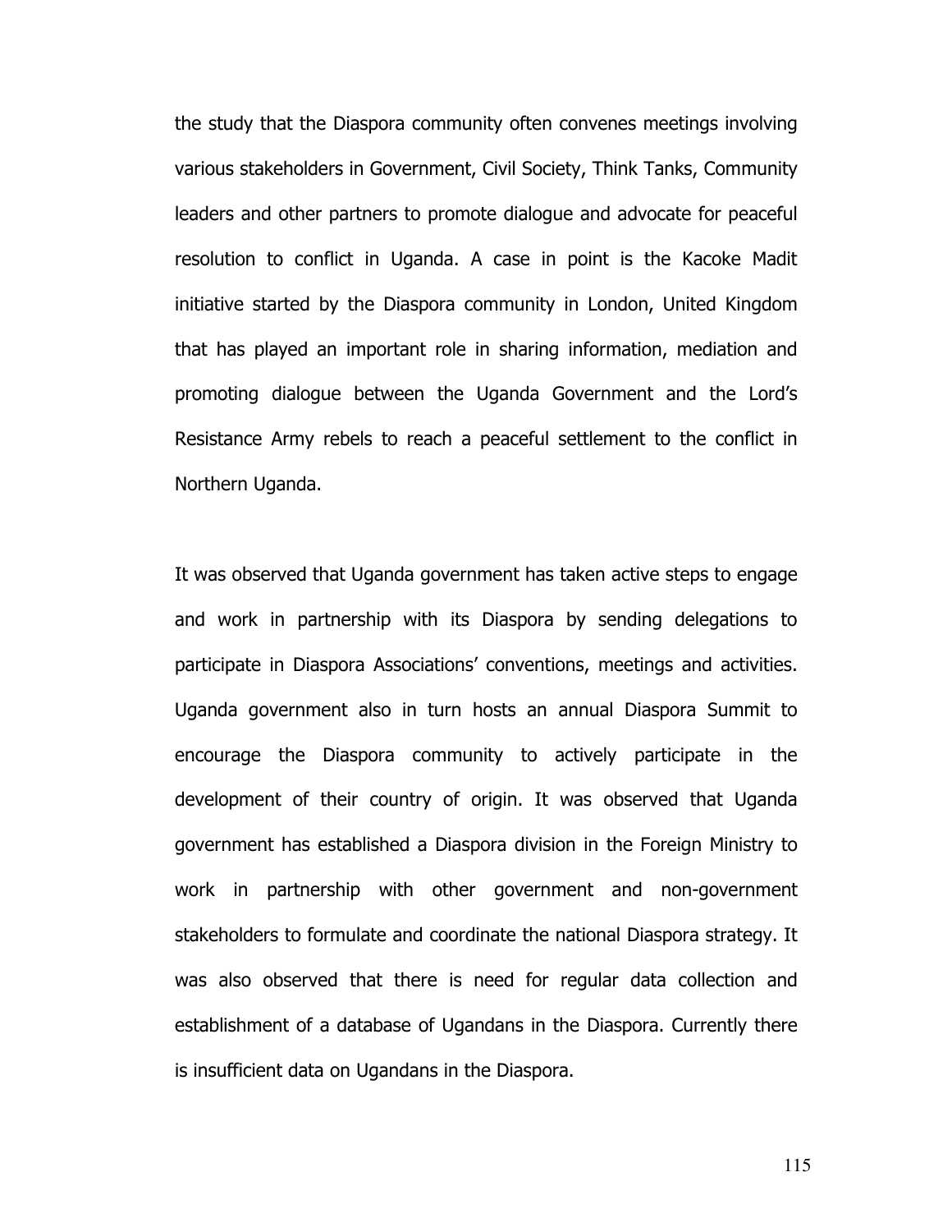the study that the Diaspora community often convenes meetings involving various stakeholders in Government, Civil Society, Think Tanks, Community leaders and other partners to promote dialogue and advocate for peaceful resolution to conflict in Uganda. A case in point is the Kacoke Madit initiative started by the Diaspora community in London, United Kingdom that has played an important role in sharing information, mediation and promoting dialogue between the Uganda Government and the Lord's Resistance Army rebels to reach a peaceful settlement to the conflict in Northern Uganda.

It was observed that Uganda government has taken active steps to engage and work in partnership with its Diaspora by sending delegations to participate in Diaspora Associations' conventions, meetings and activities. Uganda government also in turn hosts an annual Diaspora Summit to encourage the Diaspora community to actively participate in the development of their country of origin. It was observed that Uganda government has established a Diaspora division in the Foreign Ministry to work in partnership with other government and non-government stakeholders to formulate and coordinate the national Diaspora strategy. It was also observed that there is need for regular data collection and establishment of a database of Ugandans in the Diaspora. Currently there is insufficient data on Ugandans in the Diaspora.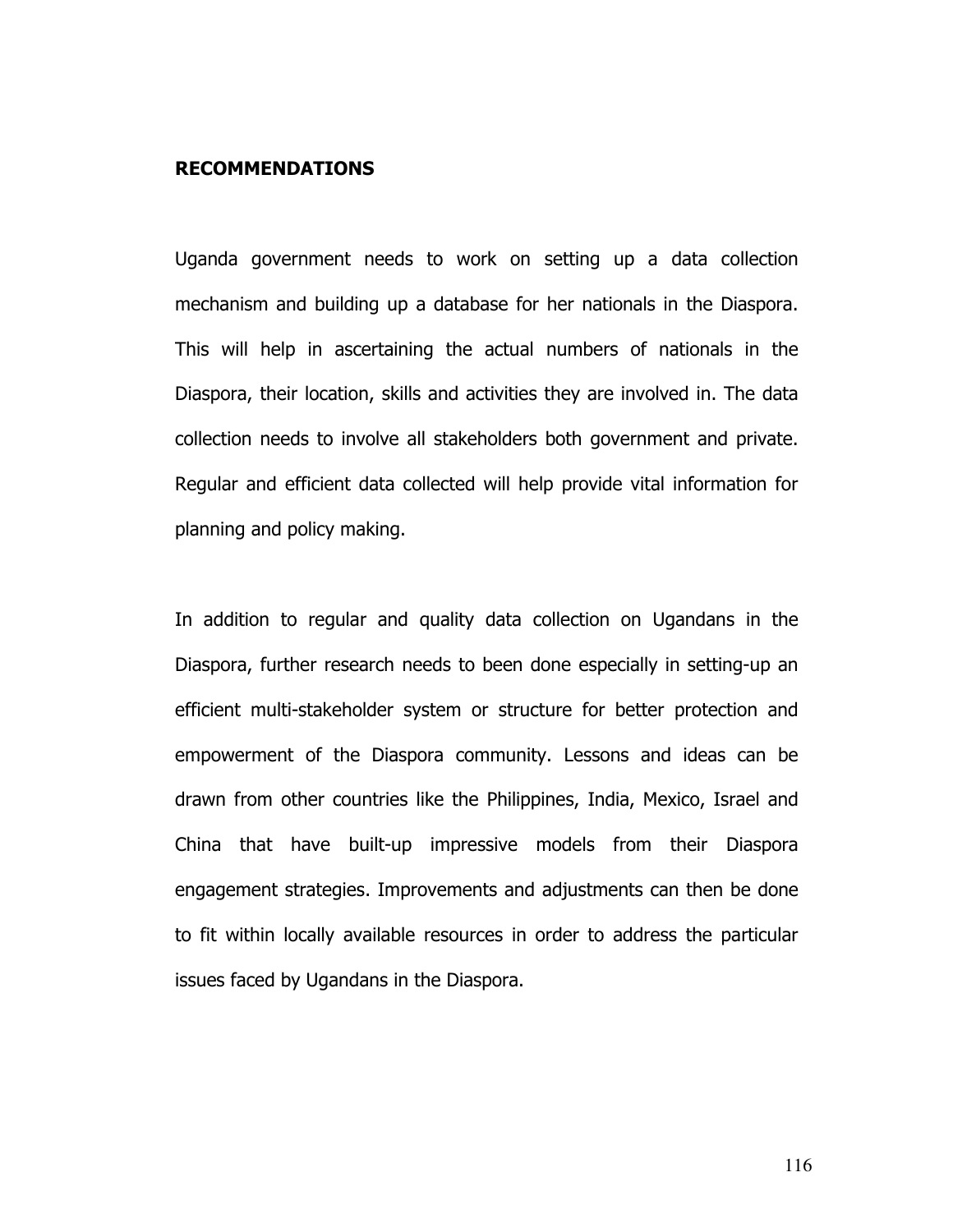## RECOMMENDATIONS

Uganda government needs to work on setting up a data collection mechanism and building up a database for her nationals in the Diaspora. This will help in ascertaining the actual numbers of nationals in the Diaspora, their location, skills and activities they are involved in. The data collection needs to involve all stakeholders both government and private. Regular and efficient data collected will help provide vital information for planning and policy making.

In addition to regular and quality data collection on Ugandans in the Diaspora, further research needs to been done especially in setting-up an efficient multi-stakeholder system or structure for better protection and empowerment of the Diaspora community. Lessons and ideas can be drawn from other countries like the Philippines, India, Mexico, Israel and China that have built-up impressive models from their Diaspora engagement strategies. Improvements and adjustments can then be done to fit within locally available resources in order to address the particular issues faced by Ugandans in the Diaspora.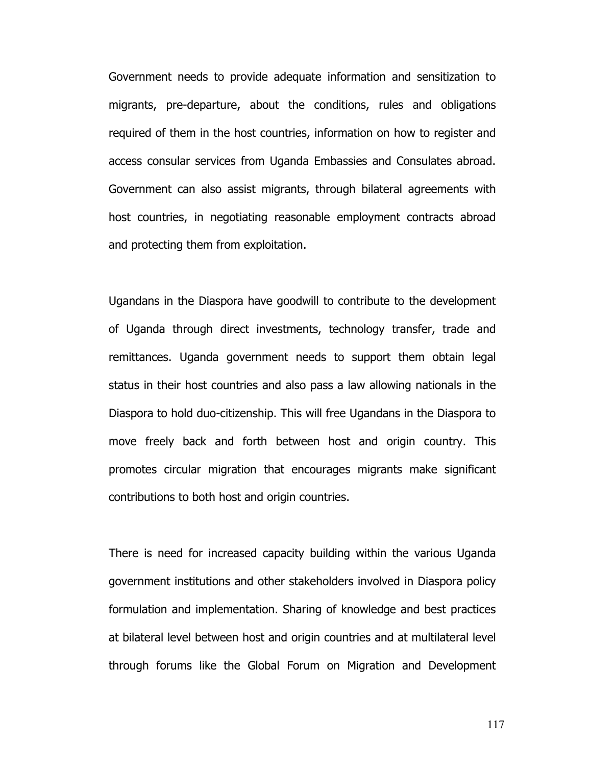Government needs to provide adequate information and sensitization to migrants, pre-departure, about the conditions, rules and obligations required of them in the host countries, information on how to register and access consular services from Uganda Embassies and Consulates abroad. Government can also assist migrants, through bilateral agreements with host countries, in negotiating reasonable employment contracts abroad and protecting them from exploitation.

Ugandans in the Diaspora have goodwill to contribute to the development of Uganda through direct investments, technology transfer, trade and remittances. Uganda government needs to support them obtain legal status in their host countries and also pass a law allowing nationals in the Diaspora to hold duo-citizenship. This will free Ugandans in the Diaspora to move freely back and forth between host and origin country. This promotes circular migration that encourages migrants make significant contributions to both host and origin countries.

There is need for increased capacity building within the various Uganda government institutions and other stakeholders involved in Diaspora policy formulation and implementation. Sharing of knowledge and best practices at bilateral level between host and origin countries and at multilateral level through forums like the Global Forum on Migration and Development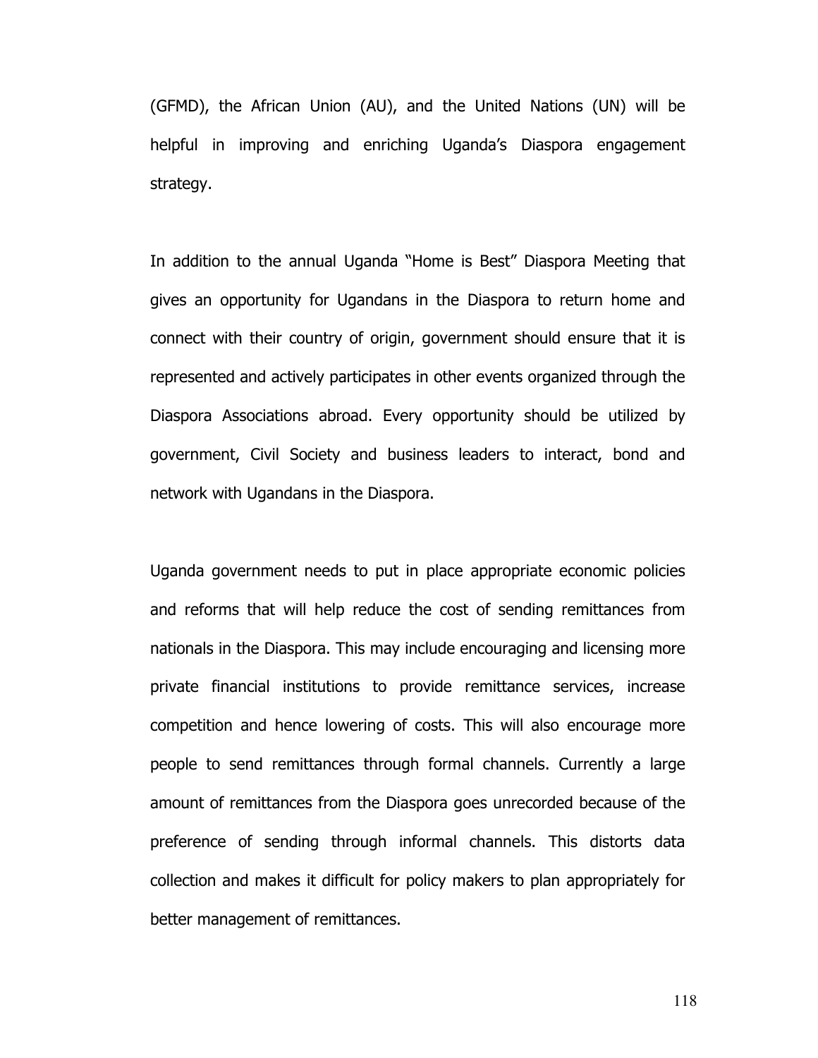(GFMD), the African Union (AU), and the United Nations (UN) will be helpful in improving and enriching Uganda's Diaspora engagement strategy.

In addition to the annual Uganda "Home is Best" Diaspora Meeting that gives an opportunity for Ugandans in the Diaspora to return home and connect with their country of origin, government should ensure that it is represented and actively participates in other events organized through the Diaspora Associations abroad. Every opportunity should be utilized by government, Civil Society and business leaders to interact, bond and network with Ugandans in the Diaspora.

Uganda government needs to put in place appropriate economic policies and reforms that will help reduce the cost of sending remittances from nationals in the Diaspora. This may include encouraging and licensing more private financial institutions to provide remittance services, increase competition and hence lowering of costs. This will also encourage more people to send remittances through formal channels. Currently a large amount of remittances from the Diaspora goes unrecorded because of the preference of sending through informal channels. This distorts data collection and makes it difficult for policy makers to plan appropriately for better management of remittances.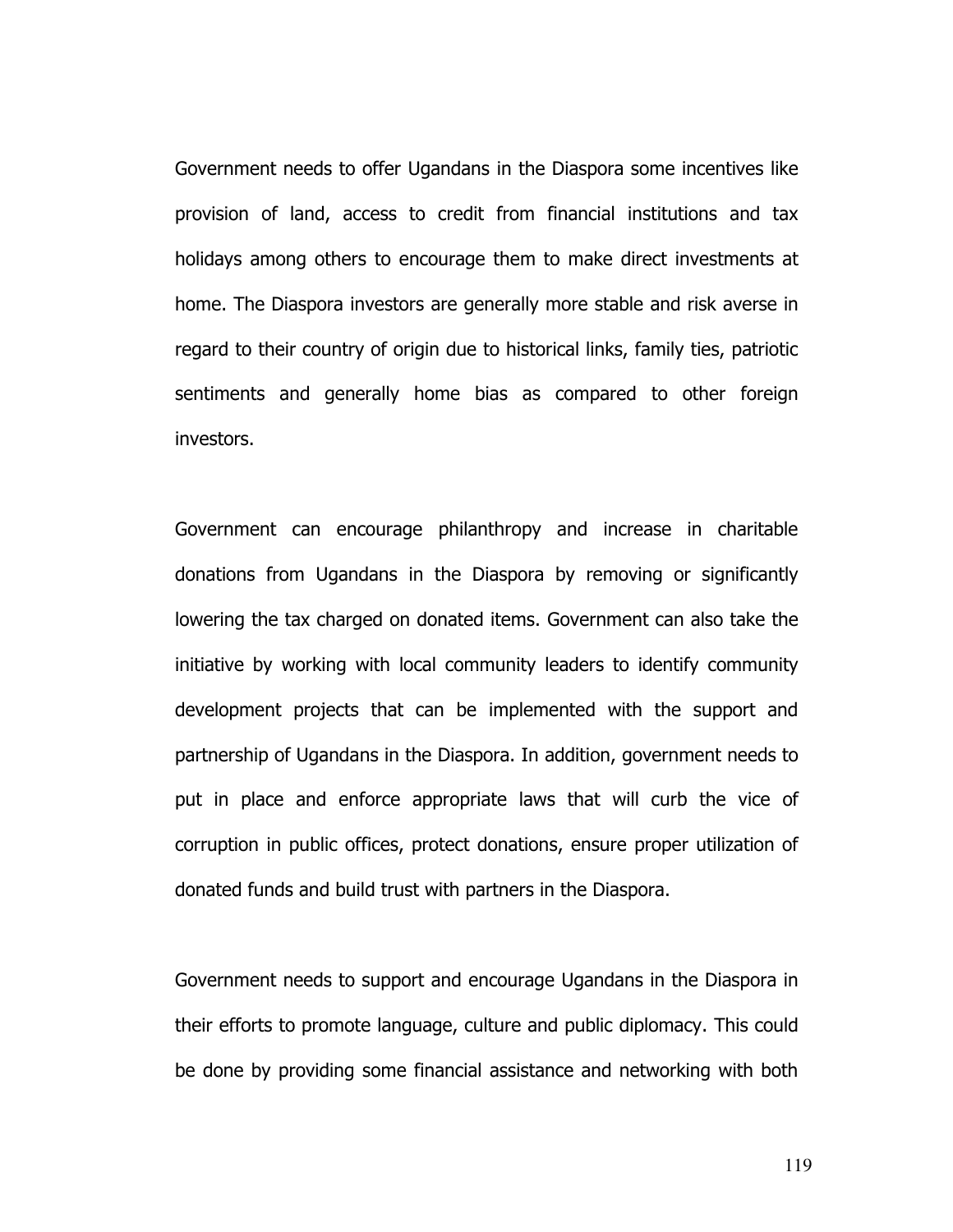Government needs to offer Ugandans in the Diaspora some incentives like provision of land, access to credit from financial institutions and tax holidays among others to encourage them to make direct investments at home. The Diaspora investors are generally more stable and risk averse in regard to their country of origin due to historical links, family ties, patriotic sentiments and generally home bias as compared to other foreign investors.

Government can encourage philanthropy and increase in charitable donations from Ugandans in the Diaspora by removing or significantly lowering the tax charged on donated items. Government can also take the initiative by working with local community leaders to identify community development projects that can be implemented with the support and partnership of Ugandans in the Diaspora. In addition, government needs to put in place and enforce appropriate laws that will curb the vice of corruption in public offices, protect donations, ensure proper utilization of donated funds and build trust with partners in the Diaspora.

Government needs to support and encourage Ugandans in the Diaspora in their efforts to promote language, culture and public diplomacy. This could be done by providing some financial assistance and networking with both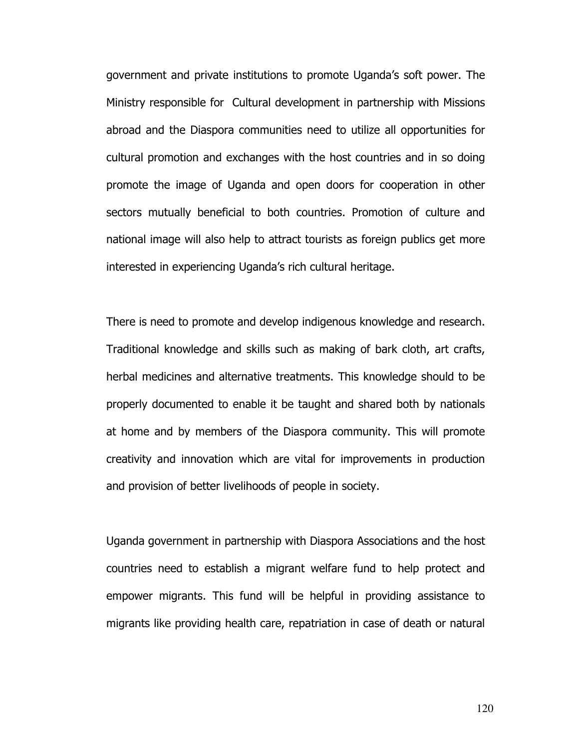government and private institutions to promote Uganda's soft power. The Ministry responsible for Cultural development in partnership with Missions abroad and the Diaspora communities need to utilize all opportunities for cultural promotion and exchanges with the host countries and in so doing promote the image of Uganda and open doors for cooperation in other sectors mutually beneficial to both countries. Promotion of culture and national image will also help to attract tourists as foreign publics get more interested in experiencing Uganda's rich cultural heritage.

There is need to promote and develop indigenous knowledge and research. Traditional knowledge and skills such as making of bark cloth, art crafts, herbal medicines and alternative treatments. This knowledge should to be properly documented to enable it be taught and shared both by nationals at home and by members of the Diaspora community. This will promote creativity and innovation which are vital for improvements in production and provision of better livelihoods of people in society.

Uganda government in partnership with Diaspora Associations and the host countries need to establish a migrant welfare fund to help protect and empower migrants. This fund will be helpful in providing assistance to migrants like providing health care, repatriation in case of death or natural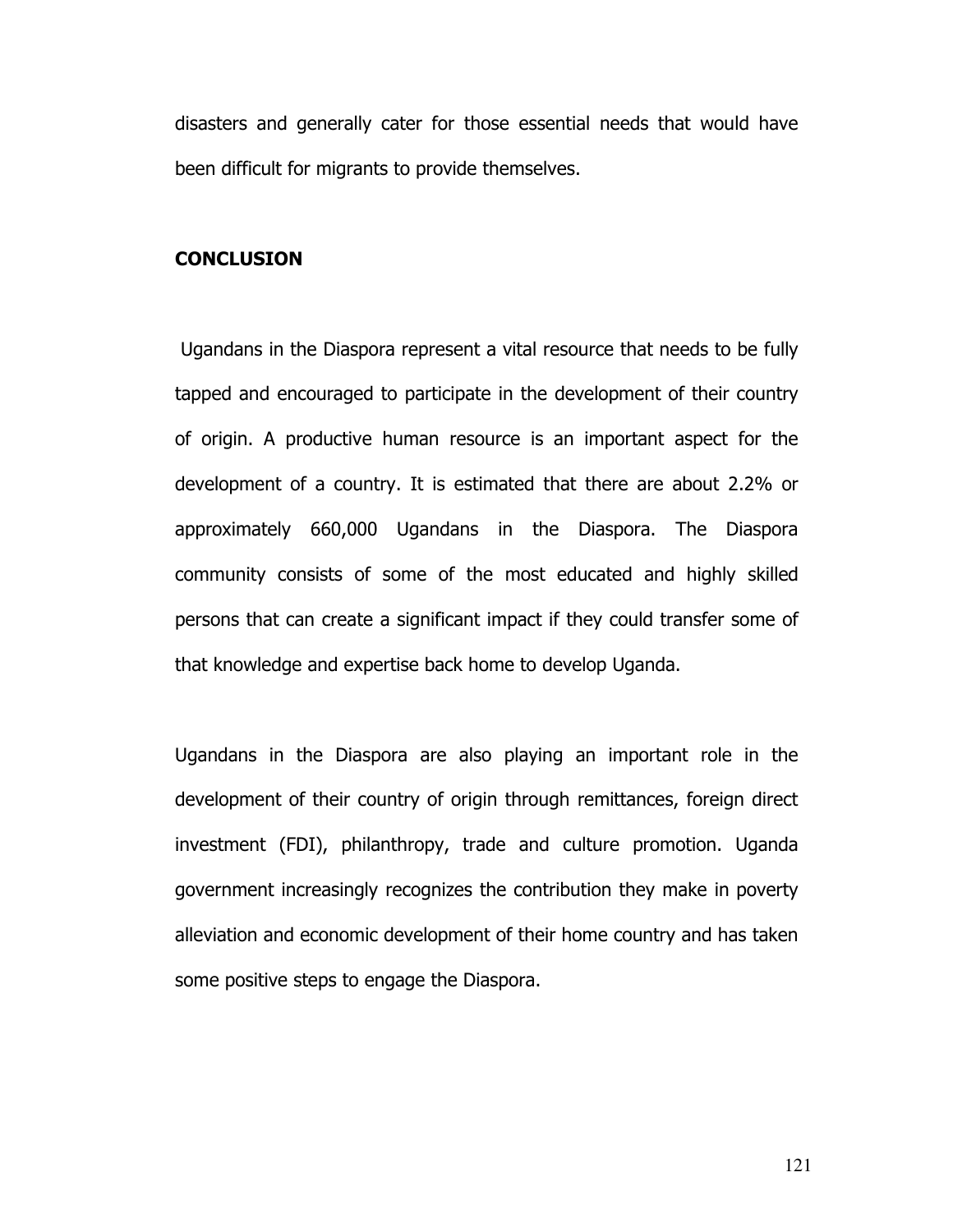disasters and generally cater for those essential needs that would have been difficult for migrants to provide themselves.

**CONCLUSION**

Ugandans in the Diaspora represent a vital resource that needs to be fully tapped and encouraged to participate in the development of their country of origin. A productive human resource is an important aspect for the development of a country. It is estimated that there are about 2.2% or approximately 660,000 Ugandans in the Diaspora. The Diaspora community consists of some of the most educated and highly skilled persons that can create a significant impact if they could transfer some of that knowledge and expertise back home to develop Uganda.

Ugandans in the Diaspora are also playing an important role in the development of their country of origin through remittances, foreign direct investment (FDI), philanthropy, trade and culture promotion. Uganda government increasingly recognizes the contribution they make in poverty alleviation and economic development of their home country and has taken some positive steps to engage the Diaspora.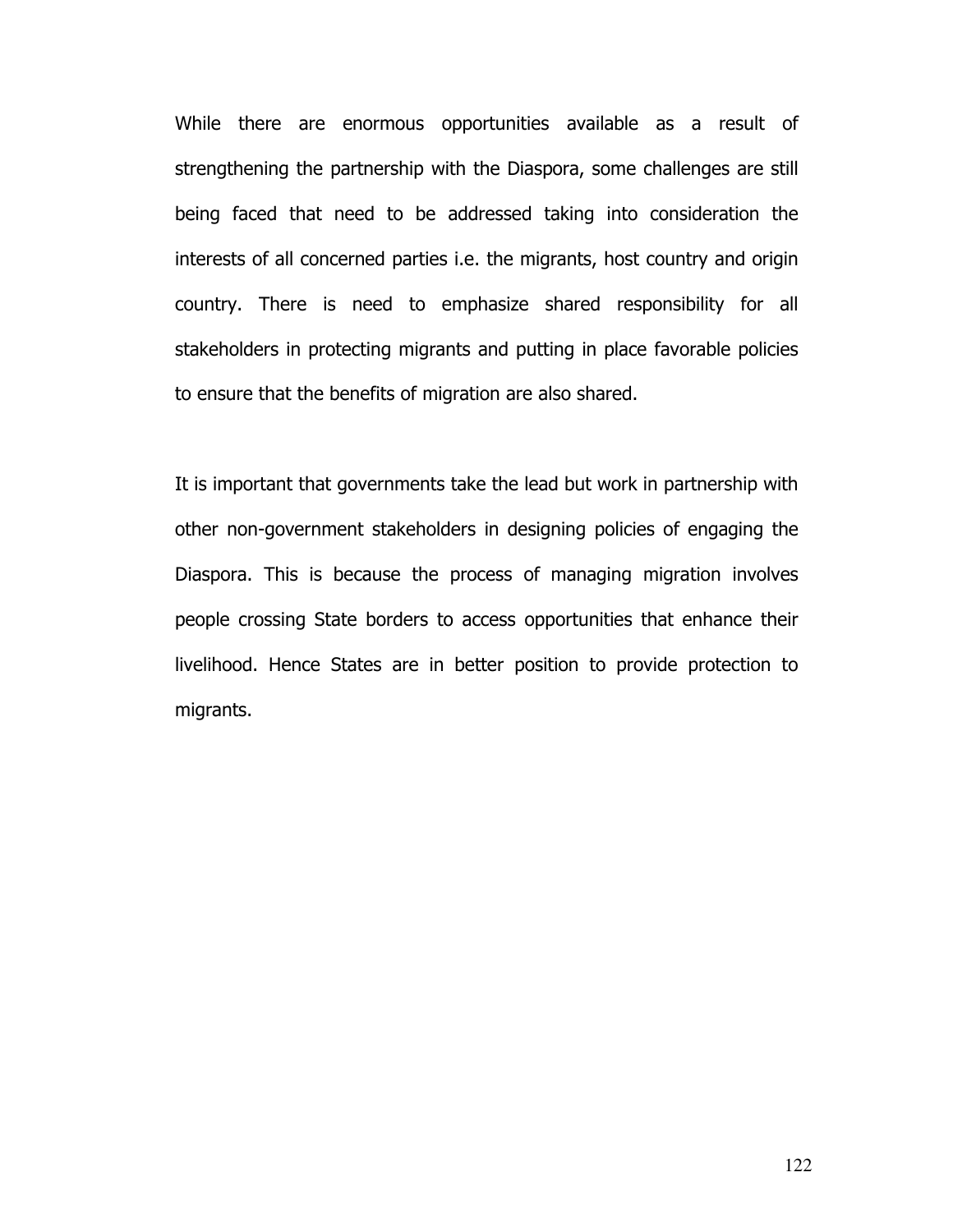While there are enormous opportunities available as a result of strengthening the partnership with the Diaspora, some challenges are still being faced that need to be addressed taking into consideration the interests of all concerned parties i.e. the migrants, host country and origin country. There is need to emphasize shared responsibility for all stakeholders in protecting migrants and putting in place favorable policies to ensure that the benefits of migration are also shared.

It is important that governments take the lead but work in partnership with other non-government stakeholders in designing policies of engaging the Diaspora. This is because the process of managing migration involves people crossing State borders to access opportunities that enhance their livelihood. Hence States are in better position to provide protection to migrants.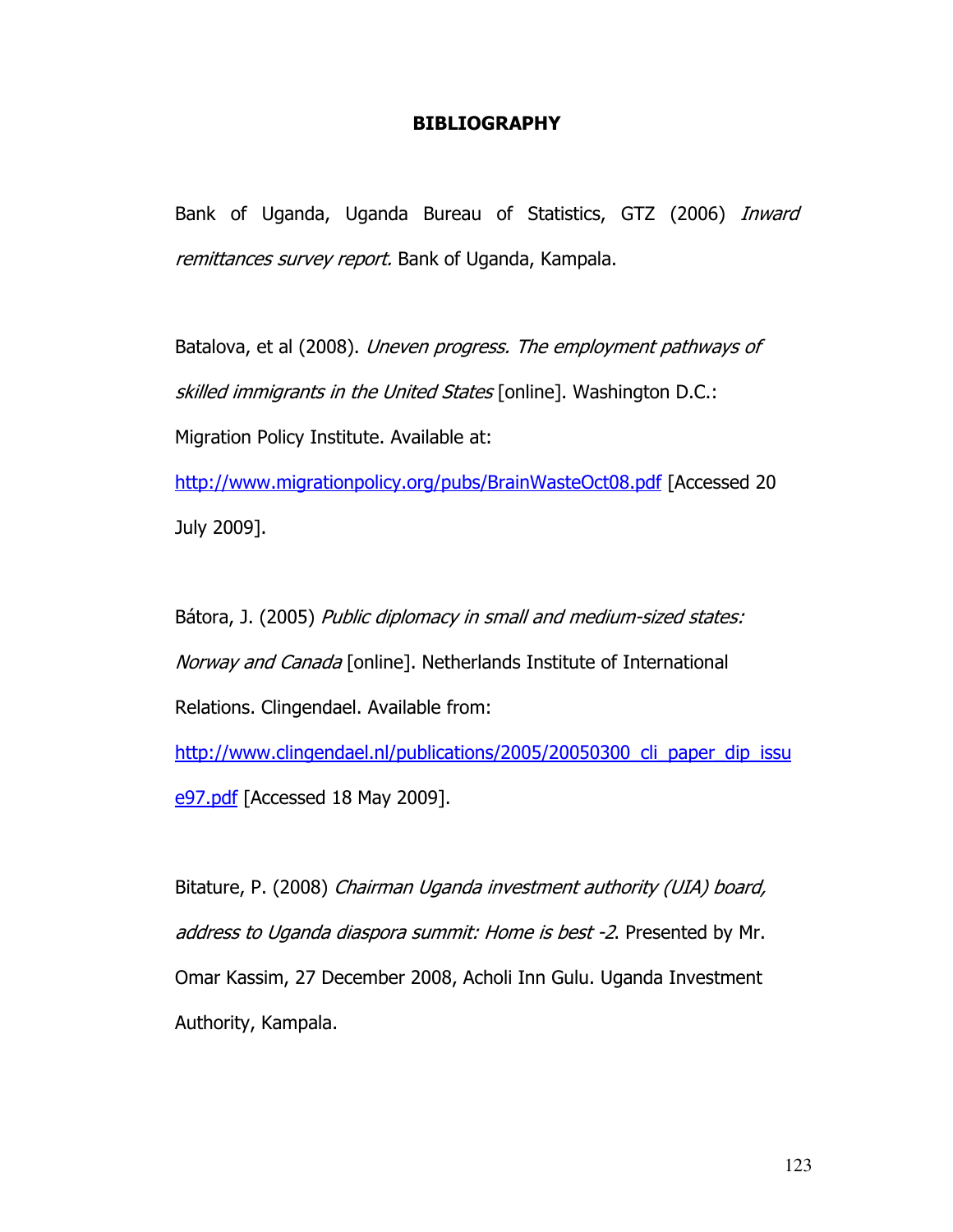# BIBLIOGRAPHY

Bank of Uganda, Uganda Bureau of Statistics, GTZ (2006) *Inward remittances survey report.* Bank of Uganda, Kampala.

Batalova, et al (2008). *Uneven progress. The employment pathways of skilled immigrants in the United States* [online]. Washington D.C.: Migration Policy Institute. Available at: http://www.migrationpolicy.org/pubs/BrainWasteOct08.pdf [Accessed 20 July 2009].

Bátora, J. (2005) *Public diplomacy in small and medium-sized states: Norway and Canada* [online]. Netherlands Institute of International Relations. Clingendael. Available from: http://www.clingendael.nl/publications/2005/20050300_cli_paper_dip_issue97.pdf [Accessed 18 May 2009].

Bitature, P. (2008) *Chairman Uganda investment authority (UIA) board, address to Uganda diaspora summit: Home is best -2*. Presented by Mr. Omar Kassim, 27 December 2008, Acholi Inn Gulu. Uganda Investment Authority, Kampala.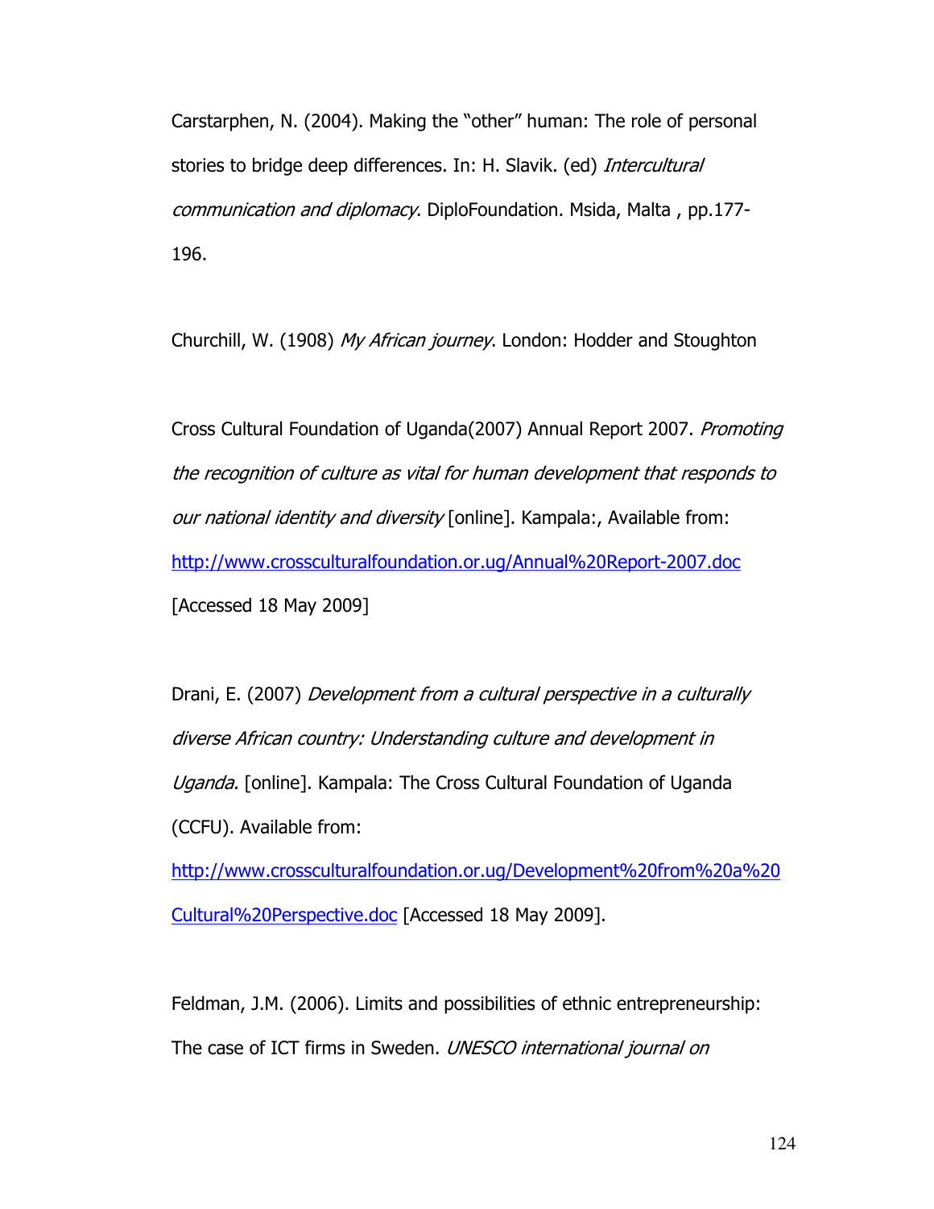Carstarphen, N. (2004). Making the "other" human: The role of personal stories to bridge deep differences. In: H. Slavik. (ed) *Intercultural communication and diplomacy*. DiploFoundation. Msida, Malta , pp.177-196.

Churchill, W. (1908) *My African journey*. London: Hodder and Stoughton

Cross Cultural Foundation of Uganda(2007) Annual Report 2007. *Promoting the recognition of culture as vital for human development that responds to our national identity and diversity* [online]. Kampala:, Available from: http://www.crossculturalfoundation.or.ug/Annual%20Report-2007.doc [Accessed 18 May 2009]

Drani, E. (2007) *Development from a cultural perspective in a culturally diverse African country: Understanding culture and development in Uganda.* [online]. Kampala: The Cross Cultural Foundation of Uganda (CCFU). Available from: http://www.crossculturalfoundation.or.ug/Development%20from%20a%20Cultural%20Perspective.doc [Accessed 18 May 2009].

Feldman, J.M. (2006). Limits and possibilities of ethnic entrepreneurship: The case of ICT firms in Sweden. *UNESCO international journal on*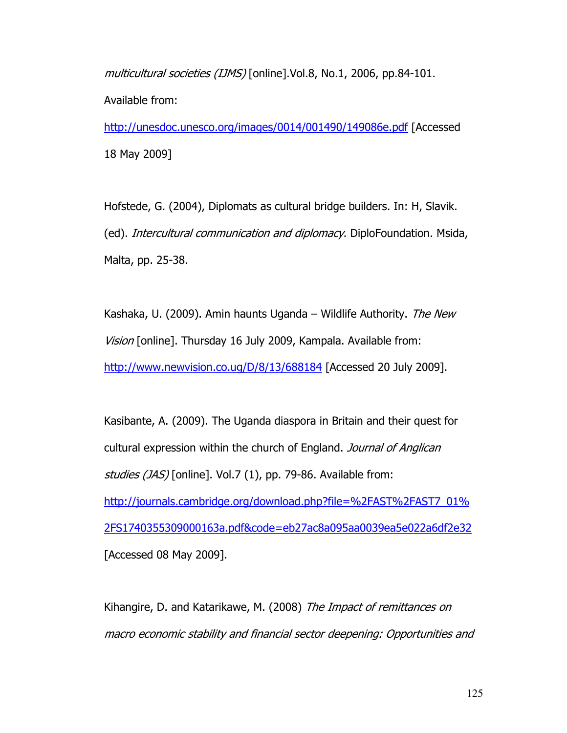*multicultural societies (IJMS)* [online].Vol.8, No.1, 2006, pp.84-101. Available from: http://unesdoc.unesco.org/images/0014/001490/149086e.pdf [Accessed 18 May 2009]

Hofstede, G. (2004), Diplomats as cultural bridge builders. In: H, Slavik. (ed). *Intercultural communication and diplomacy*. DiploFoundation. Msida, Malta, pp. 25-38.

Kashaka, U. (2009). Amin haunts Uganda – Wildlife Authority. *The New Vision* [online]. Thursday 16 July 2009, Kampala. Available from: http://www.newvision.co.ug/D/8/13/688184 [Accessed 20 July 2009].

Kasibante, A. (2009). The Uganda diaspora in Britain and their quest for cultural expression within the church of England. *Journal of Anglican studies (JAS)* [online]. Vol.7 (1), pp. 79-86. Available from: http://journals.cambridge.org/download.php?file=%2FAST%2FAST7_01%2FS1740355309000163a.pdf&code=eb27ac8a095aa0039ea5e022a6df2e32 [Accessed 08 May 2009].

Kihangire, D. and Katarikawe, M. (2008) *The Impact of remittances on macro economic stability and financial sector deepening: Opportunities and*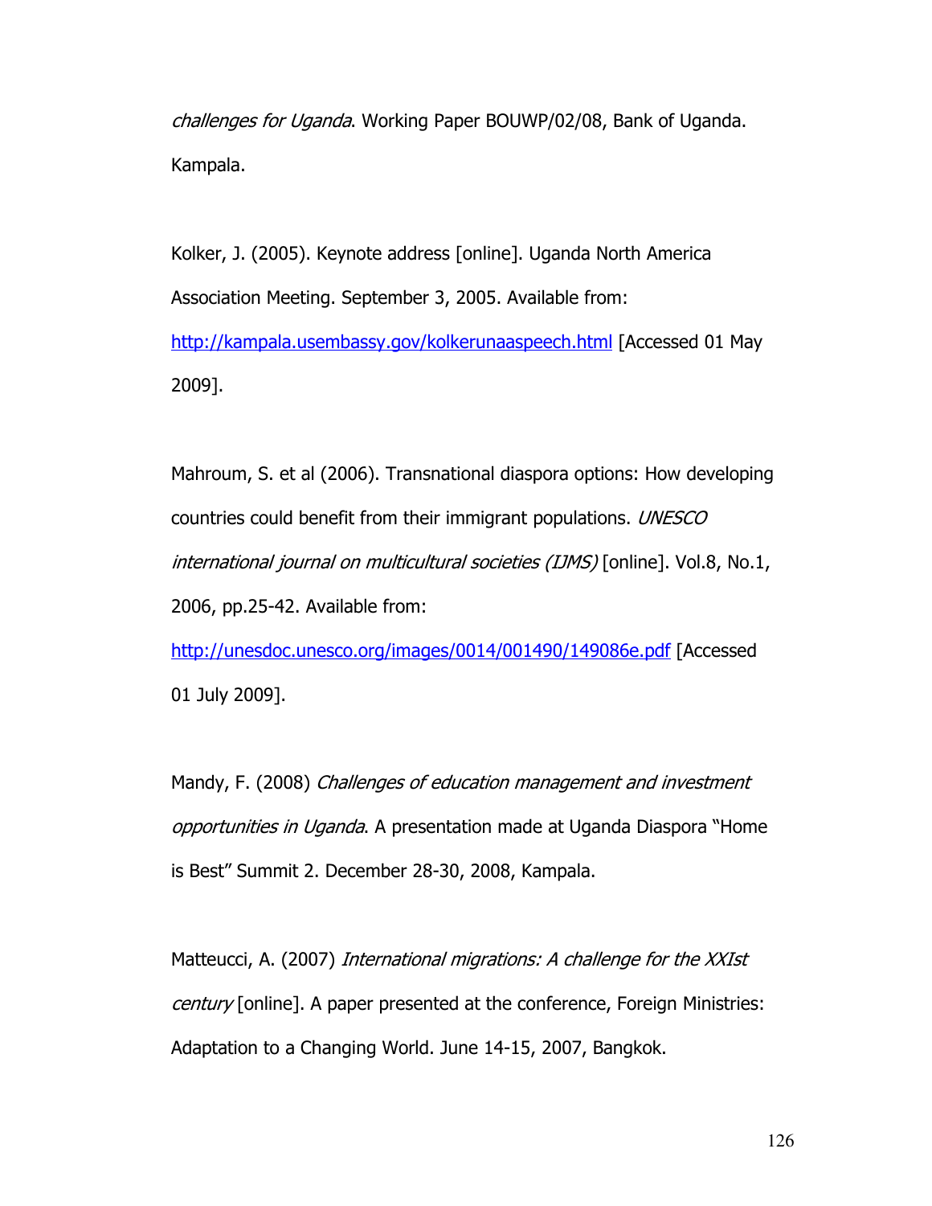*challenges for Uganda*. Working Paper BOUWP/02/08, Bank of Uganda. Kampala.

Kolker, J. (2005). Keynote address [online]. Uganda North America Association Meeting. September 3, 2005. Available from: http://kampala.usembassy.gov/kolkerunaaspeech.html [Accessed 01 May 2009].

Mahroum, S. et al (2006). Transnational diaspora options: How developing countries could benefit from their immigrant populations. *UNESCO international journal on multicultural societies (IJMS)* [online]. Vol.8, No.1, 2006, pp.25-42. Available from: http://unesdoc.unesco.org/images/0014/001490/149086e.pdf [Accessed 01 July 2009].

Mandy, F. (2008) *Challenges of education management and investment opportunities in Uganda*. A presentation made at Uganda Diaspora "Home is Best" Summit 2. December 28-30, 2008, Kampala.

Matteucci, A. (2007) *International migrations: A challenge for the XXIst century* [online]. A paper presented at the conference, Foreign Ministries: Adaptation to a Changing World. June 14-15, 2007, Bangkok.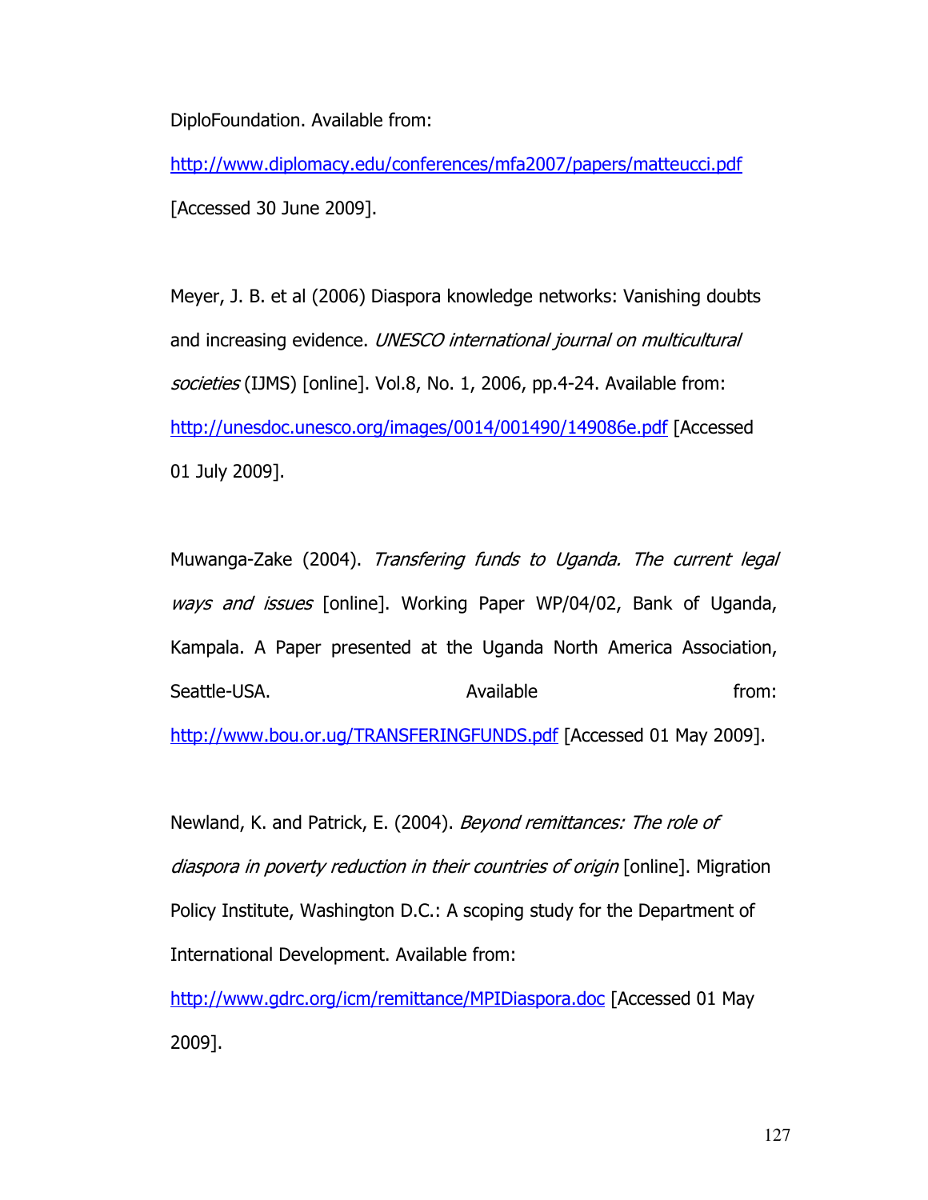DiploFoundation. Available from:
http://www.diplomacy.edu/conferences/mfa2007/papers/matteucci.pdf
[Accessed 30 June 2009].

Meyer, J. B. et al (2006) Diaspora knowledge networks: Vanishing doubts and increasing evidence. *UNESCO international journal on multicultural societies* (IJMS) [online]. Vol.8, No. 1, 2006, pp.4-24. Available from: http://unesdoc.unesco.org/images/0014/001490/149086e.pdf [Accessed 01 July 2009].

Muwanga-Zake (2004). *Transfering funds to Uganda. The current legal ways and issues* [online]. Working Paper WP/04/02, Bank of Uganda, Kampala. A Paper presented at the Uganda North America Association, Seattle-USA. Available from: http://www.bou.or.ug/TRANSFERINGFUNDS.pdf [Accessed 01 May 2009].

Newland, K. and Patrick, E. (2004). *Beyond remittances: The role of diaspora in poverty reduction in their countries of origin* [online]. Migration Policy Institute, Washington D.C.: A scoping study for the Department of International Development. Available from:
http://www.gdrc.org/icm/remittance/MPIDiaspora.doc [Accessed 01 May 2009].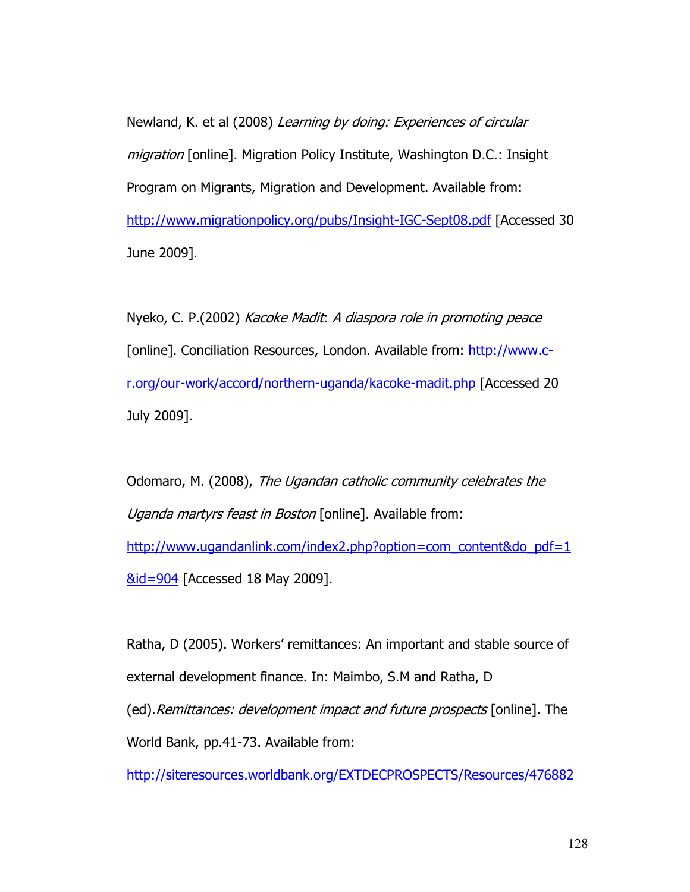Newland, K. et al (2008) *Learning by doing: Experiences of circular migration* [online]. Migration Policy Institute, Washington D.C.: Insight Program on Migrants, Migration and Development. Available from: http://www.migrationpolicy.org/pubs/Insight-IGC-Sept08.pdf [Accessed 30 June 2009].

Nyeko, C. P.(2002) *Kacoke Madit*: *A diaspora role in promoting peace* [online]. Conciliation Resources, London. Available from: http://www.c-r.org/our-work/accord/northern-uganda/kacoke-madit.php [Accessed 20 July 2009].

Odomaro, M. (2008), *The Ugandan catholic community celebrates the Uganda martyrs feast in Boston* [online]. Available from: http://www.ugandanlink.com/index2.php?option=com_content&do_pdf=1&id=904 [Accessed 18 May 2009].

Ratha, D (2005). Workers' remittances: An important and stable source of external development finance. In: Maimbo, S.M and Ratha, D (ed).*Remittances: development impact and future prospects* [online]. The World Bank, pp.41-73. Available from: http://siteresources.worldbank.org/EXTDECPROSPECTS/Resources/476882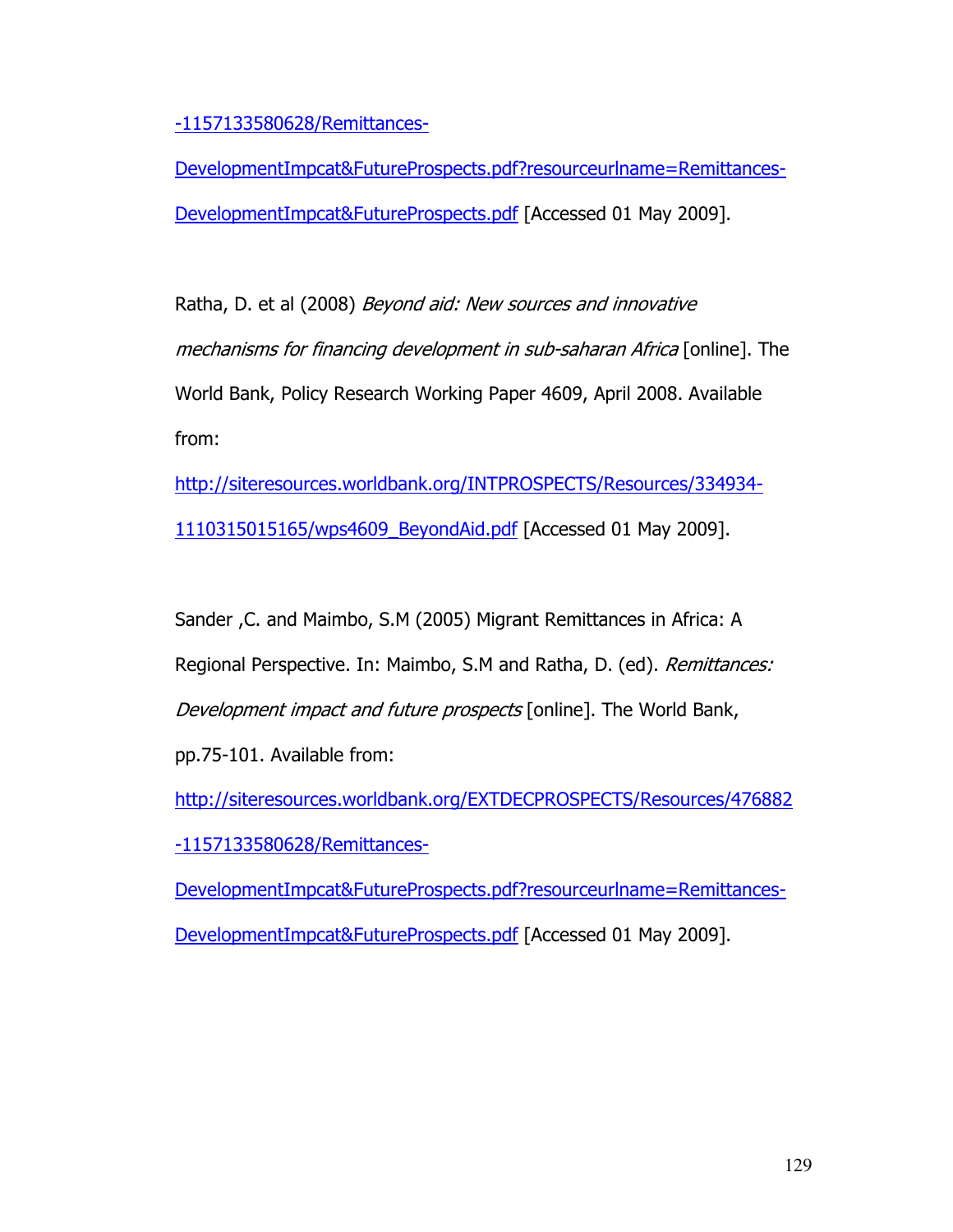-1157133580628/Remittances-DevelopmentImpcat&FutureProspects.pdf?resourceurlname=Remittances-DevelopmentImpcat&FutureProspects.pdf [Accessed 01 May 2009].

Ratha, D. et al (2008) *Beyond aid: New sources and innovative mechanisms for financing development in sub-saharan Africa* [online]. The World Bank, Policy Research Working Paper 4609, April 2008. Available from: http://siteresources.worldbank.org/INTPROSPECTS/Resources/334934-1110315015165/wps4609_BeyondAid.pdf [Accessed 01 May 2009].

Sander ,C. and Maimbo, S.M (2005) Migrant Remittances in Africa: A Regional Perspective. In: Maimbo, S.M and Ratha, D. (ed). *Remittances: Development impact and future prospects* [online]. The World Bank, pp.75-101. Available from: http://siteresources.worldbank.org/EXTDECPROSPECTS/Resources/476882-1157133580628/Remittances-DevelopmentImpcat&FutureProspects.pdf?resourceurlname=Remittances-DevelopmentImpcat&FutureProspects.pdf [Accessed 01 May 2009].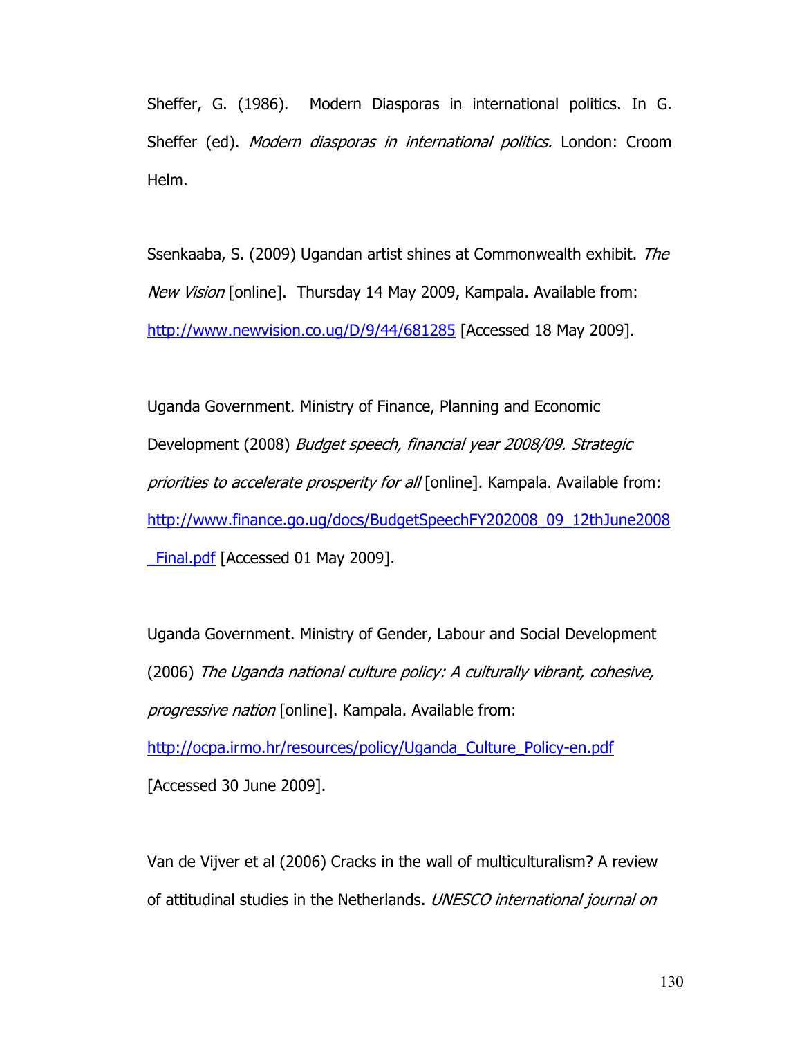Sheffer, G. (1986). Modern Diasporas in international politics. In G. Sheffer (ed). *Modern diasporas in international politics.* London: Croom Helm.

Ssenkaaba, S. (2009) Ugandan artist shines at Commonwealth exhibit. *The New Vision* [online]. Thursday 14 May 2009, Kampala. Available from: http://www.newvision.co.ug/D/9/44/681285 [Accessed 18 May 2009].

Uganda Government. Ministry of Finance, Planning and Economic Development (2008) *Budget speech, financial year 2008/09. Strategic priorities to accelerate prosperity for all* [online]. Kampala. Available from: http://www.finance.go.ug/docs/BudgetSpeechFY202008_09_12thJune2008_Final.pdf [Accessed 01 May 2009].

Uganda Government. Ministry of Gender, Labour and Social Development (2006) *The Uganda national culture policy: A culturally vibrant, cohesive, progressive nation* [online]. Kampala. Available from: http://ocpa.irmo.hr/resources/policy/Uganda_Culture_Policy-en.pdf [Accessed 30 June 2009].

Van de Vijver et al (2006) Cracks in the wall of multiculturalism? A review of attitudinal studies in the Netherlands. *UNESCO international journal on*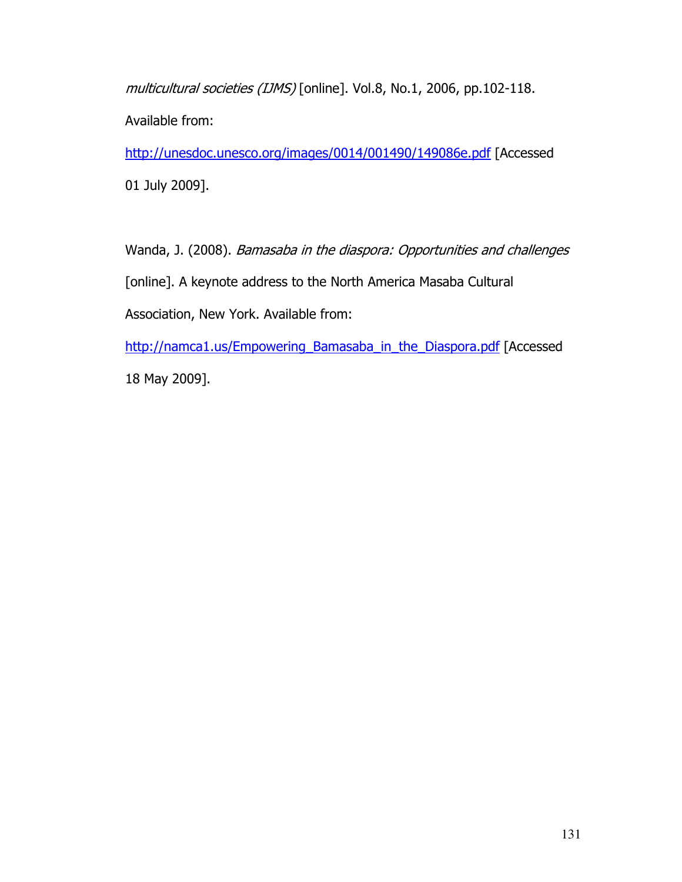*multicultural societies (IJMS)* [online]. Vol.8, No.1, 2006, pp.102-118. Available from: http://unesdoc.unesco.org/images/0014/001490/149086e.pdf [Accessed 01 July 2009].

Wanda, J. (2008). *Bamasaba in the diaspora: Opportunities and challenges* [online]. A keynote address to the North America Masaba Cultural Association, New York. Available from: http://namca1.us/Empowering_Bamasaba_in_the_Diaspora.pdf [Accessed 18 May 2009].